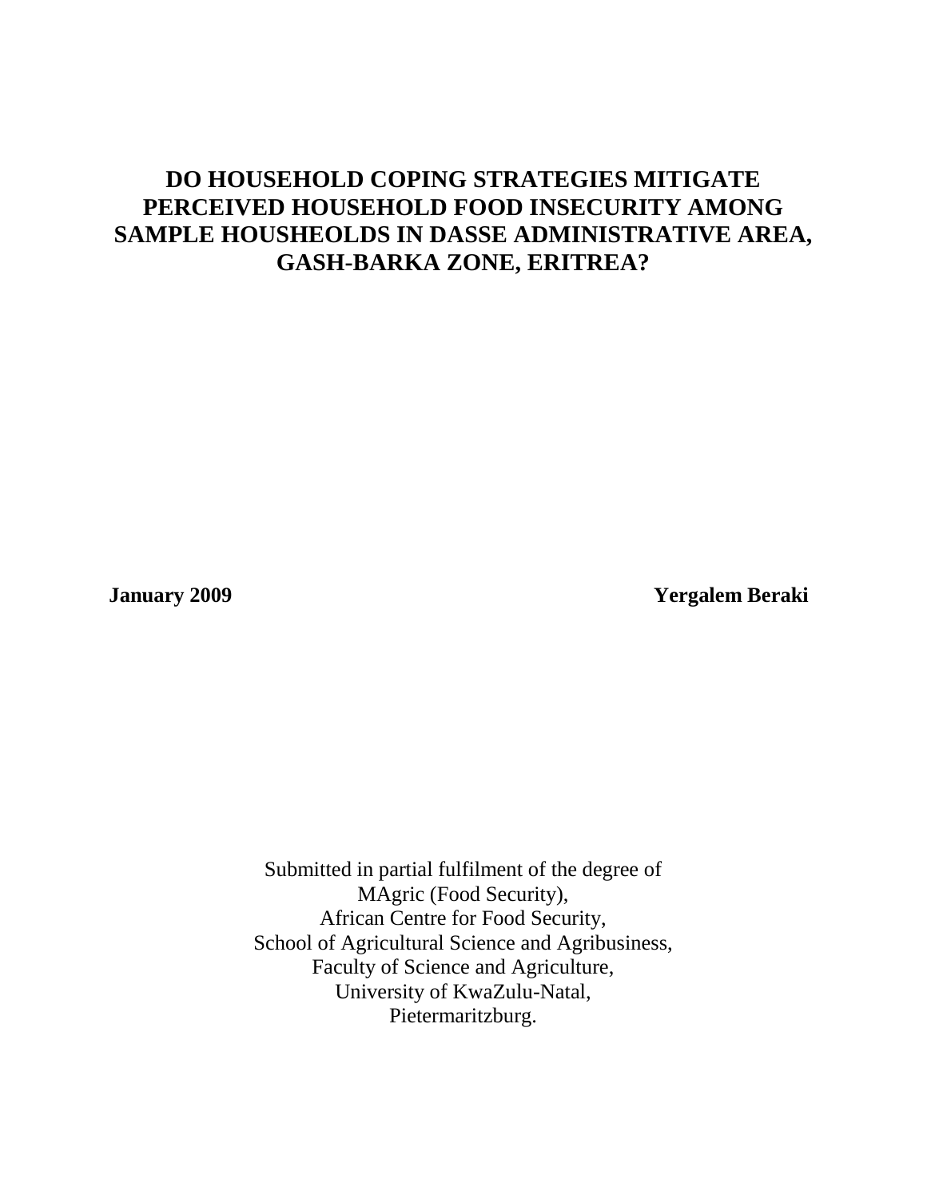# DO HOUSEHOLD COPING STRATEGIES MITIGATE PERCEIVED HOUSEHOLD FOOD INSECURITY AMONG SAMPLE HOUSHEOLDS IN DASSE ADMINISTRATIVE AREA, GASH-BARKA ZONE, ERITREA?

**January 2009** **Yergalem Beraki**

Submitted in partial fulfilment of the degree of
MAgric (Food Security),
African Centre for Food Security,
School of Agricultural Science and Agribusiness,
Faculty of Science and Agriculture,
University of KwaZulu-Natal,
Pietermaritzburg.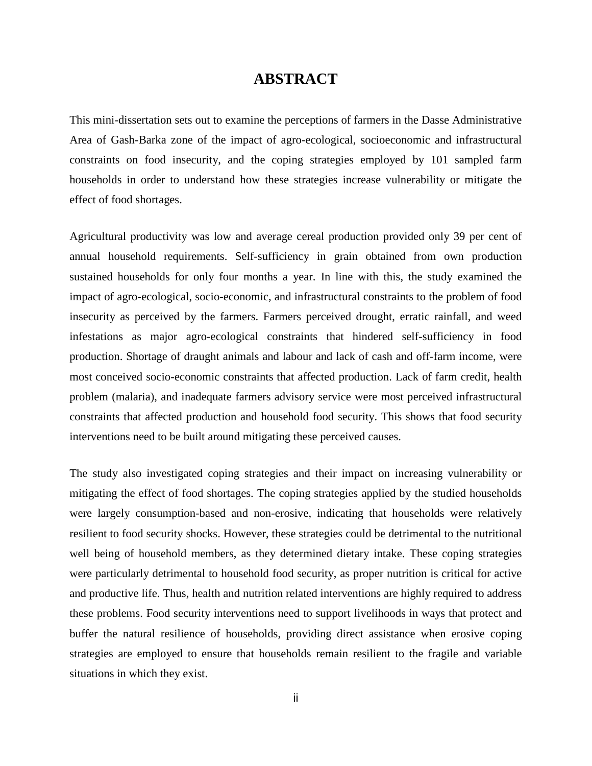# ABSTRACT

This mini-dissertation sets out to examine the perceptions of farmers in the Dasse Administrative Area of Gash-Barka zone of the impact of agro-ecological, socioeconomic and infrastructural constraints on food insecurity, and the coping strategies employed by 101 sampled farm households in order to understand how these strategies increase vulnerability or mitigate the effect of food shortages.

Agricultural productivity was low and average cereal production provided only 39 per cent of annual household requirements. Self-sufficiency in grain obtained from own production sustained households for only four months a year. In line with this, the study examined the impact of agro-ecological, socio-economic, and infrastructural constraints to the problem of food insecurity as perceived by the farmers. Farmers perceived drought, erratic rainfall, and weed infestations as major agro-ecological constraints that hindered self-sufficiency in food production. Shortage of draught animals and labour and lack of cash and off-farm income, were most conceived socio-economic constraints that affected production. Lack of farm credit, health problem (malaria), and inadequate farmers advisory service were most perceived infrastructural constraints that affected production and household food security. This shows that food security interventions need to be built around mitigating these perceived causes.

The study also investigated coping strategies and their impact on increasing vulnerability or mitigating the effect of food shortages. The coping strategies applied by the studied households were largely consumption-based and non-erosive, indicating that households were relatively resilient to food security shocks. However, these strategies could be detrimental to the nutritional well being of household members, as they determined dietary intake. These coping strategies were particularly detrimental to household food security, as proper nutrition is critical for active and productive life. Thus, health and nutrition related interventions are highly required to address these problems. Food security interventions need to support livelihoods in ways that protect and buffer the natural resilience of households, providing direct assistance when erosive coping strategies are employed to ensure that households remain resilient to the fragile and variable situations in which they exist.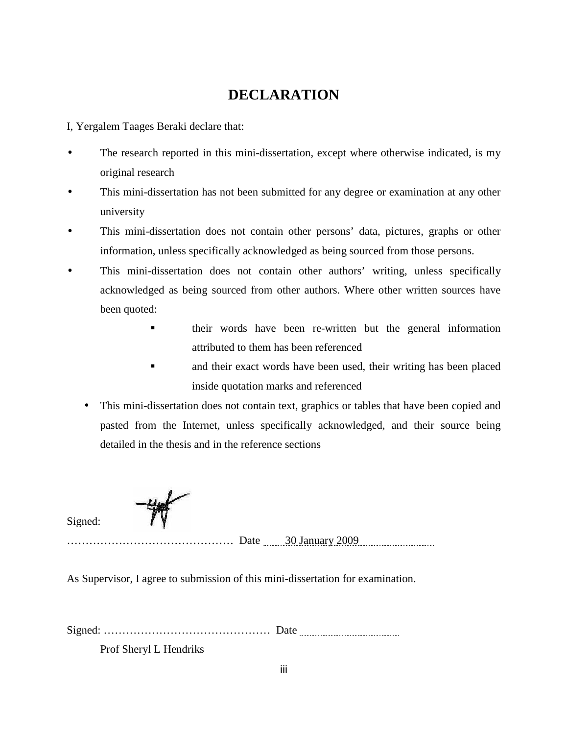# DECLARATION

I, Yergalem Taages Beraki declare that:

- The research reported in this mini-dissertation, except where otherwise indicated, is my original research
- This mini-dissertation has not been submitted for any degree or examination at any other university
- This mini-dissertation does not contain other persons' data, pictures, graphs or other information, unless specifically acknowledged as being sourced from those persons.
- This mini-dissertation does not contain other authors' writing, unless specifically acknowledged as being sourced from other authors. Where other written sources have been quoted:
  - their words have been re-written but the general information attributed to them has been referenced
  - and their exact words have been used, their writing has been placed inside quotation marks and referenced
- This mini-dissertation does not contain text, graphics or tables that have been copied and pasted from the Internet, unless specifically acknowledged, and their source being detailed in the thesis and in the reference sections

Signed:

……………………………………… Date 30 January 2009

As Supervisor, I agree to submission of this mini-dissertation for examination.

Signed: ……………………………………… Date

Prof Sheryl L Hendriks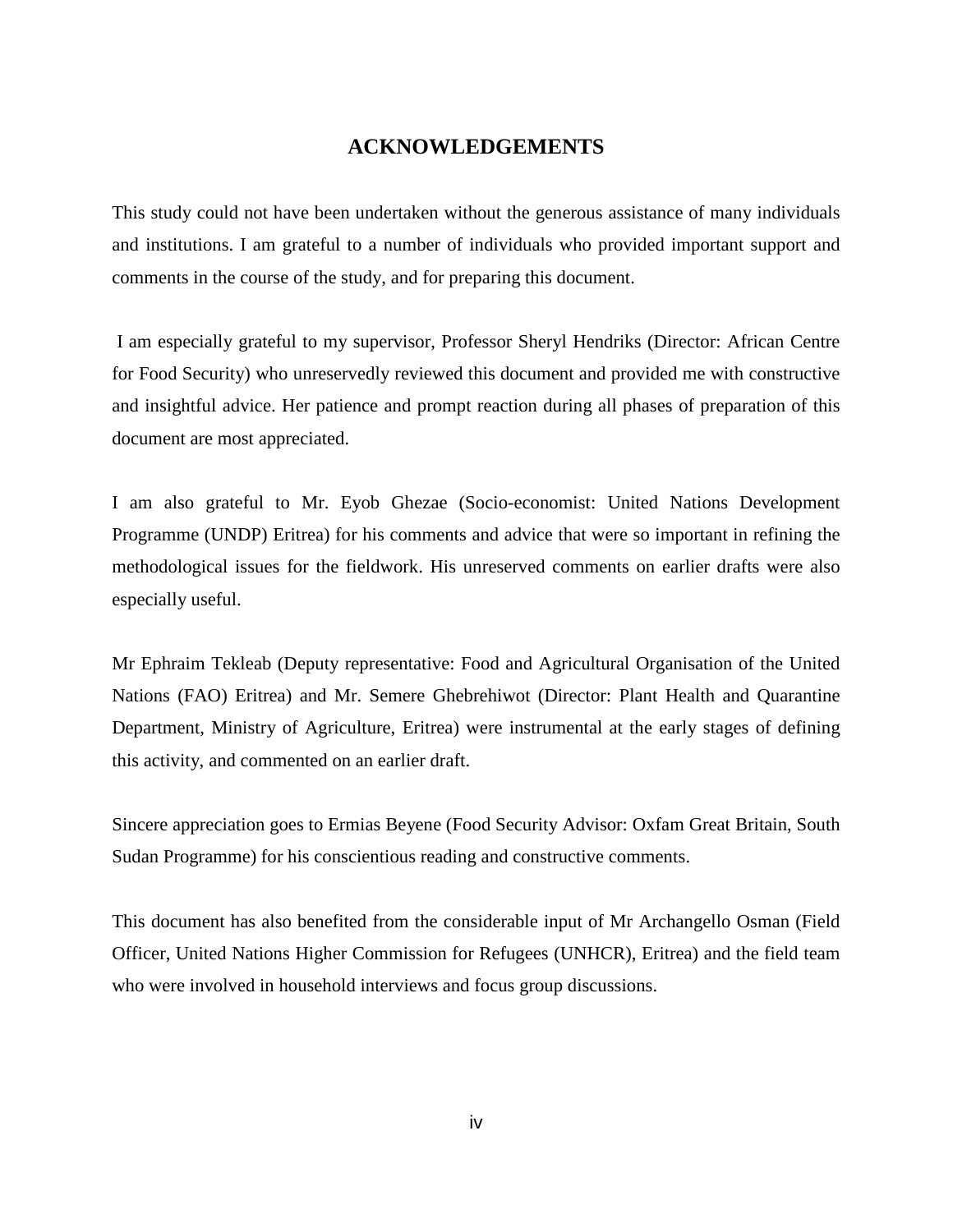## ACKNOWLEDGEMENTS

This study could not have been undertaken without the generous assistance of many individuals and institutions. I am grateful to a number of individuals who provided important support and comments in the course of the study, and for preparing this document.

I am especially grateful to my supervisor, Professor Sheryl Hendriks (Director: African Centre for Food Security) who unreservedly reviewed this document and provided me with constructive and insightful advice. Her patience and prompt reaction during all phases of preparation of this document are most appreciated.

I am also grateful to Mr. Eyob Ghezae (Socio-economist: United Nations Development Programme (UNDP) Eritrea) for his comments and advice that were so important in refining the methodological issues for the fieldwork. His unreserved comments on earlier drafts were also especially useful.

Mr Ephraim Tekleab (Deputy representative: Food and Agricultural Organisation of the United Nations (FAO) Eritrea) and Mr. Semere Ghebrehiwot (Director: Plant Health and Quarantine Department, Ministry of Agriculture, Eritrea) were instrumental at the early stages of defining this activity, and commented on an earlier draft.

Sincere appreciation goes to Ermias Beyene (Food Security Advisor: Oxfam Great Britain, South Sudan Programme) for his conscientious reading and constructive comments.

This document has also benefited from the considerable input of Mr Archangello Osman (Field Officer, United Nations Higher Commission for Refugees (UNHCR), Eritrea) and the field team who were involved in household interviews and focus group discussions.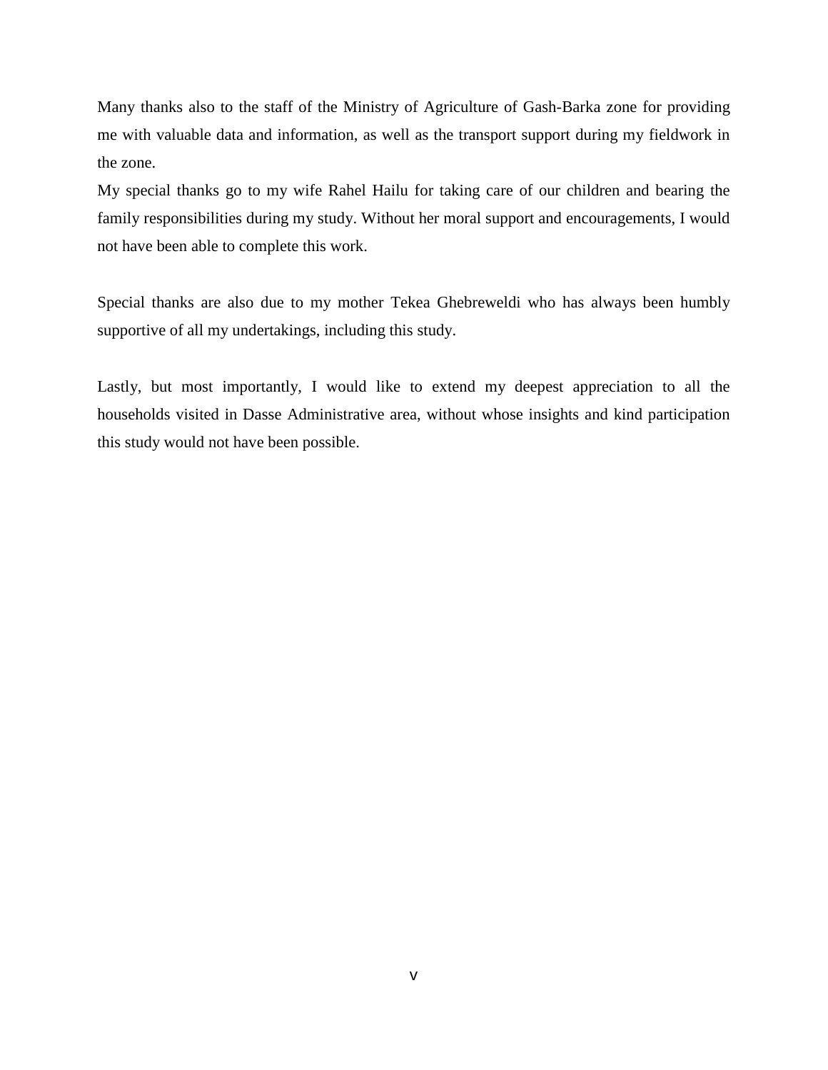Many thanks also to the staff of the Ministry of Agriculture of Gash-Barka zone for providing me with valuable data and information, as well as the transport support during my fieldwork in the zone.

My special thanks go to my wife Rahel Hailu for taking care of our children and bearing the family responsibilities during my study. Without her moral support and encouragements, I would not have been able to complete this work.

Special thanks are also due to my mother Tekea Ghebreweldi who has always been humbly supportive of all my undertakings, including this study.

Lastly, but most importantly, I would like to extend my deepest appreciation to all the households visited in Dasse Administrative area, without whose insights and kind participation this study would not have been possible.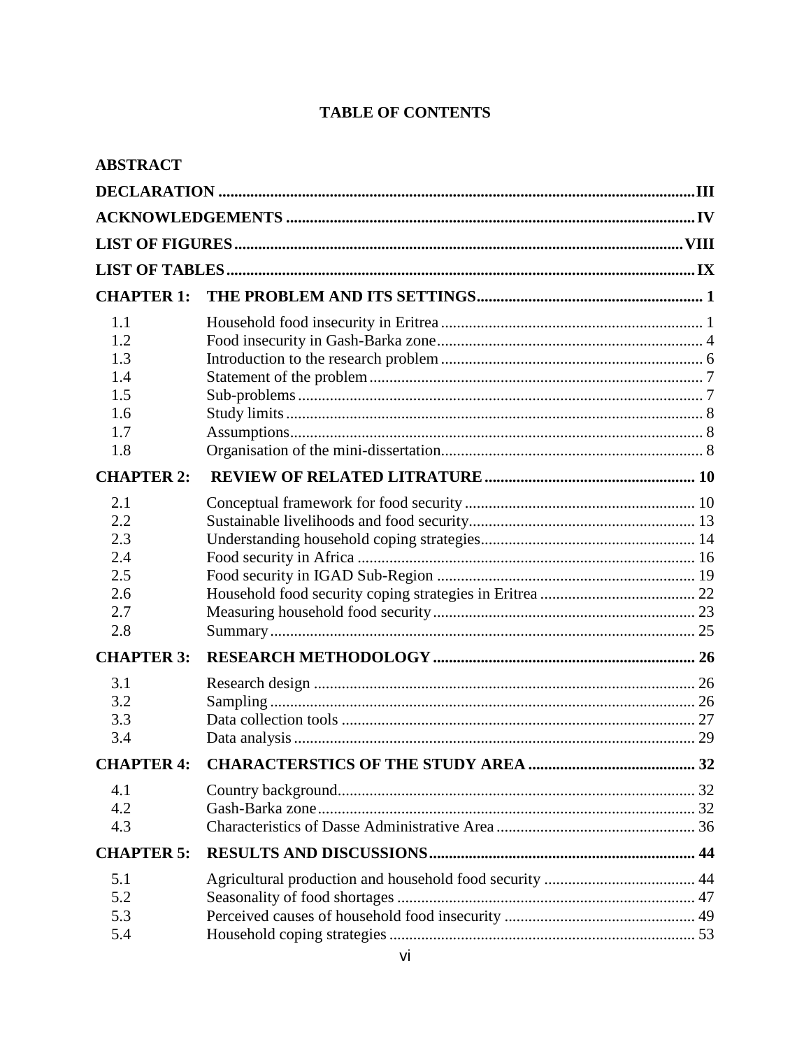## TABLE OF CONTENTS

**ABSTRACT**

**DECLARATION** ........................................................................................................ **III**

**ACKNOWLEDGEMENTS** ......................................................................................... **IV**

**LIST OF FIGURES** .................................................................................................... **VIII**

**LIST OF TABLES** ....................................................................................................... **IX**

**CHAPTER 1: THE PROBLEM AND ITS SETTINGS** ........................................................ **1**

| | | |
|---|---|---|
| 1.1 | Household food insecurity in Eritrea | 1 |
| 1.2 | Food insecurity in Gash-Barka zone | 4 |
| 1.3 | Introduction to the research problem | 6 |
| 1.4 | Statement of the problem | 7 |
| 1.5 | Sub-problems | 7 |
| 1.6 | Study limits | 8 |
| 1.7 | Assumptions | 8 |
| 1.8 | Organisation of the mini-dissertation | 8 |

**CHAPTER 2: REVIEW OF RELATED LITRATURE** ..................................................... **10**

| | | |
|---|---|---|
| 2.1 | Conceptual framework for food security | 10 |
| 2.2 | Sustainable livelihoods and food security | 13 |
| 2.3 | Understanding household coping strategies | 14 |
| 2.4 | Food security in Africa | 16 |
| 2.5 | Food security in IGAD Sub-Region | 19 |
| 2.6 | Household food security coping strategies in Eritrea | 22 |
| 2.7 | Measuring household food security | 23 |
| 2.8 | Summary | 25 |

**CHAPTER 3: RESEARCH METHODOLOGY** ................................................................. **26**

| | | |
|---|---|---|
| 3.1 | Research design | 26 |
| 3.2 | Sampling | 26 |
| 3.3 | Data collection tools | 27 |
| 3.4 | Data analysis | 29 |

**CHAPTER 4: CHARACTERSTICS OF THE STUDY AREA** .......................................... **32**

| | | |
|---|---|---|
| 4.1 | Country background | 32 |
| 4.2 | Gash-Barka zone | 32 |
| 4.3 | Characteristics of Dasse Administrative Area | 36 |

**CHAPTER 5: RESULTS AND DISCUSSIONS** .................................................................. **44**

| | | |
|---|---|---|
| 5.1 | Agricultural production and household food security | 44 |
| 5.2 | Seasonality of food shortages | 47 |
| 5.3 | Perceived causes of household food insecurity | 49 |
| 5.4 | Household coping strategies | 53 |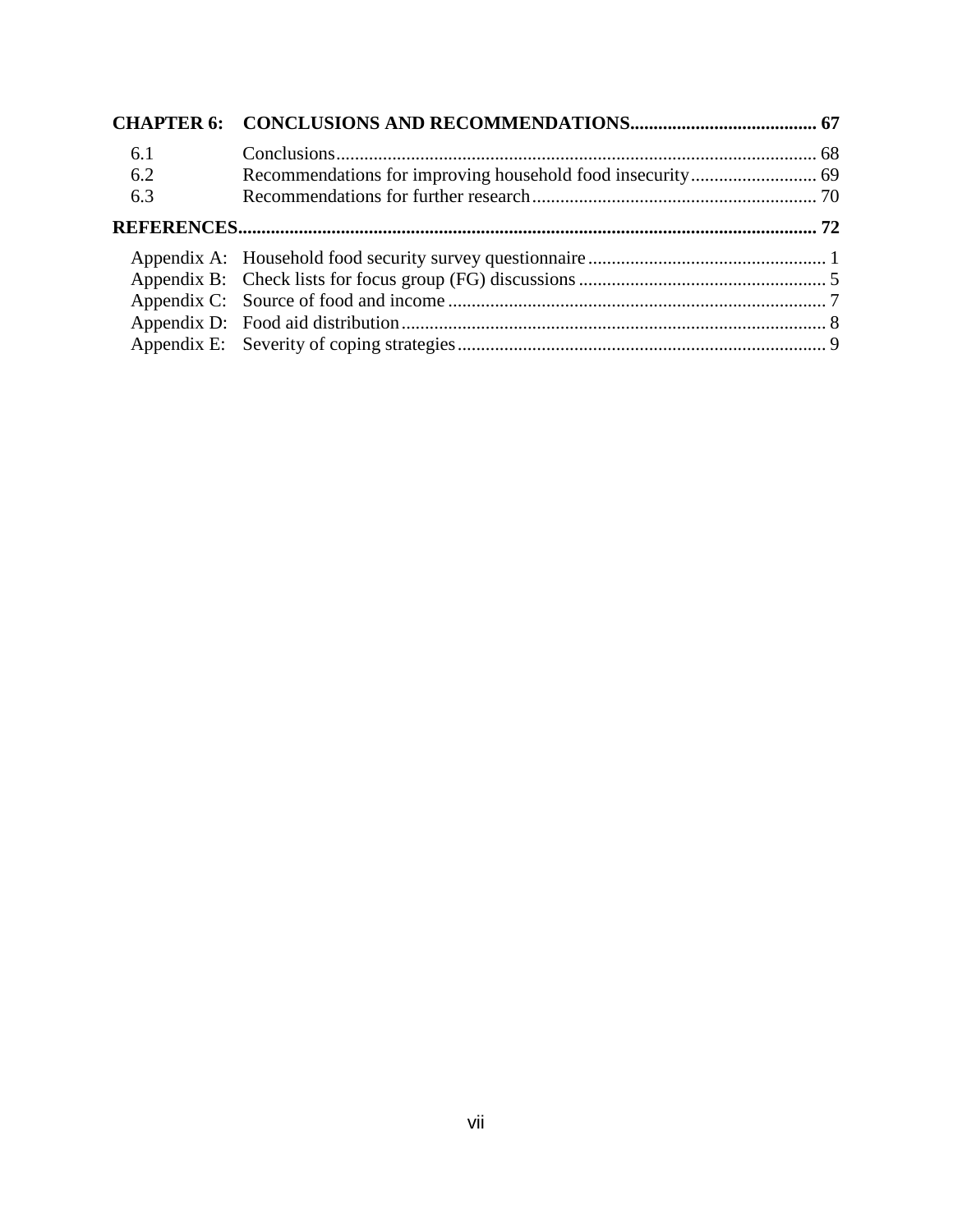**CHAPTER 6: CONCLUSIONS AND RECOMMENDATIONS........................................ 67**

6.1 Conclusions........................................................................................................ 68
6.2 Recommendations for improving household food insecurity........................... 69
6.3 Recommendations for further research............................................................ 70

**REFERENCES.......................................................................................................... 72**

Appendix A: Household food security survey questionnaire.................................................. 1
Appendix B: Check lists for focus group (FG) discussions..................................................... 5
Appendix C: Source of food and income.................................................................................. 7
Appendix D: Food aid distribution........................................................................................... 8
Appendix E: Severity of coping strategies................................................................................ 9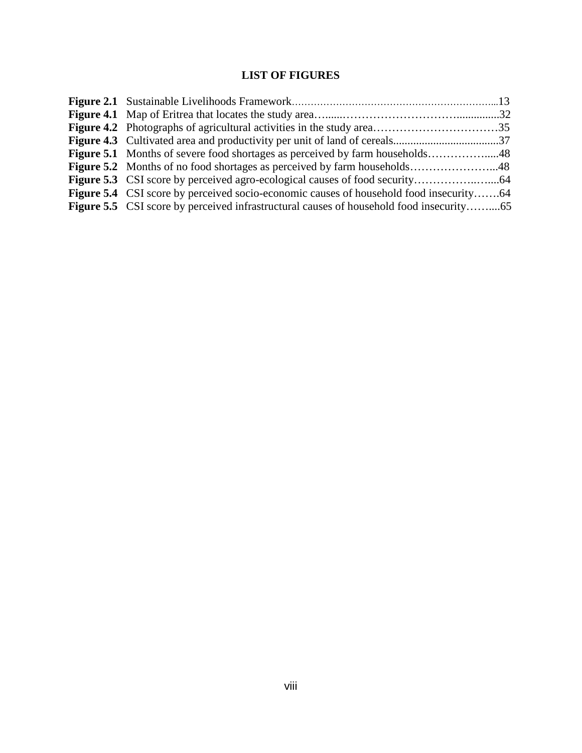## LIST OF FIGURES

**Figure 2.1** Sustainable Livelihoods Framework.............................................................13
**Figure 4.1** Map of Eritrea that locates the study area.......................................................32
**Figure 4.2** Photographs of agricultural activities in the study area.................................35
**Figure 4.3** Cultivated area and productivity per unit of land of cereals.......................................37
**Figure 5.1** Months of severe food shortages as perceived by farm households.................48
**Figure 5.2** Months of no food shortages as perceived by farm households......................48
**Figure 5.3** CSI score by perceived agro-ecological causes of food security......................64
**Figure 5.4** CSI score by perceived socio-economic causes of household food insecurity.......64
**Figure 5.5** CSI score by perceived infrastructural causes of household food insecurity.........65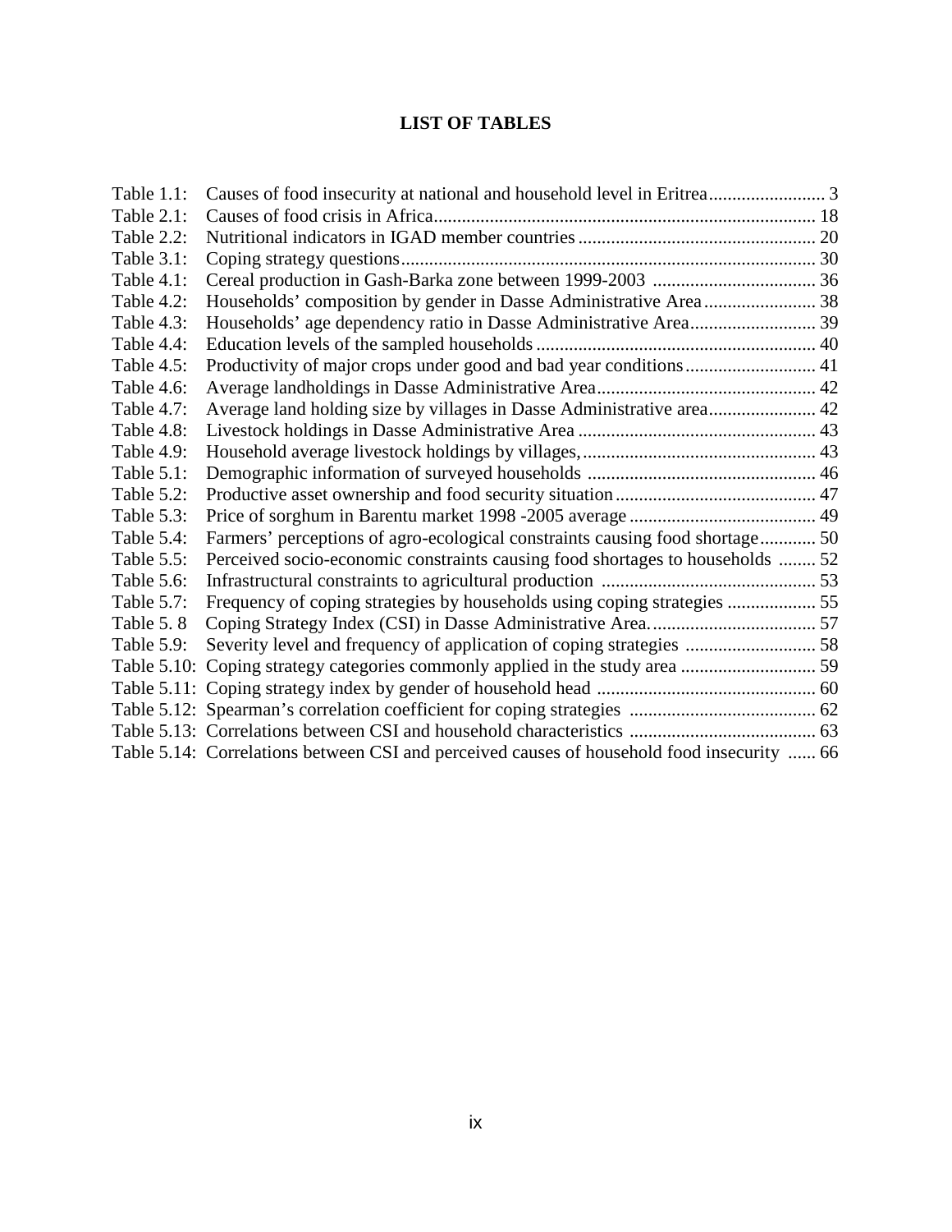# LIST OF TABLES

| | | |
|---|---|---|
| Table 1.1: | Causes of food insecurity at national and household level in Eritrea | 3 |
| Table 2.1: | Causes of food crisis in Africa | 18 |
| Table 2.2: | Nutritional indicators in IGAD member countries | 20 |
| Table 3.1: | Coping strategy questions | 30 |
| Table 4.1: | Cereal production in Gash-Barka zone between 1999-2003 | 36 |
| Table 4.2: | Households' composition by gender in Dasse Administrative Area | 38 |
| Table 4.3: | Households' age dependency ratio in Dasse Administrative Area | 39 |
| Table 4.4: | Education levels of the sampled households | 40 |
| Table 4.5: | Productivity of major crops under good and bad year conditions | 41 |
| Table 4.6: | Average landholdings in Dasse Administrative Area | 42 |
| Table 4.7: | Average land holding size by villages in Dasse Administrative area | 42 |
| Table 4.8: | Livestock holdings in Dasse Administrative Area | 43 |
| Table 4.9: | Household average livestock holdings by villages, | 43 |
| Table 5.1: | Demographic information of surveyed households | 46 |
| Table 5.2: | Productive asset ownership and food security situation | 47 |
| Table 5.3: | Price of sorghum in Barentu market 1998 -2005 average | 49 |
| Table 5.4: | Farmers' perceptions of agro-ecological constraints causing food shortage | 50 |
| Table 5.5: | Perceived socio-economic constraints causing food shortages to households | 52 |
| Table 5.6: | Infrastructural constraints to agricultural production | 53 |
| Table 5.7: | Frequency of coping strategies by households using coping strategies | 55 |
| Table 5. 8 | Coping Strategy Index (CSI) in Dasse Administrative Area. | 57 |
| Table 5.9: | Severity level and frequency of application of coping strategies | 58 |
| Table 5.10: | Coping strategy categories commonly applied in the study area | 59 |
| Table 5.11: | Coping strategy index by gender of household head | 60 |
| Table 5.12: | Spearman's correlation coefficient for coping strategies | 62 |
| Table 5.13: | Correlations between CSI and household characteristics | 63 |
| Table 5.14: | Correlations between CSI and perceived causes of household food insecurity | 66 |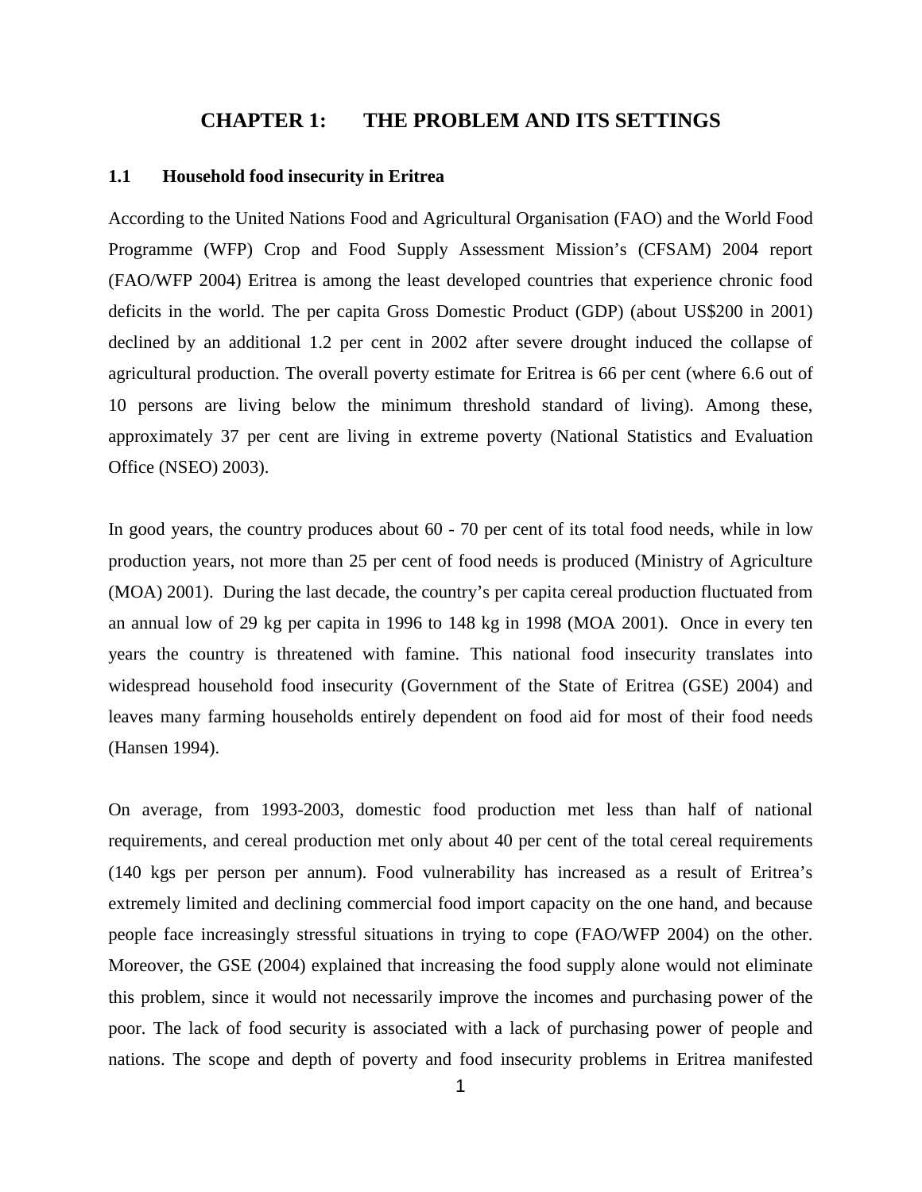# CHAPTER 1: THE PROBLEM AND ITS SETTINGS

## 1.1 Household food insecurity in Eritrea

According to the United Nations Food and Agricultural Organisation (FAO) and the World Food Programme (WFP) Crop and Food Supply Assessment Mission's (CFSAM) 2004 report (FAO/WFP 2004) Eritrea is among the least developed countries that experience chronic food deficits in the world. The per capita Gross Domestic Product (GDP) (about US$200 in 2001) declined by an additional 1.2 per cent in 2002 after severe drought induced the collapse of agricultural production. The overall poverty estimate for Eritrea is 66 per cent (where 6.6 out of 10 persons are living below the minimum threshold standard of living). Among these, approximately 37 per cent are living in extreme poverty (National Statistics and Evaluation Office (NSEO) 2003).

In good years, the country produces about 60 - 70 per cent of its total food needs, while in low production years, not more than 25 per cent of food needs is produced (Ministry of Agriculture (MOA) 2001). During the last decade, the country's per capita cereal production fluctuated from an annual low of 29 kg per capita in 1996 to 148 kg in 1998 (MOA 2001). Once in every ten years the country is threatened with famine. This national food insecurity translates into widespread household food insecurity (Government of the State of Eritrea (GSE) 2004) and leaves many farming households entirely dependent on food aid for most of their food needs (Hansen 1994).

On average, from 1993-2003, domestic food production met less than half of national requirements, and cereal production met only about 40 per cent of the total cereal requirements (140 kgs per person per annum). Food vulnerability has increased as a result of Eritrea's extremely limited and declining commercial food import capacity on the one hand, and because people face increasingly stressful situations in trying to cope (FAO/WFP 2004) on the other. Moreover, the GSE (2004) explained that increasing the food supply alone would not eliminate this problem, since it would not necessarily improve the incomes and purchasing power of the poor. The lack of food security is associated with a lack of purchasing power of people and nations. The scope and depth of poverty and food insecurity problems in Eritrea manifested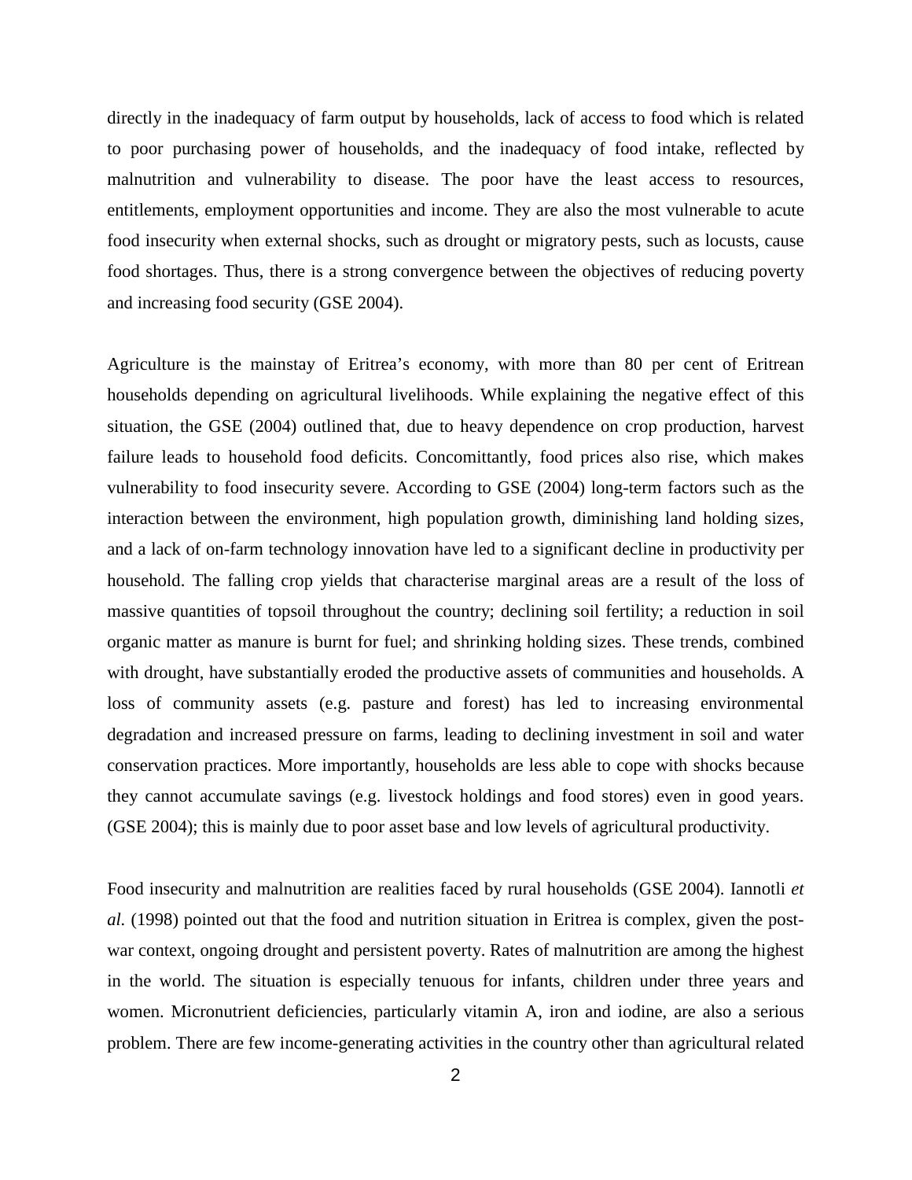directly in the inadequacy of farm output by households, lack of access to food which is related to poor purchasing power of households, and the inadequacy of food intake, reflected by malnutrition and vulnerability to disease. The poor have the least access to resources, entitlements, employment opportunities and income. They are also the most vulnerable to acute food insecurity when external shocks, such as drought or migratory pests, such as locusts, cause food shortages. Thus, there is a strong convergence between the objectives of reducing poverty and increasing food security (GSE 2004).

Agriculture is the mainstay of Eritrea's economy, with more than 80 per cent of Eritrean households depending on agricultural livelihoods. While explaining the negative effect of this situation, the GSE (2004) outlined that, due to heavy dependence on crop production, harvest failure leads to household food deficits. Concomittantly, food prices also rise, which makes vulnerability to food insecurity severe. According to GSE (2004) long-term factors such as the interaction between the environment, high population growth, diminishing land holding sizes, and a lack of on-farm technology innovation have led to a significant decline in productivity per household. The falling crop yields that characterise marginal areas are a result of the loss of massive quantities of topsoil throughout the country; declining soil fertility; a reduction in soil organic matter as manure is burnt for fuel; and shrinking holding sizes. These trends, combined with drought, have substantially eroded the productive assets of communities and households. A loss of community assets (e.g. pasture and forest) has led to increasing environmental degradation and increased pressure on farms, leading to declining investment in soil and water conservation practices. More importantly, households are less able to cope with shocks because they cannot accumulate savings (e.g. livestock holdings and food stores) even in good years. (GSE 2004); this is mainly due to poor asset base and low levels of agricultural productivity.

Food insecurity and malnutrition are realities faced by rural households (GSE 2004). Iannotli *et al.* (1998) pointed out that the food and nutrition situation in Eritrea is complex, given the post-war context, ongoing drought and persistent poverty. Rates of malnutrition are among the highest in the world. The situation is especially tenuous for infants, children under three years and women. Micronutrient deficiencies, particularly vitamin A, iron and iodine, are also a serious problem. There are few income-generating activities in the country other than agricultural related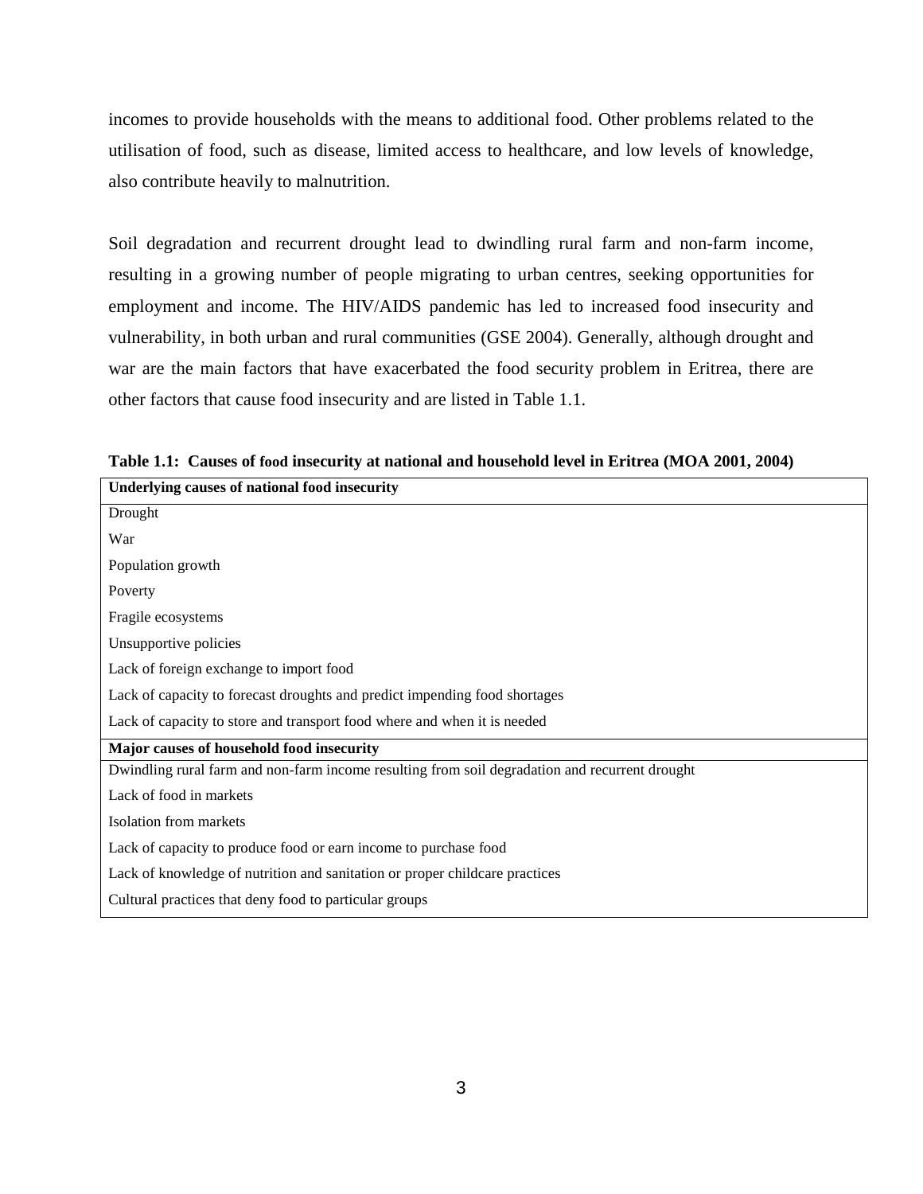incomes to provide households with the means to additional food. Other problems related to the utilisation of food, such as disease, limited access to healthcare, and low levels of knowledge, also contribute heavily to malnutrition.

Soil degradation and recurrent drought lead to dwindling rural farm and non-farm income, resulting in a growing number of people migrating to urban centres, seeking opportunities for employment and income. The HIV/AIDS pandemic has led to increased food insecurity and vulnerability, in both urban and rural communities (GSE 2004). Generally, although drought and war are the main factors that have exacerbated the food security problem in Eritrea, there are other factors that cause food insecurity and are listed in Table 1.1.

**Table 1.1: Causes of food insecurity at national and household level in Eritrea (MOA 2001, 2004)**

| **Underlying causes of national food insecurity** |
|---|
| Drought |
| War |
| Population growth |
| Poverty |
| Fragile ecosystems |
| Unsupportive policies |
| Lack of foreign exchange to import food |
| Lack of capacity to forecast droughts and predict impending food shortages |
| Lack of capacity to store and transport food where and when it is needed |
| **Major causes of household food insecurity** |
| Dwindling rural farm and non-farm income resulting from soil degradation and recurrent drought |
| Lack of food in markets |
| Isolation from markets |
| Lack of capacity to produce food or earn income to purchase food |
| Lack of knowledge of nutrition and sanitation or proper childcare practices |
| Cultural practices that deny food to particular groups |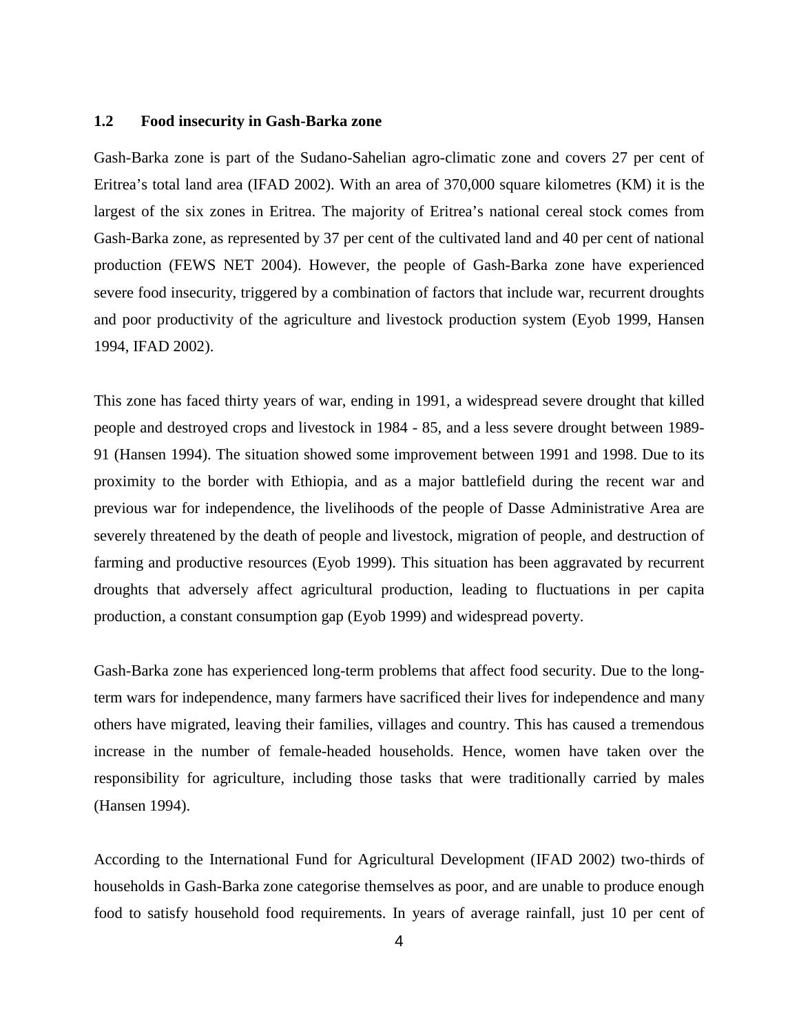### 1.2 Food insecurity in Gash-Barka zone

Gash-Barka zone is part of the Sudano-Sahelian agro-climatic zone and covers 27 per cent of Eritrea's total land area (IFAD 2002). With an area of 370,000 square kilometres (KM) it is the largest of the six zones in Eritrea. The majority of Eritrea's national cereal stock comes from Gash-Barka zone, as represented by 37 per cent of the cultivated land and 40 per cent of national production (FEWS NET 2004). However, the people of Gash-Barka zone have experienced severe food insecurity, triggered by a combination of factors that include war, recurrent droughts and poor productivity of the agriculture and livestock production system (Eyob 1999, Hansen 1994, IFAD 2002).

This zone has faced thirty years of war, ending in 1991, a widespread severe drought that killed people and destroyed crops and livestock in 1984 - 85, and a less severe drought between 1989-91 (Hansen 1994). The situation showed some improvement between 1991 and 1998. Due to its proximity to the border with Ethiopia, and as a major battlefield during the recent war and previous war for independence, the livelihoods of the people of Dasse Administrative Area are severely threatened by the death of people and livestock, migration of people, and destruction of farming and productive resources (Eyob 1999). This situation has been aggravated by recurrent droughts that adversely affect agricultural production, leading to fluctuations in per capita production, a constant consumption gap (Eyob 1999) and widespread poverty.

Gash-Barka zone has experienced long-term problems that affect food security. Due to the long-term wars for independence, many farmers have sacrificed their lives for independence and many others have migrated, leaving their families, villages and country. This has caused a tremendous increase in the number of female-headed households. Hence, women have taken over the responsibility for agriculture, including those tasks that were traditionally carried by males (Hansen 1994).

According to the International Fund for Agricultural Development (IFAD 2002) two-thirds of households in Gash-Barka zone categorise themselves as poor, and are unable to produce enough food to satisfy household food requirements. In years of average rainfall, just 10 per cent of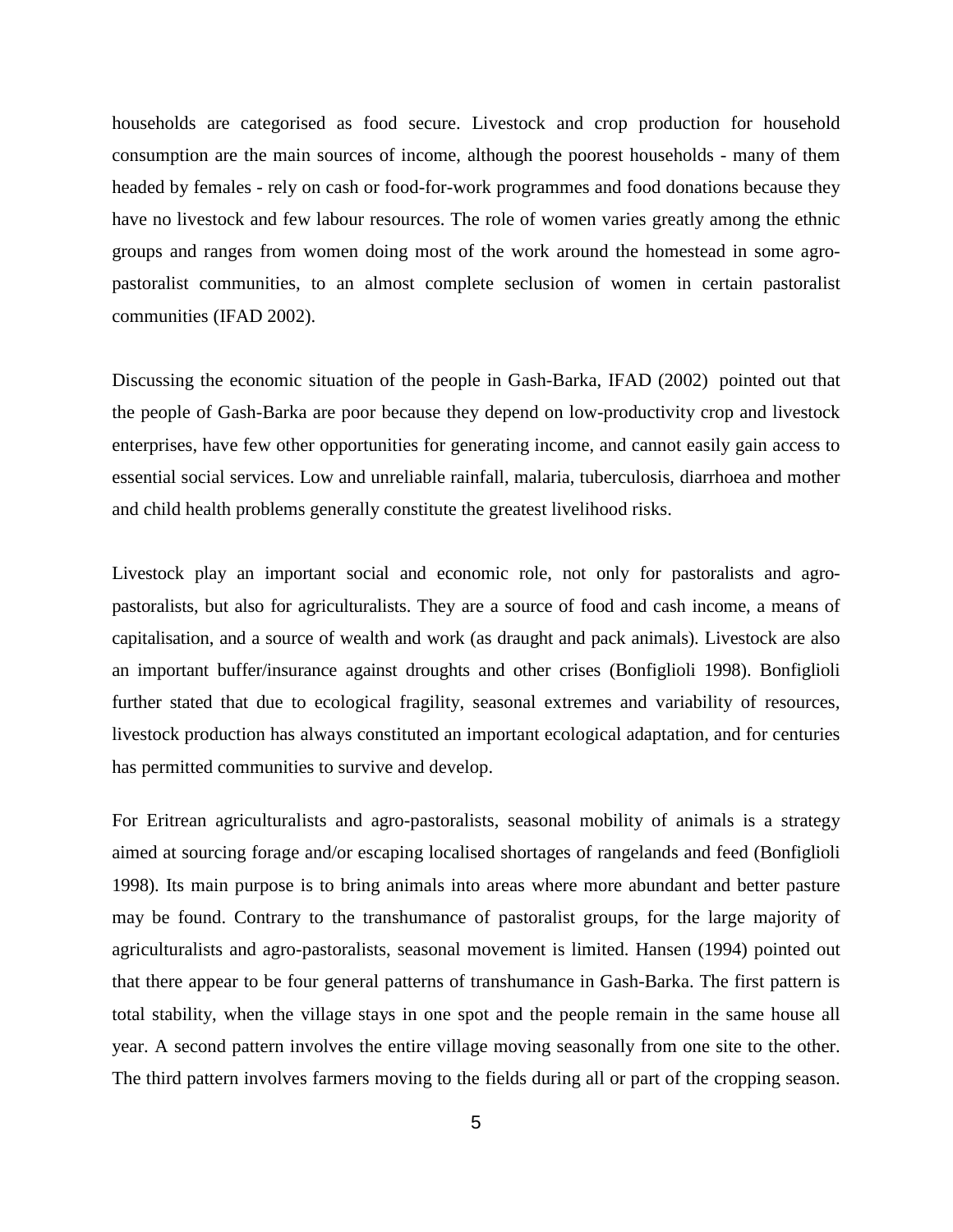households are categorised as food secure. Livestock and crop production for household consumption are the main sources of income, although the poorest households - many of them headed by females - rely on cash or food-for-work programmes and food donations because they have no livestock and few labour resources. The role of women varies greatly among the ethnic groups and ranges from women doing most of the work around the homestead in some agro-pastoralist communities, to an almost complete seclusion of women in certain pastoralist communities (IFAD 2002).

Discussing the economic situation of the people in Gash-Barka, IFAD (2002) pointed out that the people of Gash-Barka are poor because they depend on low-productivity crop and livestock enterprises, have few other opportunities for generating income, and cannot easily gain access to essential social services. Low and unreliable rainfall, malaria, tuberculosis, diarrhoea and mother and child health problems generally constitute the greatest livelihood risks.

Livestock play an important social and economic role, not only for pastoralists and agro-pastoralists, but also for agriculturalists. They are a source of food and cash income, a means of capitalisation, and a source of wealth and work (as draught and pack animals). Livestock are also an important buffer/insurance against droughts and other crises (Bonfiglioli 1998). Bonfiglioli further stated that due to ecological fragility, seasonal extremes and variability of resources, livestock production has always constituted an important ecological adaptation, and for centuries has permitted communities to survive and develop.

For Eritrean agriculturalists and agro-pastoralists, seasonal mobility of animals is a strategy aimed at sourcing forage and/or escaping localised shortages of rangelands and feed (Bonfiglioli 1998). Its main purpose is to bring animals into areas where more abundant and better pasture may be found. Contrary to the transhumance of pastoralist groups, for the large majority of agriculturalists and agro-pastoralists, seasonal movement is limited. Hansen (1994) pointed out that there appear to be four general patterns of transhumance in Gash-Barka. The first pattern is total stability, when the village stays in one spot and the people remain in the same house all year. A second pattern involves the entire village moving seasonally from one site to the other. The third pattern involves farmers moving to the fields during all or part of the cropping season.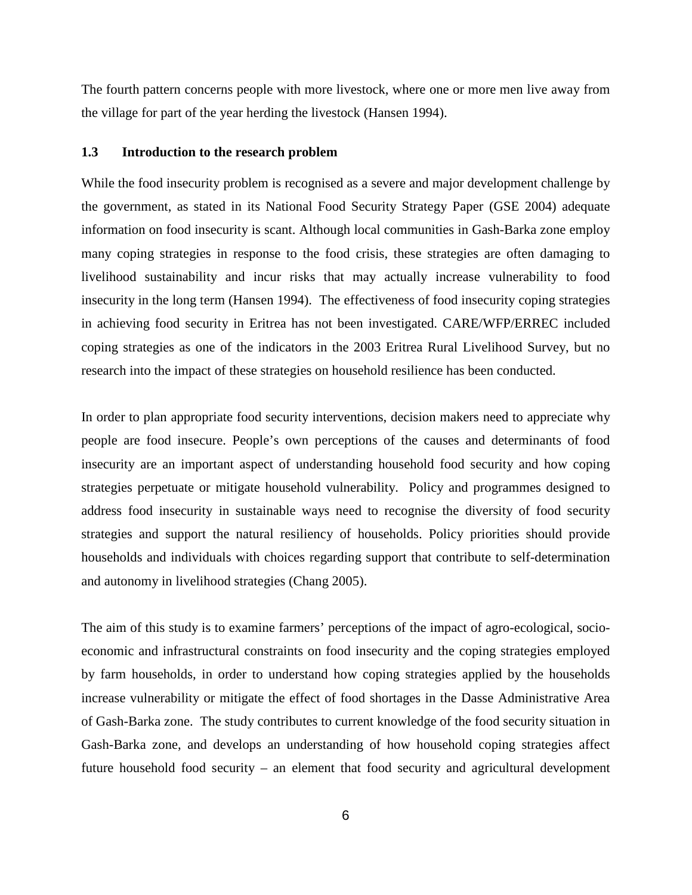The fourth pattern concerns people with more livestock, where one or more men live away from the village for part of the year herding the livestock (Hansen 1994).

### 1.3 Introduction to the research problem

While the food insecurity problem is recognised as a severe and major development challenge by the government, as stated in its National Food Security Strategy Paper (GSE 2004) adequate information on food insecurity is scant. Although local communities in Gash-Barka zone employ many coping strategies in response to the food crisis, these strategies are often damaging to livelihood sustainability and incur risks that may actually increase vulnerability to food insecurity in the long term (Hansen 1994). The effectiveness of food insecurity coping strategies in achieving food security in Eritrea has not been investigated. CARE/WFP/ERREC included coping strategies as one of the indicators in the 2003 Eritrea Rural Livelihood Survey, but no research into the impact of these strategies on household resilience has been conducted.

In order to plan appropriate food security interventions, decision makers need to appreciate why people are food insecure. People's own perceptions of the causes and determinants of food insecurity are an important aspect of understanding household food security and how coping strategies perpetuate or mitigate household vulnerability. Policy and programmes designed to address food insecurity in sustainable ways need to recognise the diversity of food security strategies and support the natural resiliency of households. Policy priorities should provide households and individuals with choices regarding support that contribute to self-determination and autonomy in livelihood strategies (Chang 2005).

The aim of this study is to examine farmers' perceptions of the impact of agro-ecological, socio-economic and infrastructural constraints on food insecurity and the coping strategies employed by farm households, in order to understand how coping strategies applied by the households increase vulnerability or mitigate the effect of food shortages in the Dasse Administrative Area of Gash-Barka zone. The study contributes to current knowledge of the food security situation in Gash-Barka zone, and develops an understanding of how household coping strategies affect future household food security – an element that food security and agricultural development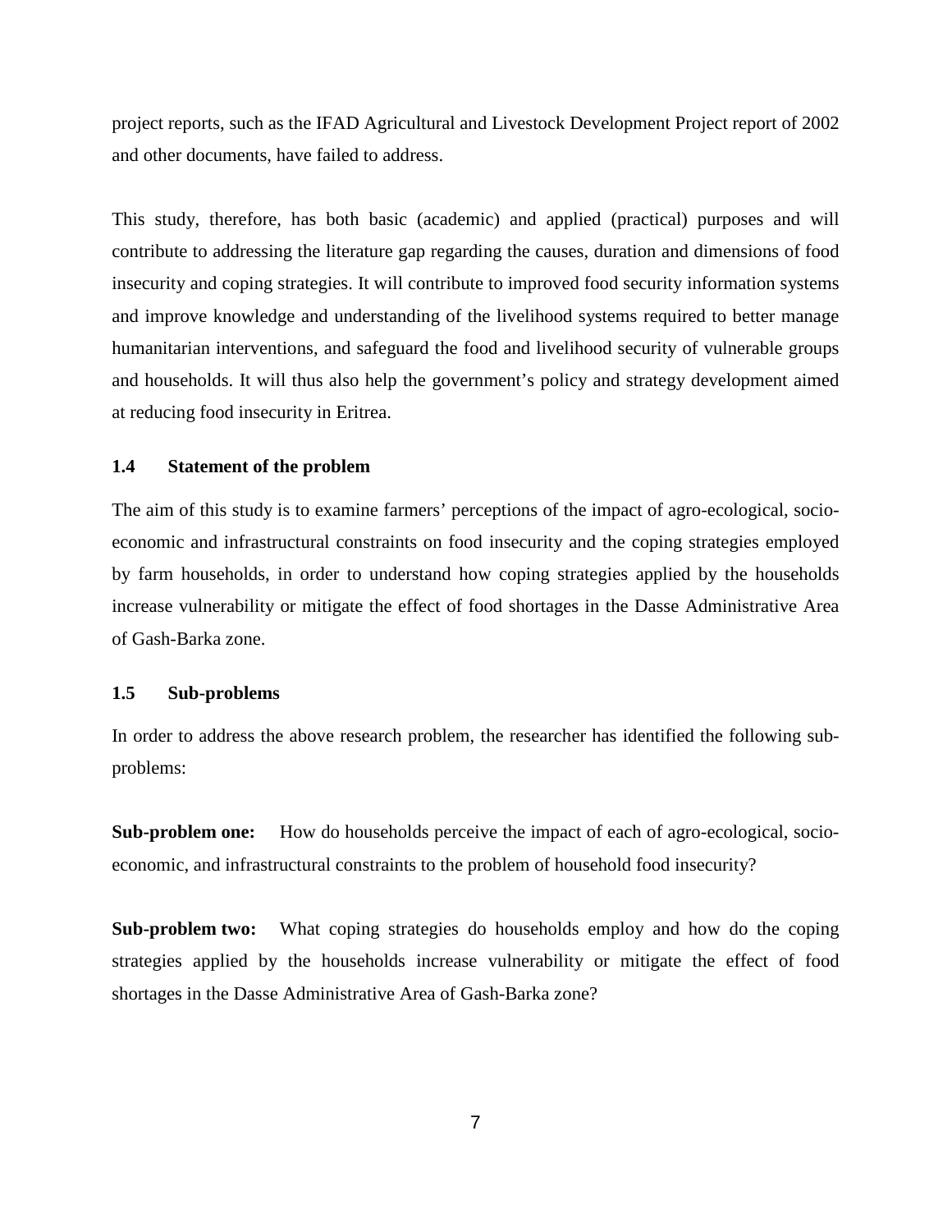project reports, such as the IFAD Agricultural and Livestock Development Project report of 2002 and other documents, have failed to address.

This study, therefore, has both basic (academic) and applied (practical) purposes and will contribute to addressing the literature gap regarding the causes, duration and dimensions of food insecurity and coping strategies. It will contribute to improved food security information systems and improve knowledge and understanding of the livelihood systems required to better manage humanitarian interventions, and safeguard the food and livelihood security of vulnerable groups and households. It will thus also help the government's policy and strategy development aimed at reducing food insecurity in Eritrea.

### 1.4 Statement of the problem

The aim of this study is to examine farmers' perceptions of the impact of agro-ecological, socio-economic and infrastructural constraints on food insecurity and the coping strategies employed by farm households, in order to understand how coping strategies applied by the households increase vulnerability or mitigate the effect of food shortages in the Dasse Administrative Area of Gash-Barka zone.

### 1.5 Sub-problems

In order to address the above research problem, the researcher has identified the following sub-problems:

**Sub-problem one:** How do households perceive the impact of each of agro-ecological, socio-economic, and infrastructural constraints to the problem of household food insecurity?

**Sub-problem two:** What coping strategies do households employ and how do the coping strategies applied by the households increase vulnerability or mitigate the effect of food shortages in the Dasse Administrative Area of Gash-Barka zone?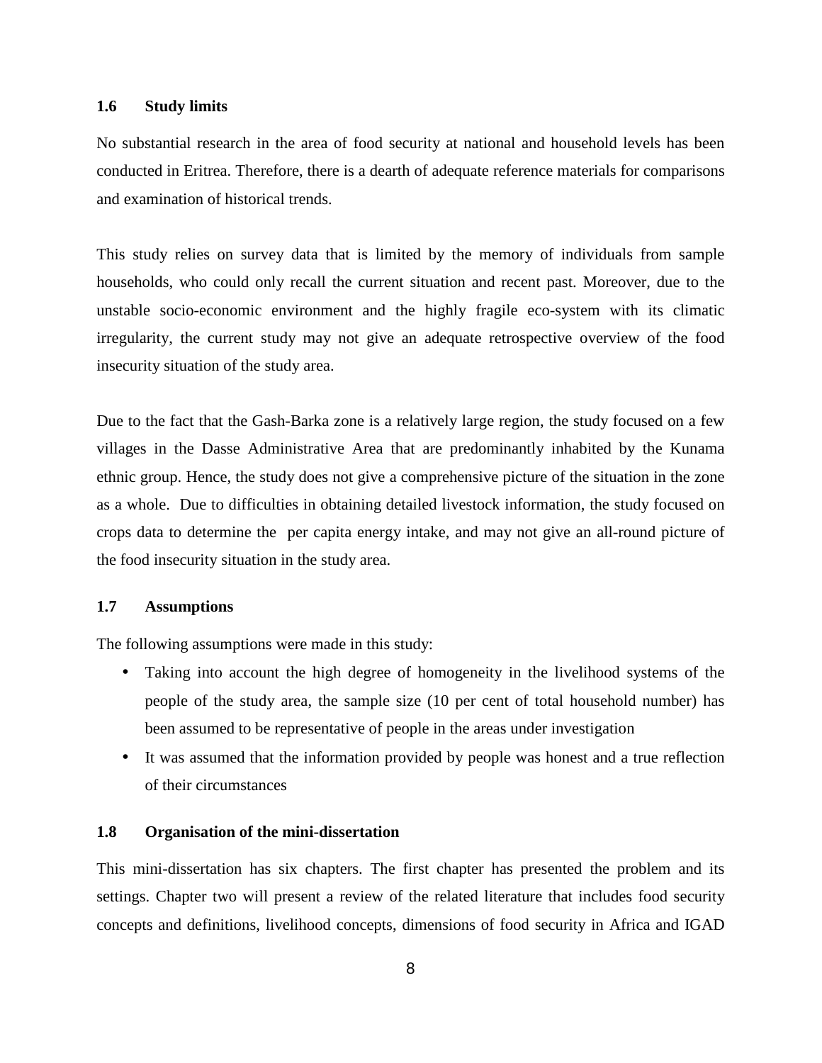## 1.6 Study limits

No substantial research in the area of food security at national and household levels has been conducted in Eritrea. Therefore, there is a dearth of adequate reference materials for comparisons and examination of historical trends.

This study relies on survey data that is limited by the memory of individuals from sample households, who could only recall the current situation and recent past. Moreover, due to the unstable socio-economic environment and the highly fragile eco-system with its climatic irregularity, the current study may not give an adequate retrospective overview of the food insecurity situation of the study area.

Due to the fact that the Gash-Barka zone is a relatively large region, the study focused on a few villages in the Dasse Administrative Area that are predominantly inhabited by the Kunama ethnic group. Hence, the study does not give a comprehensive picture of the situation in the zone as a whole. Due to difficulties in obtaining detailed livestock information, the study focused on crops data to determine the per capita energy intake, and may not give an all-round picture of the food insecurity situation in the study area.

## 1.7 Assumptions

The following assumptions were made in this study:

- Taking into account the high degree of homogeneity in the livelihood systems of the people of the study area, the sample size (10 per cent of total household number) has been assumed to be representative of people in the areas under investigation
- It was assumed that the information provided by people was honest and a true reflection of their circumstances

## 1.8 Organisation of the mini-dissertation

This mini-dissertation has six chapters. The first chapter has presented the problem and its settings. Chapter two will present a review of the related literature that includes food security concepts and definitions, livelihood concepts, dimensions of food security in Africa and IGAD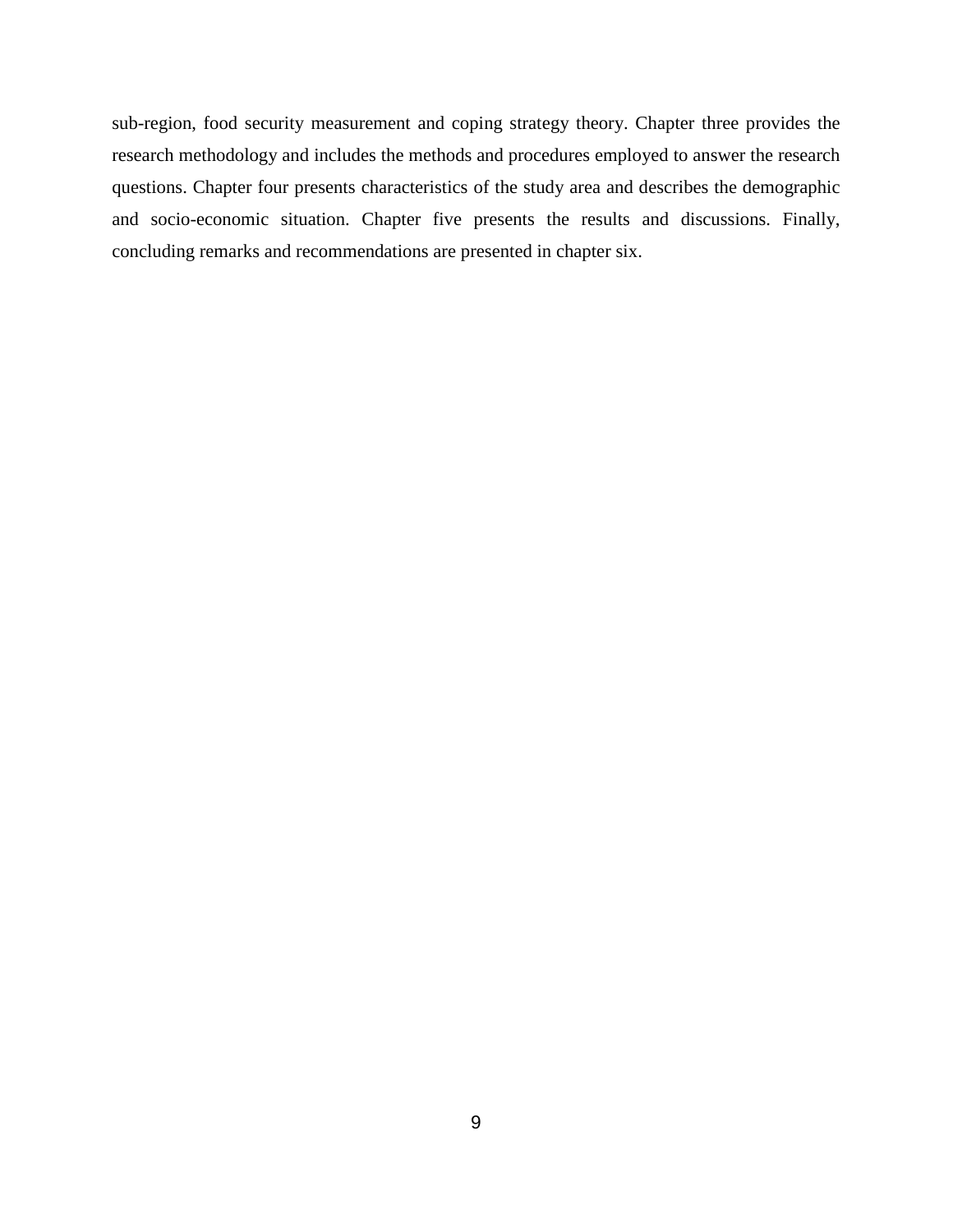sub-region, food security measurement and coping strategy theory. Chapter three provides the research methodology and includes the methods and procedures employed to answer the research questions. Chapter four presents characteristics of the study area and describes the demographic and socio-economic situation. Chapter five presents the results and discussions. Finally, concluding remarks and recommendations are presented in chapter six.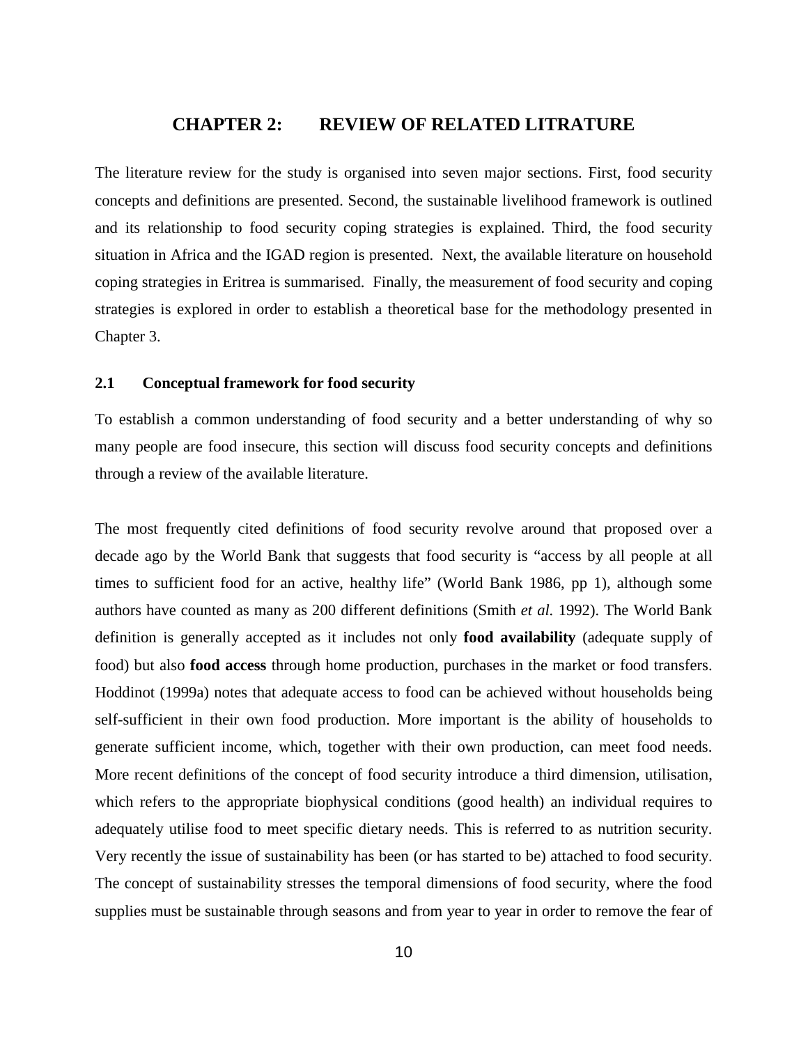# CHAPTER 2: REVIEW OF RELATED LITRATURE

The literature review for the study is organised into seven major sections. First, food security concepts and definitions are presented. Second, the sustainable livelihood framework is outlined and its relationship to food security coping strategies is explained. Third, the food security situation in Africa and the IGAD region is presented. Next, the available literature on household coping strategies in Eritrea is summarised. Finally, the measurement of food security and coping strategies is explored in order to establish a theoretical base for the methodology presented in Chapter 3.

## 2.1 Conceptual framework for food security

To establish a common understanding of food security and a better understanding of why so many people are food insecure, this section will discuss food security concepts and definitions through a review of the available literature.

The most frequently cited definitions of food security revolve around that proposed over a decade ago by the World Bank that suggests that food security is "access by all people at all times to sufficient food for an active, healthy life" (World Bank 1986, pp 1), although some authors have counted as many as 200 different definitions (Smith *et al.* 1992). The World Bank definition is generally accepted as it includes not only **food availability** (adequate supply of food) but also **food access** through home production, purchases in the market or food transfers. Hoddinot (1999a) notes that adequate access to food can be achieved without households being self-sufficient in their own food production. More important is the ability of households to generate sufficient income, which, together with their own production, can meet food needs. More recent definitions of the concept of food security introduce a third dimension, utilisation, which refers to the appropriate biophysical conditions (good health) an individual requires to adequately utilise food to meet specific dietary needs. This is referred to as nutrition security. Very recently the issue of sustainability has been (or has started to be) attached to food security. The concept of sustainability stresses the temporal dimensions of food security, where the food supplies must be sustainable through seasons and from year to year in order to remove the fear of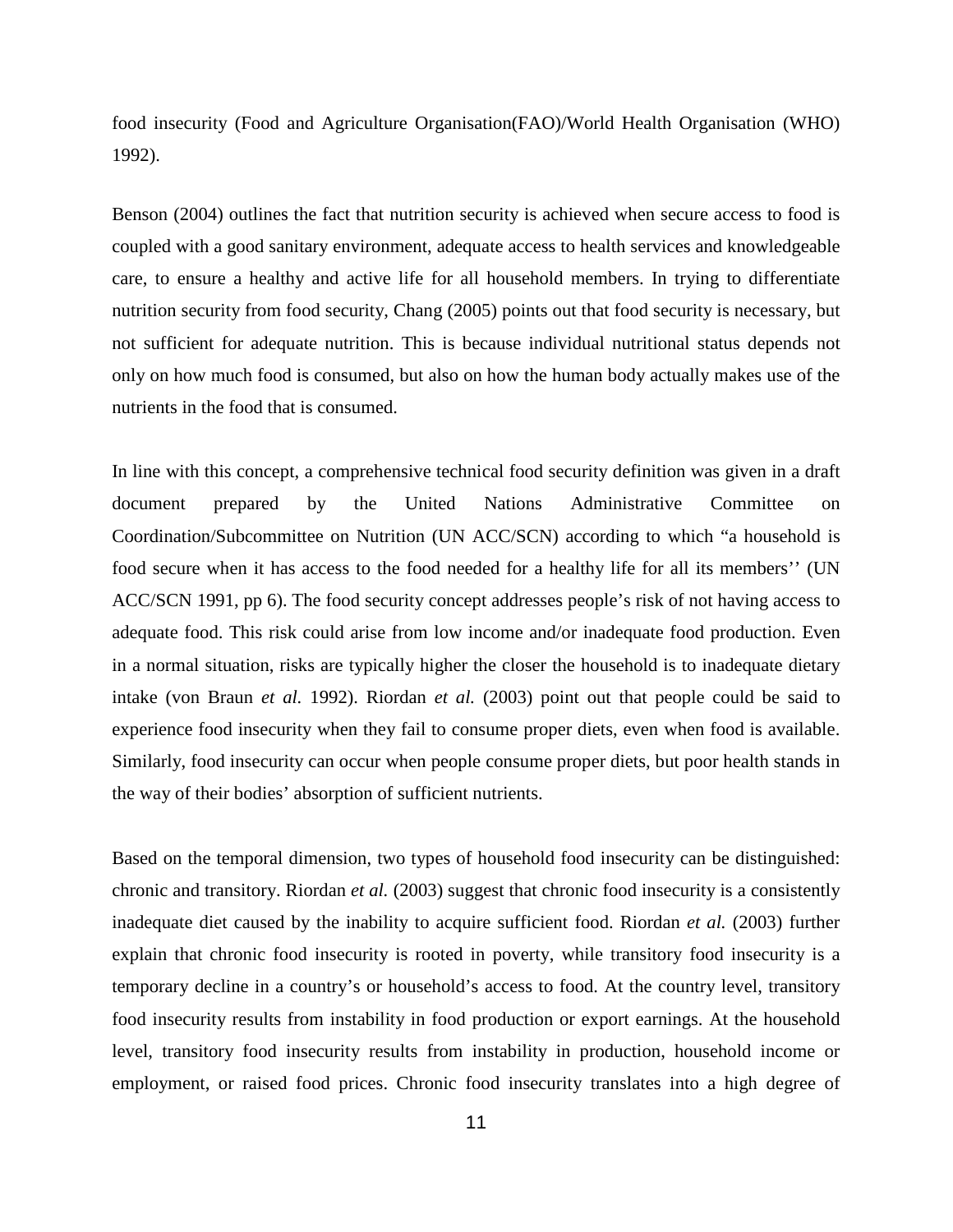food insecurity (Food and Agriculture Organisation(FAO)/World Health Organisation (WHO) 1992).

Benson (2004) outlines the fact that nutrition security is achieved when secure access to food is coupled with a good sanitary environment, adequate access to health services and knowledgeable care, to ensure a healthy and active life for all household members. In trying to differentiate nutrition security from food security, Chang (2005) points out that food security is necessary, but not sufficient for adequate nutrition. This is because individual nutritional status depends not only on how much food is consumed, but also on how the human body actually makes use of the nutrients in the food that is consumed.

In line with this concept, a comprehensive technical food security definition was given in a draft document prepared by the United Nations Administrative Committee on Coordination/Subcommittee on Nutrition (UN ACC/SCN) according to which "a household is food secure when it has access to the food needed for a healthy life for all its members'' (UN ACC/SCN 1991, pp 6). The food security concept addresses people's risk of not having access to adequate food. This risk could arise from low income and/or inadequate food production. Even in a normal situation, risks are typically higher the closer the household is to inadequate dietary intake (von Braun *et al.* 1992). Riordan *et al.* (2003) point out that people could be said to experience food insecurity when they fail to consume proper diets, even when food is available. Similarly, food insecurity can occur when people consume proper diets, but poor health stands in the way of their bodies' absorption of sufficient nutrients.

Based on the temporal dimension, two types of household food insecurity can be distinguished: chronic and transitory. Riordan *et al.* (2003) suggest that chronic food insecurity is a consistently inadequate diet caused by the inability to acquire sufficient food. Riordan *et al.* (2003) further explain that chronic food insecurity is rooted in poverty, while transitory food insecurity is a temporary decline in a country's or household's access to food. At the country level, transitory food insecurity results from instability in food production or export earnings. At the household level, transitory food insecurity results from instability in production, household income or employment, or raised food prices. Chronic food insecurity translates into a high degree of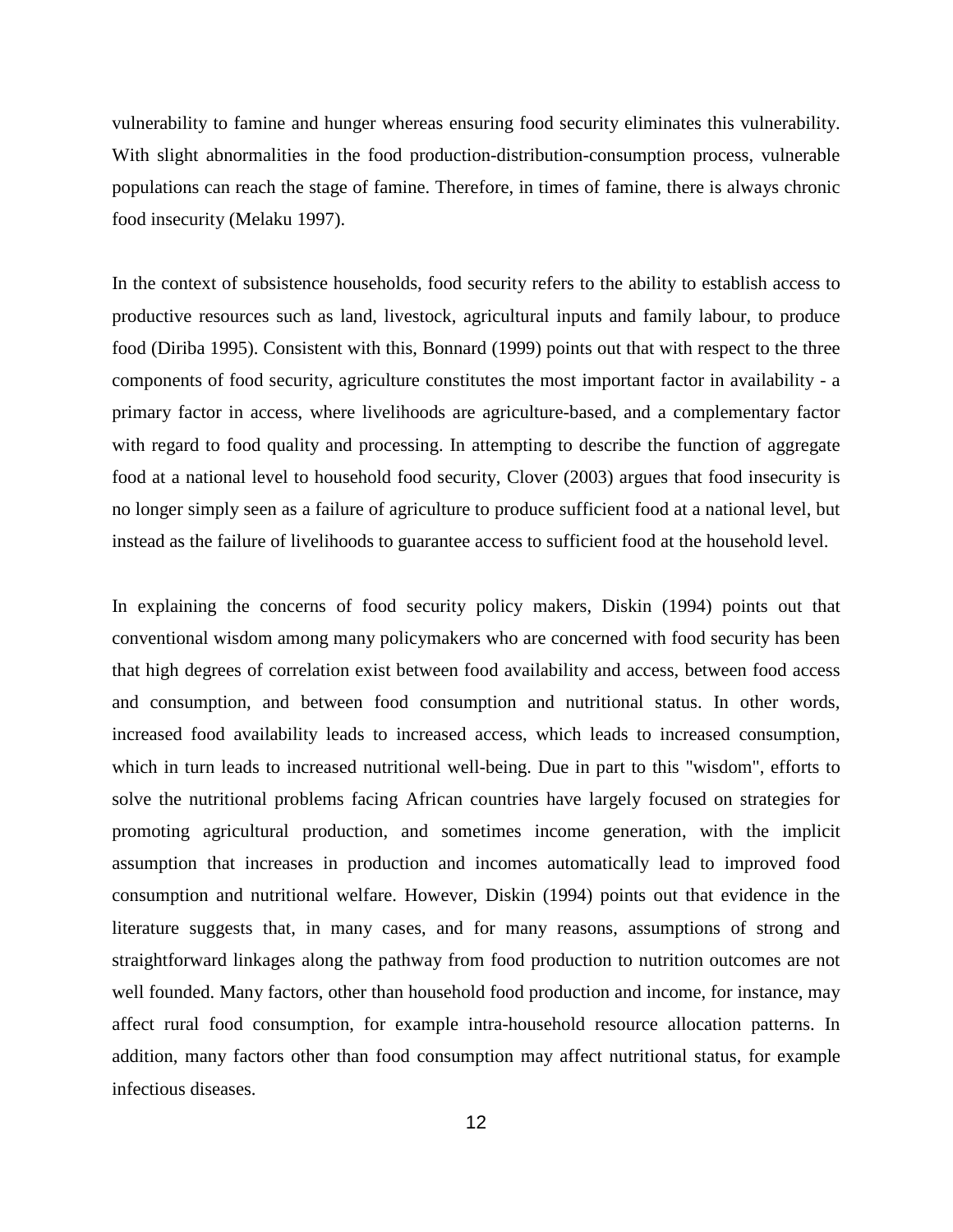vulnerability to famine and hunger whereas ensuring food security eliminates this vulnerability. With slight abnormalities in the food production-distribution-consumption process, vulnerable populations can reach the stage of famine. Therefore, in times of famine, there is always chronic food insecurity (Melaku 1997).

In the context of subsistence households, food security refers to the ability to establish access to productive resources such as land, livestock, agricultural inputs and family labour, to produce food (Diriba 1995). Consistent with this, Bonnard (1999) points out that with respect to the three components of food security, agriculture constitutes the most important factor in availability - a primary factor in access, where livelihoods are agriculture-based, and a complementary factor with regard to food quality and processing. In attempting to describe the function of aggregate food at a national level to household food security, Clover (2003) argues that food insecurity is no longer simply seen as a failure of agriculture to produce sufficient food at a national level, but instead as the failure of livelihoods to guarantee access to sufficient food at the household level.

In explaining the concerns of food security policy makers, Diskin (1994) points out that conventional wisdom among many policymakers who are concerned with food security has been that high degrees of correlation exist between food availability and access, between food access and consumption, and between food consumption and nutritional status. In other words, increased food availability leads to increased access, which leads to increased consumption, which in turn leads to increased nutritional well-being. Due in part to this "wisdom", efforts to solve the nutritional problems facing African countries have largely focused on strategies for promoting agricultural production, and sometimes income generation, with the implicit assumption that increases in production and incomes automatically lead to improved food consumption and nutritional welfare. However, Diskin (1994) points out that evidence in the literature suggests that, in many cases, and for many reasons, assumptions of strong and straightforward linkages along the pathway from food production to nutrition outcomes are not well founded. Many factors, other than household food production and income, for instance, may affect rural food consumption, for example intra-household resource allocation patterns. In addition, many factors other than food consumption may affect nutritional status, for example infectious diseases.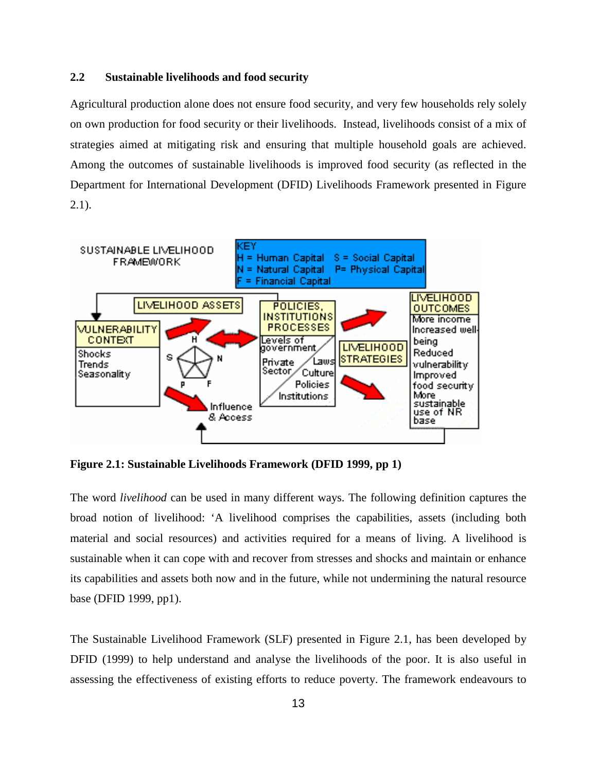### 2.2 Sustainable livelihoods and food security

Agricultural production alone does not ensure food security, and very few households rely solely on own production for food security or their livelihoods. Instead, livelihoods consist of a mix of strategies aimed at mitigating risk and ensuring that multiple household goals are achieved. Among the outcomes of sustainable livelihoods is improved food security (as reflected in the Department for International Development (DFID) Livelihoods Framework presented in Figure 2.1).

SUSTAINABLE LIVELIHOOD FRAMEWORK

KEY
H = Human Capital S = Social Capital
N = Natural Capital P= Physical Capital
F = Financial Capital

VULNERABILITY CONTEXT
Shocks
Trends
Seasonality

LIVELIHOOD ASSETS
H
S N
P F

Influence & Access

POLICIES, INSTITUTIONS PROCESSES
Levels of government
Private Sector
Laws
Culture
Policies
Institutions

LIVELIHOOD STRATEGIES

LIVELIHOOD OUTCOMES
More income
Increased well-being
Reduced vulnerability
Improved food security
More sustainable use of NR base

**Figure 2.1: Sustainable Livelihoods Framework (DFID 1999, pp 1)**

The word *livelihood* can be used in many different ways. The following definition captures the broad notion of livelihood: 'A livelihood comprises the capabilities, assets (including both material and social resources) and activities required for a means of living. A livelihood is sustainable when it can cope with and recover from stresses and shocks and maintain or enhance its capabilities and assets both now and in the future, while not undermining the natural resource base (DFID 1999, pp1).

The Sustainable Livelihood Framework (SLF) presented in Figure 2.1, has been developed by DFID (1999) to help understand and analyse the livelihoods of the poor. It is also useful in assessing the effectiveness of existing efforts to reduce poverty. The framework endeavours to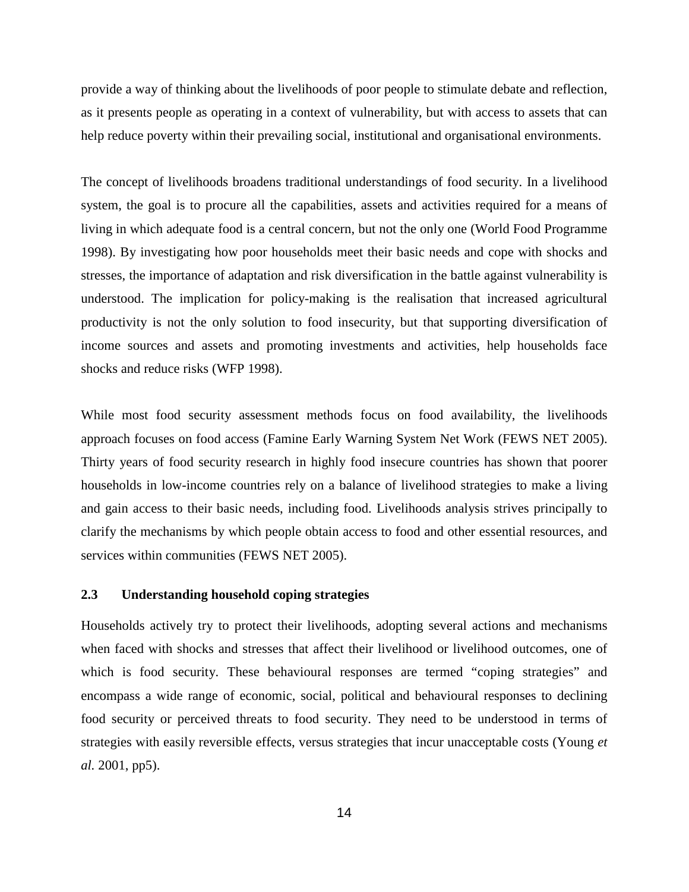provide a way of thinking about the livelihoods of poor people to stimulate debate and reflection, as it presents people as operating in a context of vulnerability, but with access to assets that can help reduce poverty within their prevailing social, institutional and organisational environments.

The concept of livelihoods broadens traditional understandings of food security. In a livelihood system, the goal is to procure all the capabilities, assets and activities required for a means of living in which adequate food is a central concern, but not the only one (World Food Programme 1998). By investigating how poor households meet their basic needs and cope with shocks and stresses, the importance of adaptation and risk diversification in the battle against vulnerability is understood. The implication for policy-making is the realisation that increased agricultural productivity is not the only solution to food insecurity, but that supporting diversification of income sources and assets and promoting investments and activities, help households face shocks and reduce risks (WFP 1998).

While most food security assessment methods focus on food availability, the livelihoods approach focuses on food access (Famine Early Warning System Net Work (FEWS NET 2005). Thirty years of food security research in highly food insecure countries has shown that poorer households in low-income countries rely on a balance of livelihood strategies to make a living and gain access to their basic needs, including food. Livelihoods analysis strives principally to clarify the mechanisms by which people obtain access to food and other essential resources, and services within communities (FEWS NET 2005).

### 2.3 Understanding household coping strategies

Households actively try to protect their livelihoods, adopting several actions and mechanisms when faced with shocks and stresses that affect their livelihood or livelihood outcomes, one of which is food security. These behavioural responses are termed "coping strategies" and encompass a wide range of economic, social, political and behavioural responses to declining food security or perceived threats to food security. They need to be understood in terms of strategies with easily reversible effects, versus strategies that incur unacceptable costs (Young *et al.* 2001, pp5).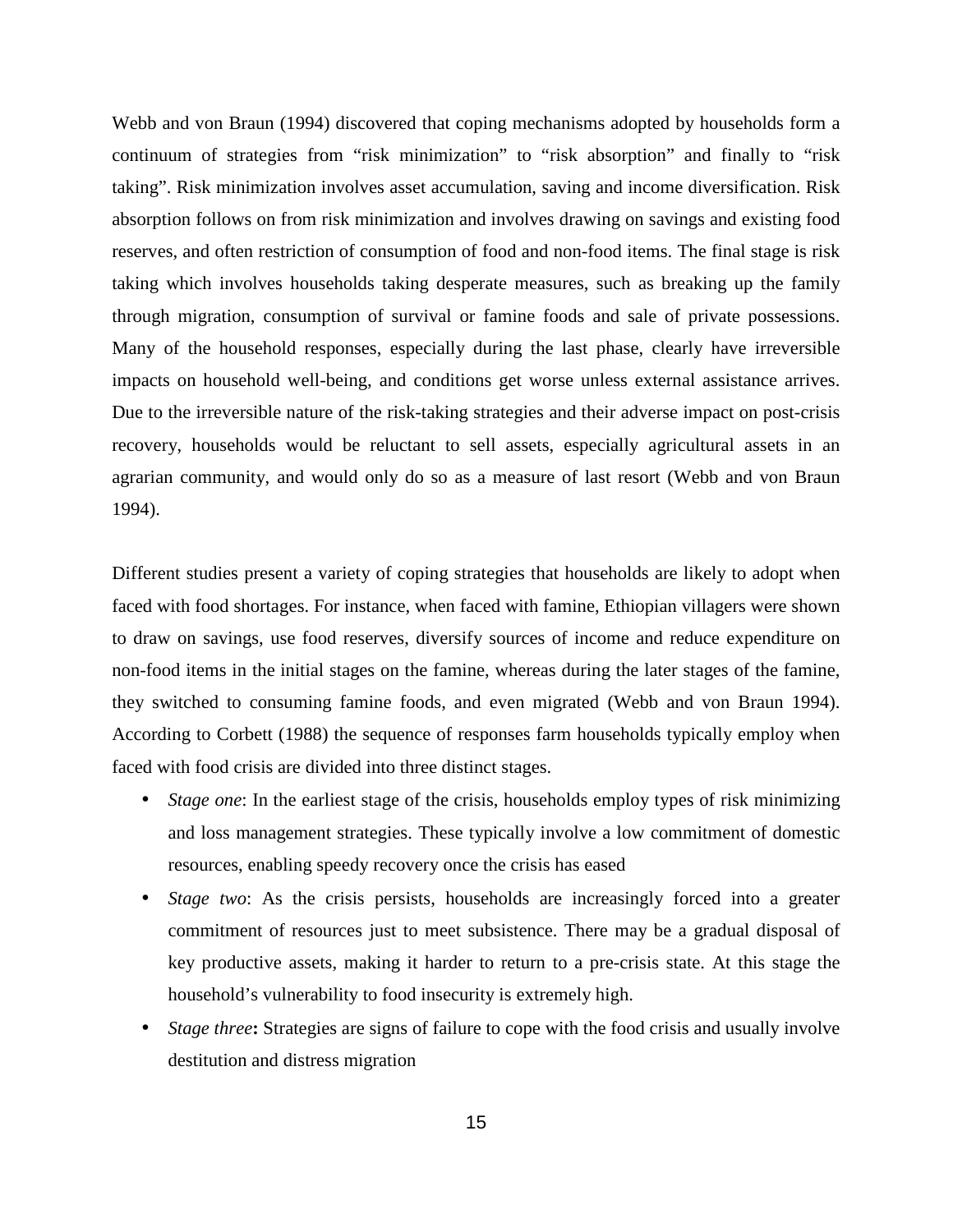Webb and von Braun (1994) discovered that coping mechanisms adopted by households form a continuum of strategies from “risk minimization” to “risk absorption” and finally to “risk taking”. Risk minimization involves asset accumulation, saving and income diversification. Risk absorption follows on from risk minimization and involves drawing on savings and existing food reserves, and often restriction of consumption of food and non-food items. The final stage is risk taking which involves households taking desperate measures, such as breaking up the family through migration, consumption of survival or famine foods and sale of private possessions. Many of the household responses, especially during the last phase, clearly have irreversible impacts on household well-being, and conditions get worse unless external assistance arrives. Due to the irreversible nature of the risk-taking strategies and their adverse impact on post-crisis recovery, households would be reluctant to sell assets, especially agricultural assets in an agrarian community, and would only do so as a measure of last resort (Webb and von Braun 1994).

Different studies present a variety of coping strategies that households are likely to adopt when faced with food shortages. For instance, when faced with famine, Ethiopian villagers were shown to draw on savings, use food reserves, diversify sources of income and reduce expenditure on non-food items in the initial stages on the famine, whereas during the later stages of the famine, they switched to consuming famine foods, and even migrated (Webb and von Braun 1994). According to Corbett (1988) the sequence of responses farm households typically employ when faced with food crisis are divided into three distinct stages.

- *Stage one*: In the earliest stage of the crisis, households employ types of risk minimizing and loss management strategies. These typically involve a low commitment of domestic resources, enabling speedy recovery once the crisis has eased
- *Stage two*: As the crisis persists, households are increasingly forced into a greater commitment of resources just to meet subsistence. There may be a gradual disposal of key productive assets, making it harder to return to a pre-crisis state. At this stage the household’s vulnerability to food insecurity is extremely high.
- *Stage three*: Strategies are signs of failure to cope with the food crisis and usually involve destitution and distress migration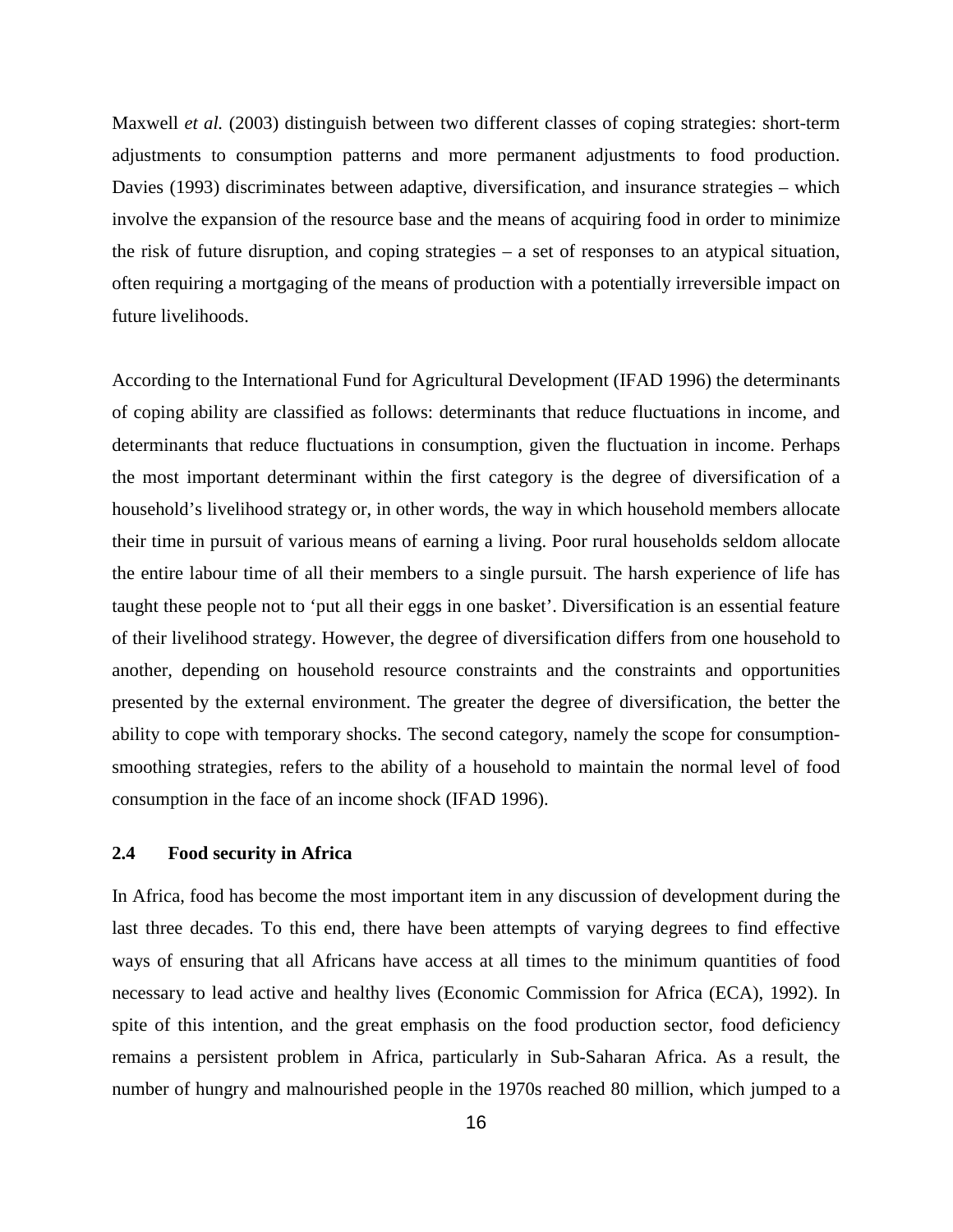Maxwell *et al.* (2003) distinguish between two different classes of coping strategies: short-term adjustments to consumption patterns and more permanent adjustments to food production. Davies (1993) discriminates between adaptive, diversification, and insurance strategies – which involve the expansion of the resource base and the means of acquiring food in order to minimize the risk of future disruption, and coping strategies – a set of responses to an atypical situation, often requiring a mortgaging of the means of production with a potentially irreversible impact on future livelihoods.

According to the International Fund for Agricultural Development (IFAD 1996) the determinants of coping ability are classified as follows: determinants that reduce fluctuations in income, and determinants that reduce fluctuations in consumption, given the fluctuation in income. Perhaps the most important determinant within the first category is the degree of diversification of a household's livelihood strategy or, in other words, the way in which household members allocate their time in pursuit of various means of earning a living. Poor rural households seldom allocate the entire labour time of all their members to a single pursuit. The harsh experience of life has taught these people not to 'put all their eggs in one basket'. Diversification is an essential feature of their livelihood strategy. However, the degree of diversification differs from one household to another, depending on household resource constraints and the constraints and opportunities presented by the external environment. The greater the degree of diversification, the better the ability to cope with temporary shocks. The second category, namely the scope for consumption-smoothing strategies, refers to the ability of a household to maintain the normal level of food consumption in the face of an income shock (IFAD 1996).

## 2.4 Food security in Africa

In Africa, food has become the most important item in any discussion of development during the last three decades. To this end, there have been attempts of varying degrees to find effective ways of ensuring that all Africans have access at all times to the minimum quantities of food necessary to lead active and healthy lives (Economic Commission for Africa (ECA), 1992). In spite of this intention, and the great emphasis on the food production sector, food deficiency remains a persistent problem in Africa, particularly in Sub-Saharan Africa. As a result, the number of hungry and malnourished people in the 1970s reached 80 million, which jumped to a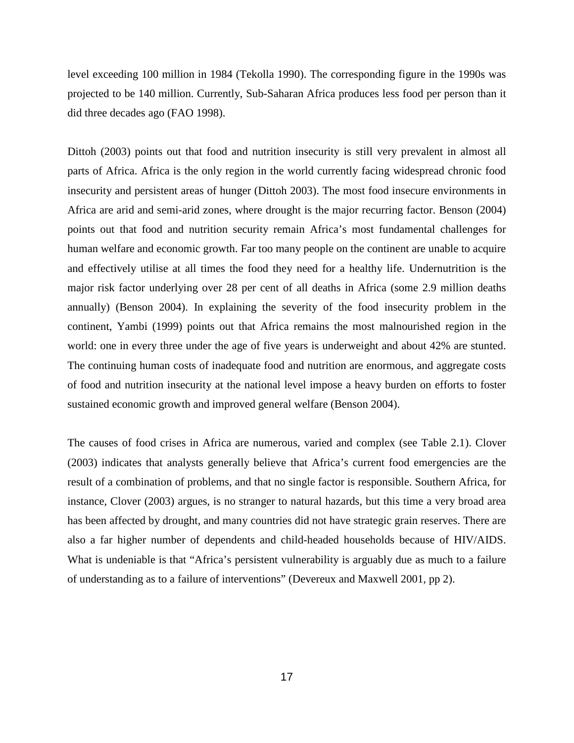level exceeding 100 million in 1984 (Tekolla 1990). The corresponding figure in the 1990s was projected to be 140 million. Currently, Sub-Saharan Africa produces less food per person than it did three decades ago (FAO 1998).

Dittoh (2003) points out that food and nutrition insecurity is still very prevalent in almost all parts of Africa. Africa is the only region in the world currently facing widespread chronic food insecurity and persistent areas of hunger (Dittoh 2003). The most food insecure environments in Africa are arid and semi-arid zones, where drought is the major recurring factor. Benson (2004) points out that food and nutrition security remain Africa's most fundamental challenges for human welfare and economic growth. Far too many people on the continent are unable to acquire and effectively utilise at all times the food they need for a healthy life. Undernutrition is the major risk factor underlying over 28 per cent of all deaths in Africa (some 2.9 million deaths annually) (Benson 2004). In explaining the severity of the food insecurity problem in the continent, Yambi (1999) points out that Africa remains the most malnourished region in the world: one in every three under the age of five years is underweight and about 42% are stunted. The continuing human costs of inadequate food and nutrition are enormous, and aggregate costs of food and nutrition insecurity at the national level impose a heavy burden on efforts to foster sustained economic growth and improved general welfare (Benson 2004).

The causes of food crises in Africa are numerous, varied and complex (see Table 2.1). Clover (2003) indicates that analysts generally believe that Africa's current food emergencies are the result of a combination of problems, and that no single factor is responsible. Southern Africa, for instance, Clover (2003) argues, is no stranger to natural hazards, but this time a very broad area has been affected by drought, and many countries did not have strategic grain reserves. There are also a far higher number of dependents and child-headed households because of HIV/AIDS. What is undeniable is that "Africa's persistent vulnerability is arguably due as much to a failure of understanding as to a failure of interventions" (Devereux and Maxwell 2001, pp 2).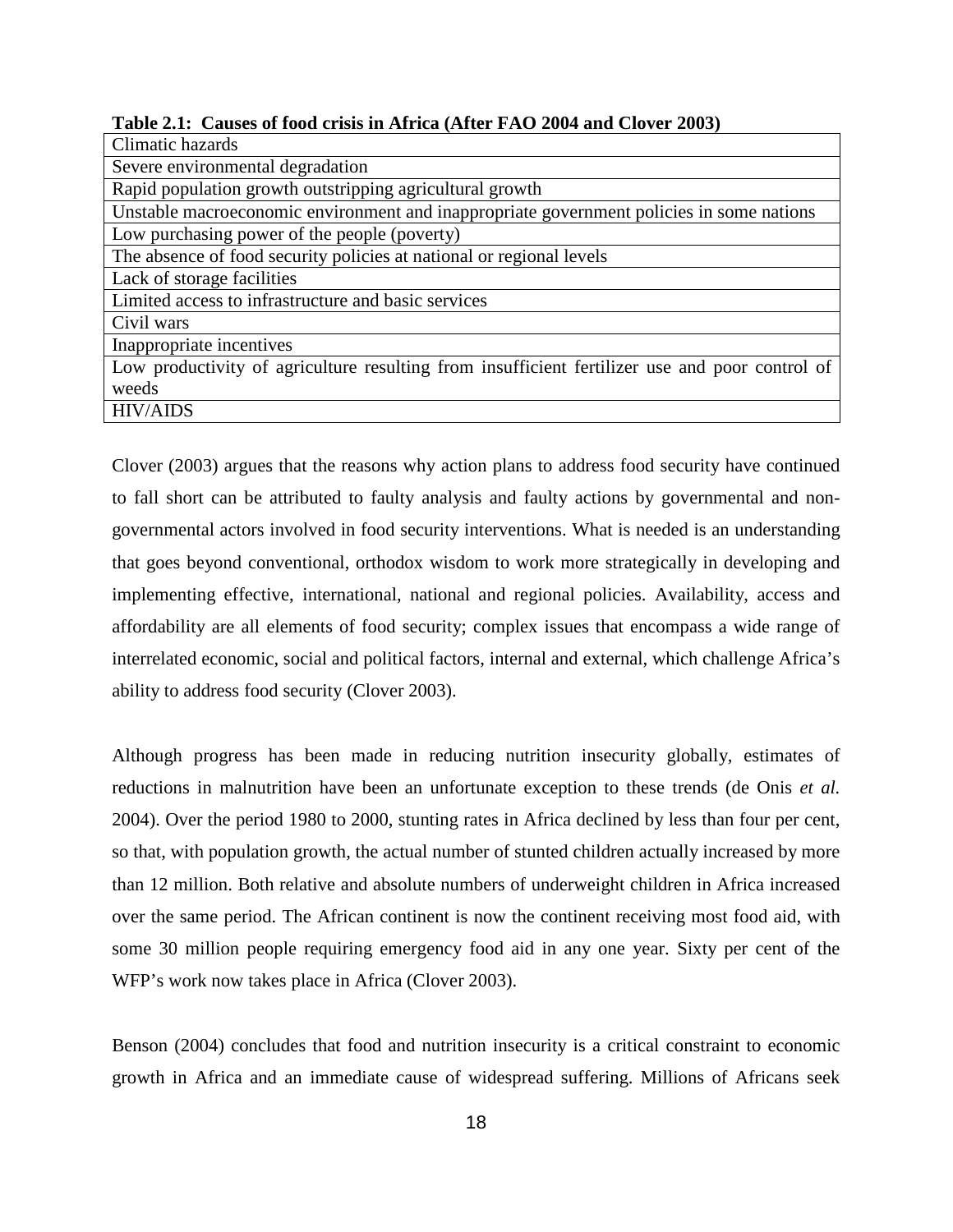**Table 2.1: Causes of food crisis in Africa (After FAO 2004 and Clover 2003)**

| |
|---|
| Climatic hazards |
| Severe environmental degradation |
| Rapid population growth outstripping agricultural growth |
| Unstable macroeconomic environment and inappropriate government policies in some nations |
| Low purchasing power of the people (poverty) |
| The absence of food security policies at national or regional levels |
| Lack of storage facilities |
| Limited access to infrastructure and basic services |
| Civil wars |
| Inappropriate incentives |
| Low productivity of agriculture resulting from insufficient fertilizer use and poor control of weeds |
| HIV/AIDS |

Clover (2003) argues that the reasons why action plans to address food security have continued to fall short can be attributed to faulty analysis and faulty actions by governmental and non-governmental actors involved in food security interventions. What is needed is an understanding that goes beyond conventional, orthodox wisdom to work more strategically in developing and implementing effective, international, national and regional policies. Availability, access and affordability are all elements of food security; complex issues that encompass a wide range of interrelated economic, social and political factors, internal and external, which challenge Africa's ability to address food security (Clover 2003).

Although progress has been made in reducing nutrition insecurity globally, estimates of reductions in malnutrition have been an unfortunate exception to these trends (de Onis *et al.* 2004). Over the period 1980 to 2000, stunting rates in Africa declined by less than four per cent, so that, with population growth, the actual number of stunted children actually increased by more than 12 million. Both relative and absolute numbers of underweight children in Africa increased over the same period. The African continent is now the continent receiving most food aid, with some 30 million people requiring emergency food aid in any one year. Sixty per cent of the WFP's work now takes place in Africa (Clover 2003).

Benson (2004) concludes that food and nutrition insecurity is a critical constraint to economic growth in Africa and an immediate cause of widespread suffering. Millions of Africans seek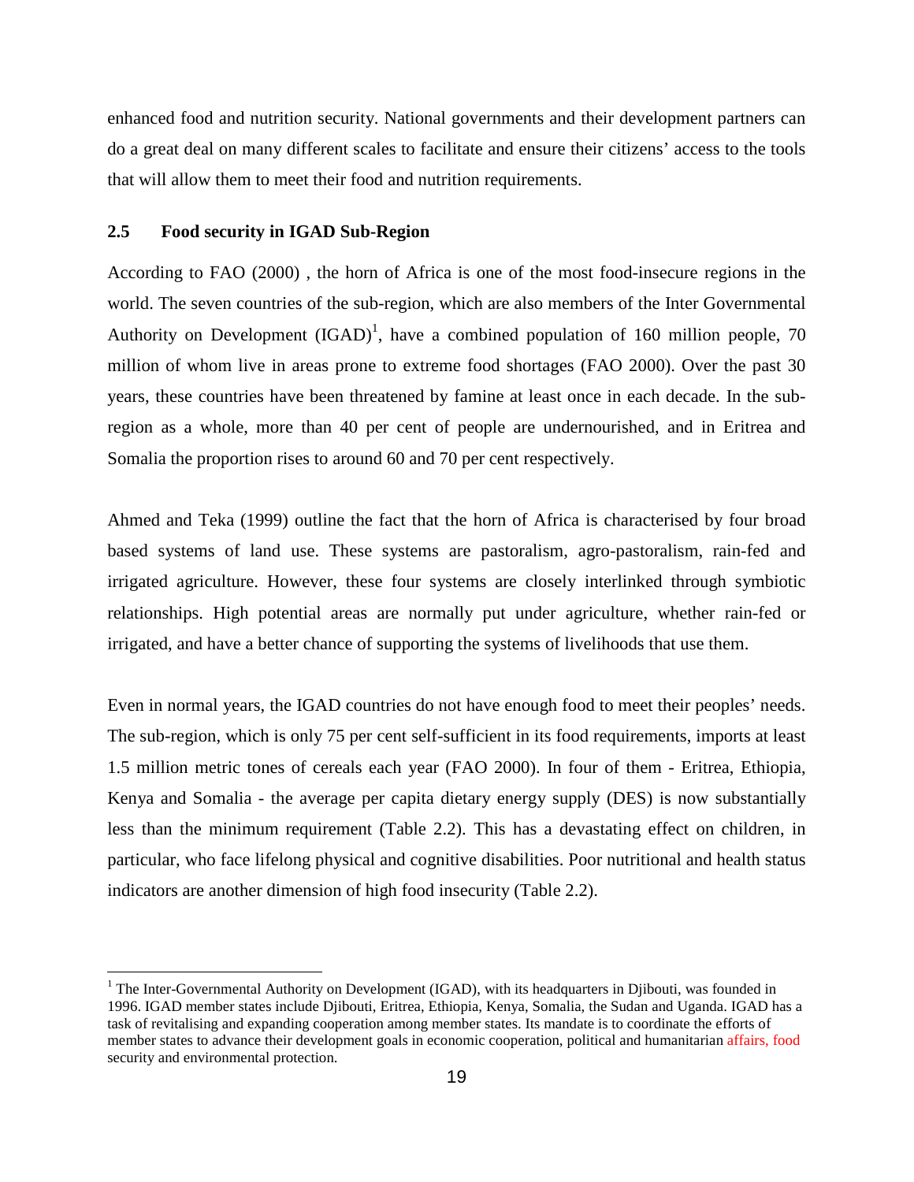enhanced food and nutrition security. National governments and their development partners can do a great deal on many different scales to facilitate and ensure their citizens' access to the tools that will allow them to meet their food and nutrition requirements.

## 2.5 Food security in IGAD Sub-Region

According to FAO (2000) , the horn of Africa is one of the most food-insecure regions in the world. The seven countries of the sub-region, which are also members of the Inter Governmental Authority on Development (IGAD)[1], have a combined population of 160 million people, 70 million of whom live in areas prone to extreme food shortages (FAO 2000). Over the past 30 years, these countries have been threatened by famine at least once in each decade. In the sub-region as a whole, more than 40 per cent of people are undernourished, and in Eritrea and Somalia the proportion rises to around 60 and 70 per cent respectively.

Ahmed and Teka (1999) outline the fact that the horn of Africa is characterised by four broad based systems of land use. These systems are pastoralism, agro-pastoralism, rain-fed and irrigated agriculture. However, these four systems are closely interlinked through symbiotic relationships. High potential areas are normally put under agriculture, whether rain-fed or irrigated, and have a better chance of supporting the systems of livelihoods that use them.

Even in normal years, the IGAD countries do not have enough food to meet their peoples' needs. The sub-region, which is only 75 per cent self-sufficient in its food requirements, imports at least 1.5 million metric tones of cereals each year (FAO 2000). In four of them - Eritrea, Ethiopia, Kenya and Somalia - the average per capita dietary energy supply (DES) is now substantially less than the minimum requirement (Table 2.2). This has a devastating effect on children, in particular, who face lifelong physical and cognitive disabilities. Poor nutritional and health status indicators are another dimension of high food insecurity (Table 2.2).

[1] The Inter-Governmental Authority on Development (IGAD), with its headquarters in Djibouti, was founded in 1996. IGAD member states include Djibouti, Eritrea, Ethiopia, Kenya, Somalia, the Sudan and Uganda. IGAD has a task of revitalising and expanding cooperation among member states. Its mandate is to coordinate the efforts of member states to advance their development goals in economic cooperation, political and humanitarian affairs, food security and environmental protection.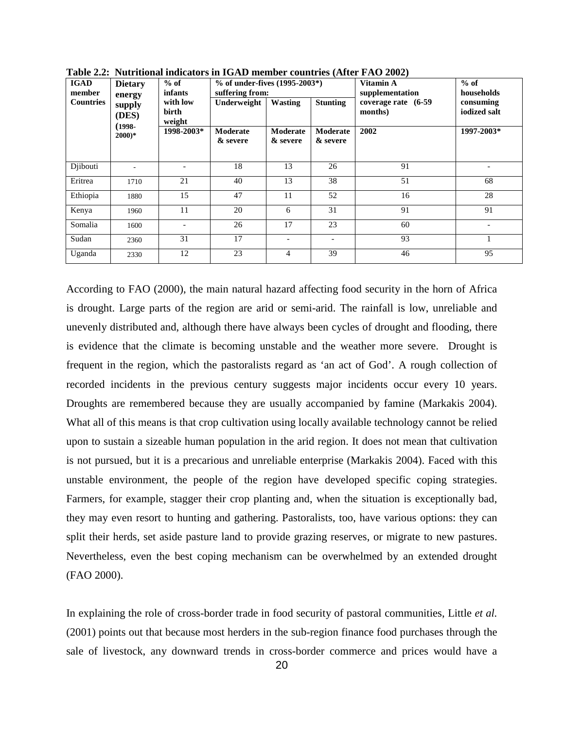**Table 2.2: Nutritional indicators in IGAD member countries (After FAO 2002)**

| IGAD member Countries | Dietary energy supply (DES) (1998-2000)* | % of infants with low birth weight | % of under-fives (1995-2003*) suffering from: | | | Vitamin A supplementation coverage rate (6-59 months) | % of households consuming iodized salt |
|---|---|---|---|---|---|---|---|
| | | | Underweight | Wasting | Stunting | | |
| | | 1998-2003* | Moderate & severe | Moderate & severe | Moderate & severe | 2002 | 1997-2003* |
| Djibouti | - | - | 18 | 13 | 26 | 91 | - |
| Eritrea | 1710 | 21 | 40 | 13 | 38 | 51 | 68 |
| Ethiopia | 1880 | 15 | 47 | 11 | 52 | 16 | 28 |
| Kenya | 1960 | 11 | 20 | 6 | 31 | 91 | 91 |
| Somalia | 1600 | - | 26 | 17 | 23 | 60 | - |
| Sudan | 2360 | 31 | 17 | - | - | 93 | 1 |
| Uganda | 2330 | 12 | 23 | 4 | 39 | 46 | 95 |

According to FAO (2000), the main natural hazard affecting food security in the horn of Africa is drought. Large parts of the region are arid or semi-arid. The rainfall is low, unreliable and unevenly distributed and, although there have always been cycles of drought and flooding, there is evidence that the climate is becoming unstable and the weather more severe. Drought is frequent in the region, which the pastoralists regard as 'an act of God'. A rough collection of recorded incidents in the previous century suggests major incidents occur every 10 years. Droughts are remembered because they are usually accompanied by famine (Markakis 2004). What all of this means is that crop cultivation using locally available technology cannot be relied upon to sustain a sizeable human population in the arid region. It does not mean that cultivation is not pursued, but it is a precarious and unreliable enterprise (Markakis 2004). Faced with this unstable environment, the people of the region have developed specific coping strategies. Farmers, for example, stagger their crop planting and, when the situation is exceptionally bad, they may even resort to hunting and gathering. Pastoralists, too, have various options: they can split their herds, set aside pasture land to provide grazing reserves, or migrate to new pastures. Nevertheless, even the best coping mechanism can be overwhelmed by an extended drought (FAO 2000).

In explaining the role of cross-border trade in food security of pastoral communities, Little *et al.* (2001) points out that because most herders in the sub-region finance food purchases through the sale of livestock, any downward trends in cross-border commerce and prices would have a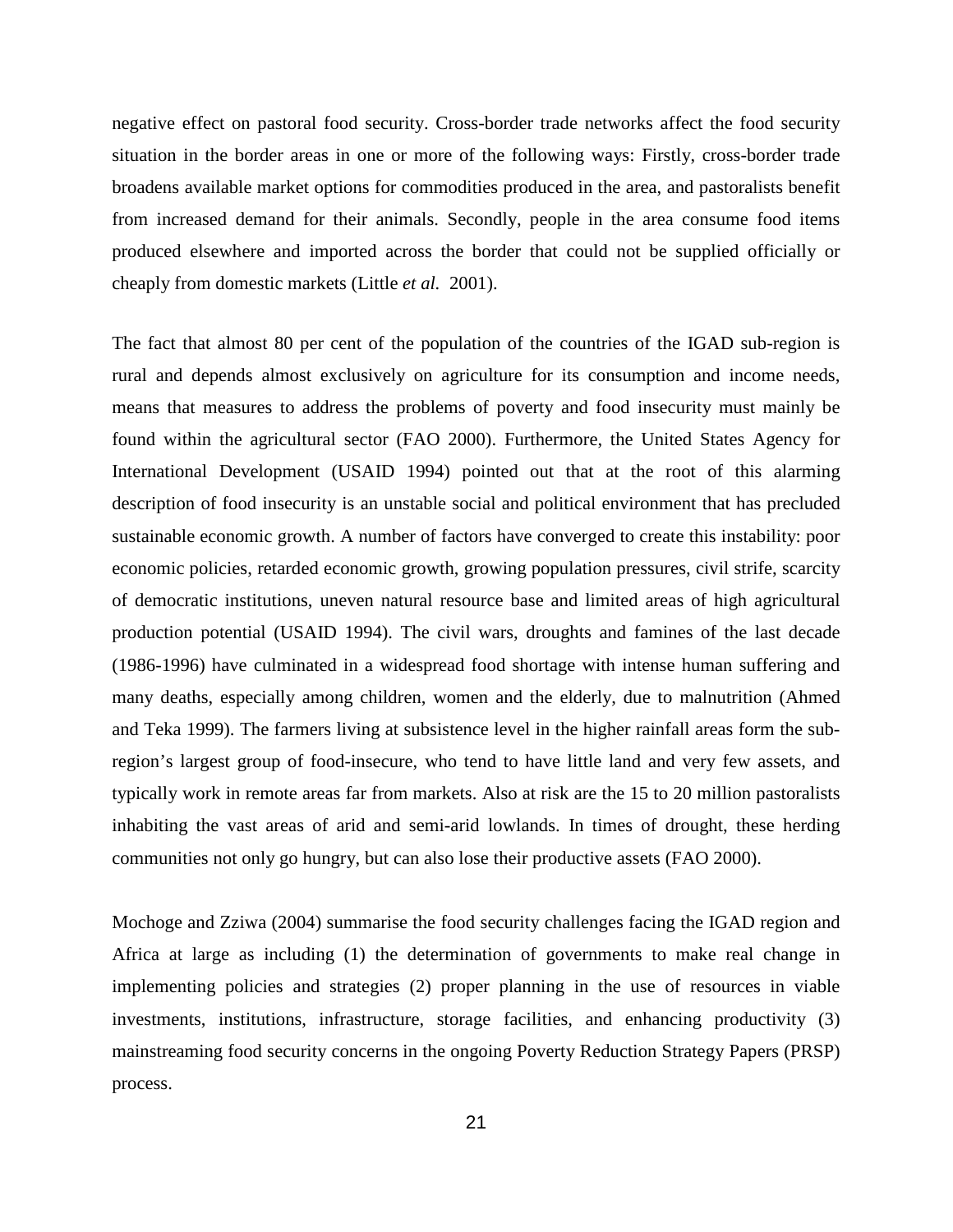negative effect on pastoral food security. Cross-border trade networks affect the food security situation in the border areas in one or more of the following ways: Firstly, cross-border trade broadens available market options for commodities produced in the area, and pastoralists benefit from increased demand for their animals. Secondly, people in the area consume food items produced elsewhere and imported across the border that could not be supplied officially or cheaply from domestic markets (Little *et al.* 2001).

The fact that almost 80 per cent of the population of the countries of the IGAD sub-region is rural and depends almost exclusively on agriculture for its consumption and income needs, means that measures to address the problems of poverty and food insecurity must mainly be found within the agricultural sector (FAO 2000). Furthermore, the United States Agency for International Development (USAID 1994) pointed out that at the root of this alarming description of food insecurity is an unstable social and political environment that has precluded sustainable economic growth. A number of factors have converged to create this instability: poor economic policies, retarded economic growth, growing population pressures, civil strife, scarcity of democratic institutions, uneven natural resource base and limited areas of high agricultural production potential (USAID 1994). The civil wars, droughts and famines of the last decade (1986-1996) have culminated in a widespread food shortage with intense human suffering and many deaths, especially among children, women and the elderly, due to malnutrition (Ahmed and Teka 1999). The farmers living at subsistence level in the higher rainfall areas form the sub-region's largest group of food-insecure, who tend to have little land and very few assets, and typically work in remote areas far from markets. Also at risk are the 15 to 20 million pastoralists inhabiting the vast areas of arid and semi-arid lowlands. In times of drought, these herding communities not only go hungry, but can also lose their productive assets (FAO 2000).

Mochoge and Zziwa (2004) summarise the food security challenges facing the IGAD region and Africa at large as including (1) the determination of governments to make real change in implementing policies and strategies (2) proper planning in the use of resources in viable investments, institutions, infrastructure, storage facilities, and enhancing productivity (3) mainstreaming food security concerns in the ongoing Poverty Reduction Strategy Papers (PRSP) process.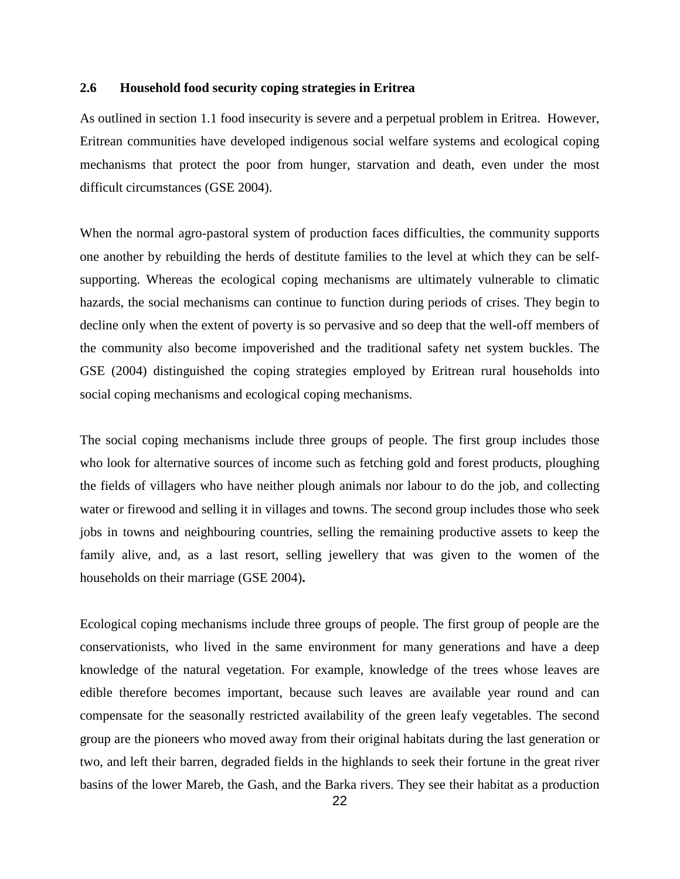## 2.6 Household food security coping strategies in Eritrea

As outlined in section 1.1 food insecurity is severe and a perpetual problem in Eritrea. However, Eritrean communities have developed indigenous social welfare systems and ecological coping mechanisms that protect the poor from hunger, starvation and death, even under the most difficult circumstances (GSE 2004).

When the normal agro-pastoral system of production faces difficulties, the community supports one another by rebuilding the herds of destitute families to the level at which they can be self-supporting. Whereas the ecological coping mechanisms are ultimately vulnerable to climatic hazards, the social mechanisms can continue to function during periods of crises. They begin to decline only when the extent of poverty is so pervasive and so deep that the well-off members of the community also become impoverished and the traditional safety net system buckles. The GSE (2004) distinguished the coping strategies employed by Eritrean rural households into social coping mechanisms and ecological coping mechanisms.

The social coping mechanisms include three groups of people. The first group includes those who look for alternative sources of income such as fetching gold and forest products, ploughing the fields of villagers who have neither plough animals nor labour to do the job, and collecting water or firewood and selling it in villages and towns. The second group includes those who seek jobs in towns and neighbouring countries, selling the remaining productive assets to keep the family alive, and, as a last resort, selling jewellery that was given to the women of the households on their marriage (GSE 2004)**.**

Ecological coping mechanisms include three groups of people. The first group of people are the conservationists, who lived in the same environment for many generations and have a deep knowledge of the natural vegetation. For example, knowledge of the trees whose leaves are edible therefore becomes important, because such leaves are available year round and can compensate for the seasonally restricted availability of the green leafy vegetables. The second group are the pioneers who moved away from their original habitats during the last generation or two, and left their barren, degraded fields in the highlands to seek their fortune in the great river basins of the lower Mareb, the Gash, and the Barka rivers. They see their habitat as a production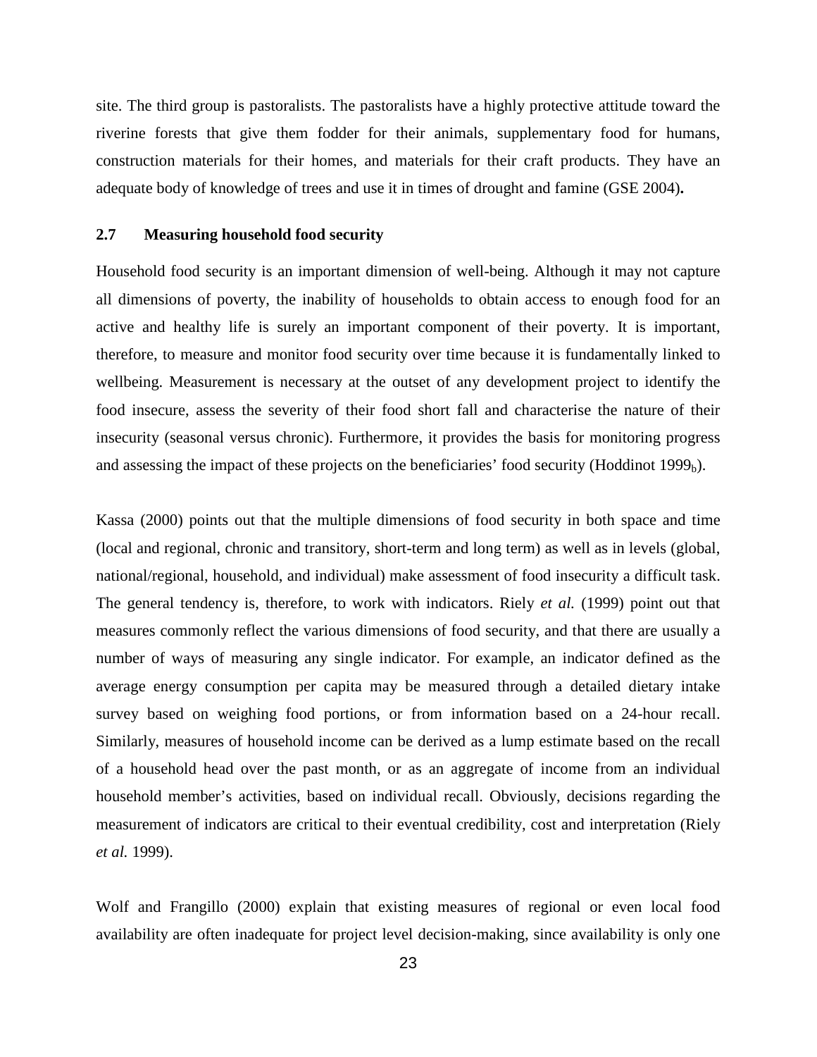site. The third group is pastoralists. The pastoralists have a highly protective attitude toward the riverine forests that give them fodder for their animals, supplementary food for humans, construction materials for their homes, and materials for their craft products. They have an adequate body of knowledge of trees and use it in times of drought and famine (GSE 2004)**.**

## 2.7 Measuring household food security

Household food security is an important dimension of well-being. Although it may not capture all dimensions of poverty, the inability of households to obtain access to enough food for an active and healthy life is surely an important component of their poverty. It is important, therefore, to measure and monitor food security over time because it is fundamentally linked to wellbeing. Measurement is necessary at the outset of any development project to identify the food insecure, assess the severity of their food short fall and characterise the nature of their insecurity (seasonal versus chronic). Furthermore, it provides the basis for monitoring progress and assessing the impact of these projects on the beneficiaries' food security (Hoddinot $1999_b$).

Kassa (2000) points out that the multiple dimensions of food security in both space and time (local and regional, chronic and transitory, short-term and long term) as well as in levels (global, national/regional, household, and individual) make assessment of food insecurity a difficult task. The general tendency is, therefore, to work with indicators. Riely *et al.* (1999) point out that measures commonly reflect the various dimensions of food security, and that there are usually a number of ways of measuring any single indicator. For example, an indicator defined as the average energy consumption per capita may be measured through a detailed dietary intake survey based on weighing food portions, or from information based on a 24-hour recall. Similarly, measures of household income can be derived as a lump estimate based on the recall of a household head over the past month, or as an aggregate of income from an individual household member's activities, based on individual recall. Obviously, decisions regarding the measurement of indicators are critical to their eventual credibility, cost and interpretation (Riely *et al.* 1999).

Wolf and Frangillo (2000) explain that existing measures of regional or even local food availability are often inadequate for project level decision-making, since availability is only one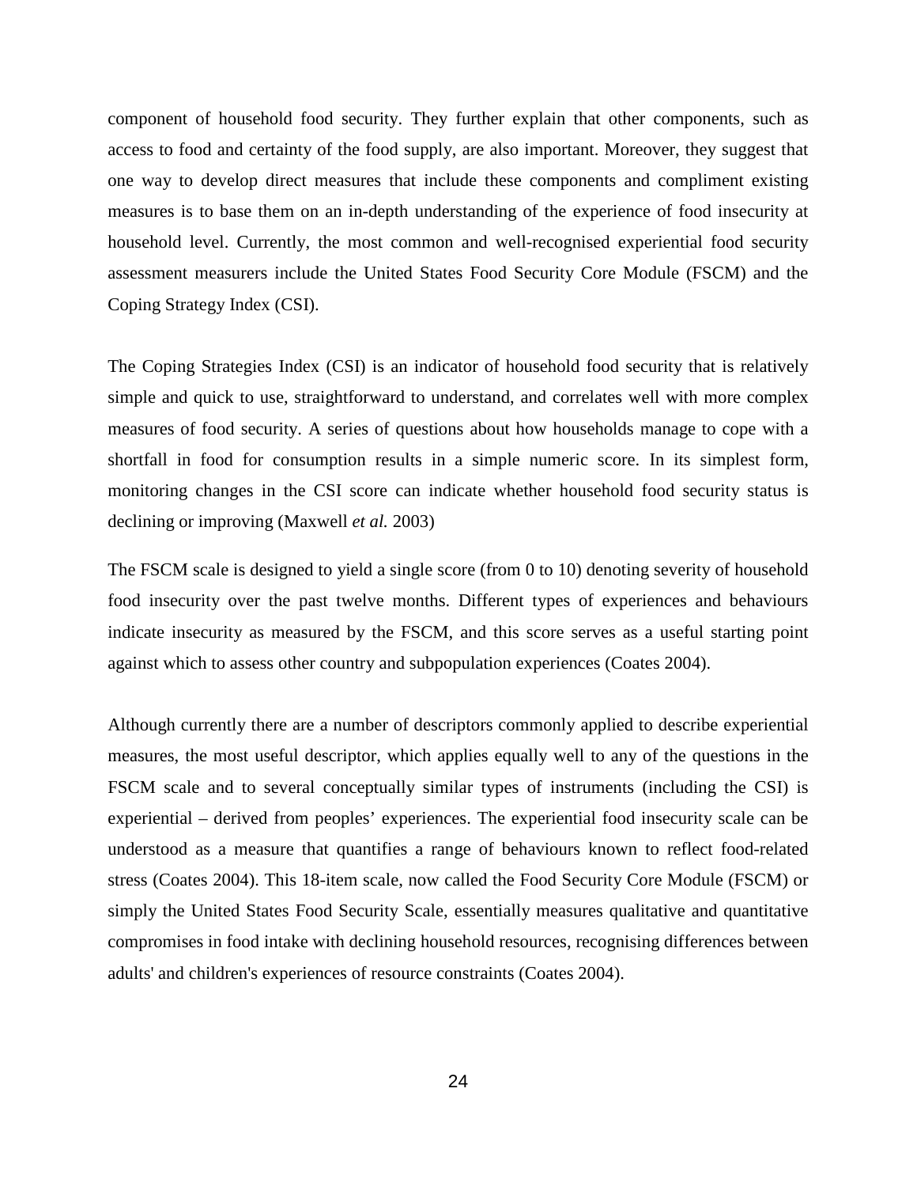component of household food security. They further explain that other components, such as access to food and certainty of the food supply, are also important. Moreover, they suggest that one way to develop direct measures that include these components and compliment existing measures is to base them on an in-depth understanding of the experience of food insecurity at household level. Currently, the most common and well-recognised experiential food security assessment measurers include the United States Food Security Core Module (FSCM) and the Coping Strategy Index (CSI).

The Coping Strategies Index (CSI) is an indicator of household food security that is relatively simple and quick to use, straightforward to understand, and correlates well with more complex measures of food security. A series of questions about how households manage to cope with a shortfall in food for consumption results in a simple numeric score. In its simplest form, monitoring changes in the CSI score can indicate whether household food security status is declining or improving (Maxwell *et al.* 2003)

The FSCM scale is designed to yield a single score (from 0 to 10) denoting severity of household food insecurity over the past twelve months. Different types of experiences and behaviours indicate insecurity as measured by the FSCM, and this score serves as a useful starting point against which to assess other country and subpopulation experiences (Coates 2004).

Although currently there are a number of descriptors commonly applied to describe experiential measures, the most useful descriptor, which applies equally well to any of the questions in the FSCM scale and to several conceptually similar types of instruments (including the CSI) is experiential – derived from peoples' experiences. The experiential food insecurity scale can be understood as a measure that quantifies a range of behaviours known to reflect food-related stress (Coates 2004). This 18-item scale, now called the Food Security Core Module (FSCM) or simply the United States Food Security Scale, essentially measures qualitative and quantitative compromises in food intake with declining household resources, recognising differences between adults' and children's experiences of resource constraints (Coates 2004).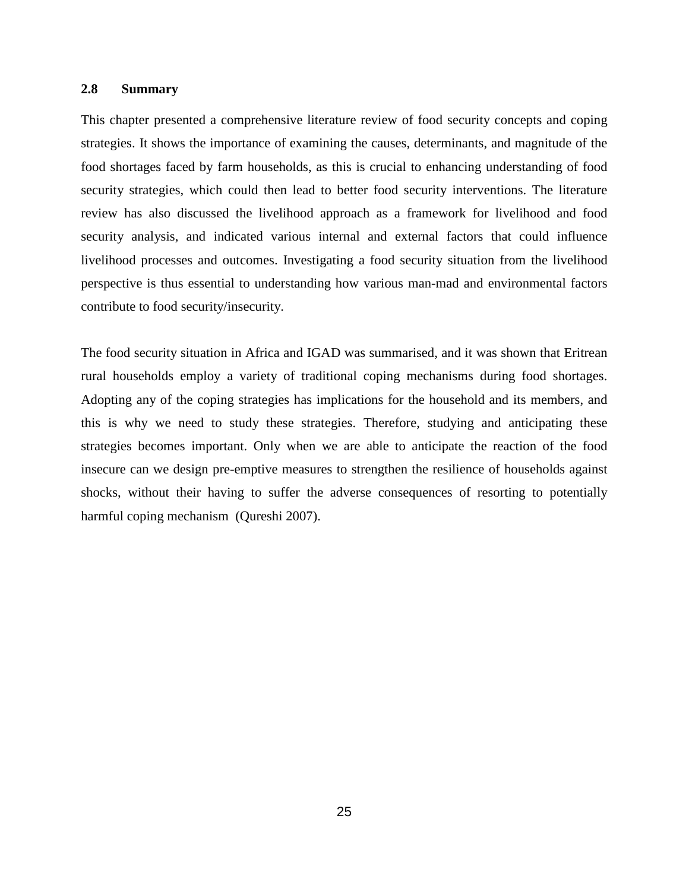### 2.8 Summary

This chapter presented a comprehensive literature review of food security concepts and coping strategies. It shows the importance of examining the causes, determinants, and magnitude of the food shortages faced by farm households, as this is crucial to enhancing understanding of food security strategies, which could then lead to better food security interventions. The literature review has also discussed the livelihood approach as a framework for livelihood and food security analysis, and indicated various internal and external factors that could influence livelihood processes and outcomes. Investigating a food security situation from the livelihood perspective is thus essential to understanding how various man-mad and environmental factors contribute to food security/insecurity.

The food security situation in Africa and IGAD was summarised, and it was shown that Eritrean rural households employ a variety of traditional coping mechanisms during food shortages. Adopting any of the coping strategies has implications for the household and its members, and this is why we need to study these strategies. Therefore, studying and anticipating these strategies becomes important. Only when we are able to anticipate the reaction of the food insecure can we design pre-emptive measures to strengthen the resilience of households against shocks, without their having to suffer the adverse consequences of resorting to potentially harmful coping mechanism (Qureshi 2007).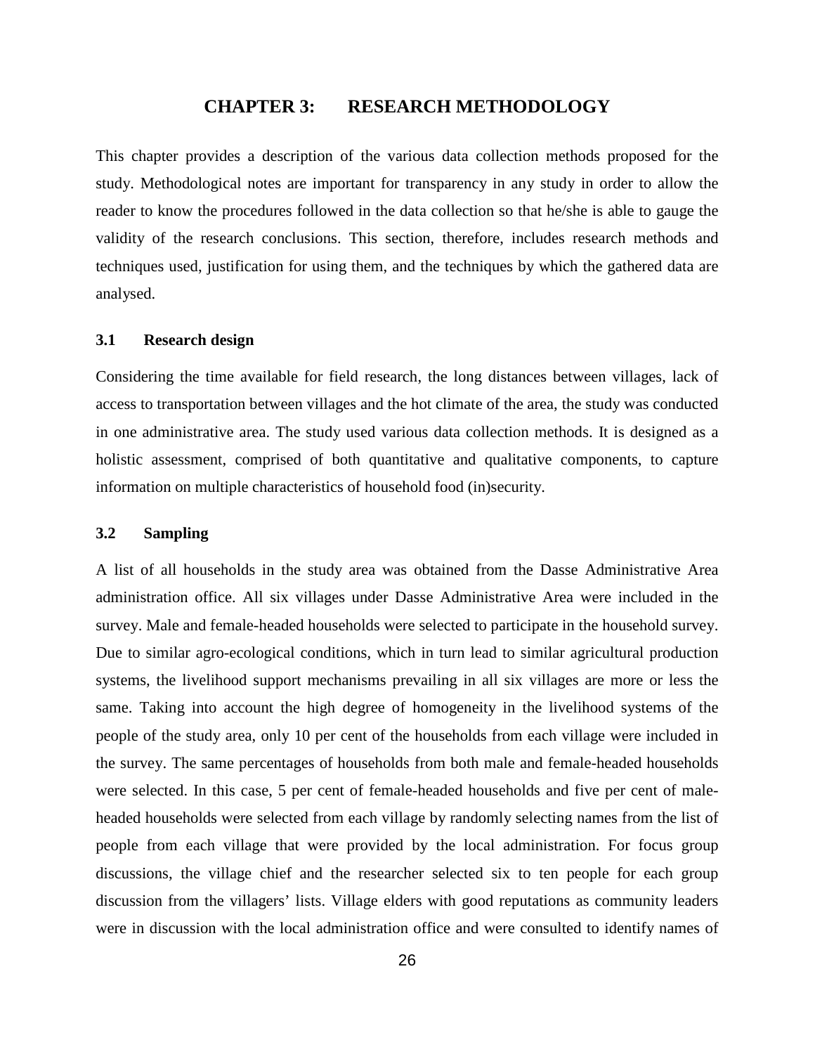# CHAPTER 3: RESEARCH METHODOLOGY

This chapter provides a description of the various data collection methods proposed for the study. Methodological notes are important for transparency in any study in order to allow the reader to know the procedures followed in the data collection so that he/she is able to gauge the validity of the research conclusions. This section, therefore, includes research methods and techniques used, justification for using them, and the techniques by which the gathered data are analysed.

## 3.1 Research design

Considering the time available for field research, the long distances between villages, lack of access to transportation between villages and the hot climate of the area, the study was conducted in one administrative area. The study used various data collection methods. It is designed as a holistic assessment, comprised of both quantitative and qualitative components, to capture information on multiple characteristics of household food (in)security.

## 3.2 Sampling

A list of all households in the study area was obtained from the Dasse Administrative Area administration office. All six villages under Dasse Administrative Area were included in the survey. Male and female-headed households were selected to participate in the household survey. Due to similar agro-ecological conditions, which in turn lead to similar agricultural production systems, the livelihood support mechanisms prevailing in all six villages are more or less the same. Taking into account the high degree of homogeneity in the livelihood systems of the people of the study area, only 10 per cent of the households from each village were included in the survey. The same percentages of households from both male and female-headed households were selected. In this case, 5 per cent of female-headed households and five per cent of male-headed households were selected from each village by randomly selecting names from the list of people from each village that were provided by the local administration. For focus group discussions, the village chief and the researcher selected six to ten people for each group discussion from the villagers' lists. Village elders with good reputations as community leaders were in discussion with the local administration office and were consulted to identify names of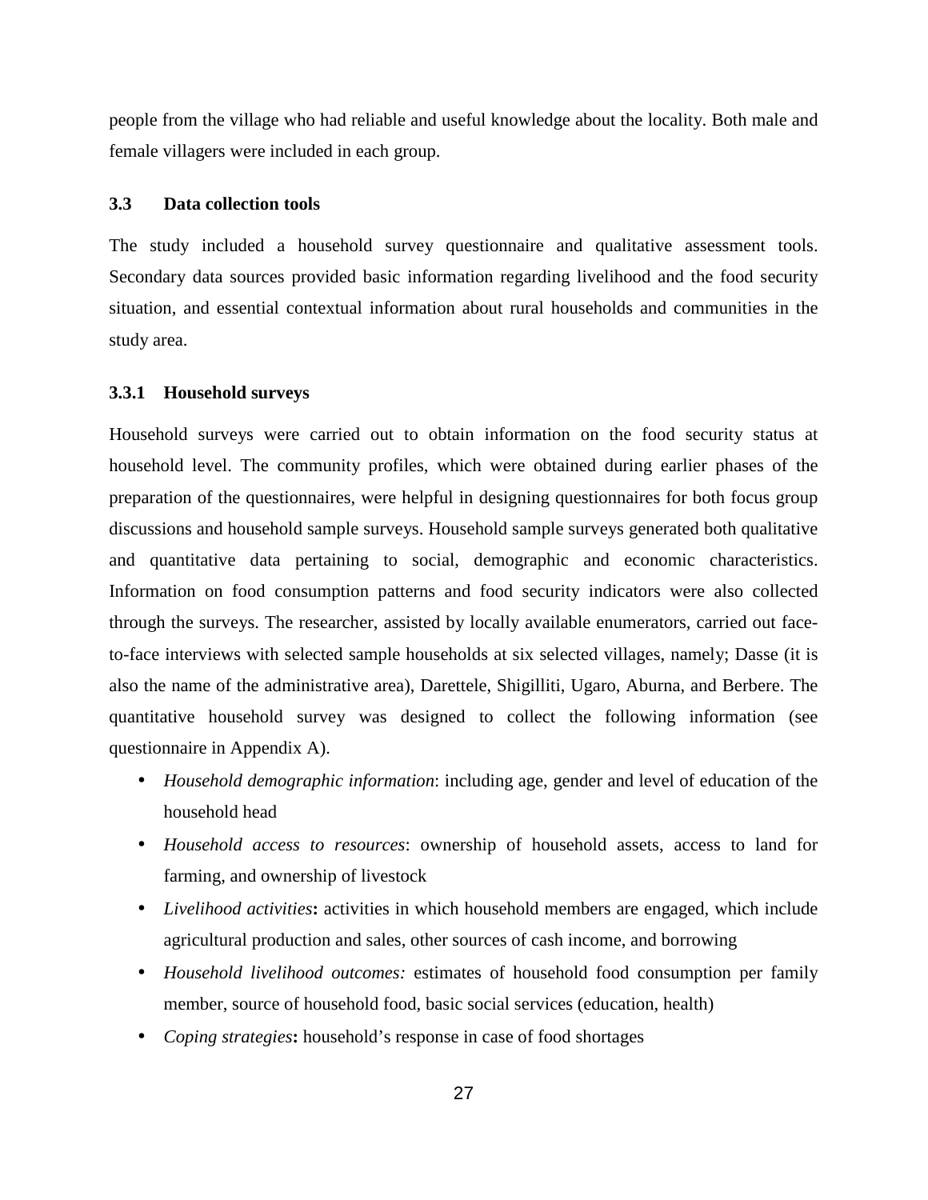people from the village who had reliable and useful knowledge about the locality. Both male and female villagers were included in each group.

## 3.3 Data collection tools

The study included a household survey questionnaire and qualitative assessment tools. Secondary data sources provided basic information regarding livelihood and the food security situation, and essential contextual information about rural households and communities in the study area.

### 3.3.1 Household surveys

Household surveys were carried out to obtain information on the food security status at household level. The community profiles, which were obtained during earlier phases of the preparation of the questionnaires, were helpful in designing questionnaires for both focus group discussions and household sample surveys. Household sample surveys generated both qualitative and quantitative data pertaining to social, demographic and economic characteristics. Information on food consumption patterns and food security indicators were also collected through the surveys. The researcher, assisted by locally available enumerators, carried out face-to-face interviews with selected sample households at six selected villages, namely; Dasse (it is also the name of the administrative area), Darettele, Shigilliti, Ugaro, Aburna, and Berbere. The quantitative household survey was designed to collect the following information (see questionnaire in Appendix A).

- *Household demographic information*: including age, gender and level of education of the household head
- *Household access to resources*: ownership of household assets, access to land for farming, and ownership of livestock
- *Livelihood activities***:** activities in which household members are engaged, which include agricultural production and sales, other sources of cash income, and borrowing
- *Household livelihood outcomes:* estimates of household food consumption per family member, source of household food, basic social services (education, health)
- *Coping strategies***:** household's response in case of food shortages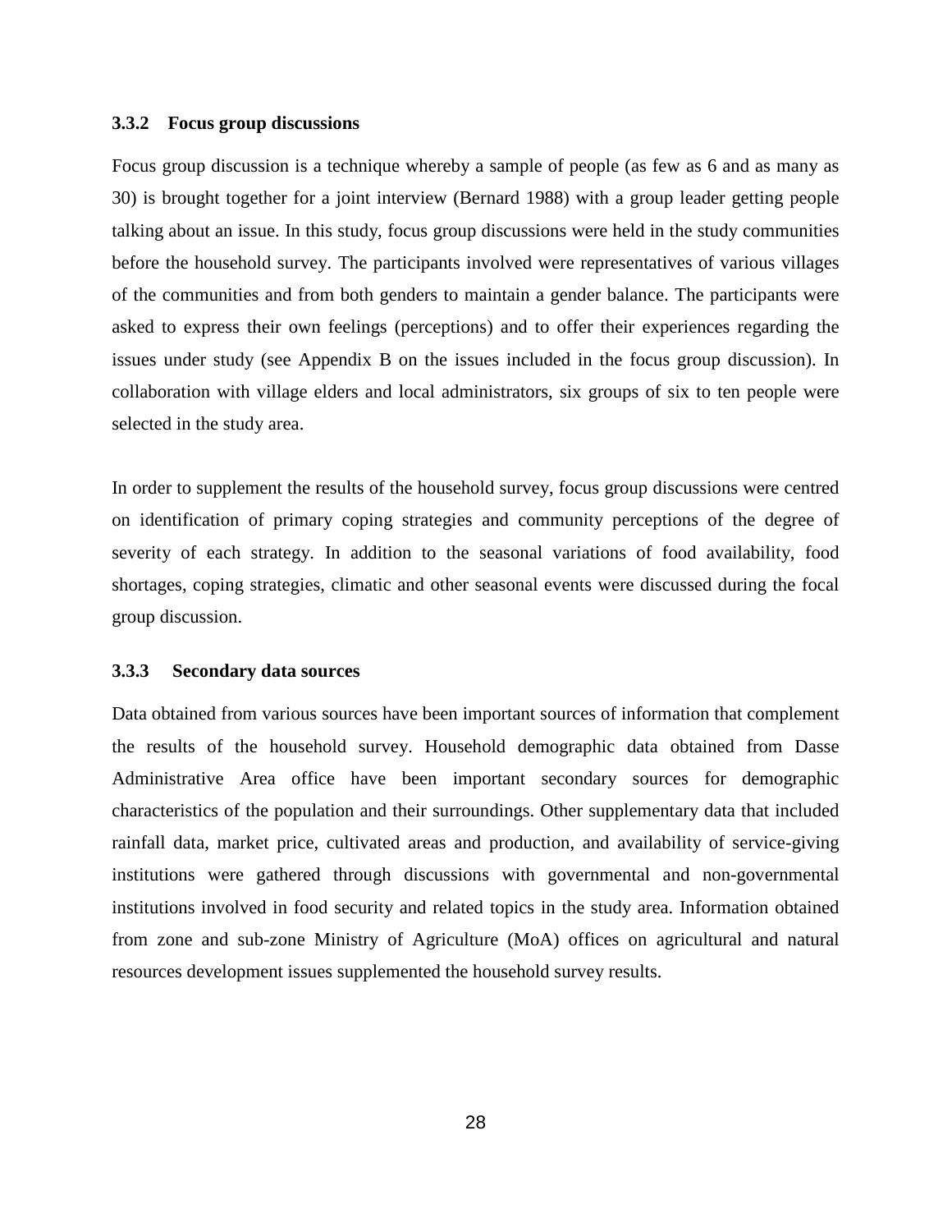### 3.3.2 Focus group discussions

Focus group discussion is a technique whereby a sample of people (as few as 6 and as many as 30) is brought together for a joint interview (Bernard 1988) with a group leader getting people talking about an issue. In this study, focus group discussions were held in the study communities before the household survey. The participants involved were representatives of various villages of the communities and from both genders to maintain a gender balance. The participants were asked to express their own feelings (perceptions) and to offer their experiences regarding the issues under study (see Appendix B on the issues included in the focus group discussion). In collaboration with village elders and local administrators, six groups of six to ten people were selected in the study area.

In order to supplement the results of the household survey, focus group discussions were centred on identification of primary coping strategies and community perceptions of the degree of severity of each strategy. In addition to the seasonal variations of food availability, food shortages, coping strategies, climatic and other seasonal events were discussed during the focal group discussion.

### 3.3.3 Secondary data sources

Data obtained from various sources have been important sources of information that complement the results of the household survey. Household demographic data obtained from Dasse Administrative Area office have been important secondary sources for demographic characteristics of the population and their surroundings. Other supplementary data that included rainfall data, market price, cultivated areas and production, and availability of service-giving institutions were gathered through discussions with governmental and non-governmental institutions involved in food security and related topics in the study area. Information obtained from zone and sub-zone Ministry of Agriculture (MoA) offices on agricultural and natural resources development issues supplemented the household survey results.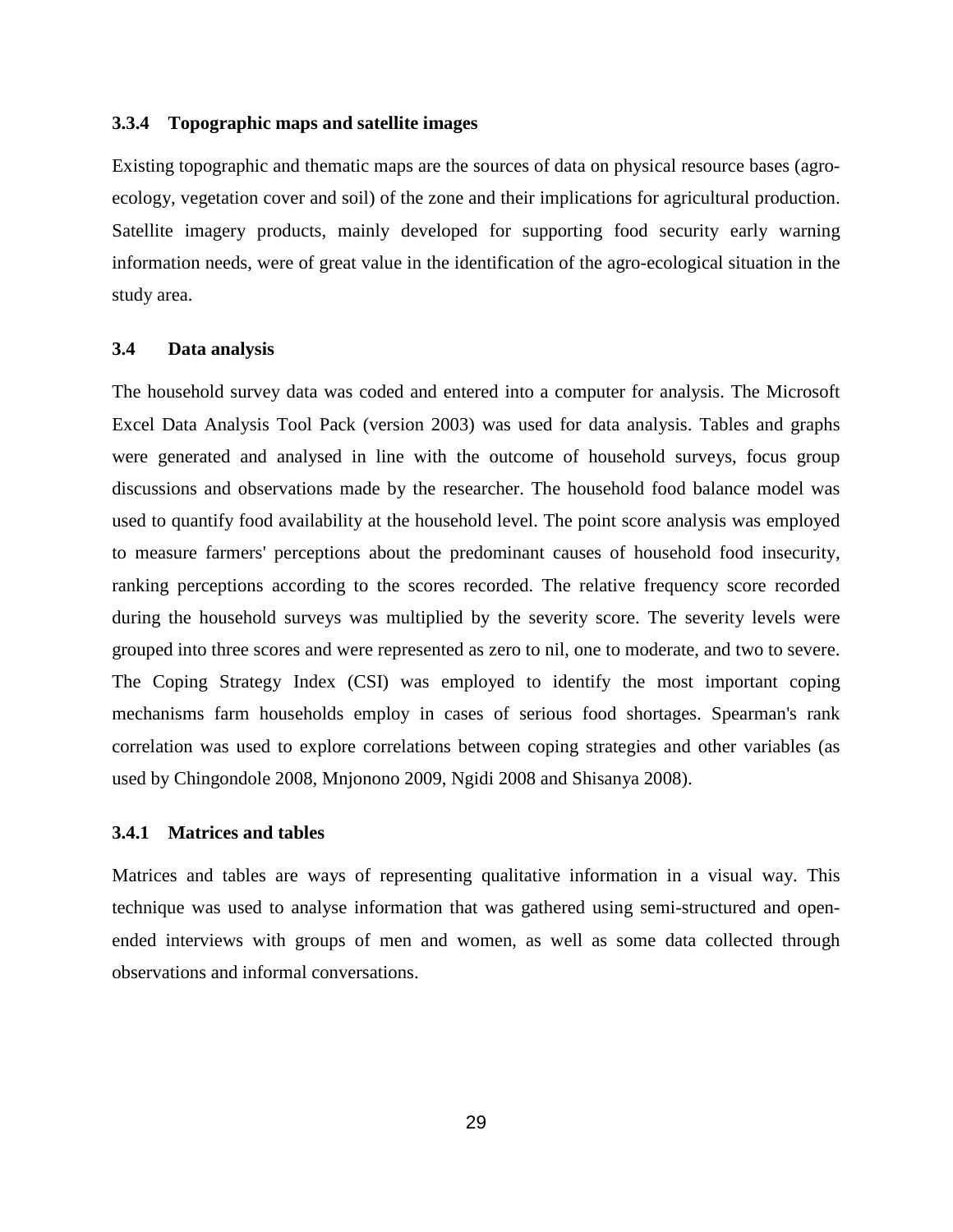### 3.3.4 Topographic maps and satellite images

Existing topographic and thematic maps are the sources of data on physical resource bases (agro-ecology, vegetation cover and soil) of the zone and their implications for agricultural production. Satellite imagery products, mainly developed for supporting food security early warning information needs, were of great value in the identification of the agro-ecological situation in the study area.

## 3.4 Data analysis

The household survey data was coded and entered into a computer for analysis. The Microsoft Excel Data Analysis Tool Pack (version 2003) was used for data analysis. Tables and graphs were generated and analysed in line with the outcome of household surveys, focus group discussions and observations made by the researcher. The household food balance model was used to quantify food availability at the household level. The point score analysis was employed to measure farmers' perceptions about the predominant causes of household food insecurity, ranking perceptions according to the scores recorded. The relative frequency score recorded during the household surveys was multiplied by the severity score. The severity levels were grouped into three scores and were represented as zero to nil, one to moderate, and two to severe. The Coping Strategy Index (CSI) was employed to identify the most important coping mechanisms farm households employ in cases of serious food shortages. Spearman's rank correlation was used to explore correlations between coping strategies and other variables (as used by Chingondole 2008, Mnjonono 2009, Ngidi 2008 and Shisanya 2008).

### 3.4.1 Matrices and tables

Matrices and tables are ways of representing qualitative information in a visual way. This technique was used to analyse information that was gathered using semi-structured and open-ended interviews with groups of men and women, as well as some data collected through observations and informal conversations.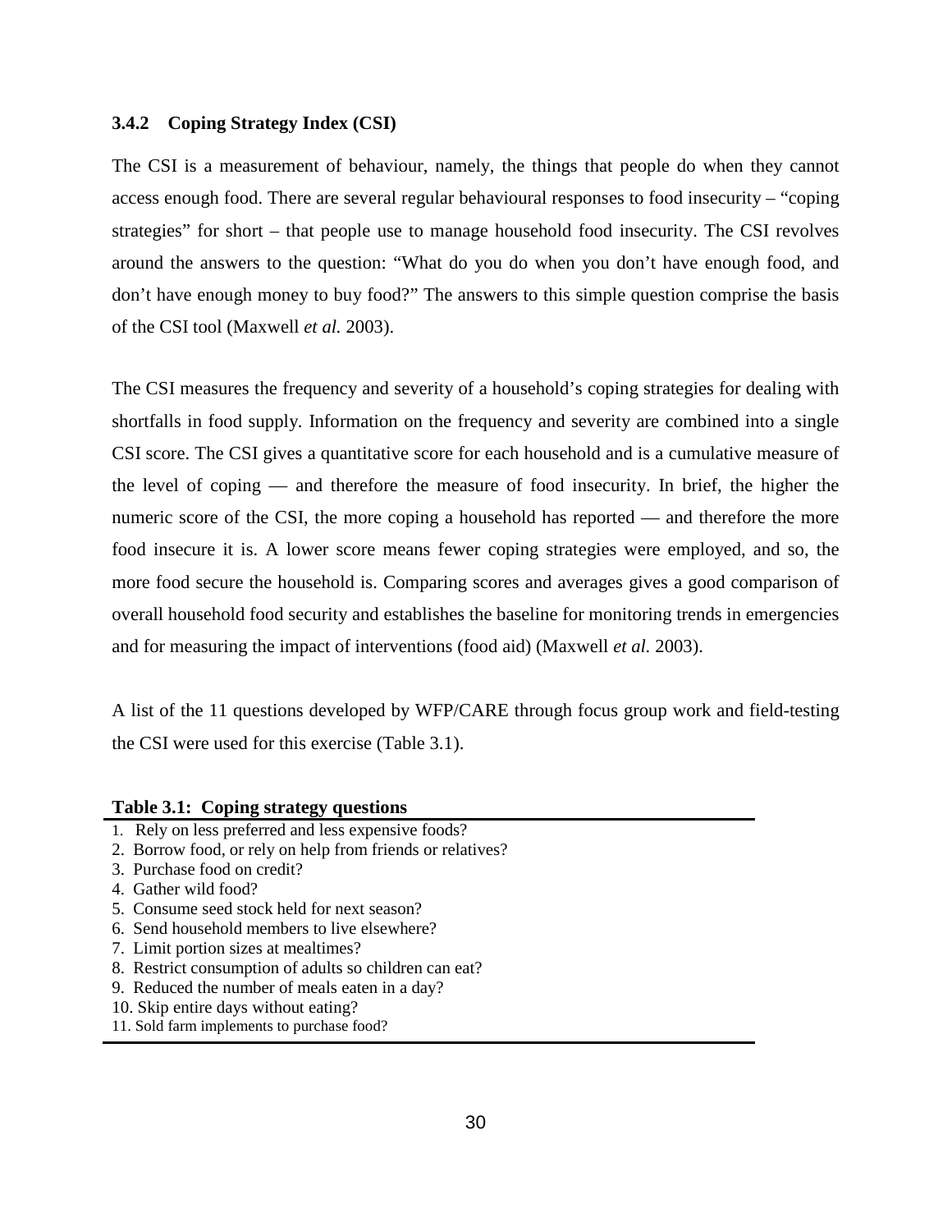### 3.4.2 Coping Strategy Index (CSI)

The CSI is a measurement of behaviour, namely, the things that people do when they cannot access enough food. There are several regular behavioural responses to food insecurity – "coping strategies" for short – that people use to manage household food insecurity. The CSI revolves around the answers to the question: "What do you do when you don't have enough food, and don't have enough money to buy food?" The answers to this simple question comprise the basis of the CSI tool (Maxwell *et al.* 2003).

The CSI measures the frequency and severity of a household's coping strategies for dealing with shortfalls in food supply. Information on the frequency and severity are combined into a single CSI score. The CSI gives a quantitative score for each household and is a cumulative measure of the level of coping — and therefore the measure of food insecurity. In brief, the higher the numeric score of the CSI, the more coping a household has reported — and therefore the more food insecure it is. A lower score means fewer coping strategies were employed, and so, the more food secure the household is. Comparing scores and averages gives a good comparison of overall household food security and establishes the baseline for monitoring trends in emergencies and for measuring the impact of interventions (food aid) (Maxwell *et al.* 2003).

A list of the 11 questions developed by WFP/CARE through focus group work and field-testing the CSI were used for this exercise (Table 3.1).

**Table 3.1: Coping strategy questions**

| |
|---|
| 1. Rely on less preferred and less expensive foods? |
| 2. Borrow food, or rely on help from friends or relatives? |
| 3. Purchase food on credit? |
| 4. Gather wild food? |
| 5. Consume seed stock held for next season? |
| 6. Send household members to live elsewhere? |
| 7. Limit portion sizes at mealtimes? |
| 8. Restrict consumption of adults so children can eat? |
| 9. Reduced the number of meals eaten in a day? |
| 10. Skip entire days without eating? |
| 11. Sold farm implements to purchase food? |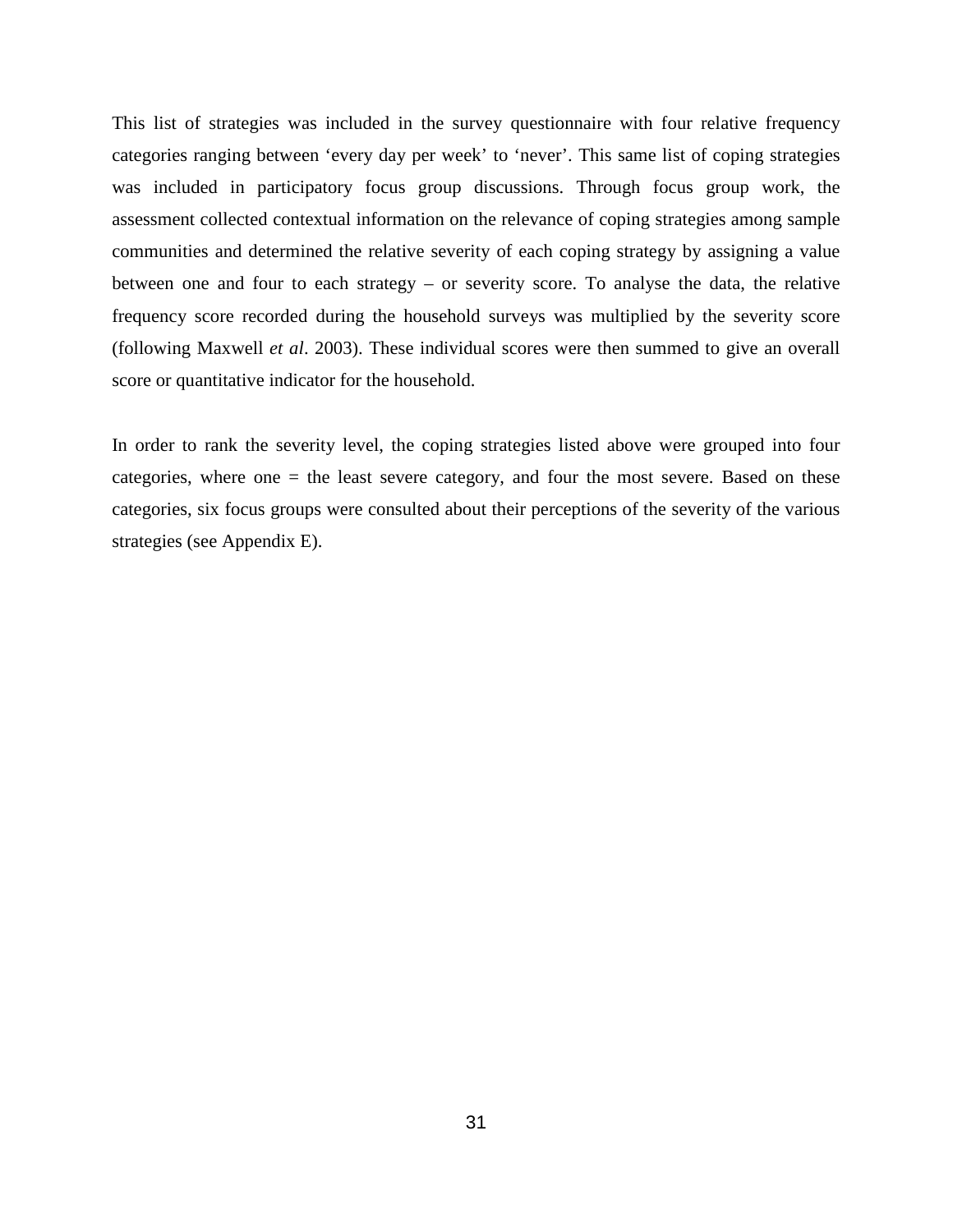This list of strategies was included in the survey questionnaire with four relative frequency categories ranging between 'every day per week' to 'never'. This same list of coping strategies was included in participatory focus group discussions. Through focus group work, the assessment collected contextual information on the relevance of coping strategies among sample communities and determined the relative severity of each coping strategy by assigning a value between one and four to each strategy – or severity score. To analyse the data, the relative frequency score recorded during the household surveys was multiplied by the severity score (following Maxwell *et al*. 2003). These individual scores were then summed to give an overall score or quantitative indicator for the household.

In order to rank the severity level, the coping strategies listed above were grouped into four categories, where one = the least severe category, and four the most severe. Based on these categories, six focus groups were consulted about their perceptions of the severity of the various strategies (see Appendix E).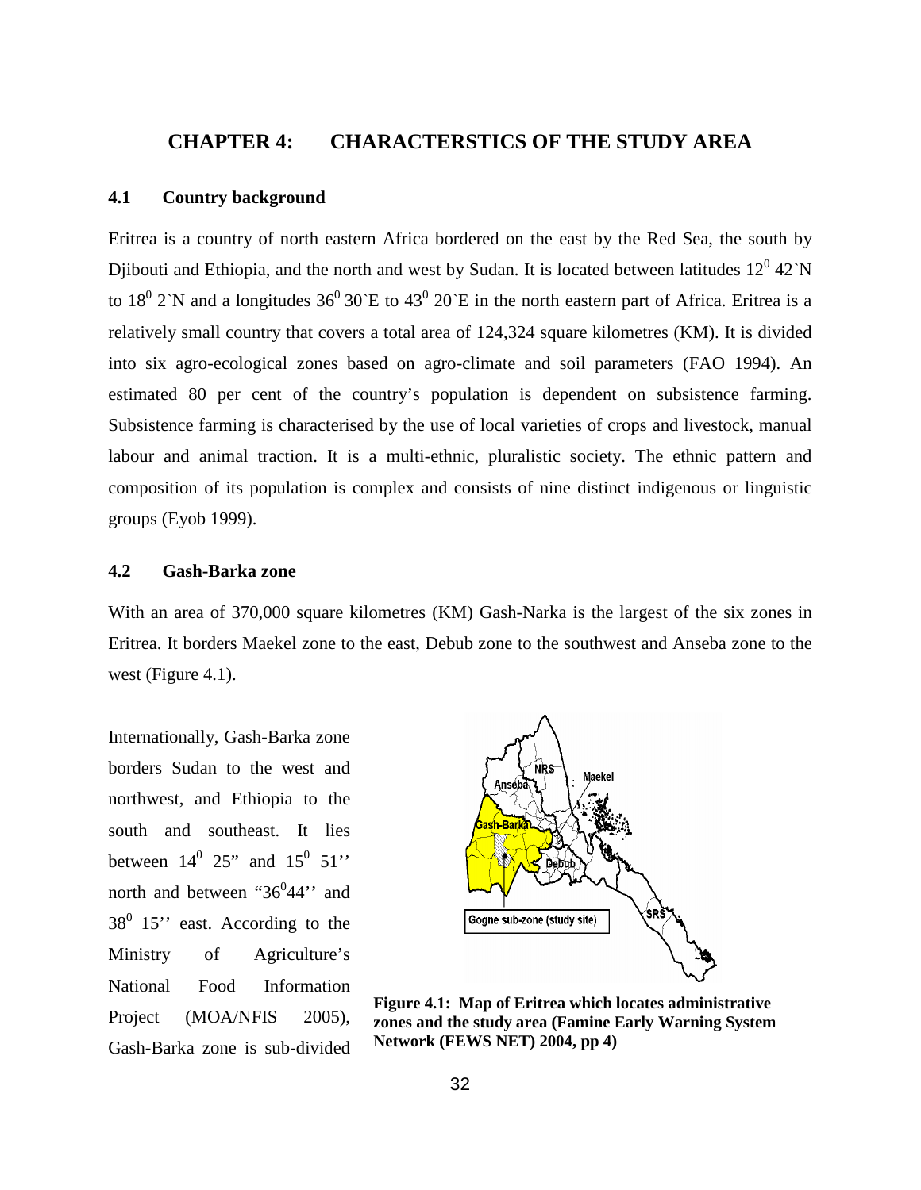# CHAPTER 4: CHARACTERSTICS OF THE STUDY AREA

## 4.1 Country background

Eritrea is a country of north eastern Africa bordered on the east by the Red Sea, the south by Djibouti and Ethiopia, and the north and west by Sudan. It is located between latitudes $12^0$ 42`N to $18^0$ 2`N and a longitudes $36^0$ 30`E to $43^0$ 20`E in the north eastern part of Africa. Eritrea is a relatively small country that covers a total area of 124,324 square kilometres (KM). It is divided into six agro-ecological zones based on agro-climate and soil parameters (FAO 1994). An estimated 80 per cent of the country's population is dependent on subsistence farming. Subsistence farming is characterised by the use of local varieties of crops and livestock, manual labour and animal traction. It is a multi-ethnic, pluralistic society. The ethnic pattern and composition of its population is complex and consists of nine distinct indigenous or linguistic groups (Eyob 1999).

## 4.2 Gash-Barka zone

With an area of 370,000 square kilometres (KM) Gash-Narka is the largest of the six zones in Eritrea. It borders Maekel zone to the east, Debub zone to the southwest and Anseba zone to the west (Figure 4.1).

Internationally, Gash-Barka zone borders Sudan to the west and northwest, and Ethiopia to the south and southeast. It lies between $14^0$ 25" and $15^0$ 51'' north and between "$36^0$44'' and $38^0$ 15'' east. According to the Ministry of Agriculture's National Food Information Project (MOA/NFIS 2005), Gash-Barka zone is sub-divided

NRS
Maekel
Anseba
Gash-Barka
Debub
SRS
Gogne sub-zone (study site)

**Figure 4.1: Map of Eritrea which locates administrative zones and the study area (Famine Early Warning System Network (FEWS NET) 2004, pp 4)**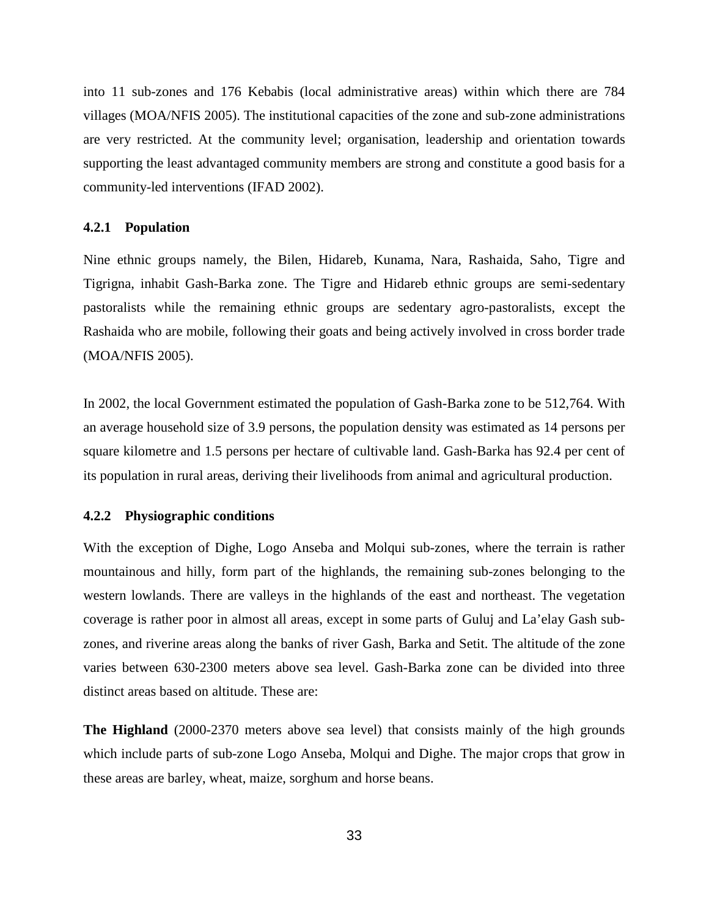into 11 sub-zones and 176 Kebabis (local administrative areas) within which there are 784 villages (MOA/NFIS 2005). The institutional capacities of the zone and sub-zone administrations are very restricted. At the community level; organisation, leadership and orientation towards supporting the least advantaged community members are strong and constitute a good basis for a community-led interventions (IFAD 2002).

### 4.2.1 Population

Nine ethnic groups namely, the Bilen, Hidareb, Kunama, Nara, Rashaida, Saho, Tigre and Tigrigna, inhabit Gash-Barka zone. The Tigre and Hidareb ethnic groups are semi-sedentary pastoralists while the remaining ethnic groups are sedentary agro-pastoralists, except the Rashaida who are mobile, following their goats and being actively involved in cross border trade (MOA/NFIS 2005).

In 2002, the local Government estimated the population of Gash-Barka zone to be 512,764. With an average household size of 3.9 persons, the population density was estimated as 14 persons per square kilometre and 1.5 persons per hectare of cultivable land. Gash-Barka has 92.4 per cent of its population in rural areas, deriving their livelihoods from animal and agricultural production.

### 4.2.2 Physiographic conditions

With the exception of Dighe, Logo Anseba and Molqui sub-zones, where the terrain is rather mountainous and hilly, form part of the highlands, the remaining sub-zones belonging to the western lowlands. There are valleys in the highlands of the east and northeast. The vegetation coverage is rather poor in almost all areas, except in some parts of Guluj and La'elay Gash sub-zones, and riverine areas along the banks of river Gash, Barka and Setit. The altitude of the zone varies between 630-2300 meters above sea level. Gash-Barka zone can be divided into three distinct areas based on altitude. These are:

**The Highland** (2000-2370 meters above sea level) that consists mainly of the high grounds which include parts of sub-zone Logo Anseba, Molqui and Dighe. The major crops that grow in these areas are barley, wheat, maize, sorghum and horse beans.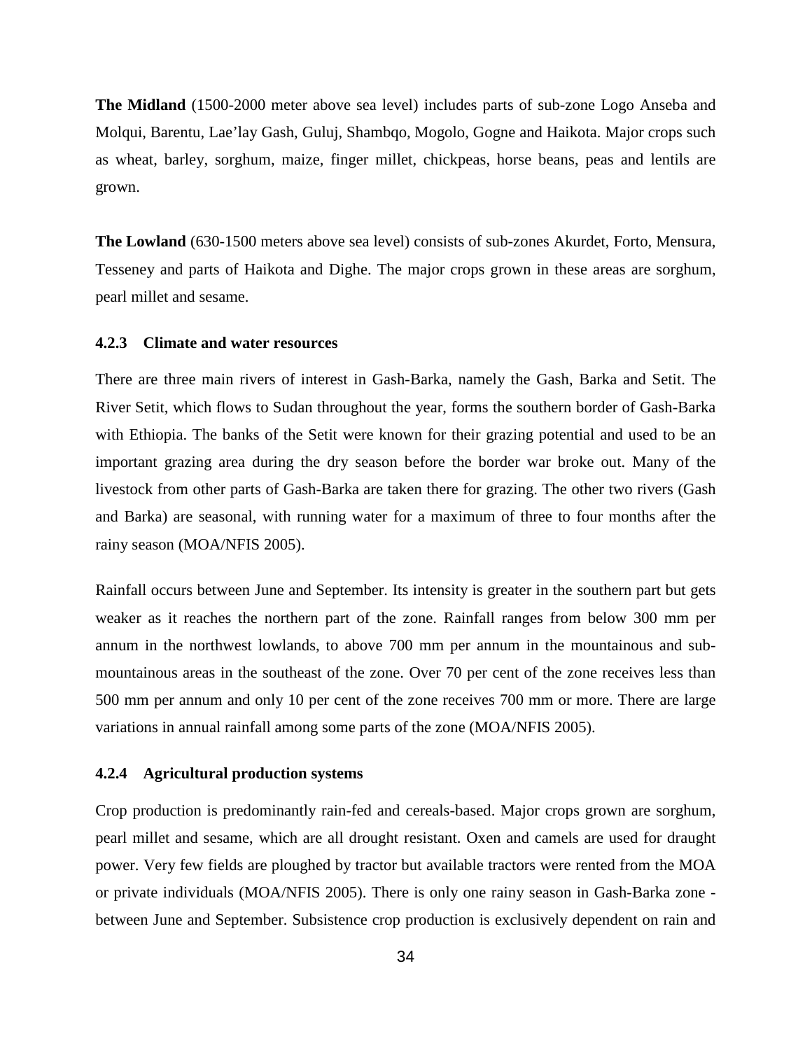**The Midland** (1500-2000 meter above sea level) includes parts of sub-zone Logo Anseba and Molqui, Barentu, Lae'lay Gash, Guluj, Shambqo, Mogolo, Gogne and Haikota. Major crops such as wheat, barley, sorghum, maize, finger millet, chickpeas, horse beans, peas and lentils are grown.

**The Lowland** (630-1500 meters above sea level) consists of sub-zones Akurdet, Forto, Mensura, Tesseney and parts of Haikota and Dighe. The major crops grown in these areas are sorghum, pearl millet and sesame.

### 4.2.3 Climate and water resources

There are three main rivers of interest in Gash-Barka, namely the Gash, Barka and Setit. The River Setit, which flows to Sudan throughout the year, forms the southern border of Gash-Barka with Ethiopia. The banks of the Setit were known for their grazing potential and used to be an important grazing area during the dry season before the border war broke out. Many of the livestock from other parts of Gash-Barka are taken there for grazing. The other two rivers (Gash and Barka) are seasonal, with running water for a maximum of three to four months after the rainy season (MOA/NFIS 2005).

Rainfall occurs between June and September. Its intensity is greater in the southern part but gets weaker as it reaches the northern part of the zone. Rainfall ranges from below 300 mm per annum in the northwest lowlands, to above 700 mm per annum in the mountainous and sub-mountainous areas in the southeast of the zone. Over 70 per cent of the zone receives less than 500 mm per annum and only 10 per cent of the zone receives 700 mm or more. There are large variations in annual rainfall among some parts of the zone (MOA/NFIS 2005).

### 4.2.4 Agricultural production systems

Crop production is predominantly rain-fed and cereals-based. Major crops grown are sorghum, pearl millet and sesame, which are all drought resistant. Oxen and camels are used for draught power. Very few fields are ploughed by tractor but available tractors were rented from the MOA or private individuals (MOA/NFIS 2005). There is only one rainy season in Gash-Barka zone - between June and September. Subsistence crop production is exclusively dependent on rain and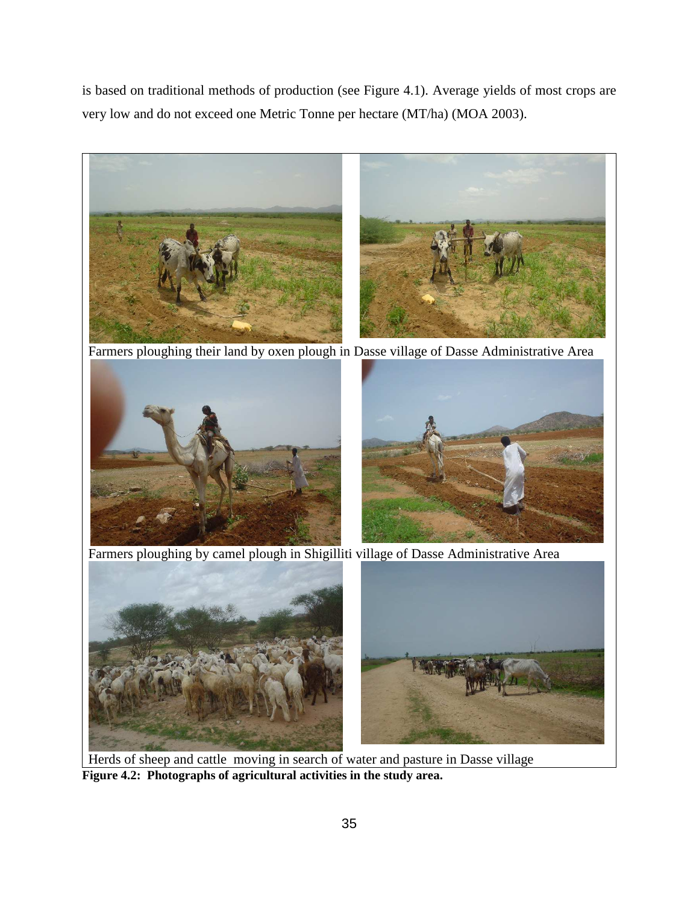is based on traditional methods of production (see Figure 4.1). Average yields of most crops are very low and do not exceed one Metric Tonne per hectare (MT/ha) (MOA 2003).

Farmers ploughing their land by oxen plough in Dasse village of Dasse Administrative Area

Farmers ploughing by camel plough in Shigilliti village of Dasse Administrative Area

Herds of sheep and cattle moving in search of water and pasture in Dasse village

**Figure 4.2: Photographs of agricultural activities in the study area.**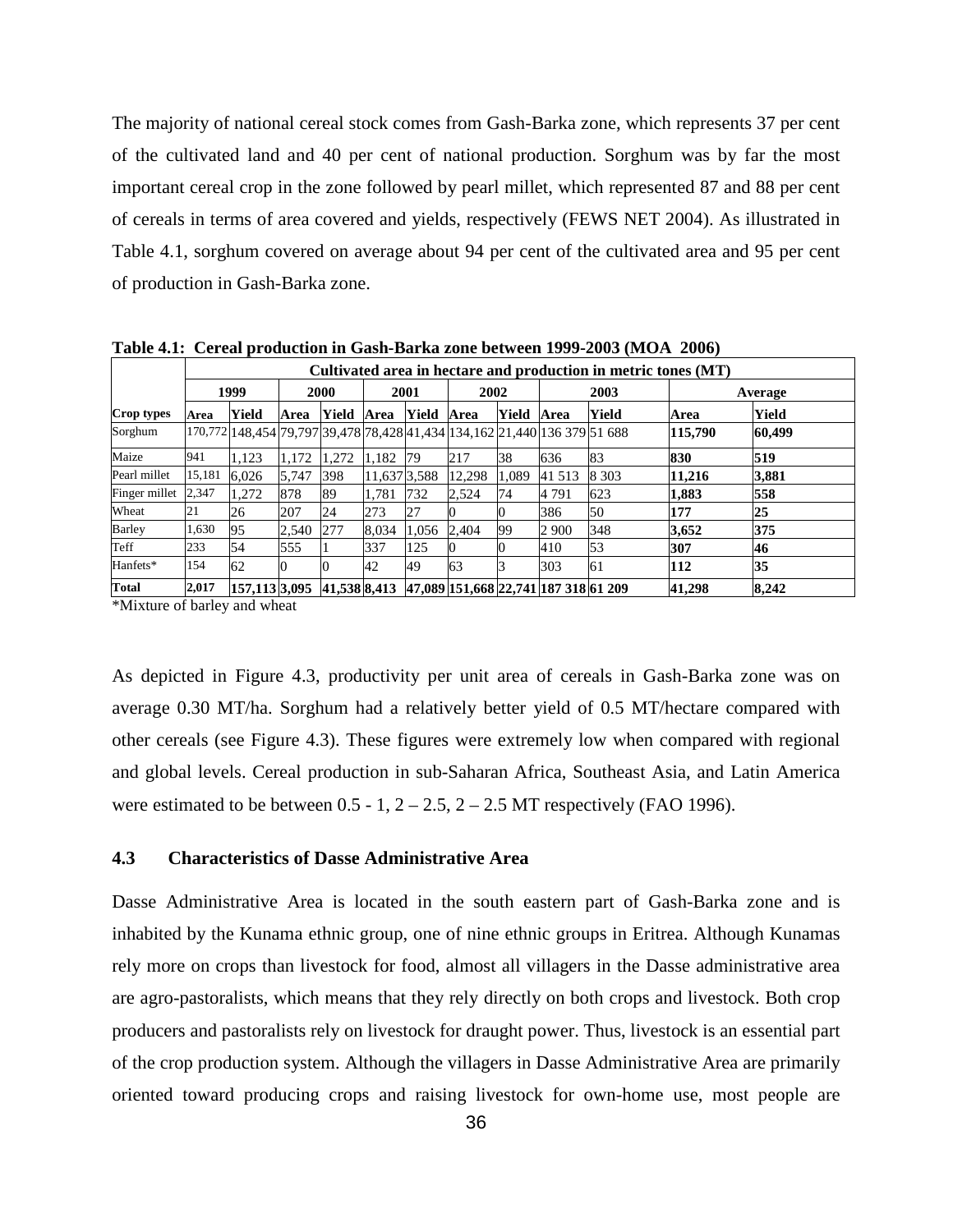The majority of national cereal stock comes from Gash-Barka zone, which represents 37 per cent of the cultivated land and 40 per cent of national production. Sorghum was by far the most important cereal crop in the zone followed by pearl millet, which represented 87 and 88 per cent of cereals in terms of area covered and yields, respectively (FEWS NET 2004). As illustrated in Table 4.1, sorghum covered on average about 94 per cent of the cultivated area and 95 per cent of production in Gash-Barka zone.

**Table 4.1: Cereal production in Gash-Barka zone between 1999-2003 (MOA 2006)**

| | Cultivated area in hectare and production in metric tones (MT) | | | | | | | | | | | |
|---|---|---|---|---|---|---|---|---|---|---|---|---|
| | 1999 | | 2000 | | 2001 | | 2002 | | 2003 | | Average | |
| **Crop types** | **Area** | **Yield** | **Area** | **Yield** | **Area** | **Yield** | **Area** | **Yield** | **Area** | **Yield** | **Area** | **Yield** |
| Sorghum | 170,772 | 148,454 | 79,797 | 39,478 | 78,428 | 41,434 | 134,162 | 21,440 | 136 379 | 51 688 | **115,790** | **60,499** |
| Maize | 941 | 1,123 | 1,172 | 1,272 | 1,182 | 79 | 217 | 38 | 636 | 83 | **830** | **519** |
| Pearl millet | 15,181 | 6,026 | 5,747 | 398 | 11,637 | 3,588 | 12,298 | 1,089 | 41 513 | 8 303 | **11,216** | **3,881** |
| Finger millet | 2,347 | 1,272 | 878 | 89 | 1,781 | 732 | 2,524 | 74 | 4 791 | 623 | **1,883** | **558** |
| Wheat | 21 | 26 | 207 | 24 | 273 | 27 | 0 | 0 | 386 | 50 | **177** | **25** |
| Barley | 1,630 | 95 | 2,540 | 277 | 8,034 | 1,056 | 2,404 | 99 | 2 900 | 348 | **3,652** | **375** |
| Teff | 233 | 54 | 555 | 1 | 337 | 125 | 0 | 0 | 410 | 53 | **307** | **46** |
| Hanfets* | 154 | 62 | 0 | 0 | 42 | 49 | 63 | 3 | 303 | 61 | **112** | **35** |
| **Total** | **2,017** | **157,113** | **3,095** | **41,538** | **8,413** | **47,089** | **151,668** | **22,741** | **187 318** | **61 209** | **41,298** | **8,242** |

*Mixture of barley and wheat

As depicted in Figure 4.3, productivity per unit area of cereals in Gash-Barka zone was on average 0.30 MT/ha. Sorghum had a relatively better yield of 0.5 MT/hectare compared with other cereals (see Figure 4.3). These figures were extremely low when compared with regional and global levels. Cereal production in sub-Saharan Africa, Southeast Asia, and Latin America were estimated to be between 0.5 - 1, 2 – 2.5, 2 – 2.5 MT respectively (FAO 1996).

### 4.3 Characteristics of Dasse Administrative Area

Dasse Administrative Area is located in the south eastern part of Gash-Barka zone and is inhabited by the Kunama ethnic group, one of nine ethnic groups in Eritrea. Although Kunamas rely more on crops than livestock for food, almost all villagers in the Dasse administrative area are agro-pastoralists, which means that they rely directly on both crops and livestock. Both crop producers and pastoralists rely on livestock for draught power. Thus, livestock is an essential part of the crop production system. Although the villagers in Dasse Administrative Area are primarily oriented toward producing crops and raising livestock for own-home use, most people are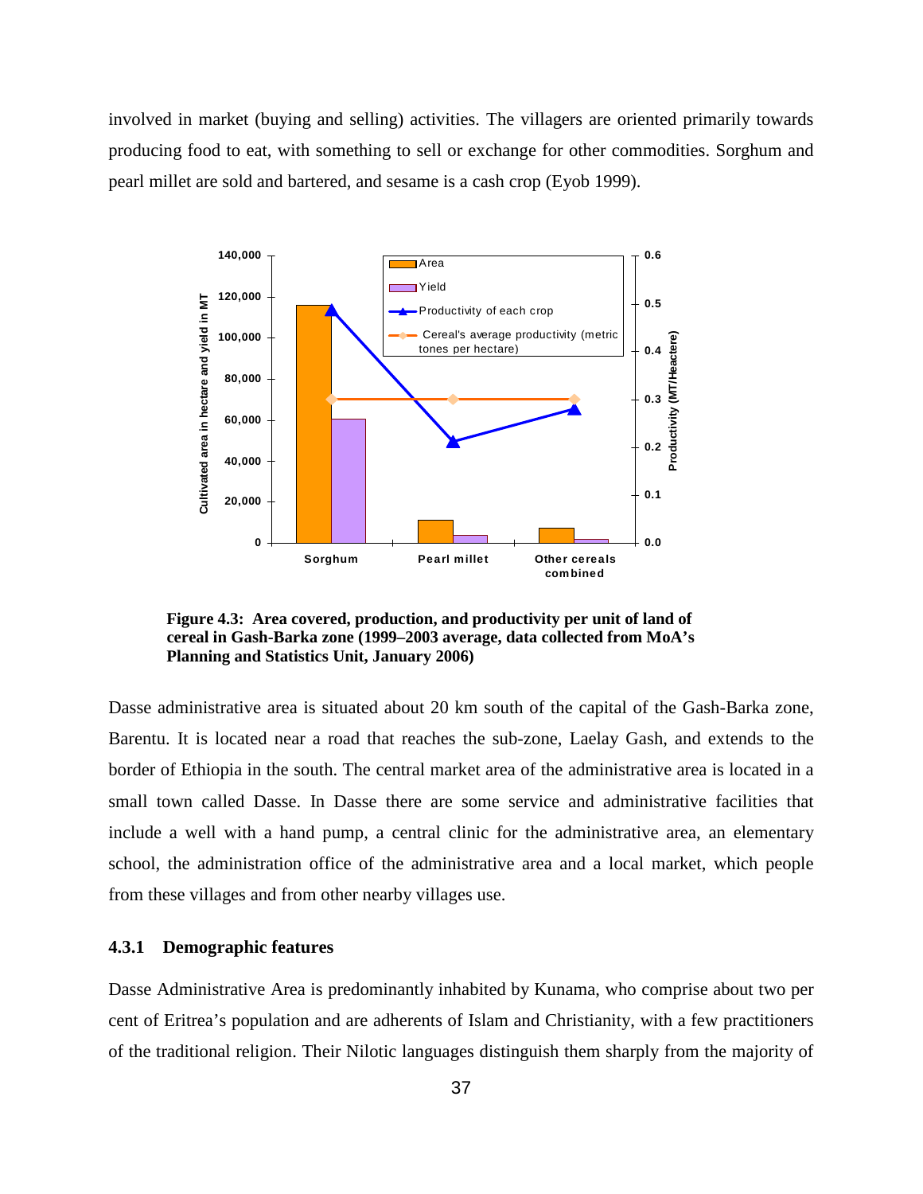involved in market (buying and selling) activities. The villagers are oriented primarily towards producing food to eat, with something to sell or exchange for other commodities. Sorghum and pearl millet are sold and bartered, and sesame is a cash crop (Eyob 1999).

140,000
120,000
100,000
80,000
60,000
40,000
20,000
0

Cultivated area in hectare and yield in MT

0.6
0.5
0.4
0.3
0.2
0.1
0.0

Productivity (MT/Heactere)

Area
Yield
Productivity of each crop
Cereal's average productivity (metric tones per hectare)

Sorghum
Pearl millet
Other cereals combined

**Figure 4.3: Area covered, production, and productivity per unit of land of cereal in Gash-Barka zone (1999–2003 average, data collected from MoA's Planning and Statistics Unit, January 2006)**

Dasse administrative area is situated about 20 km south of the capital of the Gash-Barka zone, Barentu. It is located near a road that reaches the sub-zone, Laelay Gash, and extends to the border of Ethiopia in the south. The central market area of the administrative area is located in a small town called Dasse. In Dasse there are some service and administrative facilities that include a well with a hand pump, a central clinic for the administrative area, an elementary school, the administration office of the administrative area and a local market, which people from these villages and from other nearby villages use.

### 4.3.1 Demographic features

Dasse Administrative Area is predominantly inhabited by Kunama, who comprise about two per cent of Eritrea's population and are adherents of Islam and Christianity, with a few practitioners of the traditional religion. Their Nilotic languages distinguish them sharply from the majority of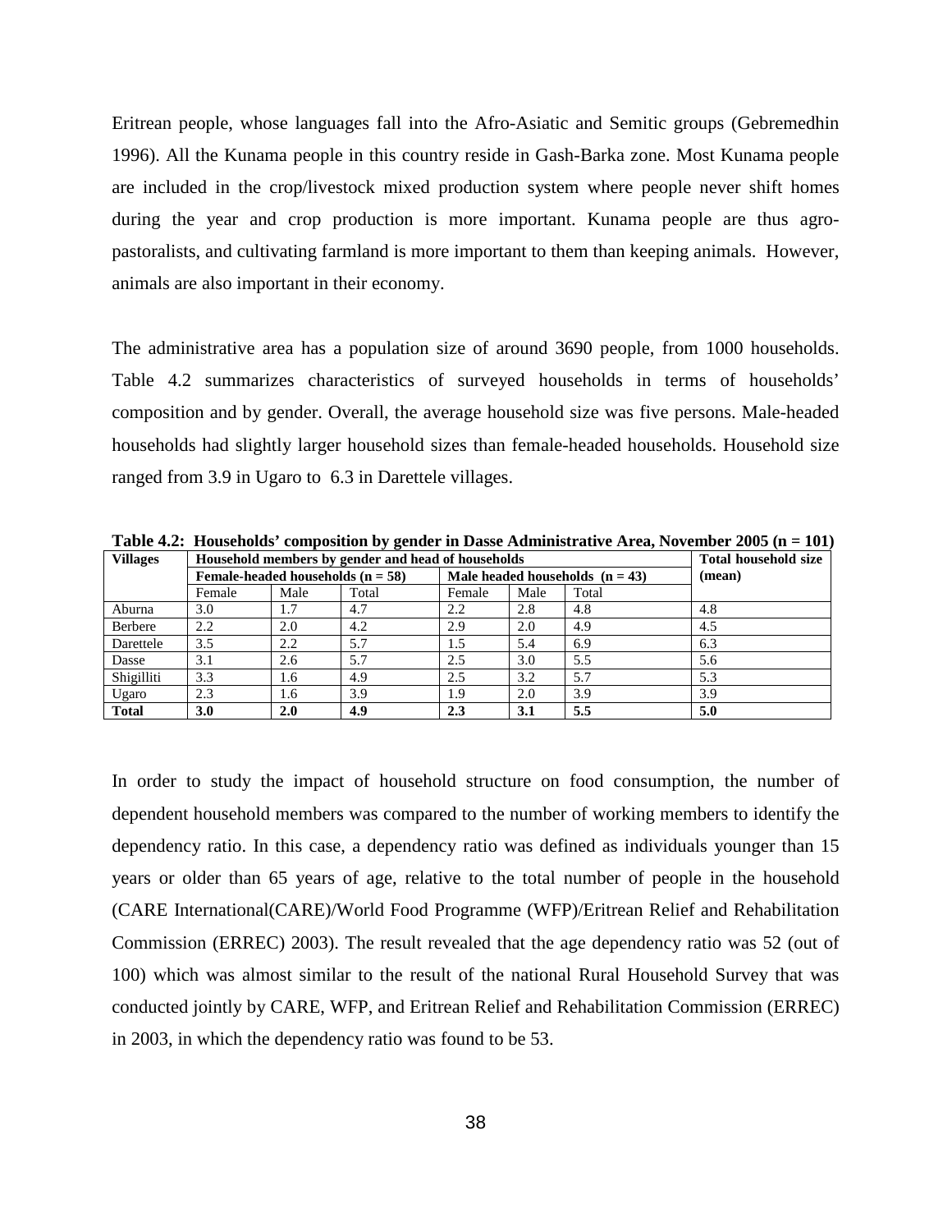Eritrean people, whose languages fall into the Afro-Asiatic and Semitic groups (Gebremedhin 1996). All the Kunama people in this country reside in Gash-Barka zone. Most Kunama people are included in the crop/livestock mixed production system where people never shift homes during the year and crop production is more important. Kunama people are thus agro-pastoralists, and cultivating farmland is more important to them than keeping animals. However, animals are also important in their economy.

The administrative area has a population size of around 3690 people, from 1000 households. Table 4.2 summarizes characteristics of surveyed households in terms of households' composition and by gender. Overall, the average household size was five persons. Male-headed households had slightly larger household sizes than female-headed households. Household size ranged from 3.9 in Ugaro to 6.3 in Darettele villages.

**Table 4.2: Households' composition by gender in Dasse Administrative Area, November 2005 (n = 101)**

| **Villages** | **Household members by gender and head of households** | | | | | | **Total household size (mean)** |
|---|---|---|---|---|---|---|---|
| | **Female-headed households (n = 58)** | | | **Male headed households (n = 43)** | | | |
| | Female | Male | Total | Female | Male | Total | |
| Aburna | 3.0 | 1.7 | 4.7 | 2.2 | 2.8 | 4.8 | 4.8 |
| Berbere | 2.2 | 2.0 | 4.2 | 2.9 | 2.0 | 4.9 | 4.5 |
| Darettele | 3.5 | 2.2 | 5.7 | 1.5 | 5.4 | 6.9 | 6.3 |
| Dasse | 3.1 | 2.6 | 5.7 | 2.5 | 3.0 | 5.5 | 5.6 |
| Shigilliti | 3.3 | 1.6 | 4.9 | 2.5 | 3.2 | 5.7 | 5.3 |
| Ugaro | 2.3 | 1.6 | 3.9 | 1.9 | 2.0 | 3.9 | 3.9 |
| **Total** | **3.0** | **2.0** | **4.9** | **2.3** | **3.1** | **5.5** | **5.0** |

In order to study the impact of household structure on food consumption, the number of dependent household members was compared to the number of working members to identify the dependency ratio. In this case, a dependency ratio was defined as individuals younger than 15 years or older than 65 years of age, relative to the total number of people in the household (CARE International(CARE)/World Food Programme (WFP)/Eritrean Relief and Rehabilitation Commission (ERREC) 2003). The result revealed that the age dependency ratio was 52 (out of 100) which was almost similar to the result of the national Rural Household Survey that was conducted jointly by CARE, WFP, and Eritrean Relief and Rehabilitation Commission (ERREC) in 2003, in which the dependency ratio was found to be 53.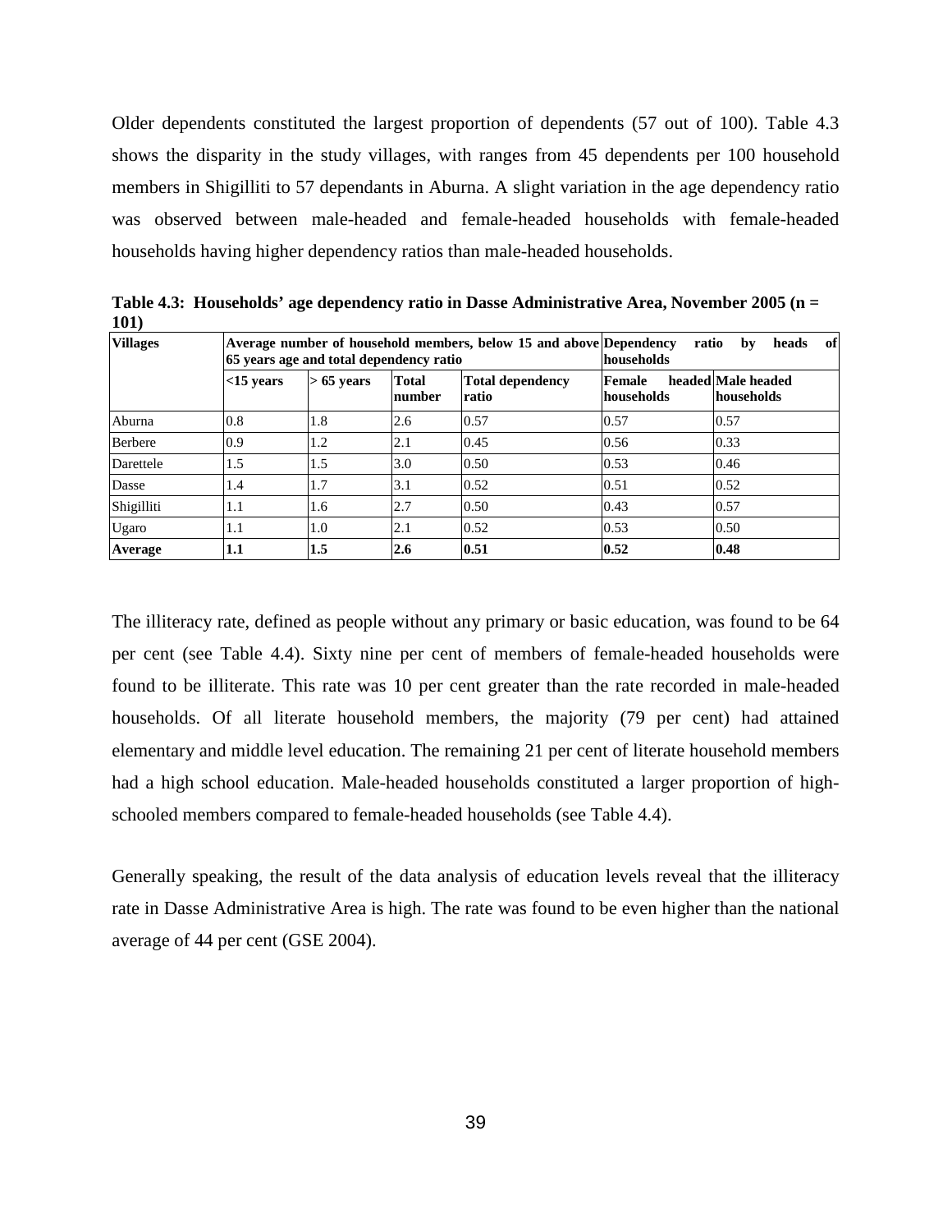Older dependents constituted the largest proportion of dependents (57 out of 100). Table 4.3 shows the disparity in the study villages, with ranges from 45 dependents per 100 household members in Shigilliti to 57 dependants in Aburna. A slight variation in the age dependency ratio was observed between male-headed and female-headed households with female-headed households having higher dependency ratios than male-headed households.

**Table 4.3: Households' age dependency ratio in Dasse Administrative Area, November 2005 (n = 101)**

| Villages | Average number of household members, below 15 and above 65 years age and total dependency ratio | | | | Dependency ratio by heads of households | |
|---|---|---|---|---|---|---|
| | <15 years | > 65 years | Total number | Total dependency ratio | Female headed households | Male headed households |
| Aburna | 0.8 | 1.8 | 2.6 | 0.57 | 0.57 | 0.57 |
| Berbere | 0.9 | 1.2 | 2.1 | 0.45 | 0.56 | 0.33 |
| Darettele | 1.5 | 1.5 | 3.0 | 0.50 | 0.53 | 0.46 |
| Dasse | 1.4 | 1.7 | 3.1 | 0.52 | 0.51 | 0.52 |
| Shigilliti | 1.1 | 1.6 | 2.7 | 0.50 | 0.43 | 0.57 |
| Ugaro | 1.1 | 1.0 | 2.1 | 0.52 | 0.53 | 0.50 |
| **Average** | **1.1** | **1.5** | **2.6** | **0.51** | **0.52** | **0.48** |

The illiteracy rate, defined as people without any primary or basic education, was found to be 64 per cent (see Table 4.4). Sixty nine per cent of members of female-headed households were found to be illiterate. This rate was 10 per cent greater than the rate recorded in male-headed households. Of all literate household members, the majority (79 per cent) had attained elementary and middle level education. The remaining 21 per cent of literate household members had a high school education. Male-headed households constituted a larger proportion of high-schooled members compared to female-headed households (see Table 4.4).

Generally speaking, the result of the data analysis of education levels reveal that the illiteracy rate in Dasse Administrative Area is high. The rate was found to be even higher than the national average of 44 per cent (GSE 2004).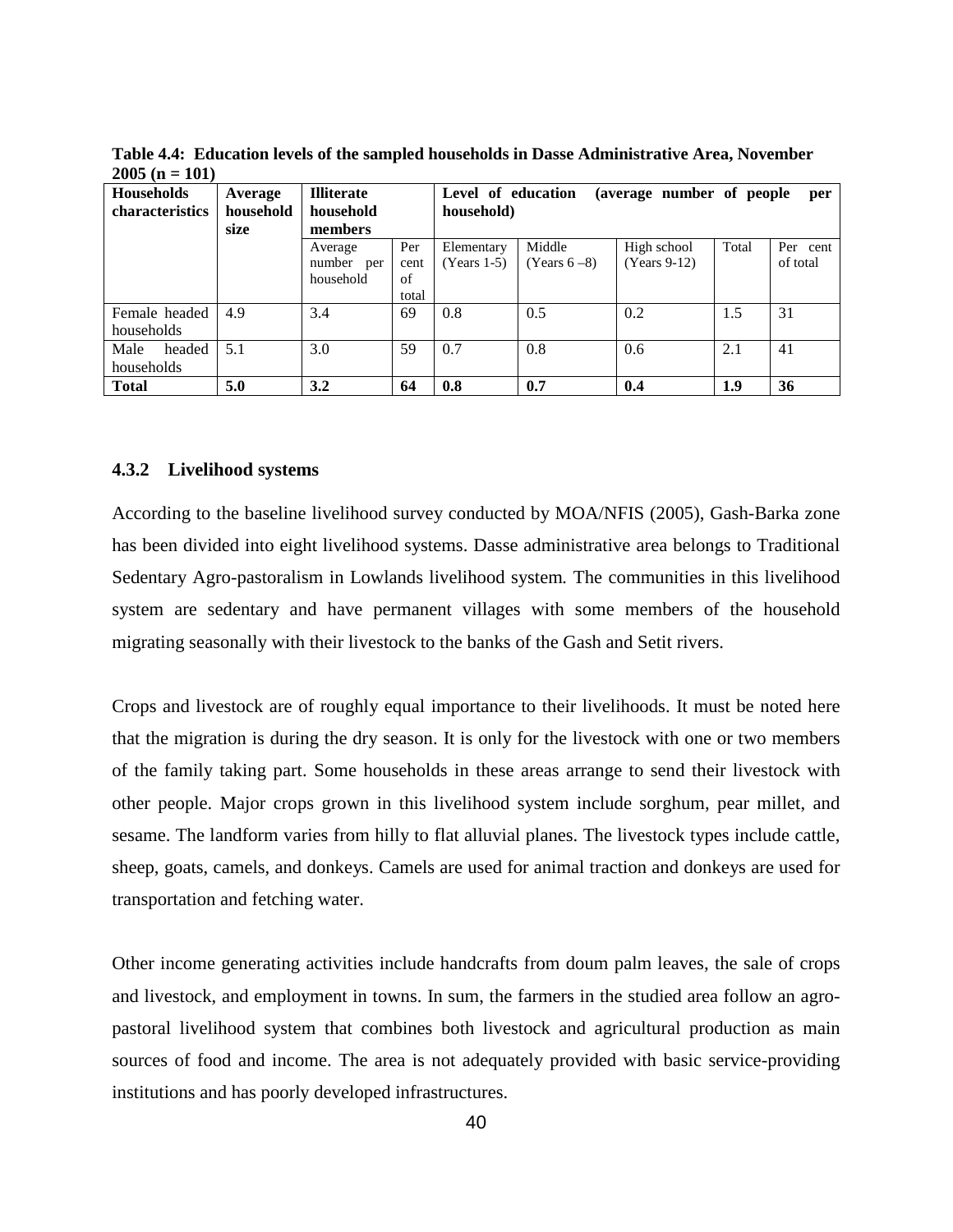**Table 4.4: Education levels of the sampled households in Dasse Administrative Area, November 2005 (n = 101)**

| Households characteristics | Average household size | Illiterate household members | | Level of education (average number of people per household) | | | | |
|---|---|---|---|---|---|---|---|---|
| | | Average number per household | Per cent of total | Elementary (Years 1-5) | Middle (Years 6 –8) | High school (Years 9-12) | Total | Per cent of total |
| Female headed households | 4.9 | 3.4 | 69 | 0.8 | 0.5 | 0.2 | 1.5 | 31 |
| Male headed households | 5.1 | 3.0 | 59 | 0.7 | 0.8 | 0.6 | 2.1 | 41 |
| **Total** | **5.0** | **3.2** | **64** | **0.8** | **0.7** | **0.4** | **1.9** | **36** |

### 4.3.2 Livelihood systems

According to the baseline livelihood survey conducted by MOA/NFIS (2005), Gash-Barka zone has been divided into eight livelihood systems. Dasse administrative area belongs to Traditional Sedentary Agro-pastoralism in Lowlands livelihood system. The communities in this livelihood system are sedentary and have permanent villages with some members of the household migrating seasonally with their livestock to the banks of the Gash and Setit rivers.

Crops and livestock are of roughly equal importance to their livelihoods. It must be noted here that the migration is during the dry season. It is only for the livestock with one or two members of the family taking part. Some households in these areas arrange to send their livestock with other people. Major crops grown in this livelihood system include sorghum, pear millet, and sesame. The landform varies from hilly to flat alluvial planes. The livestock types include cattle, sheep, goats, camels, and donkeys. Camels are used for animal traction and donkeys are used for transportation and fetching water.

Other income generating activities include handcrafts from doum palm leaves, the sale of crops and livestock, and employment in towns. In sum, the farmers in the studied area follow an agro-pastoral livelihood system that combines both livestock and agricultural production as main sources of food and income. The area is not adequately provided with basic service-providing institutions and has poorly developed infrastructures.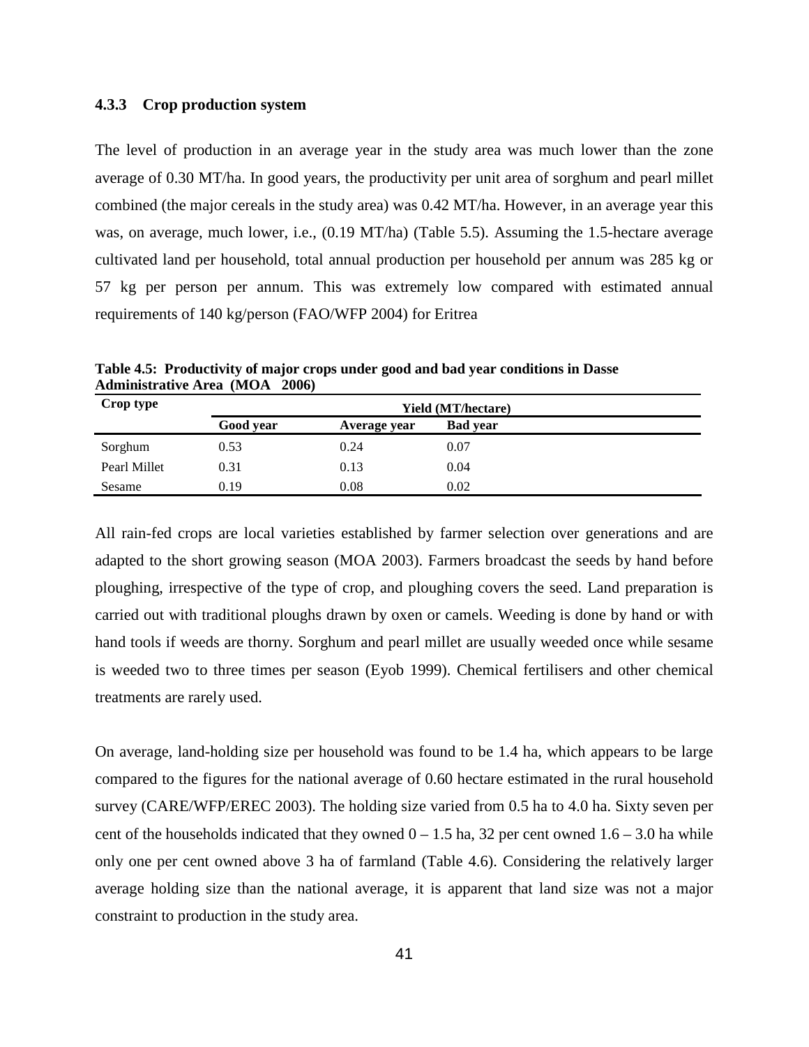### 4.3.3 Crop production system

The level of production in an average year in the study area was much lower than the zone average of 0.30 MT/ha. In good years, the productivity per unit area of sorghum and pearl millet combined (the major cereals in the study area) was 0.42 MT/ha. However, in an average year this was, on average, much lower, i.e., (0.19 MT/ha) (Table 5.5). Assuming the 1.5-hectare average cultivated land per household, total annual production per household per annum was 285 kg or 57 kg per person per annum. This was extremely low compared with estimated annual requirements of 140 kg/person (FAO/WFP 2004) for Eritrea

**Table 4.5: Productivity of major crops under good and bad year conditions in Dasse Administrative Area (MOA 2006)**

| Crop type | Yield (MT/hectare) | | |
|---|---|---|---|
| | **Good year** | **Average year** | **Bad year** |
| Sorghum | 0.53 | 0.24 | 0.07 |
| Pearl Millet | 0.31 | 0.13 | 0.04 |
| Sesame | 0.19 | 0.08 | 0.02 |

All rain-fed crops are local varieties established by farmer selection over generations and are adapted to the short growing season (MOA 2003). Farmers broadcast the seeds by hand before ploughing, irrespective of the type of crop, and ploughing covers the seed. Land preparation is carried out with traditional ploughs drawn by oxen or camels. Weeding is done by hand or with hand tools if weeds are thorny. Sorghum and pearl millet are usually weeded once while sesame is weeded two to three times per season (Eyob 1999). Chemical fertilisers and other chemical treatments are rarely used.

On average, land-holding size per household was found to be 1.4 ha, which appears to be large compared to the figures for the national average of 0.60 hectare estimated in the rural household survey (CARE/WFP/EREC 2003). The holding size varied from 0.5 ha to 4.0 ha. Sixty seven per cent of the households indicated that they owned 0 – 1.5 ha, 32 per cent owned 1.6 – 3.0 ha while only one per cent owned above 3 ha of farmland (Table 4.6). Considering the relatively larger average holding size than the national average, it is apparent that land size was not a major constraint to production in the study area.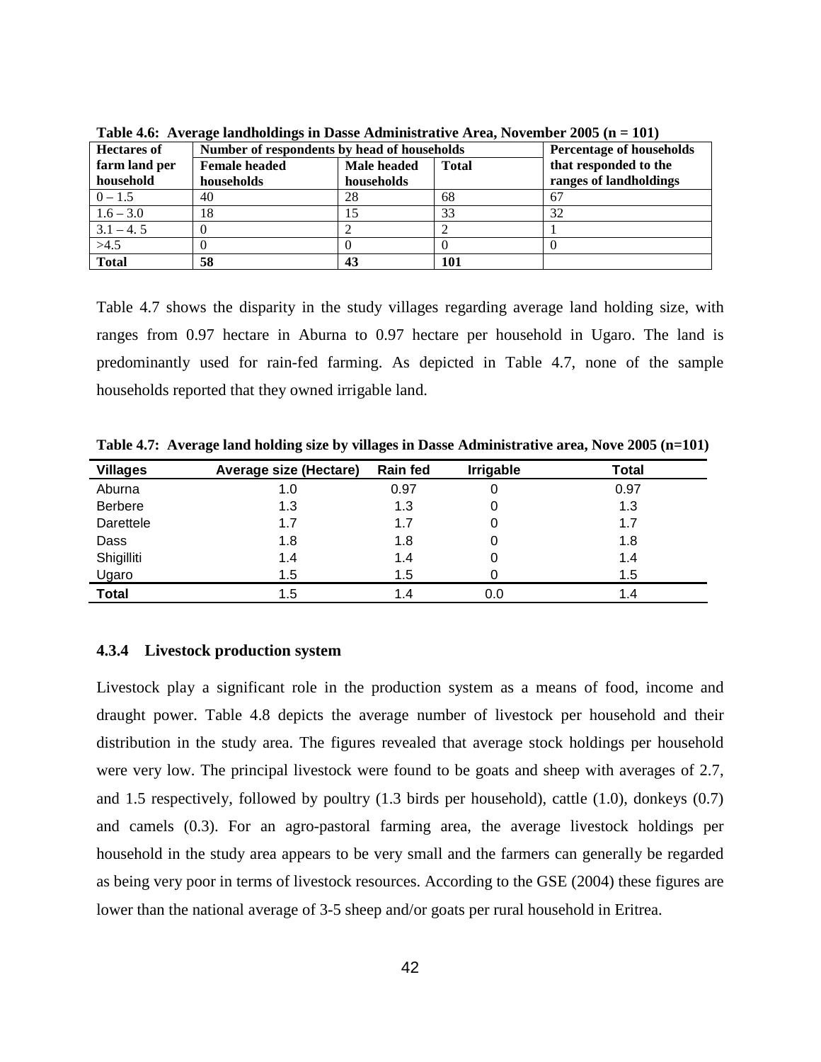**Table 4.6: Average landholdings in Dasse Administrative Area, November 2005 (n = 101)**

| Hectares of farm land per household | Number of respondents by head of households | | | Percentage of households that responded to the ranges of landholdings |
|---|---|---|---|---|
| | Female headed households | Male headed households | Total | |
| 0 – 1.5 | 40 | 28 | 68 | 67 |
| 1.6 – 3.0 | 18 | 15 | 33 | 32 |
| 3.1 – 4. 5 | 0 | 2 | 2 | 1 |
| >4.5 | 0 | 0 | 0 | 0 |
| **Total** | **58** | **43** | **101** | |

Table 4.7 shows the disparity in the study villages regarding average land holding size, with ranges from 0.97 hectare in Aburna to 0.97 hectare per household in Ugaro. The land is predominantly used for rain-fed farming. As depicted in Table 4.7, none of the sample households reported that they owned irrigable land.

**Table 4.7: Average land holding size by villages in Dasse Administrative area, Nove 2005 (n=101)**

| Villages | Average size (Hectare) | Rain fed | Irrigable | Total |
|---|---|---|---|---|
| Aburna | 1.0 | 0.97 | 0 | 0.97 |
| Berbere | 1.3 | 1.3 | 0 | 1.3 |
| Darettele | 1.7 | 1.7 | 0 | 1.7 |
| Dass | 1.8 | 1.8 | 0 | 1.8 |
| Shigilliti | 1.4 | 1.4 | 0 | 1.4 |
| Ugaro | 1.5 | 1.5 | 0 | 1.5 |
| **Total** | 1.5 | 1.4 | 0.0 | 1.4 |

### 4.3.4 Livestock production system

Livestock play a significant role in the production system as a means of food, income and draught power. Table 4.8 depicts the average number of livestock per household and their distribution in the study area. The figures revealed that average stock holdings per household were very low. The principal livestock were found to be goats and sheep with averages of 2.7, and 1.5 respectively, followed by poultry (1.3 birds per household), cattle (1.0), donkeys (0.7) and camels (0.3). For an agro-pastoral farming area, the average livestock holdings per household in the study area appears to be very small and the farmers can generally be regarded as being very poor in terms of livestock resources. According to the GSE (2004) these figures are lower than the national average of 3-5 sheep and/or goats per rural household in Eritrea.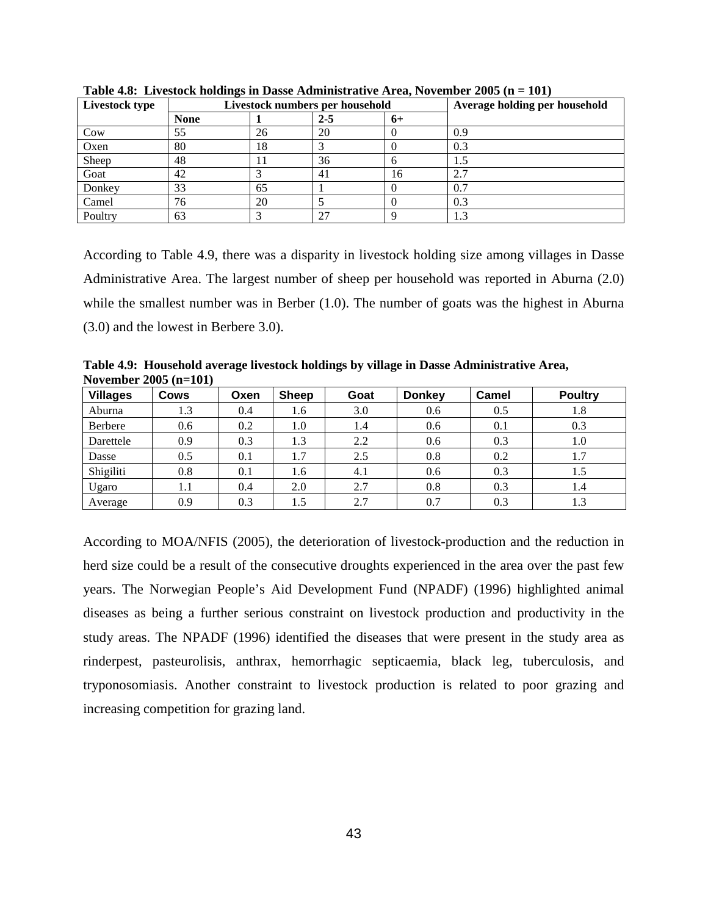**Table 4.8: Livestock holdings in Dasse Administrative Area, November 2005 (n = 101)**

| Livestock type | Livestock numbers per household | | | | Average holding per household |
|---|---|---|---|---|---|
| | **None** | **1** | **2-5** | **6+** | |
| Cow | 55 | 26 | 20 | 0 | 0.9 |
| Oxen | 80 | 18 | 3 | 0 | 0.3 |
| Sheep | 48 | 11 | 36 | 6 | 1.5 |
| Goat | 42 | 3 | 41 | 16 | 2.7 |
| Donkey | 33 | 65 | 1 | 0 | 0.7 |
| Camel | 76 | 20 | 5 | 0 | 0.3 |
| Poultry | 63 | 3 | 27 | 9 | 1.3 |

According to Table 4.9, there was a disparity in livestock holding size among villages in Dasse Administrative Area. The largest number of sheep per household was reported in Aburna (2.0) while the smallest number was in Berber (1.0). The number of goats was the highest in Aburna (3.0) and the lowest in Berbere 3.0).

**Table 4.9: Household average livestock holdings by village in Dasse Administrative Area, November 2005 (n=101)**

| Villages | Cows | Oxen | Sheep | Goat | Donkey | Camel | Poultry |
|---|---|---|---|---|---|---|---|
| Aburna | 1.3 | 0.4 | 1.6 | 3.0 | 0.6 | 0.5 | 1.8 |
| Berbere | 0.6 | 0.2 | 1.0 | 1.4 | 0.6 | 0.1 | 0.3 |
| Darettele | 0.9 | 0.3 | 1.3 | 2.2 | 0.6 | 0.3 | 1.0 |
| Dasse | 0.5 | 0.1 | 1.7 | 2.5 | 0.8 | 0.2 | 1.7 |
| Shigiliti | 0.8 | 0.1 | 1.6 | 4.1 | 0.6 | 0.3 | 1.5 |
| Ugaro | 1.1 | 0.4 | 2.0 | 2.7 | 0.8 | 0.3 | 1.4 |
| Average | 0.9 | 0.3 | 1.5 | 2.7 | 0.7 | 0.3 | 1.3 |

According to MOA/NFIS (2005), the deterioration of livestock-production and the reduction in herd size could be a result of the consecutive droughts experienced in the area over the past few years. The Norwegian People's Aid Development Fund (NPADF) (1996) highlighted animal diseases as being a further serious constraint on livestock production and productivity in the study areas. The NPADF (1996) identified the diseases that were present in the study area as rinderpest, pasteurolisis, anthrax, hemorrhagic septicaemia, black leg, tuberculosis, and tryponosomiasis. Another constraint to livestock production is related to poor grazing and increasing competition for grazing land.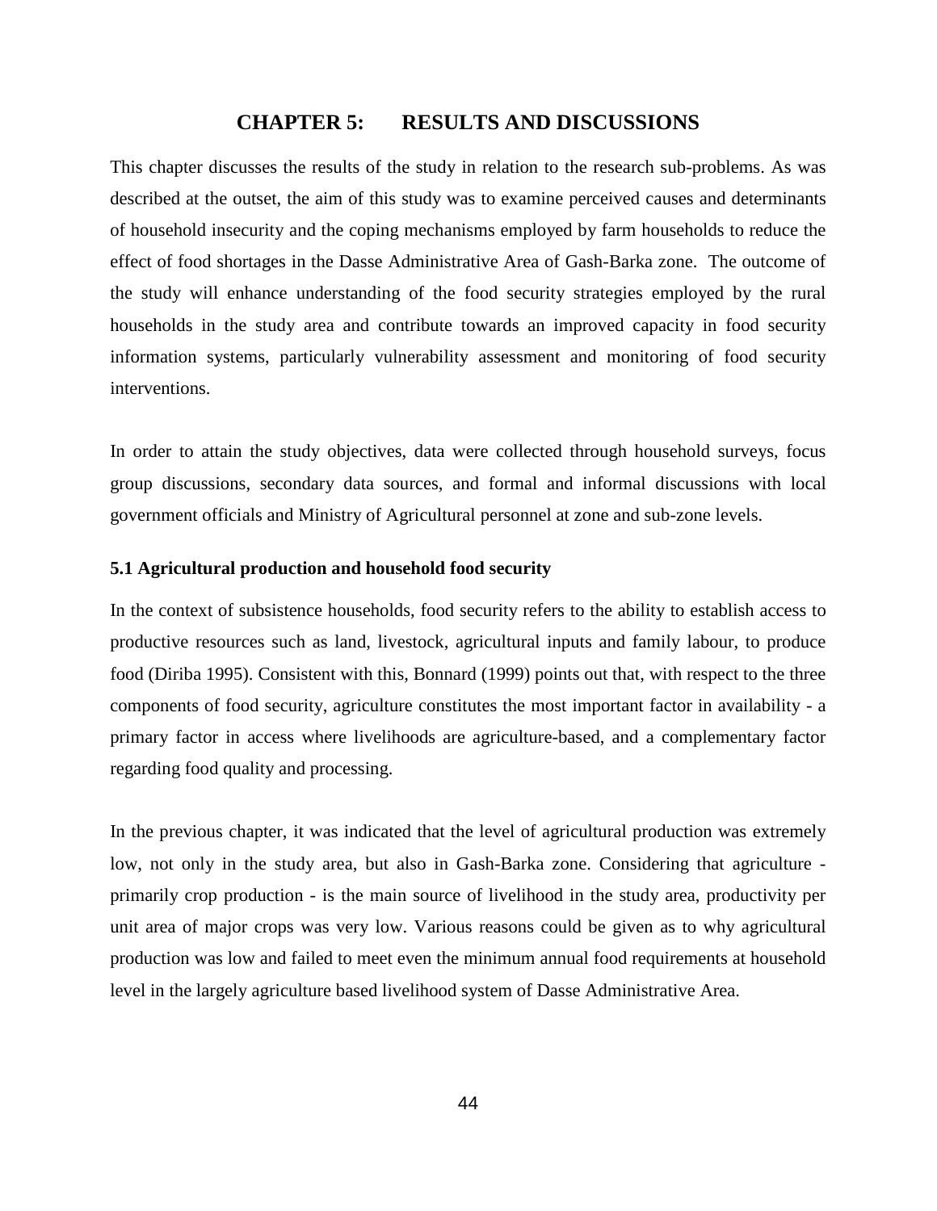# CHAPTER 5: RESULTS AND DISCUSSIONS

This chapter discusses the results of the study in relation to the research sub-problems. As was described at the outset, the aim of this study was to examine perceived causes and determinants of household insecurity and the coping mechanisms employed by farm households to reduce the effect of food shortages in the Dasse Administrative Area of Gash-Barka zone. The outcome of the study will enhance understanding of the food security strategies employed by the rural households in the study area and contribute towards an improved capacity in food security information systems, particularly vulnerability assessment and monitoring of food security interventions.

In order to attain the study objectives, data were collected through household surveys, focus group discussions, secondary data sources, and formal and informal discussions with local government officials and Ministry of Agricultural personnel at zone and sub-zone levels.

### 5.1 Agricultural production and household food security

In the context of subsistence households, food security refers to the ability to establish access to productive resources such as land, livestock, agricultural inputs and family labour, to produce food (Diriba 1995). Consistent with this, Bonnard (1999) points out that, with respect to the three components of food security, agriculture constitutes the most important factor in availability - a primary factor in access where livelihoods are agriculture-based, and a complementary factor regarding food quality and processing.

In the previous chapter, it was indicated that the level of agricultural production was extremely low, not only in the study area, but also in Gash-Barka zone. Considering that agriculture - primarily crop production - is the main source of livelihood in the study area, productivity per unit area of major crops was very low. Various reasons could be given as to why agricultural production was low and failed to meet even the minimum annual food requirements at household level in the largely agriculture based livelihood system of Dasse Administrative Area.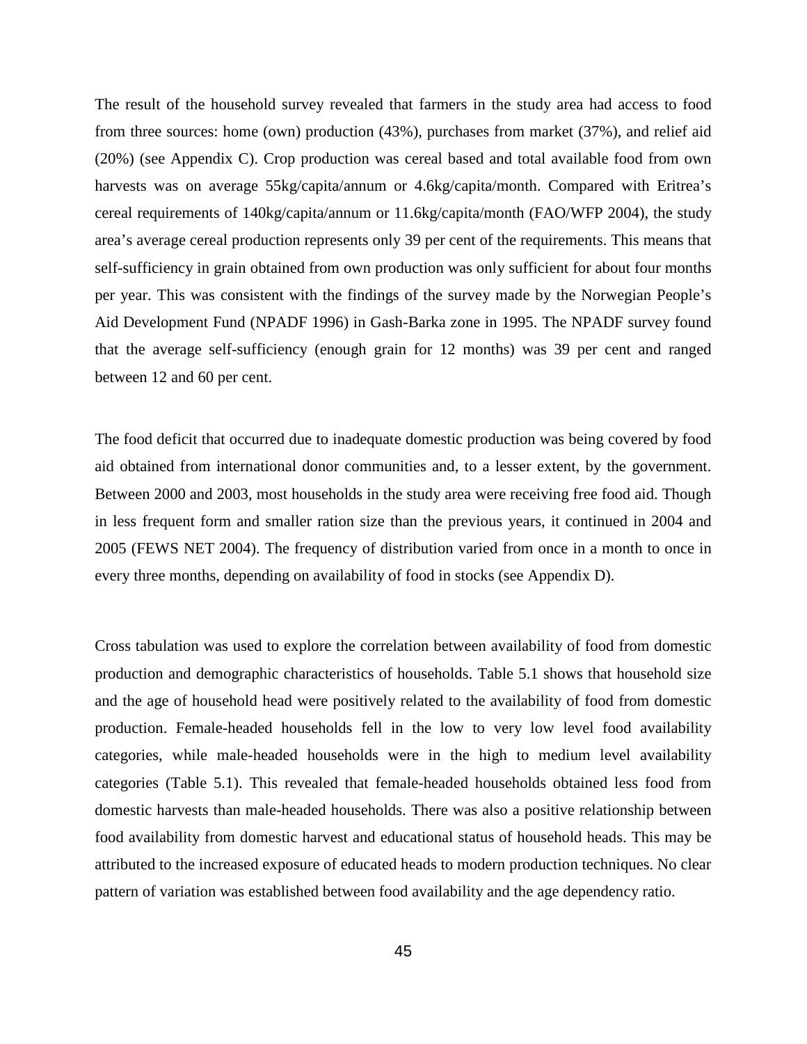The result of the household survey revealed that farmers in the study area had access to food from three sources: home (own) production (43%), purchases from market (37%), and relief aid (20%) (see Appendix C). Crop production was cereal based and total available food from own harvests was on average 55kg/capita/annum or 4.6kg/capita/month. Compared with Eritrea's cereal requirements of 140kg/capita/annum or 11.6kg/capita/month (FAO/WFP 2004), the study area's average cereal production represents only 39 per cent of the requirements. This means that self-sufficiency in grain obtained from own production was only sufficient for about four months per year. This was consistent with the findings of the survey made by the Norwegian People's Aid Development Fund (NPADF 1996) in Gash-Barka zone in 1995. The NPADF survey found that the average self-sufficiency (enough grain for 12 months) was 39 per cent and ranged between 12 and 60 per cent.

The food deficit that occurred due to inadequate domestic production was being covered by food aid obtained from international donor communities and, to a lesser extent, by the government. Between 2000 and 2003, most households in the study area were receiving free food aid. Though in less frequent form and smaller ration size than the previous years, it continued in 2004 and 2005 (FEWS NET 2004). The frequency of distribution varied from once in a month to once in every three months, depending on availability of food in stocks (see Appendix D).

Cross tabulation was used to explore the correlation between availability of food from domestic production and demographic characteristics of households. Table 5.1 shows that household size and the age of household head were positively related to the availability of food from domestic production. Female-headed households fell in the low to very low level food availability categories, while male-headed households were in the high to medium level availability categories (Table 5.1). This revealed that female-headed households obtained less food from domestic harvests than male-headed households. There was also a positive relationship between food availability from domestic harvest and educational status of household heads. This may be attributed to the increased exposure of educated heads to modern production techniques. No clear pattern of variation was established between food availability and the age dependency ratio.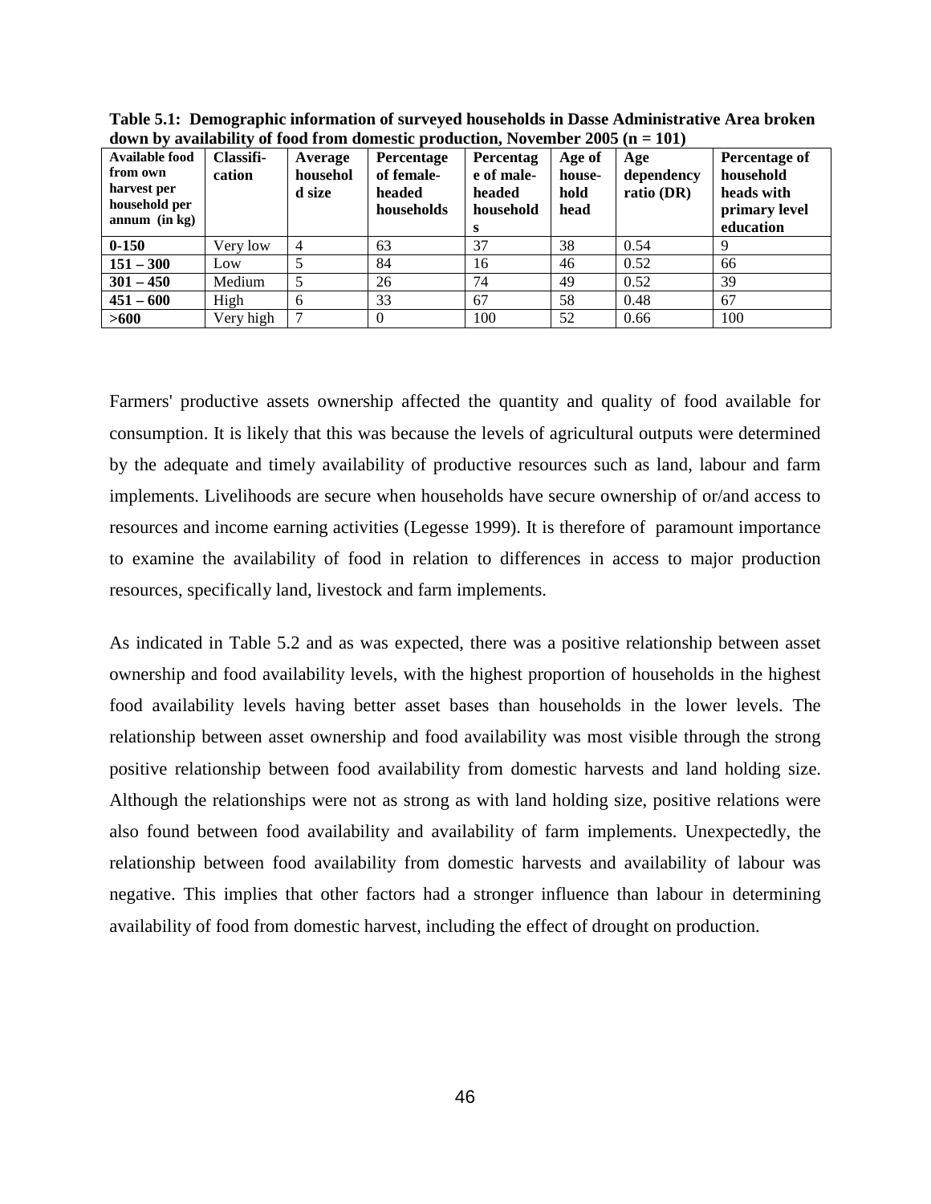**Table 5.1: Demographic information of surveyed households in Dasse Administrative Area broken down by availability of food from domestic production, November 2005 (n = 101)**

| Available food from own harvest per household per annum (in kg) | Classification | Average household size | Percentage of female-headed households | Percentage of male-headed households | Age of household head | Age dependency ratio (DR) | Percentage of household heads with primary level education |
|---|---|---|---|---|---|---|---|
| **0-150** | Very low | 4 | 63 | 37 | 38 | 0.54 | 9 |
| **151 – 300** | Low | 5 | 84 | 16 | 46 | 0.52 | 66 |
| **301 – 450** | Medium | 5 | 26 | 74 | 49 | 0.52 | 39 |
| **451 – 600** | High | 6 | 33 | 67 | 58 | 0.48 | 67 |
| **>600** | Very high | 7 | 0 | 100 | 52 | 0.66 | 100 |

Farmers' productive assets ownership affected the quantity and quality of food available for consumption. It is likely that this was because the levels of agricultural outputs were determined by the adequate and timely availability of productive resources such as land, labour and farm implements. Livelihoods are secure when households have secure ownership of or/and access to resources and income earning activities (Legesse 1999). It is therefore of paramount importance to examine the availability of food in relation to differences in access to major production resources, specifically land, livestock and farm implements.

As indicated in Table 5.2 and as was expected, there was a positive relationship between asset ownership and food availability levels, with the highest proportion of households in the highest food availability levels having better asset bases than households in the lower levels. The relationship between asset ownership and food availability was most visible through the strong positive relationship between food availability from domestic harvests and land holding size. Although the relationships were not as strong as with land holding size, positive relations were also found between food availability and availability of farm implements. Unexpectedly, the relationship between food availability from domestic harvests and availability of labour was negative. This implies that other factors had a stronger influence than labour in determining availability of food from domestic harvest, including the effect of drought on production.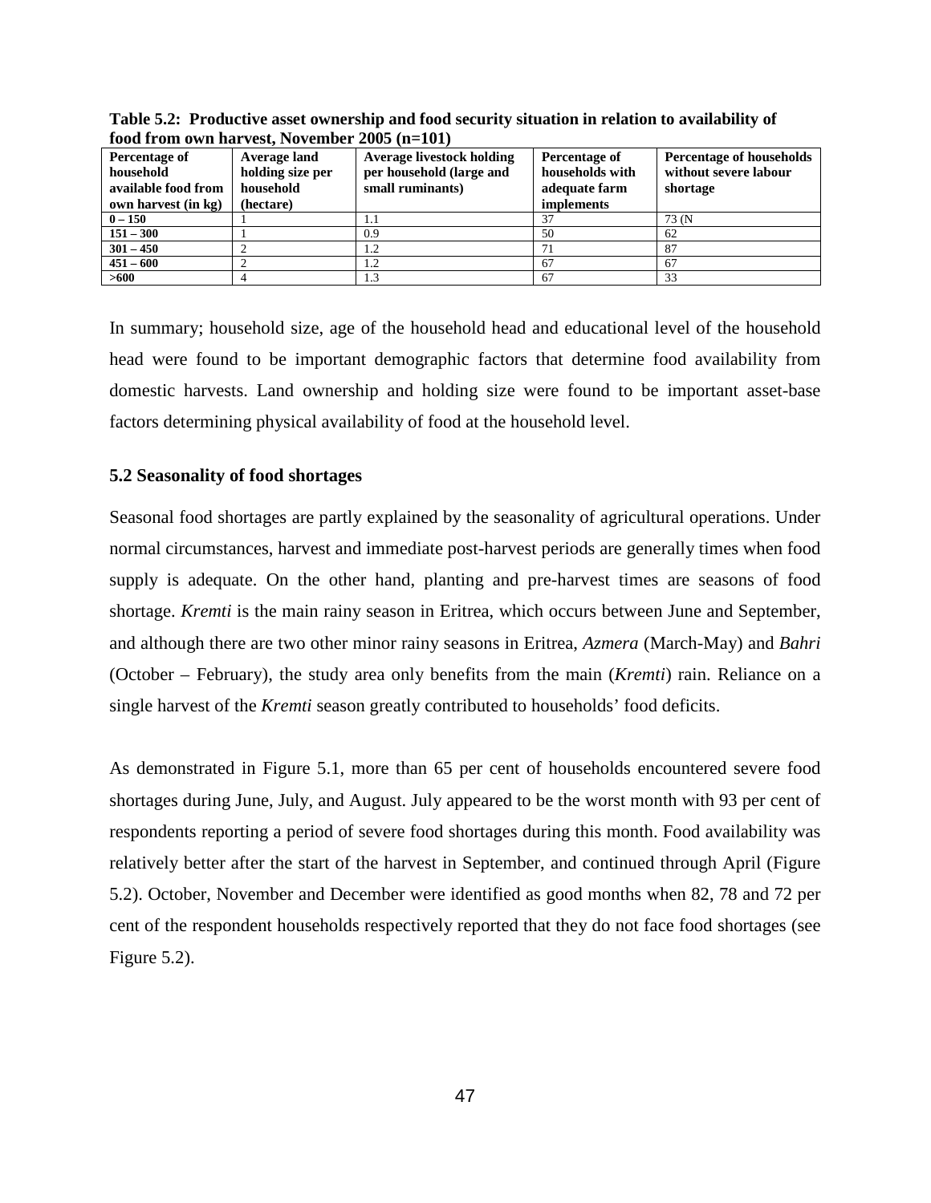**Table 5.2: Productive asset ownership and food security situation in relation to availability of food from own harvest, November 2005 (n=101)**

| Percentage of household available food from own harvest (in kg) | Average land holding size per household (hectare) | Average livestock holding per household (large and small ruminants) | Percentage of households with adequate farm implements | Percentage of households without severe labour shortage |
|---|---|---|---|---|
| **0 – 150** | 1 | 1.1 | 37 | 73 (N |
| **151 – 300** | 1 | 0.9 | 50 | 62 |
| **301 – 450** | 2 | 1.2 | 71 | 87 |
| **451 – 600** | 2 | 1.2 | 67 | 67 |
| **>600** | 4 | 1.3 | 67 | 33 |

In summary; household size, age of the household head and educational level of the household head were found to be important demographic factors that determine food availability from domestic harvests. Land ownership and holding size were found to be important asset-base factors determining physical availability of food at the household level.

### 5.2 Seasonality of food shortages

Seasonal food shortages are partly explained by the seasonality of agricultural operations. Under normal circumstances, harvest and immediate post-harvest periods are generally times when food supply is adequate. On the other hand, planting and pre-harvest times are seasons of food shortage. *Kremti* is the main rainy season in Eritrea, which occurs between June and September, and although there are two other minor rainy seasons in Eritrea, *Azmera* (March-May) and *Bahri* (October – February), the study area only benefits from the main (*Kremti*) rain. Reliance on a single harvest of the *Kremti* season greatly contributed to households' food deficits.

As demonstrated in Figure 5.1, more than 65 per cent of households encountered severe food shortages during June, July, and August. July appeared to be the worst month with 93 per cent of respondents reporting a period of severe food shortages during this month. Food availability was relatively better after the start of the harvest in September, and continued through April (Figure 5.2). October, November and December were identified as good months when 82, 78 and 72 per cent of the respondent households respectively reported that they do not face food shortages (see Figure 5.2).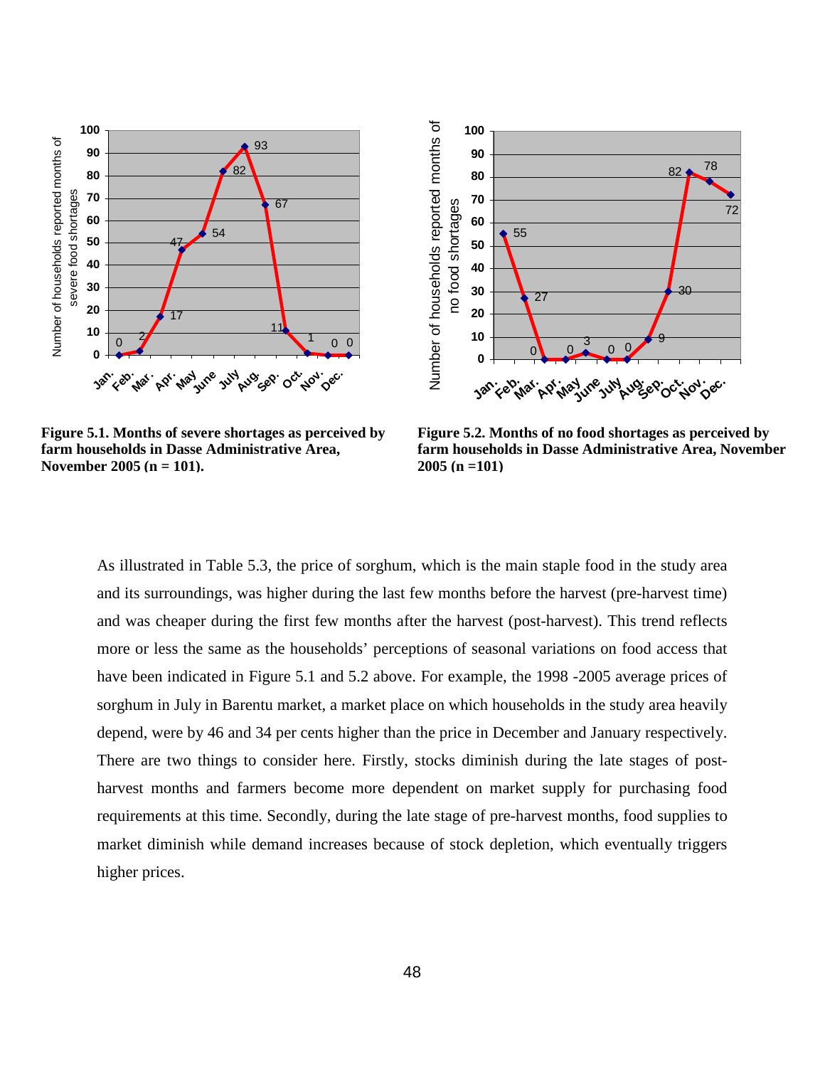Number of households reported months of severe food shortages

100
90
80
70
60
50
40
30
20
10
0

0 2 17 47 54 82 93 67 11 1 0 0

Jan. Feb. Mar. Apr. May June July Aug. Sep. Oct. Nov. Dec.

**Figure 5.1. Months of severe shortages as perceived by farm households in Dasse Administrative Area, November 2005 (n = 101).**

Number of households reported months of no food shortages

100
90
80
70
60
50
40
30
20
10
0

55 27 0 0 3 0 0 9 30 82 78 72

Jan. Feb. Mar. Apr. May June July Aug. Sep. Oct. Nov. Dec.

**Figure 5.2. Months of no food shortages as perceived by farm households in Dasse Administrative Area, November 2005 (n =101)**

As illustrated in Table 5.3, the price of sorghum, which is the main staple food in the study area and its surroundings, was higher during the last few months before the harvest (pre-harvest time) and was cheaper during the first few months after the harvest (post-harvest). This trend reflects more or less the same as the households' perceptions of seasonal variations on food access that have been indicated in Figure 5.1 and 5.2 above. For example, the 1998 -2005 average prices of sorghum in July in Barentu market, a market place on which households in the study area heavily depend, were by 46 and 34 per cents higher than the price in December and January respectively. There are two things to consider here. Firstly, stocks diminish during the late stages of post-harvest months and farmers become more dependent on market supply for purchasing food requirements at this time. Secondly, during the late stage of pre-harvest months, food supplies to market diminish while demand increases because of stock depletion, which eventually triggers higher prices.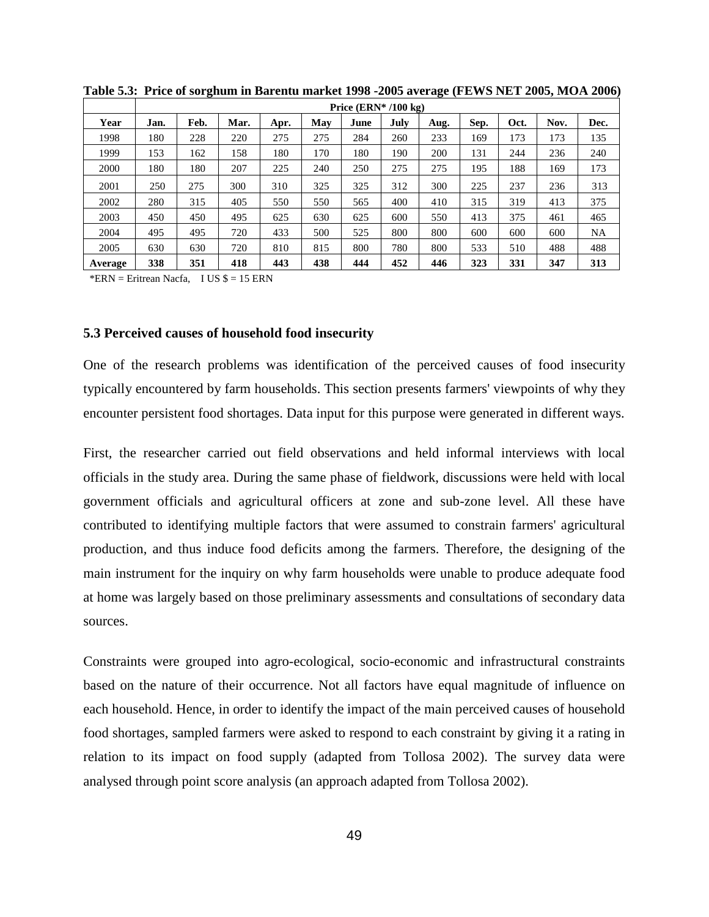**Table 5.3: Price of sorghum in Barentu market 1998 -2005 average (FEWS NET 2005, MOA 2006)**

| | Price (ERN* /100 kg) | | | | | | | | | | | |
|---|---|---|---|---|---|---|---|---|---|---|---|---|
| **Year** | **Jan.** | **Feb.** | **Mar.** | **Apr.** | **May** | **June** | **July** | **Aug.** | **Sep.** | **Oct.** | **Nov.** | **Dec.** |
| 1998 | 180 | 228 | 220 | 275 | 275 | 284 | 260 | 233 | 169 | 173 | 173 | 135 |
| 1999 | 153 | 162 | 158 | 180 | 170 | 180 | 190 | 200 | 131 | 244 | 236 | 240 |
| 2000 | 180 | 180 | 207 | 225 | 240 | 250 | 275 | 275 | 195 | 188 | 169 | 173 |
| 2001 | 250 | 275 | 300 | 310 | 325 | 325 | 312 | 300 | 225 | 237 | 236 | 313 |
| 2002 | 280 | 315 | 405 | 550 | 550 | 565 | 400 | 410 | 315 | 319 | 413 | 375 |
| 2003 | 450 | 450 | 495 | 625 | 630 | 625 | 600 | 550 | 413 | 375 | 461 | 465 |
| 2004 | 495 | 495 | 720 | 433 | 500 | 525 | 800 | 800 | 600 | 600 | 600 | NA |
| 2005 | 630 | 630 | 720 | 810 | 815 | 800 | 780 | 800 | 533 | 510 | 488 | 488 |
| **Average** | **338** | **351** | **418** | **443** | **438** | **444** | **452** | **446** | **323** | **331** | **347** | **313** |

*ERN = Eritrean Nacfa, I US $ = 15 ERN

### 5.3 Perceived causes of household food insecurity

One of the research problems was identification of the perceived causes of food insecurity typically encountered by farm households. This section presents farmers' viewpoints of why they encounter persistent food shortages. Data input for this purpose were generated in different ways.

First, the researcher carried out field observations and held informal interviews with local officials in the study area. During the same phase of fieldwork, discussions were held with local government officials and agricultural officers at zone and sub-zone level. All these have contributed to identifying multiple factors that were assumed to constrain farmers' agricultural production, and thus induce food deficits among the farmers. Therefore, the designing of the main instrument for the inquiry on why farm households were unable to produce adequate food at home was largely based on those preliminary assessments and consultations of secondary data sources.

Constraints were grouped into agro-ecological, socio-economic and infrastructural constraints based on the nature of their occurrence. Not all factors have equal magnitude of influence on each household. Hence, in order to identify the impact of the main perceived causes of household food shortages, sampled farmers were asked to respond to each constraint by giving it a rating in relation to its impact on food supply (adapted from Tollosa 2002). The survey data were analysed through point score analysis (an approach adapted from Tollosa 2002).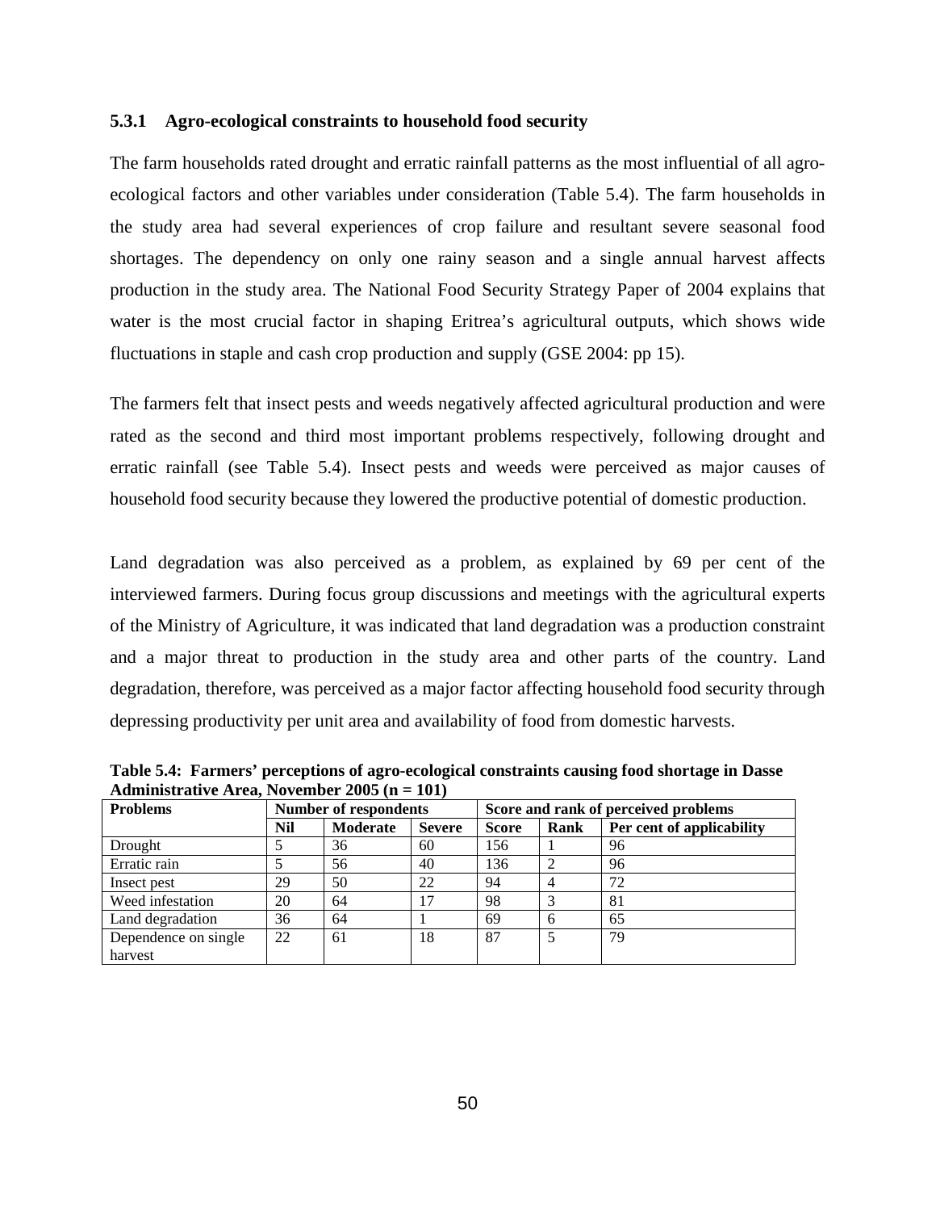### 5.3.1 Agro-ecological constraints to household food security

The farm households rated drought and erratic rainfall patterns as the most influential of all agro-ecological factors and other variables under consideration (Table 5.4). The farm households in the study area had several experiences of crop failure and resultant severe seasonal food shortages. The dependency on only one rainy season and a single annual harvest affects production in the study area. The National Food Security Strategy Paper of 2004 explains that water is the most crucial factor in shaping Eritrea's agricultural outputs, which shows wide fluctuations in staple and cash crop production and supply (GSE 2004: pp 15).

The farmers felt that insect pests and weeds negatively affected agricultural production and were rated as the second and third most important problems respectively, following drought and erratic rainfall (see Table 5.4). Insect pests and weeds were perceived as major causes of household food security because they lowered the productive potential of domestic production.

Land degradation was also perceived as a problem, as explained by 69 per cent of the interviewed farmers. During focus group discussions and meetings with the agricultural experts of the Ministry of Agriculture, it was indicated that land degradation was a production constraint and a major threat to production in the study area and other parts of the country. Land degradation, therefore, was perceived as a major factor affecting household food security through depressing productivity per unit area and availability of food from domestic harvests.

**Table 5.4: Farmers' perceptions of agro-ecological constraints causing food shortage in Dasse Administrative Area, November 2005 (n = 101)**

| Problems | Number of respondents | | | Score and rank of perceived problems | | |
|---|---|---|---|---|---|---|
| | Nil | Moderate | Severe | Score | Rank | Per cent of applicability |
| Drought | 5 | 36 | 60 | 156 | 1 | 96 |
| Erratic rain | 5 | 56 | 40 | 136 | 2 | 96 |
| Insect pest | 29 | 50 | 22 | 94 | 4 | 72 |
| Weed infestation | 20 | 64 | 17 | 98 | 3 | 81 |
| Land degradation | 36 | 64 | 1 | 69 | 6 | 65 |
| Dependence on single harvest | 22 | 61 | 18 | 87 | 5 | 79 |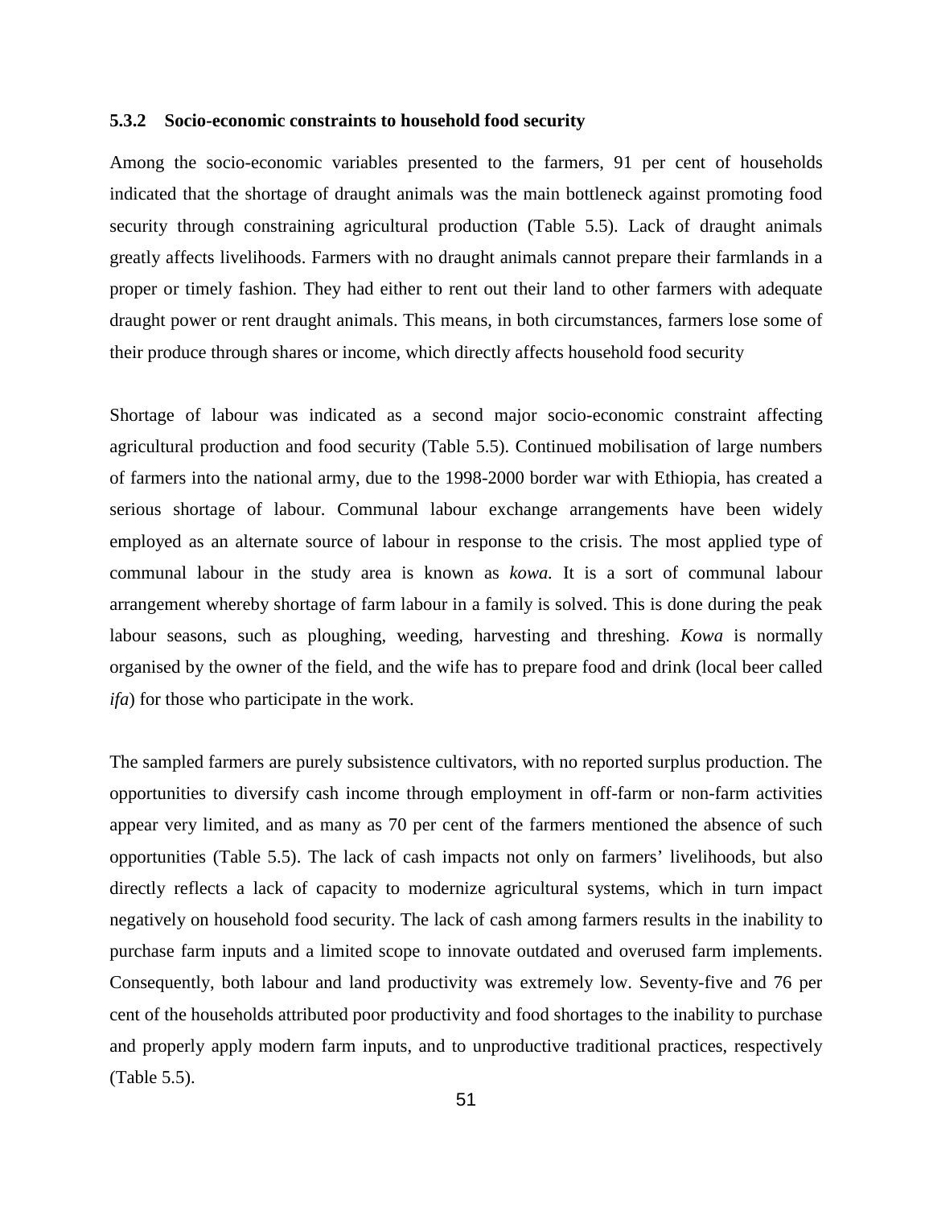### 5.3.2 Socio-economic constraints to household food security

Among the socio-economic variables presented to the farmers, 91 per cent of households indicated that the shortage of draught animals was the main bottleneck against promoting food security through constraining agricultural production (Table 5.5). Lack of draught animals greatly affects livelihoods. Farmers with no draught animals cannot prepare their farmlands in a proper or timely fashion. They had either to rent out their land to other farmers with adequate draught power or rent draught animals. This means, in both circumstances, farmers lose some of their produce through shares or income, which directly affects household food security

Shortage of labour was indicated as a second major socio-economic constraint affecting agricultural production and food security (Table 5.5). Continued mobilisation of large numbers of farmers into the national army, due to the 1998-2000 border war with Ethiopia, has created a serious shortage of labour. Communal labour exchange arrangements have been widely employed as an alternate source of labour in response to the crisis. The most applied type of communal labour in the study area is known as *kowa.* It is a sort of communal labour arrangement whereby shortage of farm labour in a family is solved. This is done during the peak labour seasons, such as ploughing, weeding, harvesting and threshing. *Kowa* is normally organised by the owner of the field, and the wife has to prepare food and drink (local beer called *ifa*) for those who participate in the work.

The sampled farmers are purely subsistence cultivators, with no reported surplus production. The opportunities to diversify cash income through employment in off-farm or non-farm activities appear very limited, and as many as 70 per cent of the farmers mentioned the absence of such opportunities (Table 5.5). The lack of cash impacts not only on farmers' livelihoods, but also directly reflects a lack of capacity to modernize agricultural systems, which in turn impact negatively on household food security. The lack of cash among farmers results in the inability to purchase farm inputs and a limited scope to innovate outdated and overused farm implements. Consequently, both labour and land productivity was extremely low. Seventy-five and 76 per cent of the households attributed poor productivity and food shortages to the inability to purchase and properly apply modern farm inputs, and to unproductive traditional practices, respectively (Table 5.5).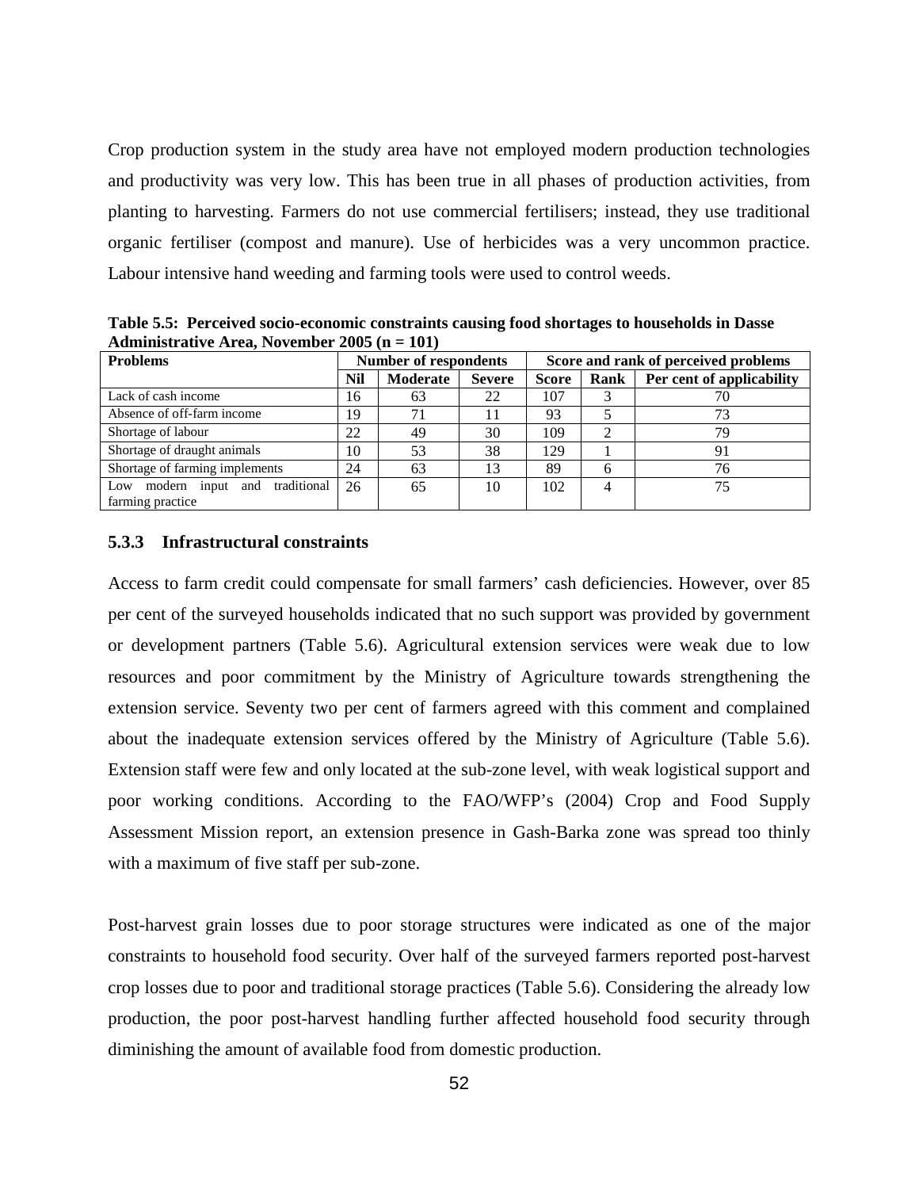Crop production system in the study area have not employed modern production technologies and productivity was very low. This has been true in all phases of production activities, from planting to harvesting. Farmers do not use commercial fertilisers; instead, they use traditional organic fertiliser (compost and manure). Use of herbicides was a very uncommon practice. Labour intensive hand weeding and farming tools were used to control weeds.

**Table 5.5: Perceived socio-economic constraints causing food shortages to households in Dasse Administrative Area, November 2005 (n = 101)**

| Problems | Number of respondents | | | Score and rank of perceived problems | | |
|---|---|---|---|---|---|---|
| | Nil | Moderate | Severe | Score | Rank | Per cent of applicability |
| Lack of cash income | 16 | 63 | 22 | 107 | 3 | 70 |
| Absence of off-farm income | 19 | 71 | 11 | 93 | 5 | 73 |
| Shortage of labour | 22 | 49 | 30 | 109 | 2 | 79 |
| Shortage of draught animals | 10 | 53 | 38 | 129 | 1 | 91 |
| Shortage of farming implements | 24 | 63 | 13 | 89 | 6 | 76 |
| Low modern input and traditional farming practice | 26 | 65 | 10 | 102 | 4 | 75 |

### 5.3.3 Infrastructural constraints

Access to farm credit could compensate for small farmers' cash deficiencies. However, over 85 per cent of the surveyed households indicated that no such support was provided by government or development partners (Table 5.6). Agricultural extension services were weak due to low resources and poor commitment by the Ministry of Agriculture towards strengthening the extension service. Seventy two per cent of farmers agreed with this comment and complained about the inadequate extension services offered by the Ministry of Agriculture (Table 5.6). Extension staff were few and only located at the sub-zone level, with weak logistical support and poor working conditions. According to the FAO/WFP's (2004) Crop and Food Supply Assessment Mission report, an extension presence in Gash-Barka zone was spread too thinly with a maximum of five staff per sub-zone.

Post-harvest grain losses due to poor storage structures were indicated as one of the major constraints to household food security. Over half of the surveyed farmers reported post-harvest crop losses due to poor and traditional storage practices (Table 5.6). Considering the already low production, the poor post-harvest handling further affected household food security through diminishing the amount of available food from domestic production.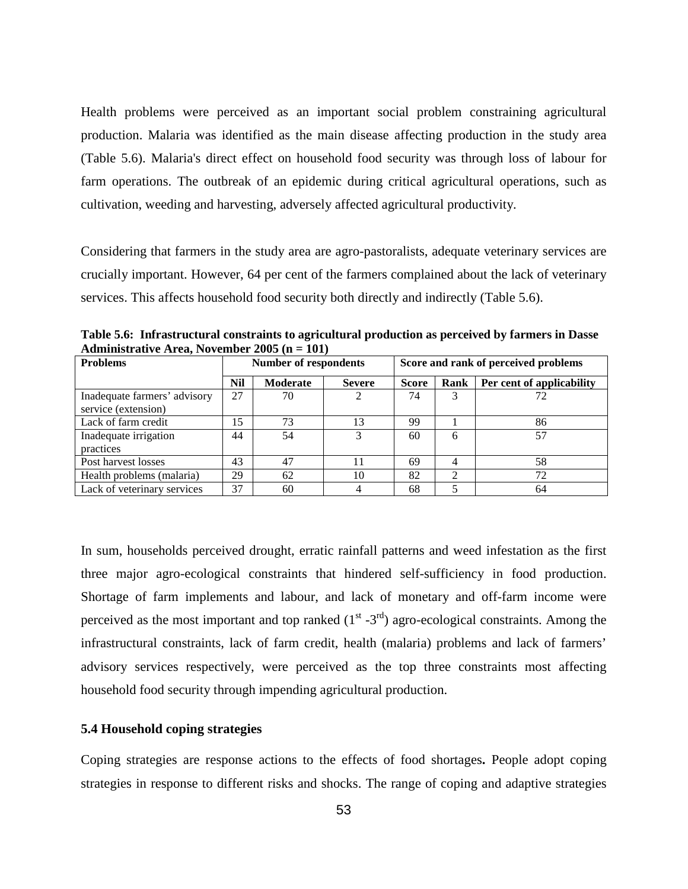Health problems were perceived as an important social problem constraining agricultural production. Malaria was identified as the main disease affecting production in the study area (Table 5.6). Malaria's direct effect on household food security was through loss of labour for farm operations. The outbreak of an epidemic during critical agricultural operations, such as cultivation, weeding and harvesting, adversely affected agricultural productivity.

Considering that farmers in the study area are agro-pastoralists, adequate veterinary services are crucially important. However, 64 per cent of the farmers complained about the lack of veterinary services. This affects household food security both directly and indirectly (Table 5.6).

**Table 5.6: Infrastructural constraints to agricultural production as perceived by farmers in Dasse Administrative Area, November 2005 (n = 101)**

| Problems | Number of respondents | | | Score and rank of perceived problems | | |
|---|---|---|---|---|---|---|
| | Nil | Moderate | Severe | Score | Rank | Per cent of applicability |
| Inadequate farmers' advisory service (extension) | 27 | 70 | 2 | 74 | 3 | 72 |
| Lack of farm credit | 15 | 73 | 13 | 99 | 1 | 86 |
| Inadequate irrigation practices | 44 | 54 | 3 | 60 | 6 | 57 |
| Post harvest losses | 43 | 47 | 11 | 69 | 4 | 58 |
| Health problems (malaria) | 29 | 62 | 10 | 82 | 2 | 72 |
| Lack of veterinary services | 37 | 60 | 4 | 68 | 5 | 64 |

In sum, households perceived drought, erratic rainfall patterns and weed infestation as the first three major agro-ecological constraints that hindered self-sufficiency in food production. Shortage of farm implements and labour, and lack of monetary and off-farm income were perceived as the most important and top ranked ($1^{st}$ -$3^{rd}$) agro-ecological constraints. Among the infrastructural constraints, lack of farm credit, health (malaria) problems and lack of farmers' advisory services respectively, were perceived as the top three constraints most affecting household food security through impending agricultural production.

### 5.4 Household coping strategies

Coping strategies are response actions to the effects of food shortages**.** People adopt coping strategies in response to different risks and shocks. The range of coping and adaptive strategies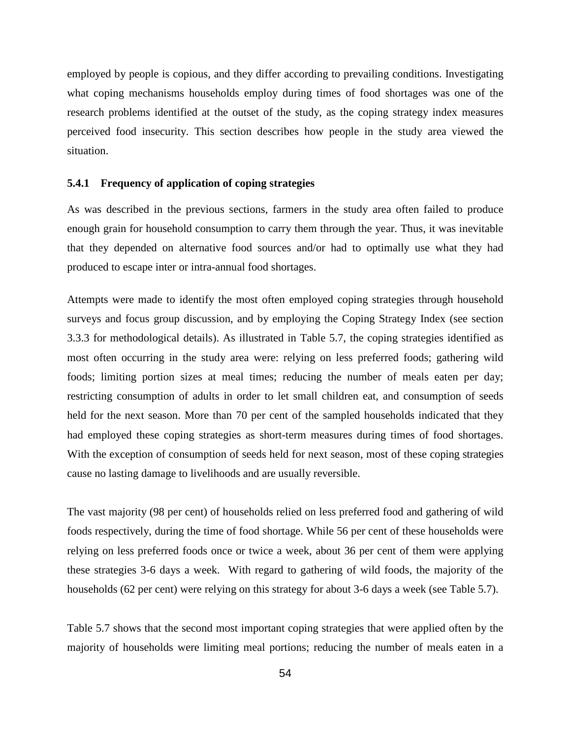employed by people is copious, and they differ according to prevailing conditions. Investigating what coping mechanisms households employ during times of food shortages was one of the research problems identified at the outset of the study, as the coping strategy index measures perceived food insecurity. This section describes how people in the study area viewed the situation.

### 5.4.1 Frequency of application of coping strategies

As was described in the previous sections, farmers in the study area often failed to produce enough grain for household consumption to carry them through the year. Thus, it was inevitable that they depended on alternative food sources and/or had to optimally use what they had produced to escape inter or intra-annual food shortages.

Attempts were made to identify the most often employed coping strategies through household surveys and focus group discussion, and by employing the Coping Strategy Index (see section 3.3.3 for methodological details). As illustrated in Table 5.7, the coping strategies identified as most often occurring in the study area were: relying on less preferred foods; gathering wild foods; limiting portion sizes at meal times; reducing the number of meals eaten per day; restricting consumption of adults in order to let small children eat, and consumption of seeds held for the next season. More than 70 per cent of the sampled households indicated that they had employed these coping strategies as short-term measures during times of food shortages. With the exception of consumption of seeds held for next season, most of these coping strategies cause no lasting damage to livelihoods and are usually reversible.

The vast majority (98 per cent) of households relied on less preferred food and gathering of wild foods respectively, during the time of food shortage. While 56 per cent of these households were relying on less preferred foods once or twice a week, about 36 per cent of them were applying these strategies 3-6 days a week. With regard to gathering of wild foods, the majority of the households (62 per cent) were relying on this strategy for about 3-6 days a week (see Table 5.7).

Table 5.7 shows that the second most important coping strategies that were applied often by the majority of households were limiting meal portions; reducing the number of meals eaten in a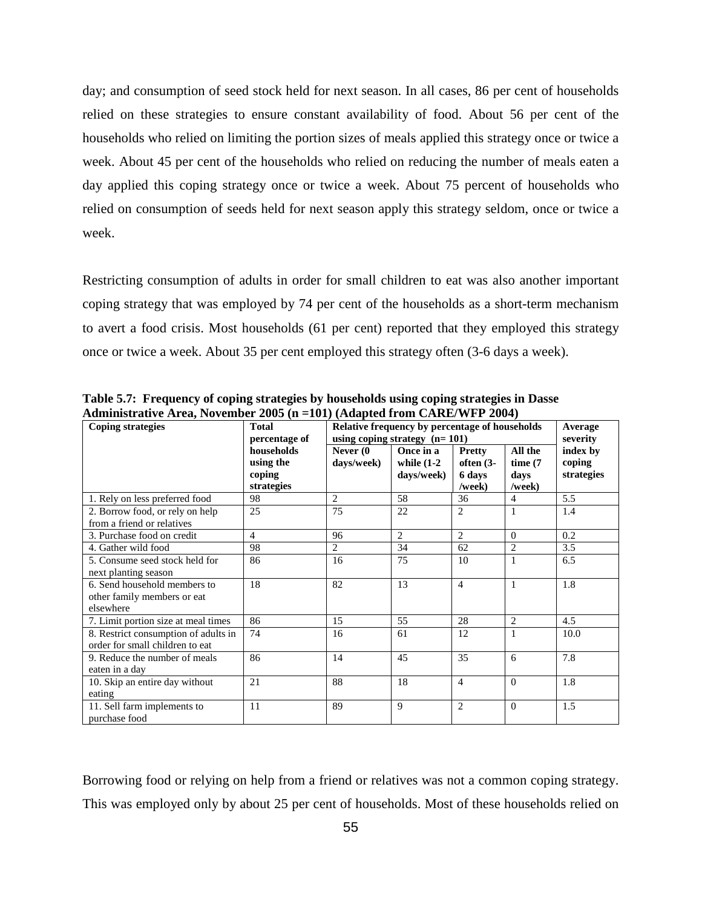day; and consumption of seed stock held for next season. In all cases, 86 per cent of households relied on these strategies to ensure constant availability of food. About 56 per cent of the households who relied on limiting the portion sizes of meals applied this strategy once or twice a week. About 45 per cent of the households who relied on reducing the number of meals eaten a day applied this coping strategy once or twice a week. About 75 percent of households who relied on consumption of seeds held for next season apply this strategy seldom, once or twice a week.

Restricting consumption of adults in order for small children to eat was also another important coping strategy that was employed by 74 per cent of the households as a short-term mechanism to avert a food crisis. Most households (61 per cent) reported that they employed this strategy once or twice a week. About 35 per cent employed this strategy often (3-6 days a week).

**Table 5.7: Frequency of coping strategies by households using coping strategies in Dasse Administrative Area, November 2005 (n =101) (Adapted from CARE/WFP 2004)**

| Coping strategies | Total percentage of households using the coping strategies | Relative frequency by percentage of households using coping strategy (n= 101) | | | | Average severity index by coping strategies |
|---|---|---|---|---|---|---|
| | | Never (0 days/week) | Once in a while (1-2 days/week) | Pretty often (3-6 days /week) | All the time (7 days /week) | |
| 1. Rely on less preferred food | 98 | 2 | 58 | 36 | 4 | 5.5 |
| 2. Borrow food, or rely on help from a friend or relatives | 25 | 75 | 22 | 2 | 1 | 1.4 |
| 3. Purchase food on credit | 4 | 96 | 2 | 2 | 0 | 0.2 |
| 4. Gather wild food | 98 | 2 | 34 | 62 | 2 | 3.5 |
| 5. Consume seed stock held for next planting season | 86 | 16 | 75 | 10 | 1 | 6.5 |
| 6. Send household members to other family members or eat elsewhere | 18 | 82 | 13 | 4 | 1 | 1.8 |
| 7. Limit portion size at meal times | 86 | 15 | 55 | 28 | 2 | 4.5 |
| 8. Restrict consumption of adults in order for small children to eat | 74 | 16 | 61 | 12 | 1 | 10.0 |
| 9. Reduce the number of meals eaten in a day | 86 | 14 | 45 | 35 | 6 | 7.8 |
| 10. Skip an entire day without eating | 21 | 88 | 18 | 4 | 0 | 1.8 |
| 11. Sell farm implements to purchase food | 11 | 89 | 9 | 2 | 0 | 1.5 |

Borrowing food or relying on help from a friend or relatives was not a common coping strategy. This was employed only by about 25 per cent of households. Most of these households relied on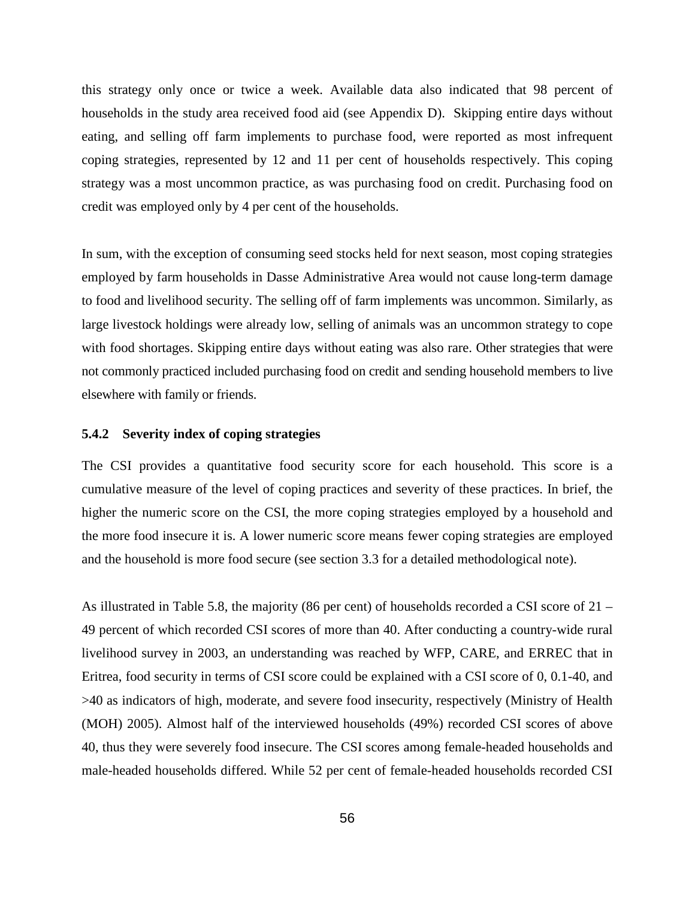this strategy only once or twice a week. Available data also indicated that 98 percent of households in the study area received food aid (see Appendix D). Skipping entire days without eating, and selling off farm implements to purchase food, were reported as most infrequent coping strategies, represented by 12 and 11 per cent of households respectively. This coping strategy was a most uncommon practice, as was purchasing food on credit. Purchasing food on credit was employed only by 4 per cent of the households.

In sum, with the exception of consuming seed stocks held for next season, most coping strategies employed by farm households in Dasse Administrative Area would not cause long-term damage to food and livelihood security. The selling off of farm implements was uncommon. Similarly, as large livestock holdings were already low, selling of animals was an uncommon strategy to cope with food shortages. Skipping entire days without eating was also rare. Other strategies that were not commonly practiced included purchasing food on credit and sending household members to live elsewhere with family or friends.

### 5.4.2 Severity index of coping strategies

The CSI provides a quantitative food security score for each household. This score is a cumulative measure of the level of coping practices and severity of these practices. In brief, the higher the numeric score on the CSI, the more coping strategies employed by a household and the more food insecure it is. A lower numeric score means fewer coping strategies are employed and the household is more food secure (see section 3.3 for a detailed methodological note).

As illustrated in Table 5.8, the majority (86 per cent) of households recorded a CSI score of 21 – 49 percent of which recorded CSI scores of more than 40. After conducting a country-wide rural livelihood survey in 2003, an understanding was reached by WFP, CARE, and ERREC that in Eritrea, food security in terms of CSI score could be explained with a CSI score of 0, 0.1-40, and >40 as indicators of high, moderate, and severe food insecurity, respectively (Ministry of Health (MOH) 2005). Almost half of the interviewed households (49%) recorded CSI scores of above 40, thus they were severely food insecure. The CSI scores among female-headed households and male-headed households differed. While 52 per cent of female-headed households recorded CSI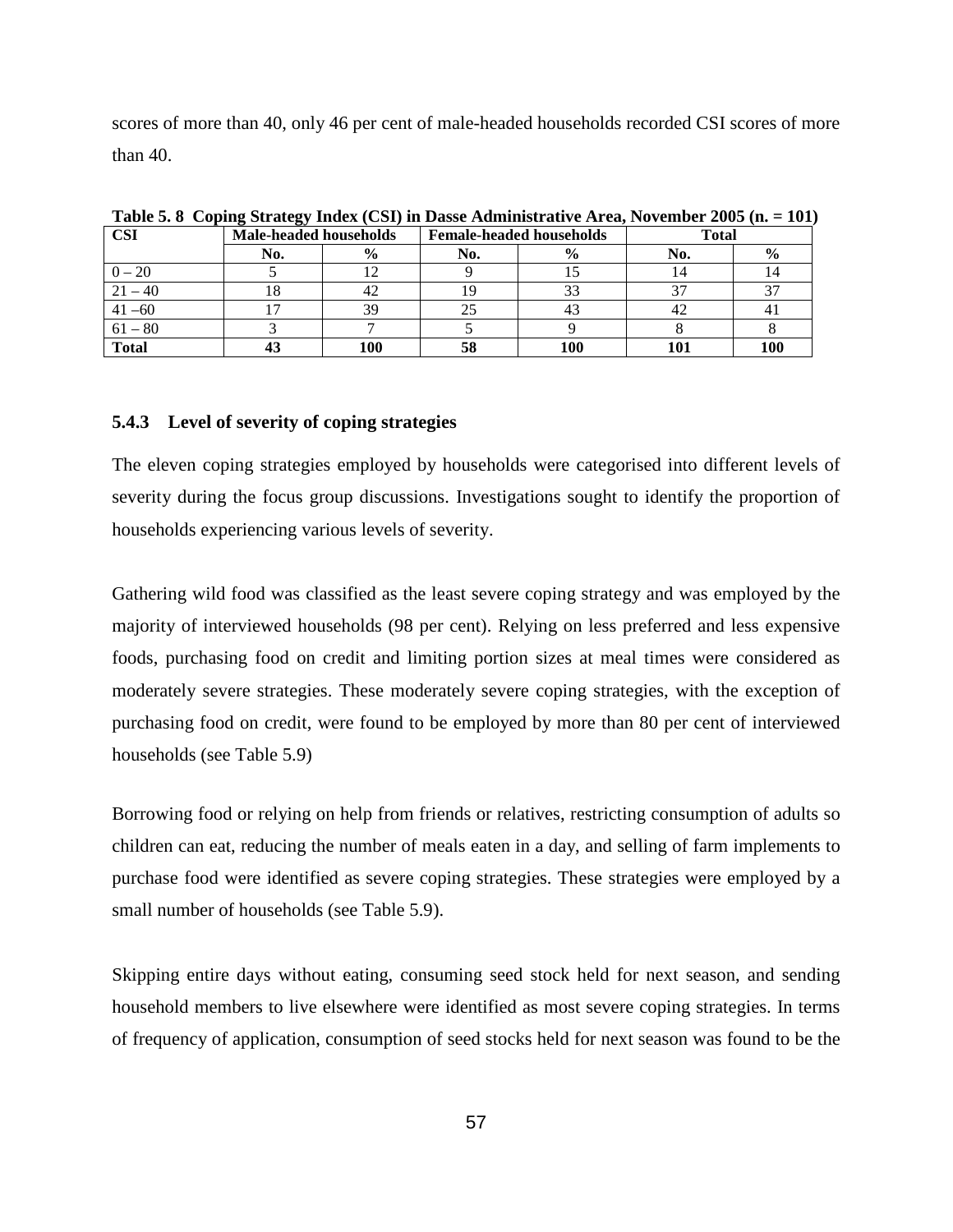scores of more than 40, only 46 per cent of male-headed households recorded CSI scores of more than 40.

**Table 5. 8 Coping Strategy Index (CSI) in Dasse Administrative Area, November 2005 (n. = 101)**

| CSI | Male-headed households | | Female-headed households | | Total | |
|---|---|---|---|---|---|---|
| | No. | % | No. | % | No. | % |
| 0 – 20 | 5 | 12 | 9 | 15 | 14 | 14 |
| 21 – 40 | 18 | 42 | 19 | 33 | 37 | 37 |
| 41 –60 | 17 | 39 | 25 | 43 | 42 | 41 |
| 61 – 80 | 3 | 7 | 5 | 9 | 8 | 8 |
| **Total** | **43** | **100** | **58** | **100** | **101** | **100** |

### 5.4.3 Level of severity of coping strategies

The eleven coping strategies employed by households were categorised into different levels of severity during the focus group discussions. Investigations sought to identify the proportion of households experiencing various levels of severity.

Gathering wild food was classified as the least severe coping strategy and was employed by the majority of interviewed households (98 per cent). Relying on less preferred and less expensive foods, purchasing food on credit and limiting portion sizes at meal times were considered as moderately severe strategies. These moderately severe coping strategies, with the exception of purchasing food on credit, were found to be employed by more than 80 per cent of interviewed households (see Table 5.9)

Borrowing food or relying on help from friends or relatives, restricting consumption of adults so children can eat, reducing the number of meals eaten in a day, and selling of farm implements to purchase food were identified as severe coping strategies. These strategies were employed by a small number of households (see Table 5.9).

Skipping entire days without eating, consuming seed stock held for next season, and sending household members to live elsewhere were identified as most severe coping strategies. In terms of frequency of application, consumption of seed stocks held for next season was found to be the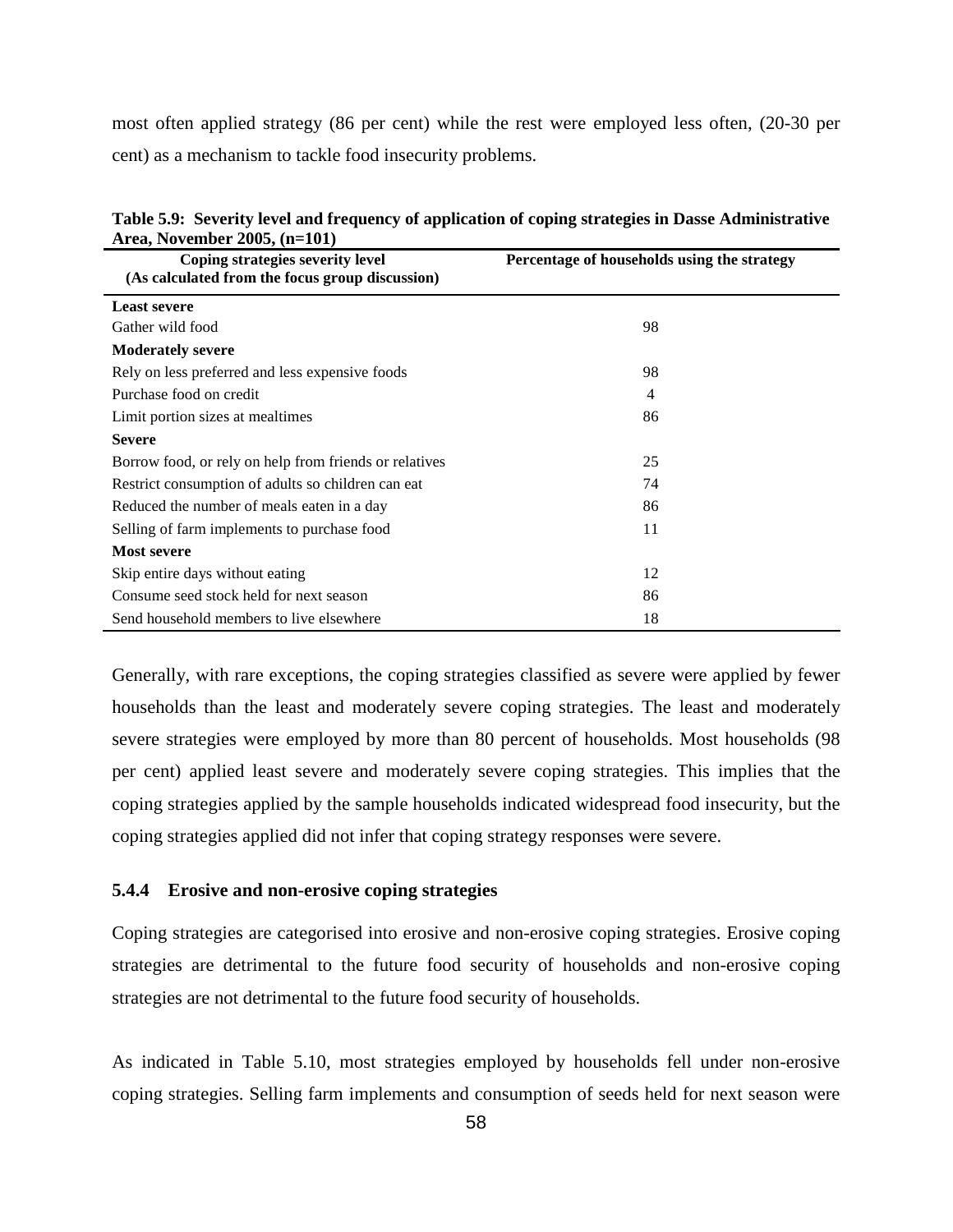most often applied strategy (86 per cent) while the rest were employed less often, (20-30 per cent) as a mechanism to tackle food insecurity problems.

**Table 5.9: Severity level and frequency of application of coping strategies in Dasse Administrative Area, November 2005, (n=101)**

| Coping strategies severity level (As calculated from the focus group discussion) | Percentage of households using the strategy |
|---|---|
| **Least severe** | |
| Gather wild food | 98 |
| **Moderately severe** | |
| Rely on less preferred and less expensive foods | 98 |
| Purchase food on credit | 4 |
| Limit portion sizes at mealtimes | 86 |
| **Severe** | |
| Borrow food, or rely on help from friends or relatives | 25 |
| Restrict consumption of adults so children can eat | 74 |
| Reduced the number of meals eaten in a day | 86 |
| Selling of farm implements to purchase food | 11 |
| **Most severe** | |
| Skip entire days without eating | 12 |
| Consume seed stock held for next season | 86 |
| Send household members to live elsewhere | 18 |

Generally, with rare exceptions, the coping strategies classified as severe were applied by fewer households than the least and moderately severe coping strategies. The least and moderately severe strategies were employed by more than 80 percent of households. Most households (98 per cent) applied least severe and moderately severe coping strategies. This implies that the coping strategies applied by the sample households indicated widespread food insecurity, but the coping strategies applied did not infer that coping strategy responses were severe.

### 5.4.4 Erosive and non-erosive coping strategies

Coping strategies are categorised into erosive and non-erosive coping strategies. Erosive coping strategies are detrimental to the future food security of households and non-erosive coping strategies are not detrimental to the future food security of households.

As indicated in Table 5.10, most strategies employed by households fell under non-erosive coping strategies. Selling farm implements and consumption of seeds held for next season were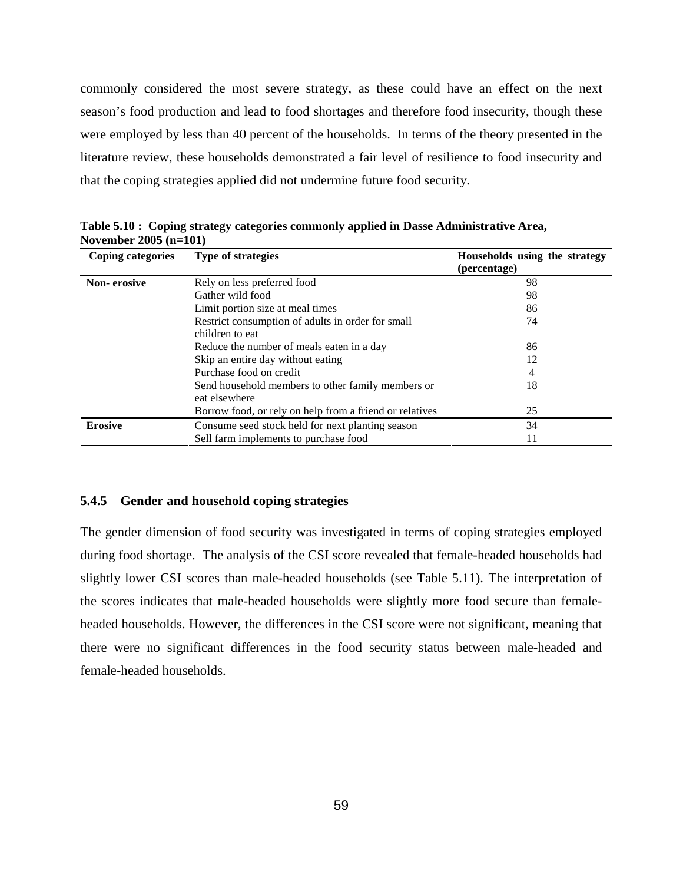commonly considered the most severe strategy, as these could have an effect on the next season's food production and lead to food shortages and therefore food insecurity, though these were employed by less than 40 percent of the households. In terms of the theory presented in the literature review, these households demonstrated a fair level of resilience to food insecurity and that the coping strategies applied did not undermine future food security.

**Table 5.10 : Coping strategy categories commonly applied in Dasse Administrative Area, November 2005 (n=101)**

| Coping categories | Type of strategies | Households using the strategy (percentage) |
|---|---|---|
| **Non- erosive** | Rely on less preferred food | 98 |
| | Gather wild food | 98 |
| | Limit portion size at meal times | 86 |
| | Restrict consumption of adults in order for small children to eat | 74 |
| | Reduce the number of meals eaten in a day | 86 |
| | Skip an entire day without eating | 12 |
| | Purchase food on credit | 4 |
| | Send household members to other family members or eat elsewhere | 18 |
| | Borrow food, or rely on help from a friend or relatives | 25 |
| **Erosive** | Consume seed stock held for next planting season | 34 |
| | Sell farm implements to purchase food | 11 |

### 5.4.5 Gender and household coping strategies

The gender dimension of food security was investigated in terms of coping strategies employed during food shortage. The analysis of the CSI score revealed that female-headed households had slightly lower CSI scores than male-headed households (see Table 5.11). The interpretation of the scores indicates that male-headed households were slightly more food secure than female-headed households. However, the differences in the CSI score were not significant, meaning that there were no significant differences in the food security status between male-headed and female-headed households.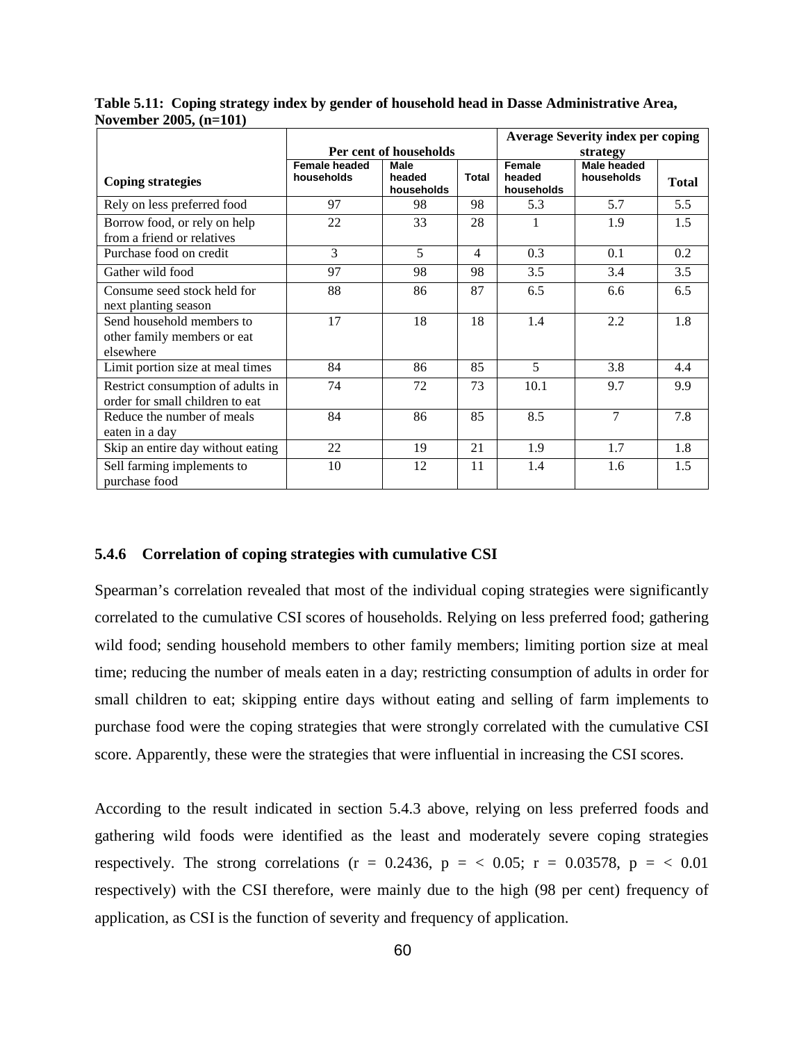**Table 5.11: Coping strategy index by gender of household head in Dasse Administrative Area, November 2005, (n=101)**

| | Per cent of households | | | Average Severity index per coping strategy | | |
|---|---|---|---|---|---|---|
| **Coping strategies** | **Female headed households** | **Male headed households** | **Total** | **Female headed households** | **Male headed households** | **Total** |
| Rely on less preferred food | 97 | 98 | 98 | 5.3 | 5.7 | 5.5 |
| Borrow food, or rely on help from a friend or relatives | 22 | 33 | 28 | 1 | 1.9 | 1.5 |
| Purchase food on credit | 3 | 5 | 4 | 0.3 | 0.1 | 0.2 |
| Gather wild food | 97 | 98 | 98 | 3.5 | 3.4 | 3.5 |
| Consume seed stock held for next planting season | 88 | 86 | 87 | 6.5 | 6.6 | 6.5 |
| Send household members to other family members or eat elsewhere | 17 | 18 | 18 | 1.4 | 2.2 | 1.8 |
| Limit portion size at meal times | 84 | 86 | 85 | 5 | 3.8 | 4.4 |
| Restrict consumption of adults in order for small children to eat | 74 | 72 | 73 | 10.1 | 9.7 | 9.9 |
| Reduce the number of meals eaten in a day | 84 | 86 | 85 | 8.5 | 7 | 7.8 |
| Skip an entire day without eating | 22 | 19 | 21 | 1.9 | 1.7 | 1.8 |
| Sell farming implements to purchase food | 10 | 12 | 11 | 1.4 | 1.6 | 1.5 |

### 5.4.6 Correlation of coping strategies with cumulative CSI

Spearman's correlation revealed that most of the individual coping strategies were significantly correlated to the cumulative CSI scores of households. Relying on less preferred food; gathering wild food; sending household members to other family members; limiting portion size at meal time; reducing the number of meals eaten in a day; restricting consumption of adults in order for small children to eat; skipping entire days without eating and selling of farm implements to purchase food were the coping strategies that were strongly correlated with the cumulative CSI score. Apparently, these were the strategies that were influential in increasing the CSI scores.

According to the result indicated in section 5.4.3 above, relying on less preferred foods and gathering wild foods were identified as the least and moderately severe coping strategies respectively. The strong correlations ($r = 0.2436$, $p = < 0.05$; $r = 0.03578$, $p = < 0.01$ respectively) with the CSI therefore, were mainly due to the high (98 per cent) frequency of application, as CSI is the function of severity and frequency of application.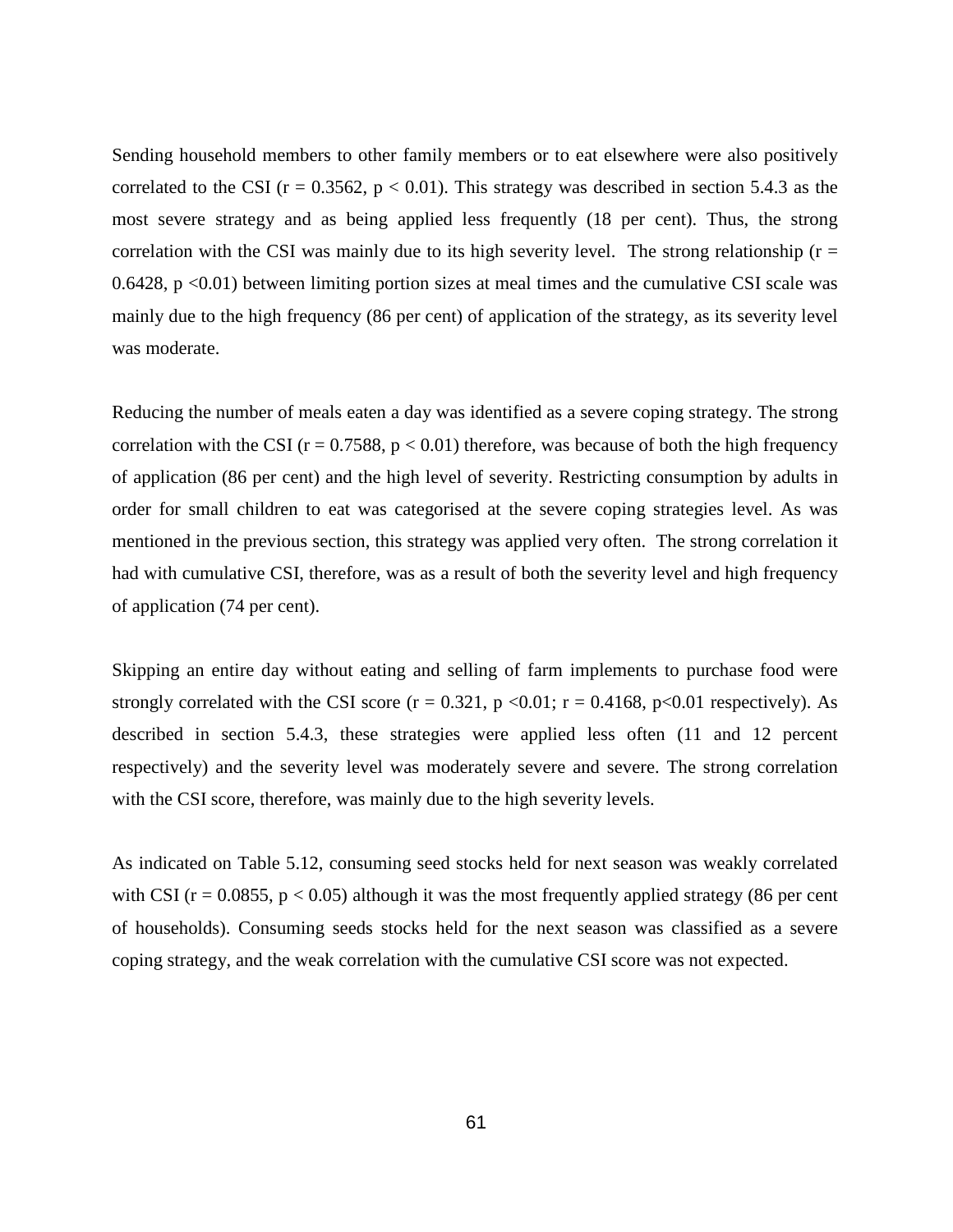Sending household members to other family members or to eat elsewhere were also positively correlated to the CSI ($r = 0.3562$, $p < 0.01$). This strategy was described in section 5.4.3 as the most severe strategy and as being applied less frequently (18 per cent). Thus, the strong correlation with the CSI was mainly due to its high severity level. The strong relationship ($r = 0.6428$, $p < 0.01$) between limiting portion sizes at meal times and the cumulative CSI scale was mainly due to the high frequency (86 per cent) of application of the strategy, as its severity level was moderate.

Reducing the number of meals eaten a day was identified as a severe coping strategy. The strong correlation with the CSI ($r = 0.7588$, $p < 0.01$) therefore, was because of both the high frequency of application (86 per cent) and the high level of severity. Restricting consumption by adults in order for small children to eat was categorised at the severe coping strategies level. As was mentioned in the previous section, this strategy was applied very often. The strong correlation it had with cumulative CSI, therefore, was as a result of both the severity level and high frequency of application (74 per cent).

Skipping an entire day without eating and selling of farm implements to purchase food were strongly correlated with the CSI score ($r = 0.321$, $p < 0.01$; $r = 0.4168$, $p < 0.01$ respectively). As described in section 5.4.3, these strategies were applied less often (11 and 12 percent respectively) and the severity level was moderately severe and severe. The strong correlation with the CSI score, therefore, was mainly due to the high severity levels.

As indicated on Table 5.12, consuming seed stocks held for next season was weakly correlated with CSI ($r = 0.0855$, $p < 0.05$) although it was the most frequently applied strategy (86 per cent of households). Consuming seeds stocks held for the next season was classified as a severe coping strategy, and the weak correlation with the cumulative CSI score was not expected.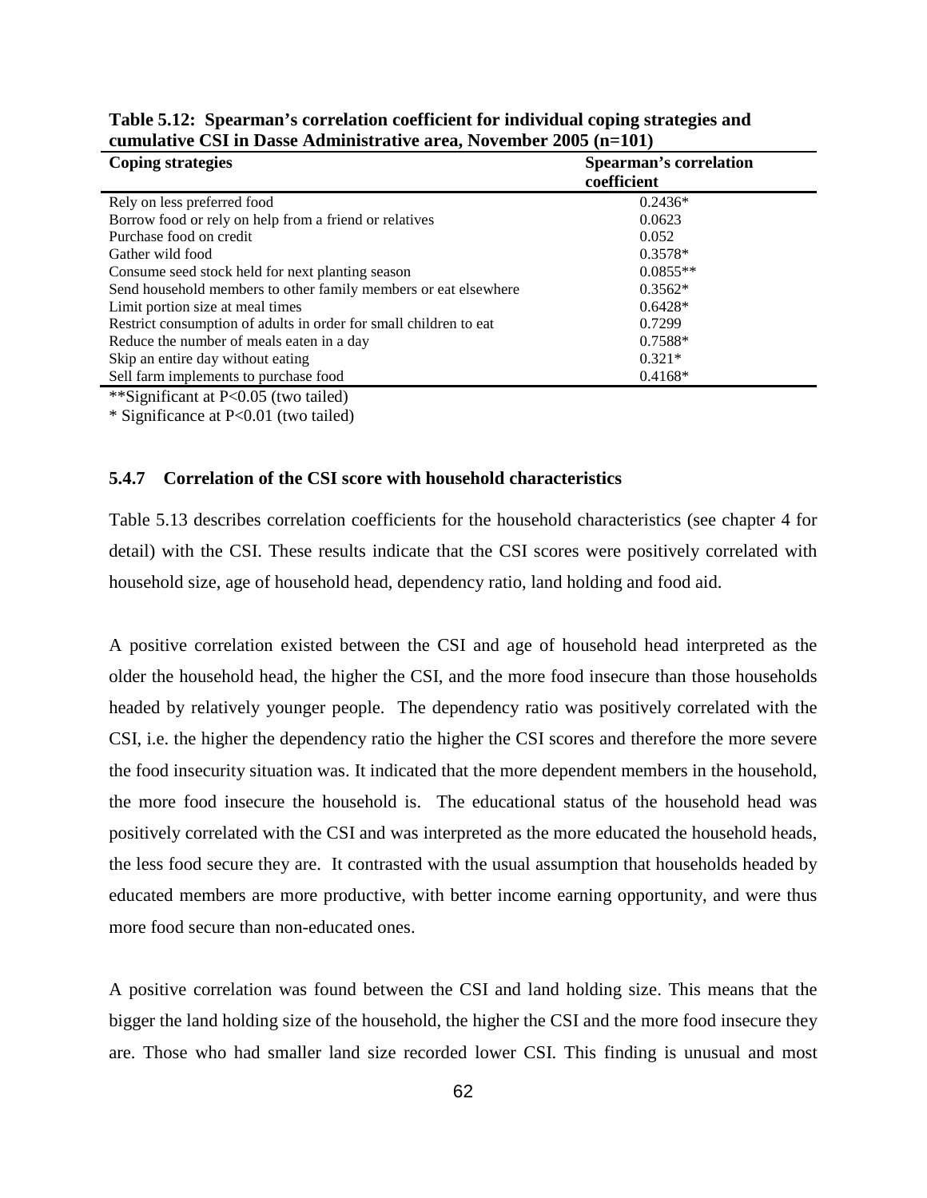**Table 5.12: Spearman's correlation coefficient for individual coping strategies and cumulative CSI in Dasse Administrative area, November 2005 (n=101)**

| Coping strategies | Spearman's correlation coefficient |
|---|---|
| Rely on less preferred food | 0.2436* |
| Borrow food or rely on help from a friend or relatives | 0.0623 |
| Purchase food on credit | 0.052 |
| Gather wild food | 0.3578* |
| Consume seed stock held for next planting season | 0.0855** |
| Send household members to other family members or eat elsewhere | 0.3562* |
| Limit portion size at meal times | 0.6428* |
| Restrict consumption of adults in order for small children to eat | 0.7299 |
| Reduce the number of meals eaten in a day | 0.7588* |
| Skip an entire day without eating | 0.321* |
| Sell farm implements to purchase food | 0.4168* |

**Significant at P<0.05 (two tailed)

\* Significance at P<0.01 (two tailed)

### 5.4.7 Correlation of the CSI score with household characteristics

Table 5.13 describes correlation coefficients for the household characteristics (see chapter 4 for detail) with the CSI. These results indicate that the CSI scores were positively correlated with household size, age of household head, dependency ratio, land holding and food aid.

A positive correlation existed between the CSI and age of household head interpreted as the older the household head, the higher the CSI, and the more food insecure than those households headed by relatively younger people. The dependency ratio was positively correlated with the CSI, i.e. the higher the dependency ratio the higher the CSI scores and therefore the more severe the food insecurity situation was. It indicated that the more dependent members in the household, the more food insecure the household is. The educational status of the household head was positively correlated with the CSI and was interpreted as the more educated the household heads, the less food secure they are. It contrasted with the usual assumption that households headed by educated members are more productive, with better income earning opportunity, and were thus more food secure than non-educated ones.

A positive correlation was found between the CSI and land holding size. This means that the bigger the land holding size of the household, the higher the CSI and the more food insecure they are. Those who had smaller land size recorded lower CSI. This finding is unusual and most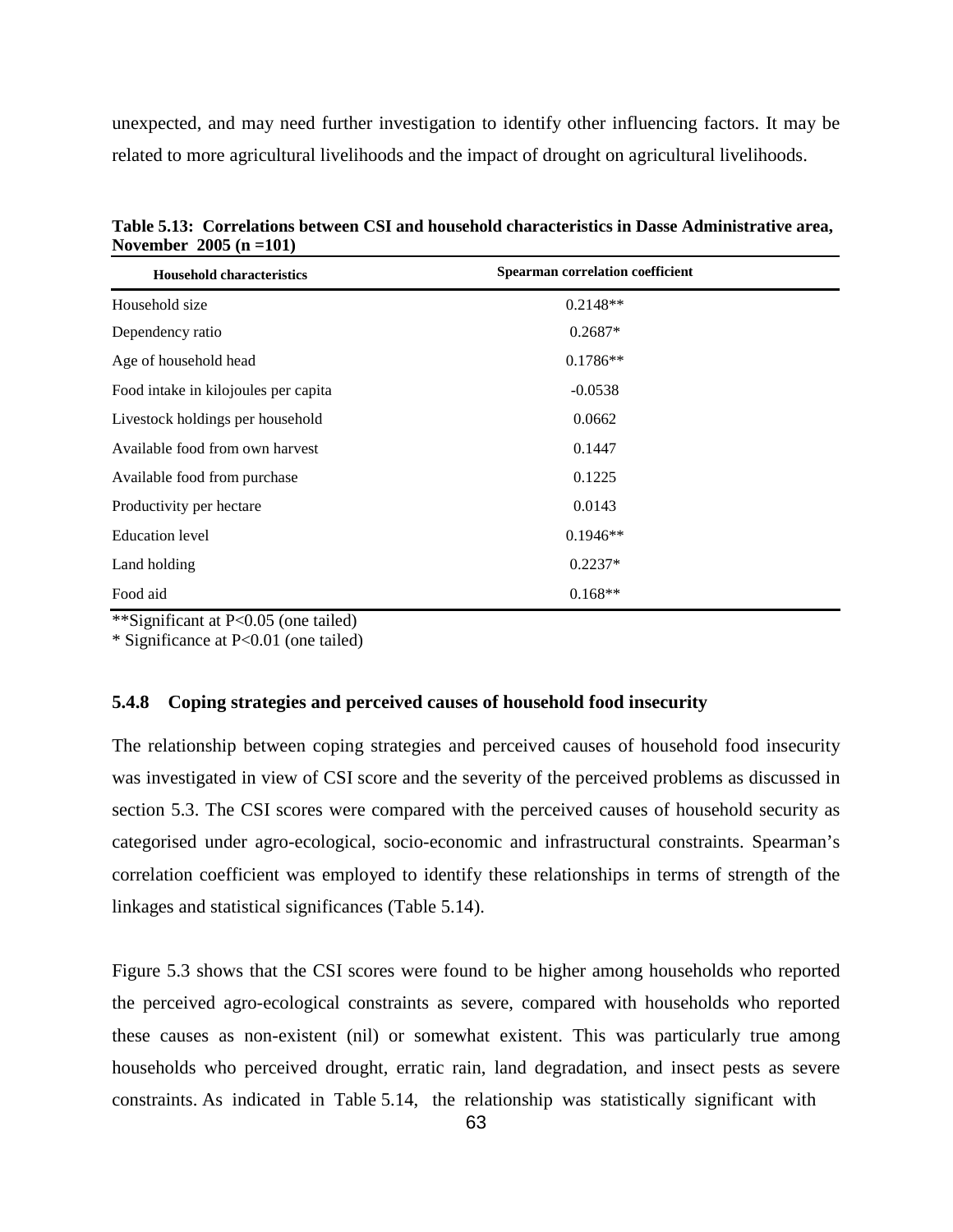unexpected, and may need further investigation to identify other influencing factors. It may be related to more agricultural livelihoods and the impact of drought on agricultural livelihoods.

**Table 5.13: Correlations between CSI and household characteristics in Dasse Administrative area, November 2005 (n =101)**

| Household characteristics | Spearman correlation coefficient |
|---|---|
| Household size | 0.2148** |
| Dependency ratio | 0.2687* |
| Age of household head | 0.1786** |
| Food intake in kilojoules per capita | -0.0538 |
| Livestock holdings per household | 0.0662 |
| Available food from own harvest | 0.1447 |
| Available food from purchase | 0.1225 |
| Productivity per hectare | 0.0143 |
| Education level | 0.1946** |
| Land holding | 0.2237* |
| Food aid | 0.168** |

**Significant at P<0.05 (one tailed)

* Significance at P<0.01 (one tailed)

### 5.4.8 Coping strategies and perceived causes of household food insecurity

The relationship between coping strategies and perceived causes of household food insecurity was investigated in view of CSI score and the severity of the perceived problems as discussed in section 5.3. The CSI scores were compared with the perceived causes of household security as categorised under agro-ecological, socio-economic and infrastructural constraints. Spearman's correlation coefficient was employed to identify these relationships in terms of strength of the linkages and statistical significances (Table 5.14).

Figure 5.3 shows that the CSI scores were found to be higher among households who reported the perceived agro-ecological constraints as severe, compared with households who reported these causes as non-existent (nil) or somewhat existent. This was particularly true among households who perceived drought, erratic rain, land degradation, and insect pests as severe constraints. As indicated in Table 5.14, the relationship was statistically significant with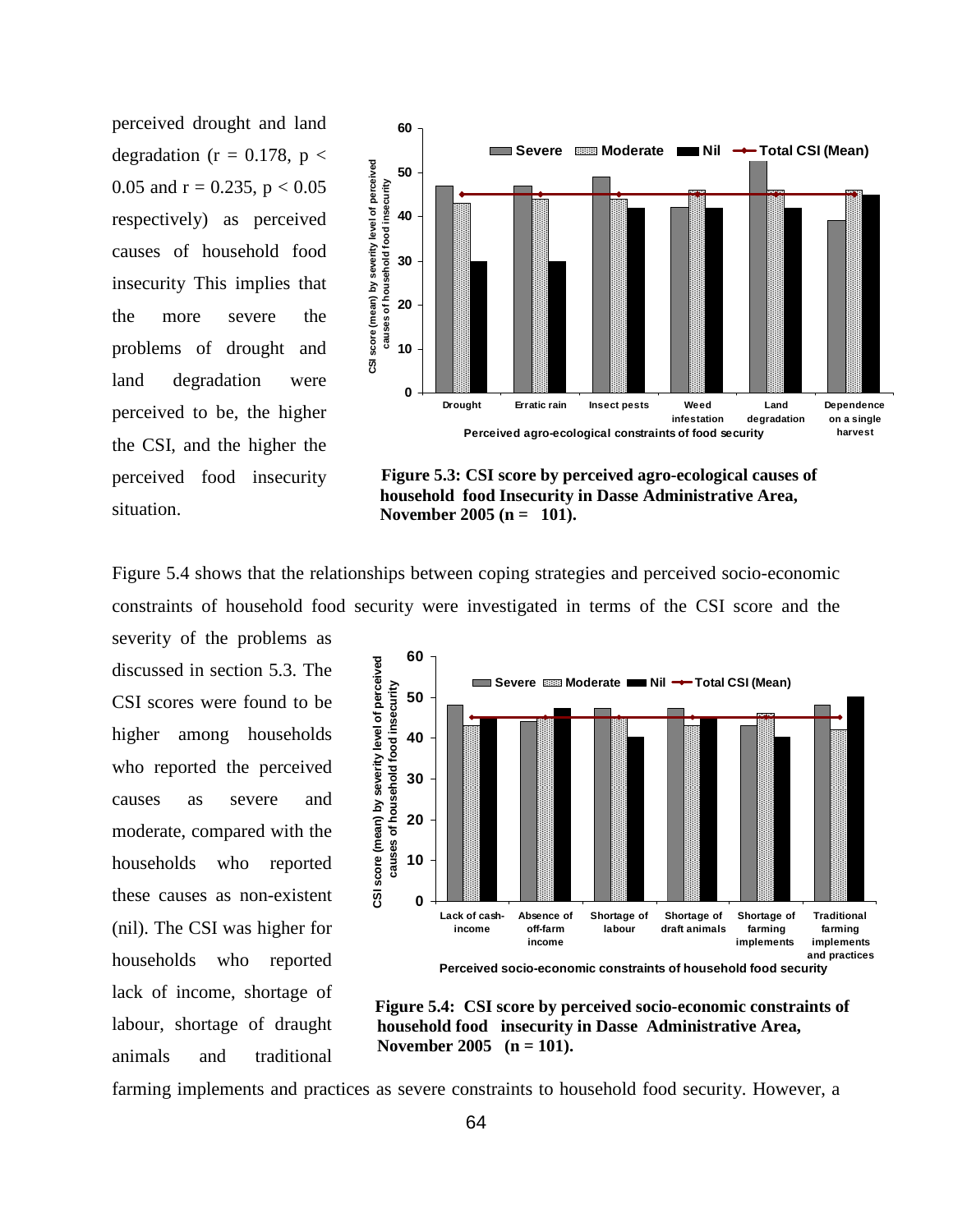perceived drought and land degradation ($r = 0.178$, $p < 0.05$ and $r = 0.235$, $p < 0.05$ respectively) as perceived causes of household food insecurity This implies that the more severe the problems of drought and land degradation were perceived to be, the higher the CSI, and the higher the perceived food insecurity situation.

60
50
40
30
20
10
0

Severe Moderate Nil Total CSI (Mean)

CSI score (mean) by severity level of perceived causes of household food insecurity

Drought
Erratic rain
Insect pests
Weed infestation
Land degradation
Dependence on a single harvest

Perceived agro-ecological constraints of food security

**Figure 5.3: CSI score by perceived agro-ecological causes of household food Insecurity in Dasse Administrative Area, November 2005 (n = 101).**

Figure 5.4 shows that the relationships between coping strategies and perceived socio-economic constraints of household food security were investigated in terms of the CSI score and the severity of the problems as discussed in section 5.3. The CSI scores were found to be higher among households who reported the perceived causes as severe and moderate, compared with the households who reported these causes as non-existent (nil). The CSI was higher for households who reported lack of income, shortage of labour, shortage of draught animals and traditional farming implements and practices as severe constraints to household food security. However, a

60
50
40
30
20
10
0

Severe Moderate Nil Total CSI (Mean)

CSI score (mean) by severity level of perceived causes of household food insecurity

Lack of cash-income
Absence of off-farm income
Shortage of labour
Shortage of draft animals
Shortage of farming implements
Traditional farming implements and practices

Perceived socio-economic constraints of household food security

**Figure 5.4: CSI score by perceived socio-economic constraints of household food insecurity in Dasse Administrative Area, November 2005 (n = 101).**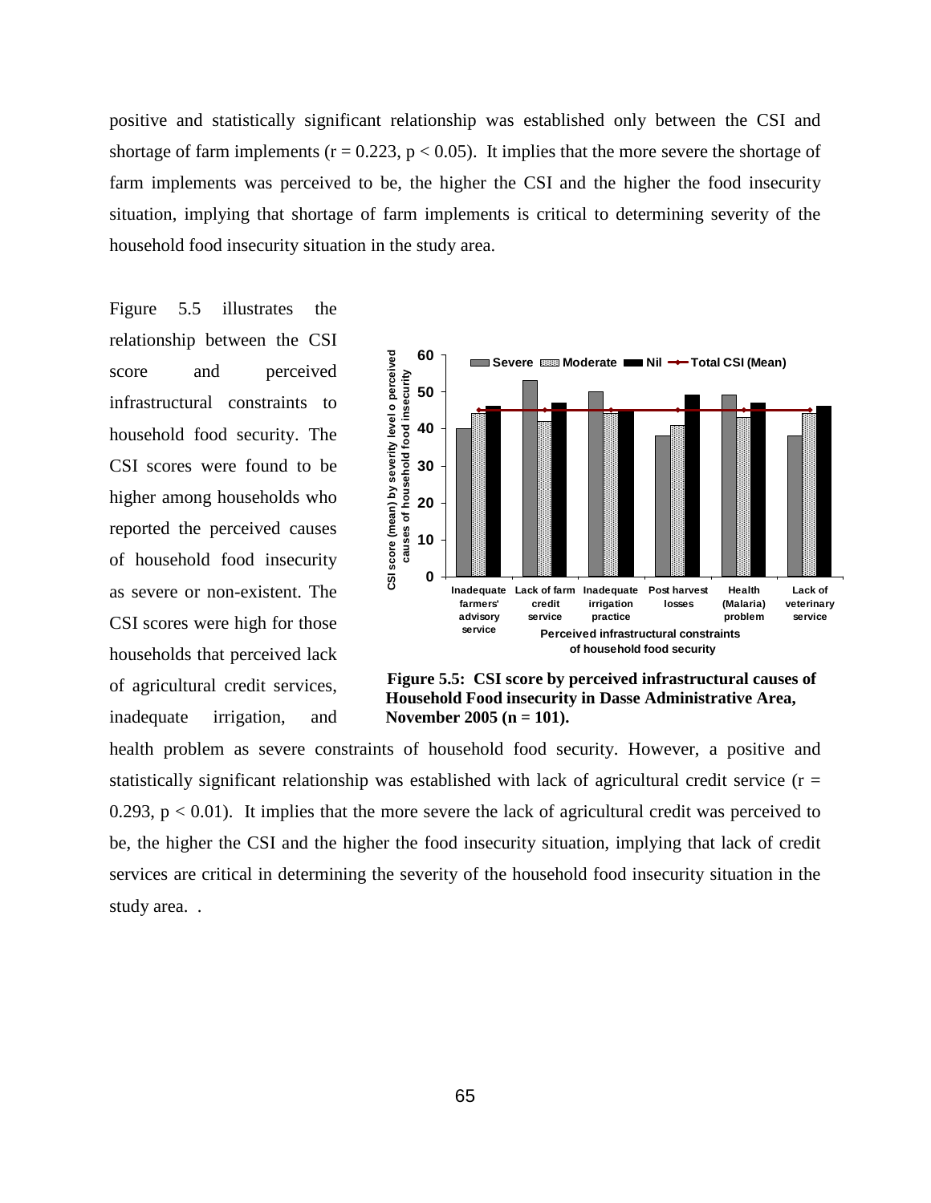positive and statistically significant relationship was established only between the CSI and shortage of farm implements ($r = 0.223$, $p < 0.05$). It implies that the more severe the shortage of farm implements was perceived to be, the higher the CSI and the higher the food insecurity situation, implying that shortage of farm implements is critical to determining severity of the household food insecurity situation in the study area.

Figure 5.5 illustrates the relationship between the CSI score and perceived infrastructural constraints to household food security. The CSI scores were found to be higher among households who reported the perceived causes of household food insecurity as severe or non-existent. The CSI scores were high for those households that perceived lack of agricultural credit services, inadequate irrigation, and health problem as severe constraints of household food security. However, a positive and statistically significant relationship was established with lack of agricultural credit service ($r = 0.293$, $p < 0.01$). It implies that the more severe the lack of agricultural credit was perceived to be, the higher the CSI and the higher the food insecurity situation, implying that lack of credit services are critical in determining the severity of the household food insecurity situation in the study area. .

CSI score (mean) by severity level o perceived causes of household food insecurity

60
50
40
30
20
10
0

Severe | Moderate | Nil | Total CSI (Mean)

Inadequate farmers' advisory service
Lack of farm credit service
Inadequate irrigation practice
Post harvest losses
Health (Malaria) problem
Lack of veterinary service

Perceived infrastructural constraints of household food security

**Figure 5.5: CSI score by perceived infrastructural causes of Household Food insecurity in Dasse Administrative Area, November 2005 (n = 101).**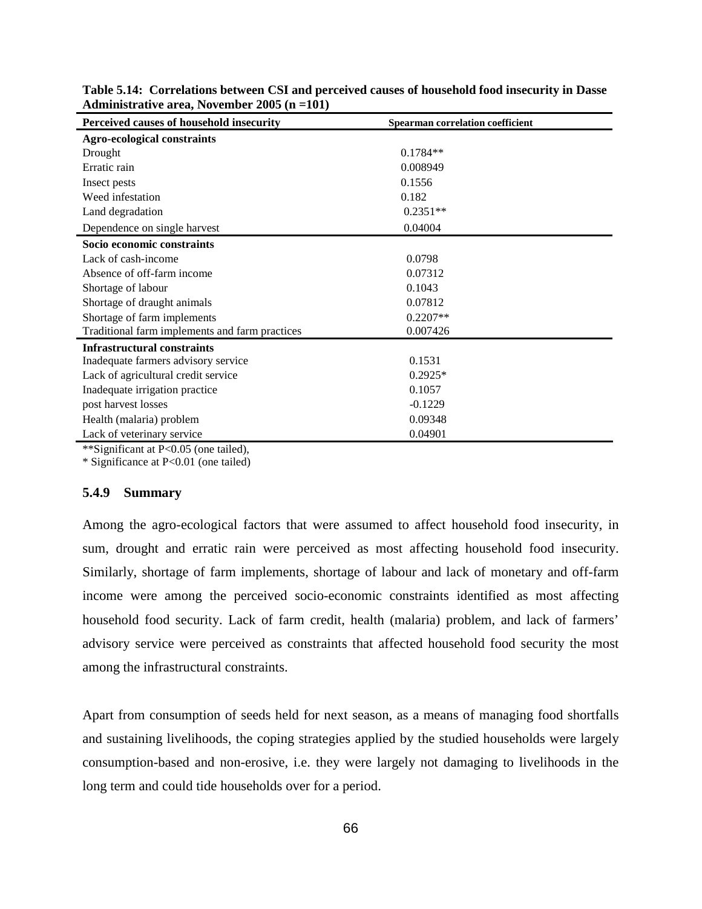**Table 5.14: Correlations between CSI and perceived causes of household food insecurity in Dasse Administrative area, November 2005 (n =101)**

| Perceived causes of household insecurity | Spearman correlation coefficient |
|---|---|
| **Agro-ecological constraints** | |
| Drought | 0.1784** |
| Erratic rain | 0.008949 |
| Insect pests | 0.1556 |
| Weed infestation | 0.182 |
| Land degradation | 0.2351** |
| Dependence on single harvest | 0.04004 |
| **Socio economic constraints** | |
| Lack of cash-income | 0.0798 |
| Absence of off-farm income | 0.07312 |
| Shortage of labour | 0.1043 |
| Shortage of draught animals | 0.07812 |
| Shortage of farm implements | 0.2207** |
| Traditional farm implements and farm practices | 0.007426 |
| **Infrastructural constraints** | |
| Inadequate farmers advisory service | 0.1531 |
| Lack of agricultural credit service | 0.2925* |
| Inadequate irrigation practice | 0.1057 |
| post harvest losses | -0.1229 |
| Health (malaria) problem | 0.09348 |
| Lack of veterinary service | 0.04901 |

**Significant at $P<0.05$ (one tailed),

* Significance at $P<0.01$ (one tailed)

### 5.4.9 Summary

Among the agro-ecological factors that were assumed to affect household food insecurity, in sum, drought and erratic rain were perceived as most affecting household food insecurity. Similarly, shortage of farm implements, shortage of labour and lack of monetary and off-farm income were among the perceived socio-economic constraints identified as most affecting household food security. Lack of farm credit, health (malaria) problem, and lack of farmers' advisory service were perceived as constraints that affected household food security the most among the infrastructural constraints.

Apart from consumption of seeds held for next season, as a means of managing food shortfalls and sustaining livelihoods, the coping strategies applied by the studied households were largely consumption-based and non-erosive, i.e. they were largely not damaging to livelihoods in the long term and could tide households over for a period.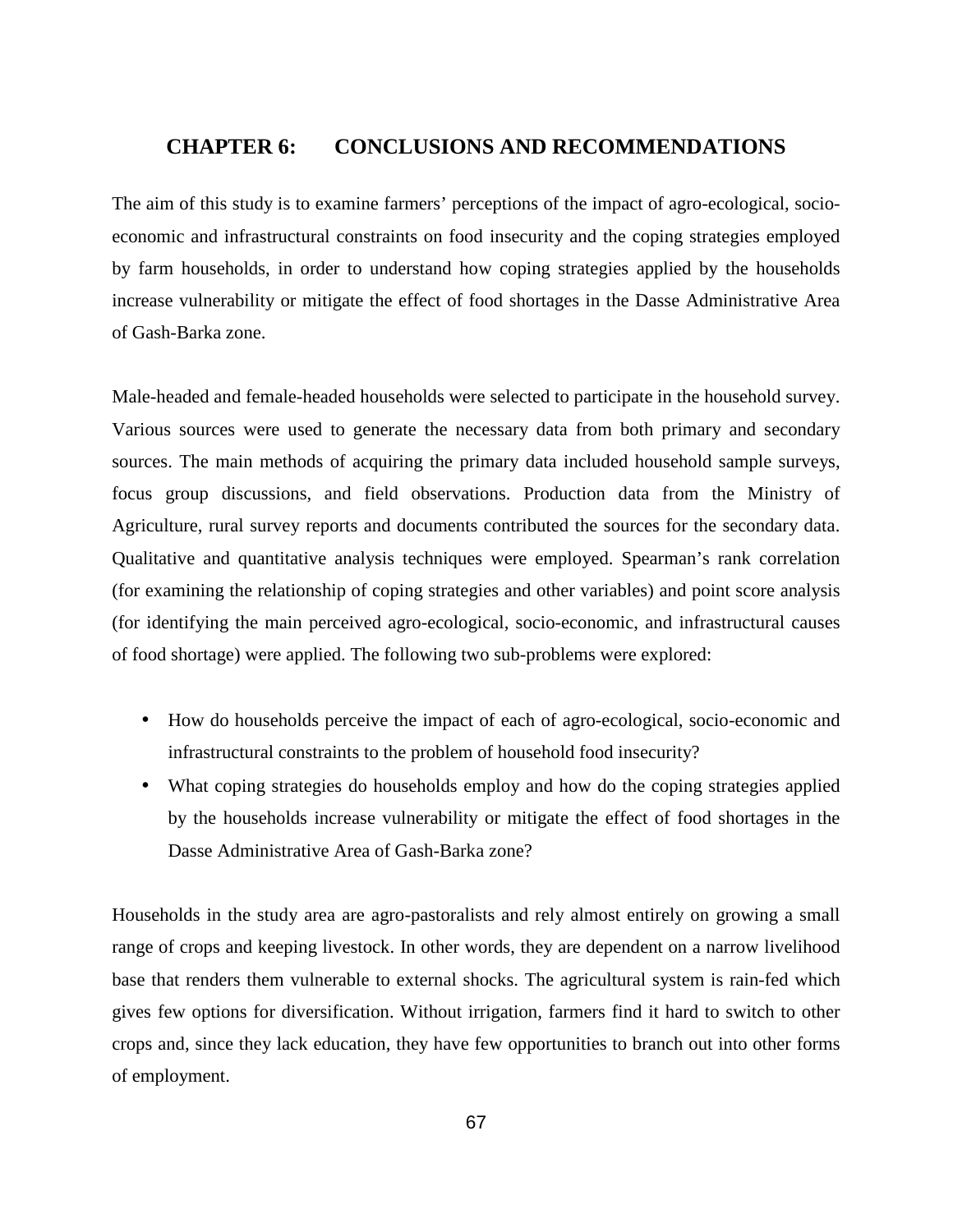# CHAPTER 6: CONCLUSIONS AND RECOMMENDATIONS

The aim of this study is to examine farmers' perceptions of the impact of agro-ecological, socio-economic and infrastructural constraints on food insecurity and the coping strategies employed by farm households, in order to understand how coping strategies applied by the households increase vulnerability or mitigate the effect of food shortages in the Dasse Administrative Area of Gash-Barka zone.

Male-headed and female-headed households were selected to participate in the household survey. Various sources were used to generate the necessary data from both primary and secondary sources. The main methods of acquiring the primary data included household sample surveys, focus group discussions, and field observations. Production data from the Ministry of Agriculture, rural survey reports and documents contributed the sources for the secondary data. Qualitative and quantitative analysis techniques were employed. Spearman's rank correlation (for examining the relationship of coping strategies and other variables) and point score analysis (for identifying the main perceived agro-ecological, socio-economic, and infrastructural causes of food shortage) were applied. The following two sub-problems were explored:

- How do households perceive the impact of each of agro-ecological, socio-economic and infrastructural constraints to the problem of household food insecurity?
- What coping strategies do households employ and how do the coping strategies applied by the households increase vulnerability or mitigate the effect of food shortages in the Dasse Administrative Area of Gash-Barka zone?

Households in the study area are agro-pastoralists and rely almost entirely on growing a small range of crops and keeping livestock. In other words, they are dependent on a narrow livelihood base that renders them vulnerable to external shocks. The agricultural system is rain-fed which gives few options for diversification. Without irrigation, farmers find it hard to switch to other crops and, since they lack education, they have few opportunities to branch out into other forms of employment.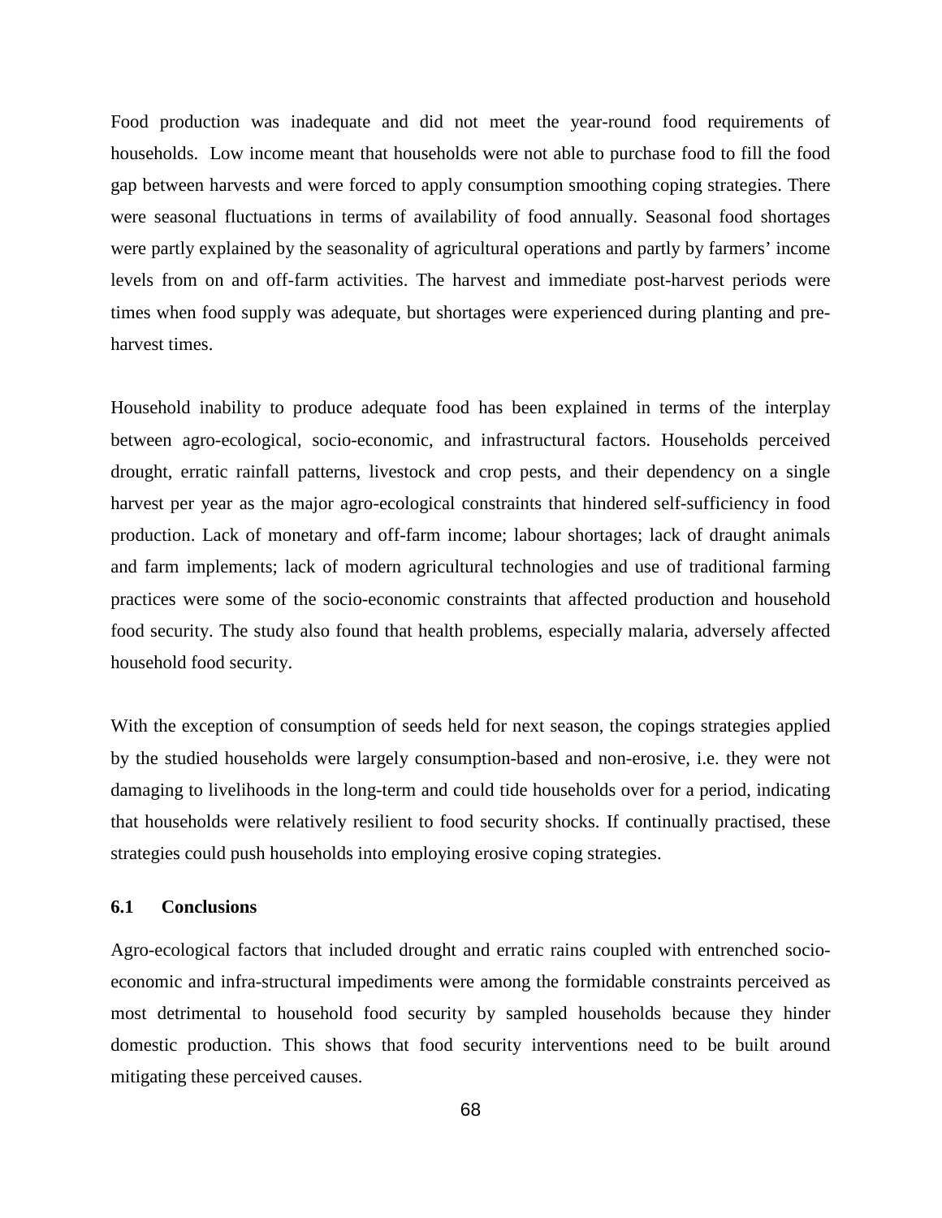Food production was inadequate and did not meet the year-round food requirements of households. Low income meant that households were not able to purchase food to fill the food gap between harvests and were forced to apply consumption smoothing coping strategies. There were seasonal fluctuations in terms of availability of food annually. Seasonal food shortages were partly explained by the seasonality of agricultural operations and partly by farmers' income levels from on and off-farm activities. The harvest and immediate post-harvest periods were times when food supply was adequate, but shortages were experienced during planting and pre-harvest times.

Household inability to produce adequate food has been explained in terms of the interplay between agro-ecological, socio-economic, and infrastructural factors. Households perceived drought, erratic rainfall patterns, livestock and crop pests, and their dependency on a single harvest per year as the major agro-ecological constraints that hindered self-sufficiency in food production. Lack of monetary and off-farm income; labour shortages; lack of draught animals and farm implements; lack of modern agricultural technologies and use of traditional farming practices were some of the socio-economic constraints that affected production and household food security. The study also found that health problems, especially malaria, adversely affected household food security.

With the exception of consumption of seeds held for next season, the copings strategies applied by the studied households were largely consumption-based and non-erosive, i.e. they were not damaging to livelihoods in the long-term and could tide households over for a period, indicating that households were relatively resilient to food security shocks. If continually practised, these strategies could push households into employing erosive coping strategies.

## 6.1 Conclusions

Agro-ecological factors that included drought and erratic rains coupled with entrenched socio-economic and infra-structural impediments were among the formidable constraints perceived as most detrimental to household food security by sampled households because they hinder domestic production. This shows that food security interventions need to be built around mitigating these perceived causes.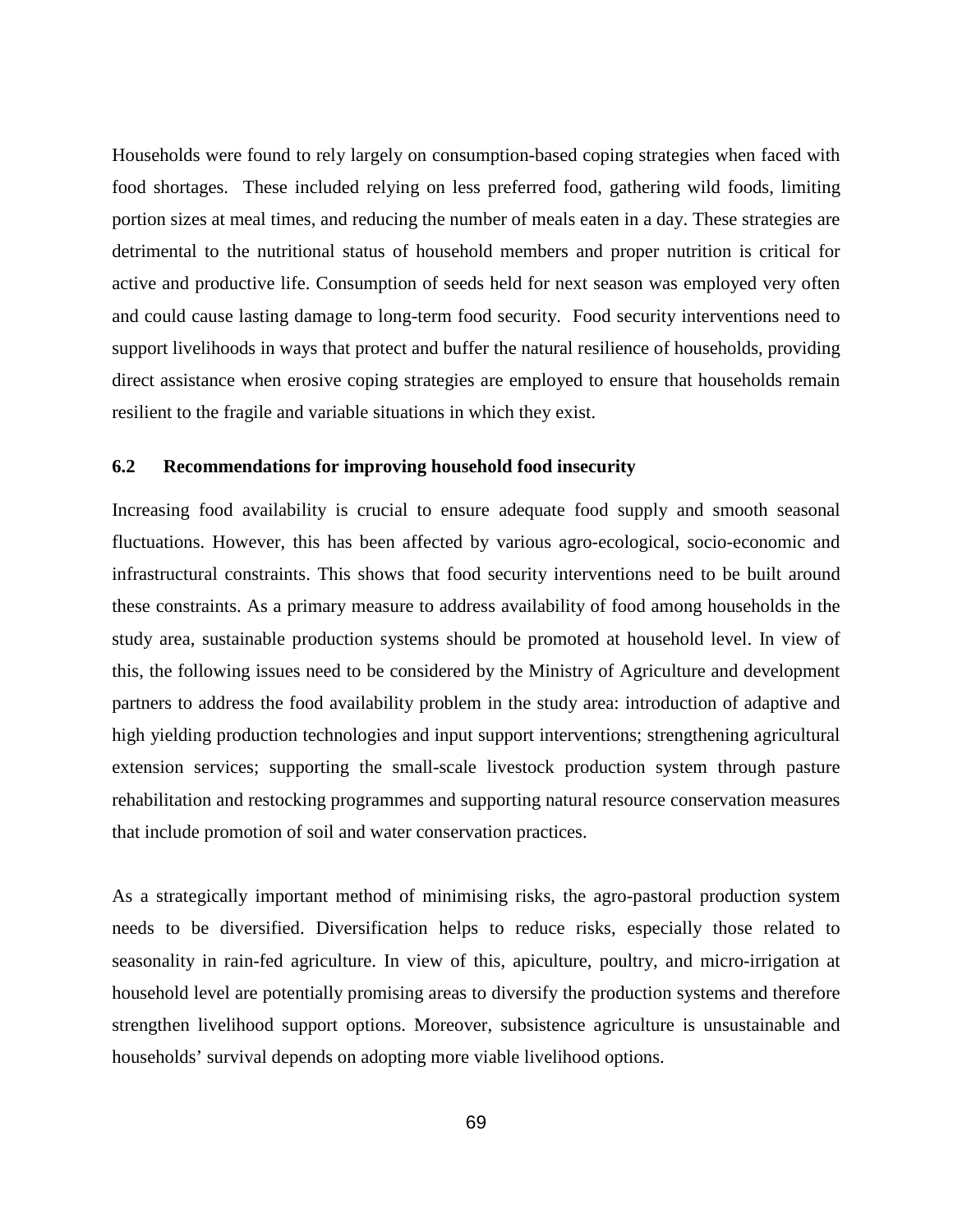Households were found to rely largely on consumption-based coping strategies when faced with food shortages. These included relying on less preferred food, gathering wild foods, limiting portion sizes at meal times, and reducing the number of meals eaten in a day. These strategies are detrimental to the nutritional status of household members and proper nutrition is critical for active and productive life. Consumption of seeds held for next season was employed very often and could cause lasting damage to long-term food security. Food security interventions need to support livelihoods in ways that protect and buffer the natural resilience of households, providing direct assistance when erosive coping strategies are employed to ensure that households remain resilient to the fragile and variable situations in which they exist.

## 6.2 Recommendations for improving household food insecurity

Increasing food availability is crucial to ensure adequate food supply and smooth seasonal fluctuations. However, this has been affected by various agro-ecological, socio-economic and infrastructural constraints. This shows that food security interventions need to be built around these constraints. As a primary measure to address availability of food among households in the study area, sustainable production systems should be promoted at household level. In view of this, the following issues need to be considered by the Ministry of Agriculture and development partners to address the food availability problem in the study area: introduction of adaptive and high yielding production technologies and input support interventions; strengthening agricultural extension services; supporting the small-scale livestock production system through pasture rehabilitation and restocking programmes and supporting natural resource conservation measures that include promotion of soil and water conservation practices.

As a strategically important method of minimising risks, the agro-pastoral production system needs to be diversified. Diversification helps to reduce risks, especially those related to seasonality in rain-fed agriculture. In view of this, apiculture, poultry, and micro-irrigation at household level are potentially promising areas to diversify the production systems and therefore strengthen livelihood support options. Moreover, subsistence agriculture is unsustainable and households' survival depends on adopting more viable livelihood options.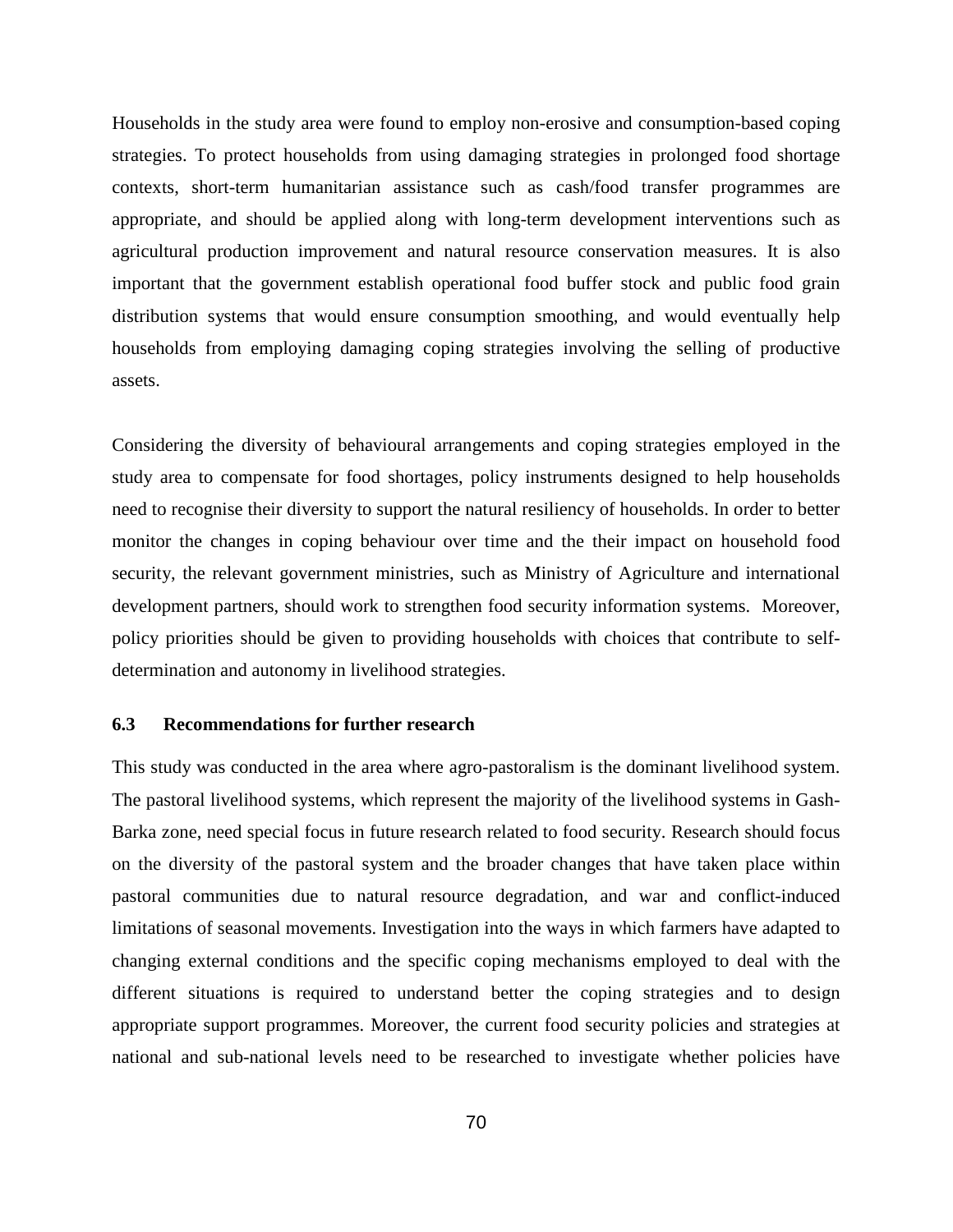Households in the study area were found to employ non-erosive and consumption-based coping strategies. To protect households from using damaging strategies in prolonged food shortage contexts, short-term humanitarian assistance such as cash/food transfer programmes are appropriate, and should be applied along with long-term development interventions such as agricultural production improvement and natural resource conservation measures. It is also important that the government establish operational food buffer stock and public food grain distribution systems that would ensure consumption smoothing, and would eventually help households from employing damaging coping strategies involving the selling of productive assets.

Considering the diversity of behavioural arrangements and coping strategies employed in the study area to compensate for food shortages, policy instruments designed to help households need to recognise their diversity to support the natural resiliency of households. In order to better monitor the changes in coping behaviour over time and the their impact on household food security, the relevant government ministries, such as Ministry of Agriculture and international development partners, should work to strengthen food security information systems. Moreover, policy priorities should be given to providing households with choices that contribute to self-determination and autonomy in livelihood strategies.

### 6.3 Recommendations for further research

This study was conducted in the area where agro-pastoralism is the dominant livelihood system. The pastoral livelihood systems, which represent the majority of the livelihood systems in Gash-Barka zone, need special focus in future research related to food security. Research should focus on the diversity of the pastoral system and the broader changes that have taken place within pastoral communities due to natural resource degradation, and war and conflict-induced limitations of seasonal movements. Investigation into the ways in which farmers have adapted to changing external conditions and the specific coping mechanisms employed to deal with the different situations is required to understand better the coping strategies and to design appropriate support programmes. Moreover, the current food security policies and strategies at national and sub-national levels need to be researched to investigate whether policies have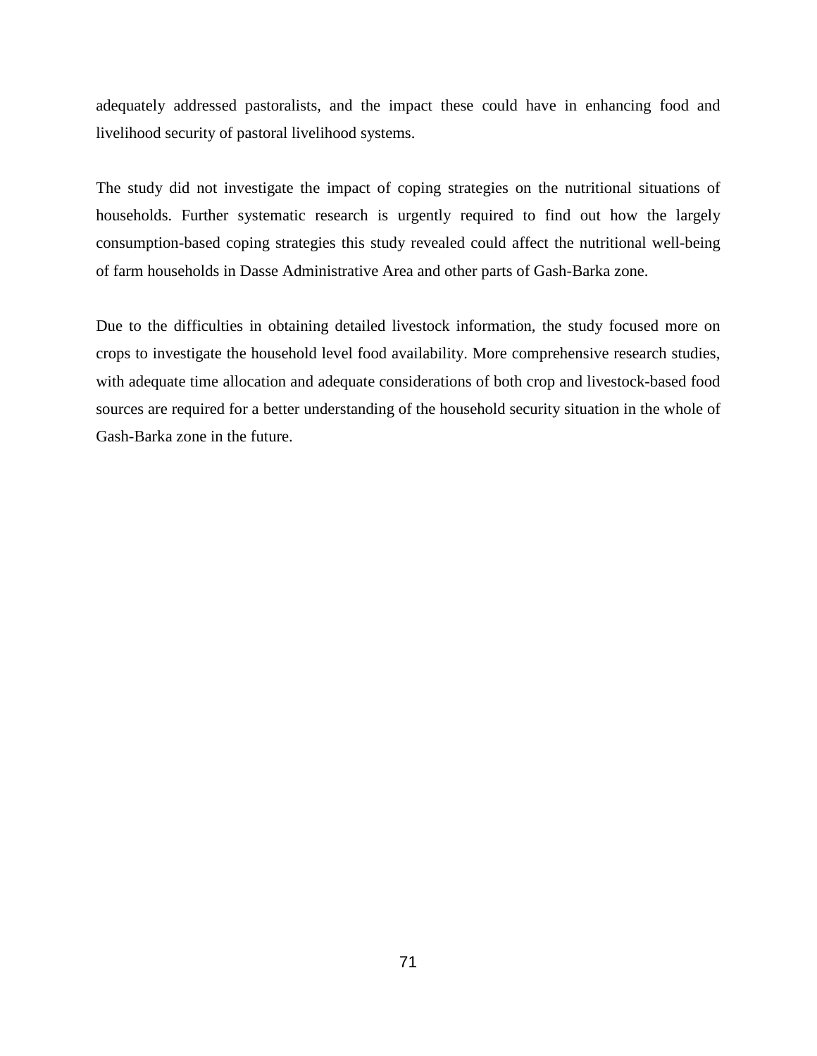adequately addressed pastoralists, and the impact these could have in enhancing food and livelihood security of pastoral livelihood systems.

The study did not investigate the impact of coping strategies on the nutritional situations of households. Further systematic research is urgently required to find out how the largely consumption-based coping strategies this study revealed could affect the nutritional well-being of farm households in Dasse Administrative Area and other parts of Gash-Barka zone.

Due to the difficulties in obtaining detailed livestock information, the study focused more on crops to investigate the household level food availability. More comprehensive research studies, with adequate time allocation and adequate considerations of both crop and livestock-based food sources are required for a better understanding of the household security situation in the whole of Gash-Barka zone in the future.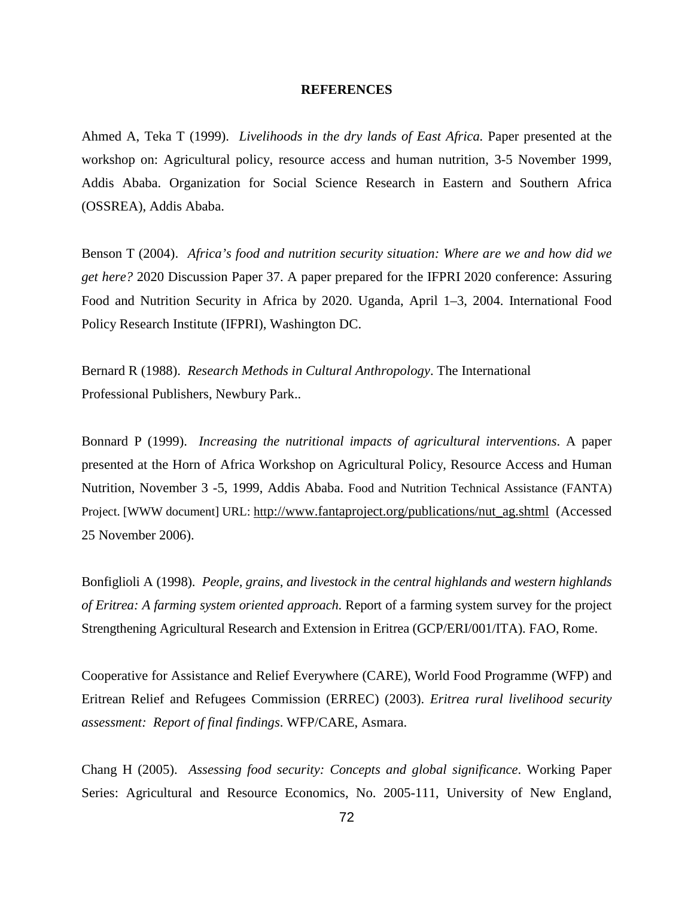# REFERENCES

Ahmed A, Teka T (1999). *Livelihoods in the dry lands of East Africa*. Paper presented at the workshop on: Agricultural policy, resource access and human nutrition, 3-5 November 1999, Addis Ababa. Organization for Social Science Research in Eastern and Southern Africa (OSSREA), Addis Ababa.

Benson T (2004). *Africa's food and nutrition security situation: Where are we and how did we get here?* 2020 Discussion Paper 37. A paper prepared for the IFPRI 2020 conference: Assuring Food and Nutrition Security in Africa by 2020. Uganda, April 1–3, 2004. International Food Policy Research Institute (IFPRI), Washington DC.

Bernard R (1988). *Research Methods in Cultural Anthropology*. The International Professional Publishers, Newbury Park..

Bonnard P (1999). *Increasing the nutritional impacts of agricultural interventions*. A paper presented at the Horn of Africa Workshop on Agricultural Policy, Resource Access and Human Nutrition, November 3 -5, 1999, Addis Ababa. Food and Nutrition Technical Assistance (FANTA) Project. [WWW document] URL: http://www.fantaproject.org/publications/nut_ag.shtml (Accessed 25 November 2006).

Bonfiglioli A (1998). *People, grains, and livestock in the central highlands and western highlands of Eritrea: A farming system oriented approach*. Report of a farming system survey for the project Strengthening Agricultural Research and Extension in Eritrea (GCP/ERI/001/ITA). FAO, Rome.

Cooperative for Assistance and Relief Everywhere (CARE), World Food Programme (WFP) and Eritrean Relief and Refugees Commission (ERREC) (2003). *Eritrea rural livelihood security assessment: Report of final findings*. WFP/CARE, Asmara.

Chang H (2005). *Assessing food security: Concepts and global significance*. Working Paper Series: Agricultural and Resource Economics, No. 2005-111, University of New England,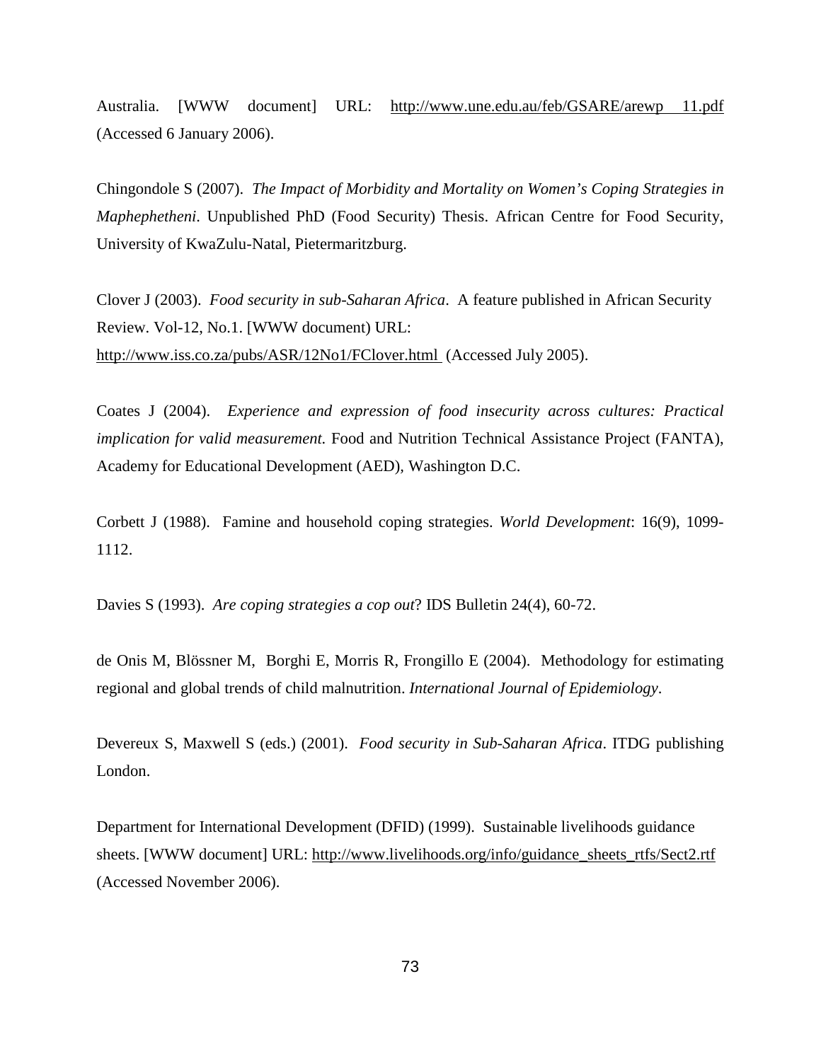Australia. [WWW document] URL: http://www.une.edu.au/feb/GSARE/arewp 11.pdf (Accessed 6 January 2006).

Chingondole S (2007). *The Impact of Morbidity and Mortality on Women's Coping Strategies in Maphephetheni*. Unpublished PhD (Food Security) Thesis. African Centre for Food Security, University of KwaZulu-Natal, Pietermaritzburg.

Clover J (2003). *Food security in sub-Saharan Africa*. A feature published in African Security Review. Vol-12, No.1. [WWW document) URL: http://www.iss.co.za/pubs/ASR/12No1/FClover.html (Accessed July 2005).

Coates J (2004). *Experience and expression of food insecurity across cultures: Practical implication for valid measurement.* Food and Nutrition Technical Assistance Project (FANTA), Academy for Educational Development (AED), Washington D.C.

Corbett J (1988). Famine and household coping strategies. *World Development*: 16(9), 1099-1112.

Davies S (1993). *Are coping strategies a cop out*? IDS Bulletin 24(4), 60-72.

de Onis M, Blössner M, Borghi E, Morris R, Frongillo E (2004). Methodology for estimating regional and global trends of child malnutrition. *International Journal of Epidemiology*.

Devereux S, Maxwell S (eds.) (2001). *Food security in Sub-Saharan Africa*. ITDG publishing London.

Department for International Development (DFID) (1999). Sustainable livelihoods guidance sheets. [WWW document] URL: http://www.livelihoods.org/info/guidance_sheets_rtfs/Sect2.rtf (Accessed November 2006).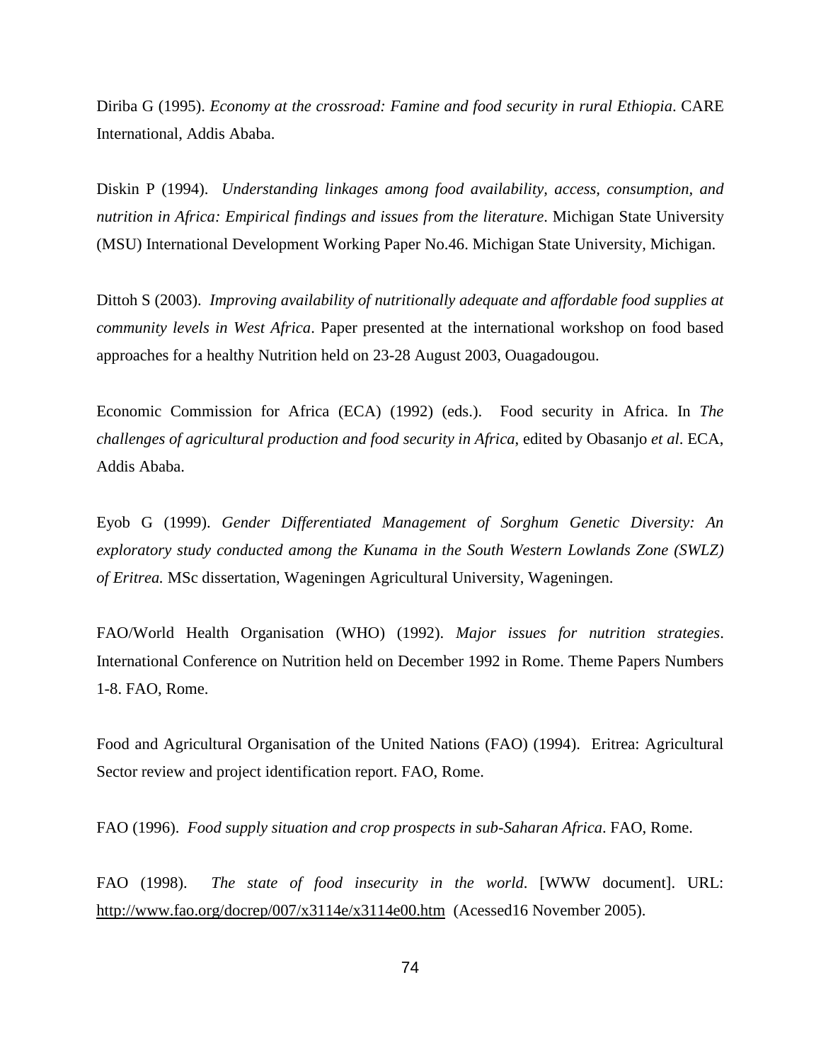Diriba G (1995). *Economy at the crossroad: Famine and food security in rural Ethiopia*. CARE International, Addis Ababa.

Diskin P (1994). *Understanding linkages among food availability, access, consumption, and nutrition in Africa: Empirical findings and issues from the literature*. Michigan State University (MSU) International Development Working Paper No.46. Michigan State University, Michigan.

Dittoh S (2003). *Improving availability of nutritionally adequate and affordable food supplies at community levels in West Africa*. Paper presented at the international workshop on food based approaches for a healthy Nutrition held on 23-28 August 2003, Ouagadougou.

Economic Commission for Africa (ECA) (1992) (eds.). Food security in Africa. In *The challenges of agricultural production and food security in Africa*, edited by Obasanjo *et al*. ECA, Addis Ababa.

Eyob G (1999). *Gender Differentiated Management of Sorghum Genetic Diversity: An exploratory study conducted among the Kunama in the South Western Lowlands Zone (SWLZ) of Eritrea.* MSc dissertation, Wageningen Agricultural University, Wageningen.

FAO/World Health Organisation (WHO) (1992). *Major issues for nutrition strategies*. International Conference on Nutrition held on December 1992 in Rome. Theme Papers Numbers 1-8. FAO, Rome.

Food and Agricultural Organisation of the United Nations (FAO) (1994). Eritrea: Agricultural Sector review and project identification report. FAO, Rome.

FAO (1996). *Food supply situation and crop prospects in sub-Saharan Africa*. FAO, Rome.

FAO (1998). *The state of food insecurity in the world*. [WWW document]. URL: http://www.fao.org/docrep/007/x3114e/x3114e00.htm (Acessed16 November 2005).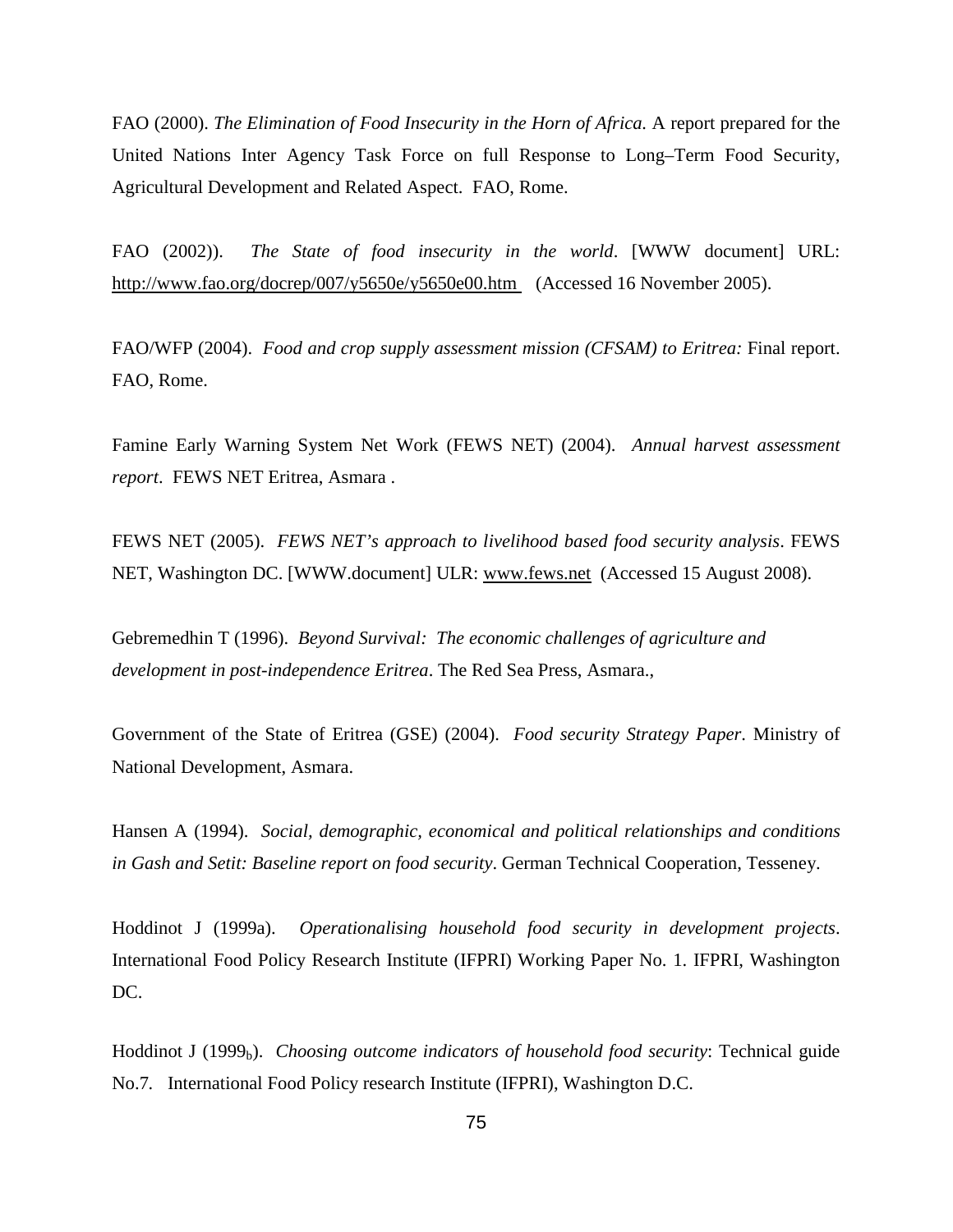FAO (2000). *The Elimination of Food Insecurity in the Horn of Africa.* A report prepared for the United Nations Inter Agency Task Force on full Response to Long–Term Food Security, Agricultural Development and Related Aspect. FAO, Rome.

FAO (2002)). *The State of food insecurity in the world*. [WWW document] URL: http://www.fao.org/docrep/007/y5650e/y5650e00.htm (Accessed 16 November 2005).

FAO/WFP (2004). *Food and crop supply assessment mission (CFSAM) to Eritrea:* Final report. FAO, Rome.

Famine Early Warning System Net Work (FEWS NET) (2004). *Annual harvest assessment report*. FEWS NET Eritrea, Asmara .

FEWS NET (2005). *FEWS NET's approach to livelihood based food security analysis*. FEWS NET, Washington DC. [WWW.document] ULR: www.fews.net (Accessed 15 August 2008).

Gebremedhin T (1996). *Beyond Survival: The economic challenges of agriculture and development in post-independence Eritrea*. The Red Sea Press, Asmara.,

Government of the State of Eritrea (GSE) (2004). *Food security Strategy Paper*. Ministry of National Development, Asmara.

Hansen A (1994). *Social, demographic, economical and political relationships and conditions in Gash and Setit: Baseline report on food security*. German Technical Cooperation, Tesseney.

Hoddinot J (1999a). *Operationalising household food security in development projects*. International Food Policy Research Institute (IFPRI) Working Paper No. 1. IFPRI, Washington DC.

Hoddinot J ($1999_b$). *Choosing outcome indicators of household food security*: Technical guide No.7. International Food Policy research Institute (IFPRI), Washington D.C.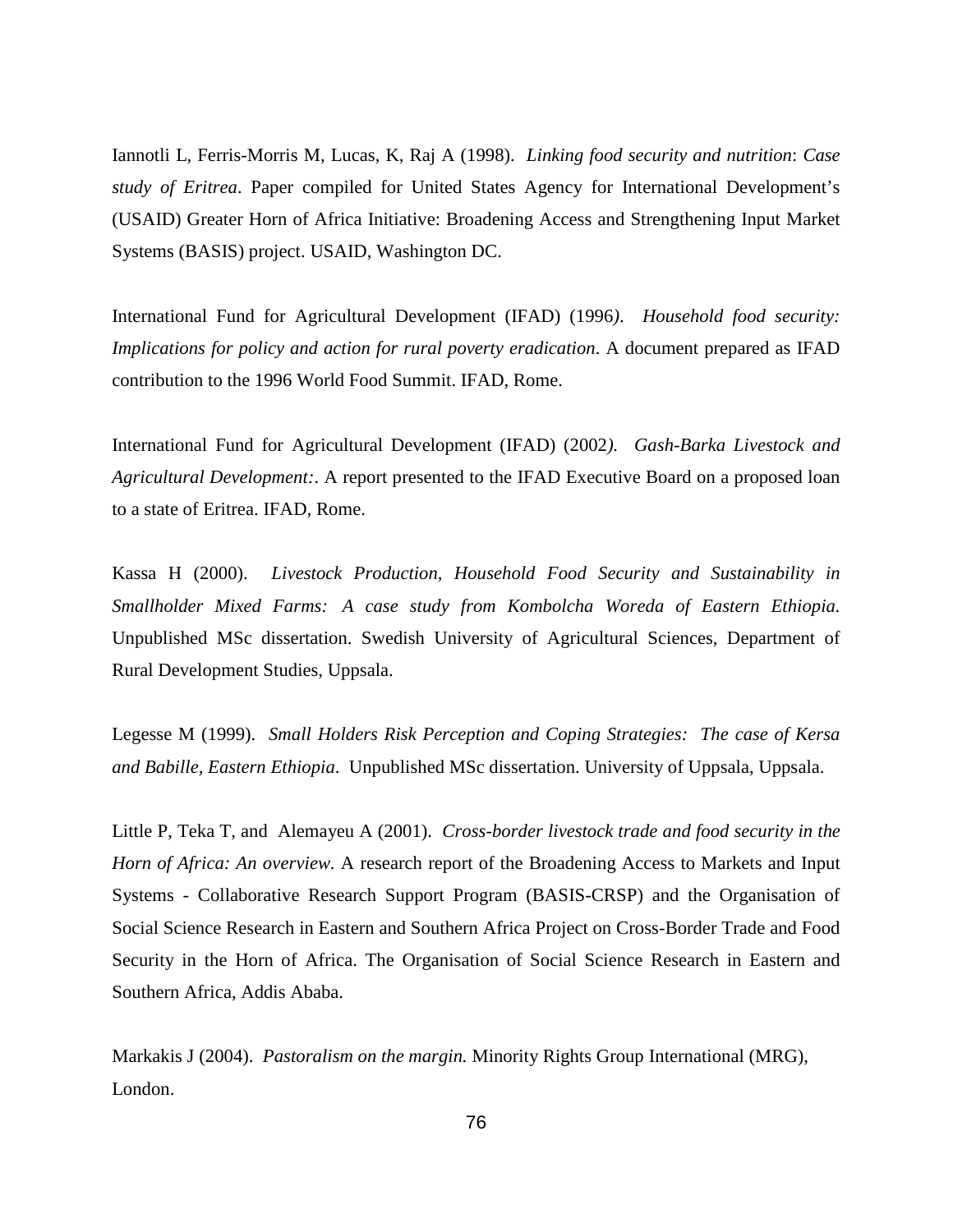Iannotli L, Ferris-Morris M, Lucas, K, Raj A (1998). *Linking food security and nutrition*: *Case study of Eritrea*. Paper compiled for United States Agency for International Development's (USAID) Greater Horn of Africa Initiative: Broadening Access and Strengthening Input Market Systems (BASIS) project. USAID, Washington DC.

International Fund for Agricultural Development (IFAD) (1996*)*. *Household food security: Implications for policy and action for rural poverty eradication*. A document prepared as IFAD contribution to the 1996 World Food Summit. IFAD, Rome.

International Fund for Agricultural Development (IFAD) (2002*)*. *Gash-Barka Livestock and Agricultural Development:*. A report presented to the IFAD Executive Board on a proposed loan to a state of Eritrea. IFAD, Rome.

Kassa H (2000). *Livestock Production, Household Food Security and Sustainability in Smallholder Mixed Farms: A case study from Kombolcha Woreda of Eastern Ethiopia.* Unpublished MSc dissertation. Swedish University of Agricultural Sciences, Department of Rural Development Studies, Uppsala.

Legesse M (1999). *Small Holders Risk Perception and Coping Strategies: The case of Kersa and Babille, Eastern Ethiopia*. Unpublished MSc dissertation. University of Uppsala, Uppsala.

Little P, Teka T, and Alemayeu A (2001). *Cross-border livestock trade and food security in the Horn of Africa: An overview*. A research report of the Broadening Access to Markets and Input Systems - Collaborative Research Support Program (BASIS-CRSP) and the Organisation of Social Science Research in Eastern and Southern Africa Project on Cross-Border Trade and Food Security in the Horn of Africa. The Organisation of Social Science Research in Eastern and Southern Africa, Addis Ababa.

Markakis J (2004). *Pastoralism on the margin.* Minority Rights Group International (MRG), London.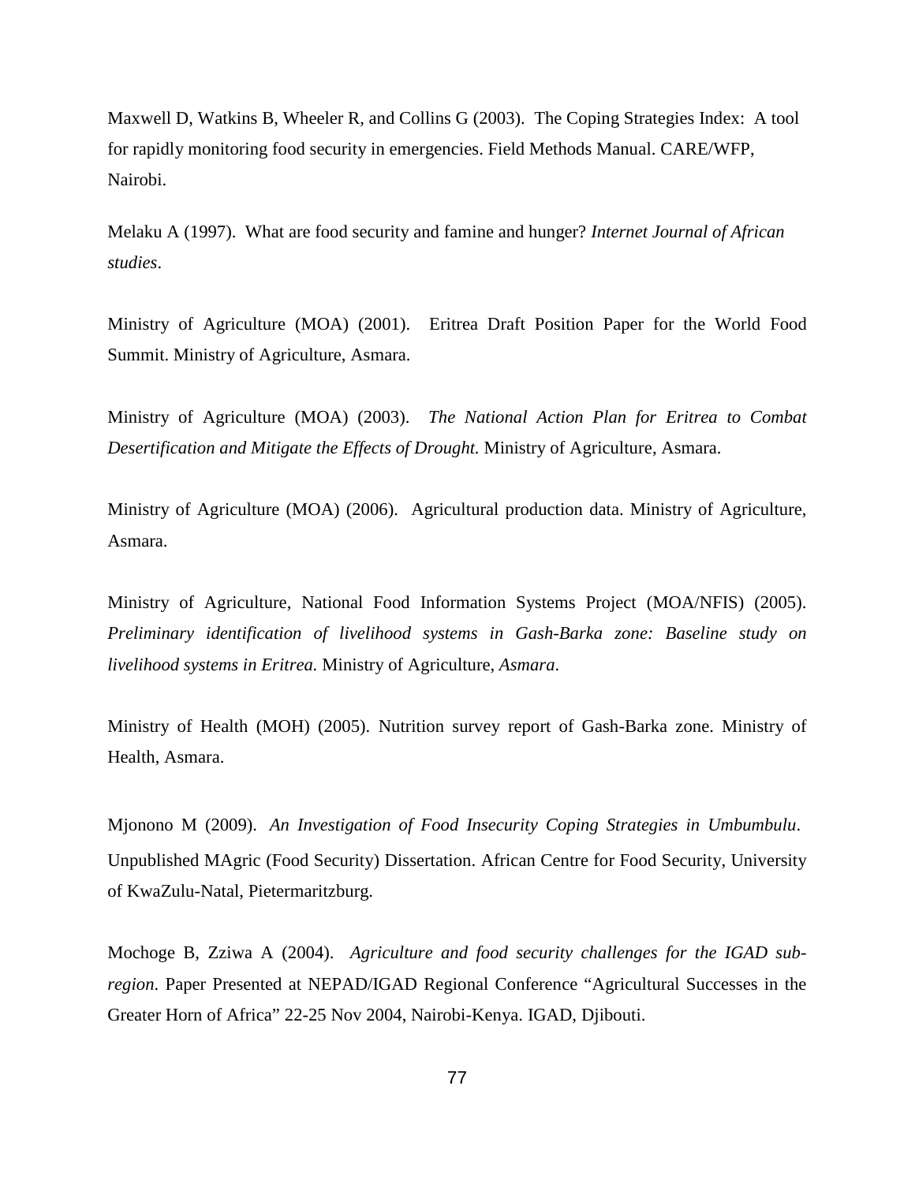Maxwell D, Watkins B, Wheeler R, and Collins G (2003). The Coping Strategies Index: A tool for rapidly monitoring food security in emergencies. Field Methods Manual. CARE/WFP, Nairobi.

Melaku A (1997). What are food security and famine and hunger? *Internet Journal of African studies*.

Ministry of Agriculture (MOA) (2001). Eritrea Draft Position Paper for the World Food Summit. Ministry of Agriculture, Asmara.

Ministry of Agriculture (MOA) (2003). *The National Action Plan for Eritrea to Combat Desertification and Mitigate the Effects of Drought.* Ministry of Agriculture, Asmara.

Ministry of Agriculture (MOA) (2006). Agricultural production data. Ministry of Agriculture, Asmara.

Ministry of Agriculture, National Food Information Systems Project (MOA/NFIS) (2005). *Preliminary identification of livelihood systems in Gash-Barka zone: Baseline study on livelihood systems in Eritrea.* Ministry of Agriculture, *Asmara*.

Ministry of Health (MOH) (2005). Nutrition survey report of Gash-Barka zone. Ministry of Health, Asmara.

Mjonono M (2009). *An Investigation of Food Insecurity Coping Strategies in Umbumbulu*. Unpublished MAgric (Food Security) Dissertation. African Centre for Food Security, University of KwaZulu-Natal, Pietermaritzburg.

Mochoge B, Zziwa A (2004). *Agriculture and food security challenges for the IGAD sub-region*. Paper Presented at NEPAD/IGAD Regional Conference "Agricultural Successes in the Greater Horn of Africa" 22-25 Nov 2004, Nairobi-Kenya. IGAD, Djibouti.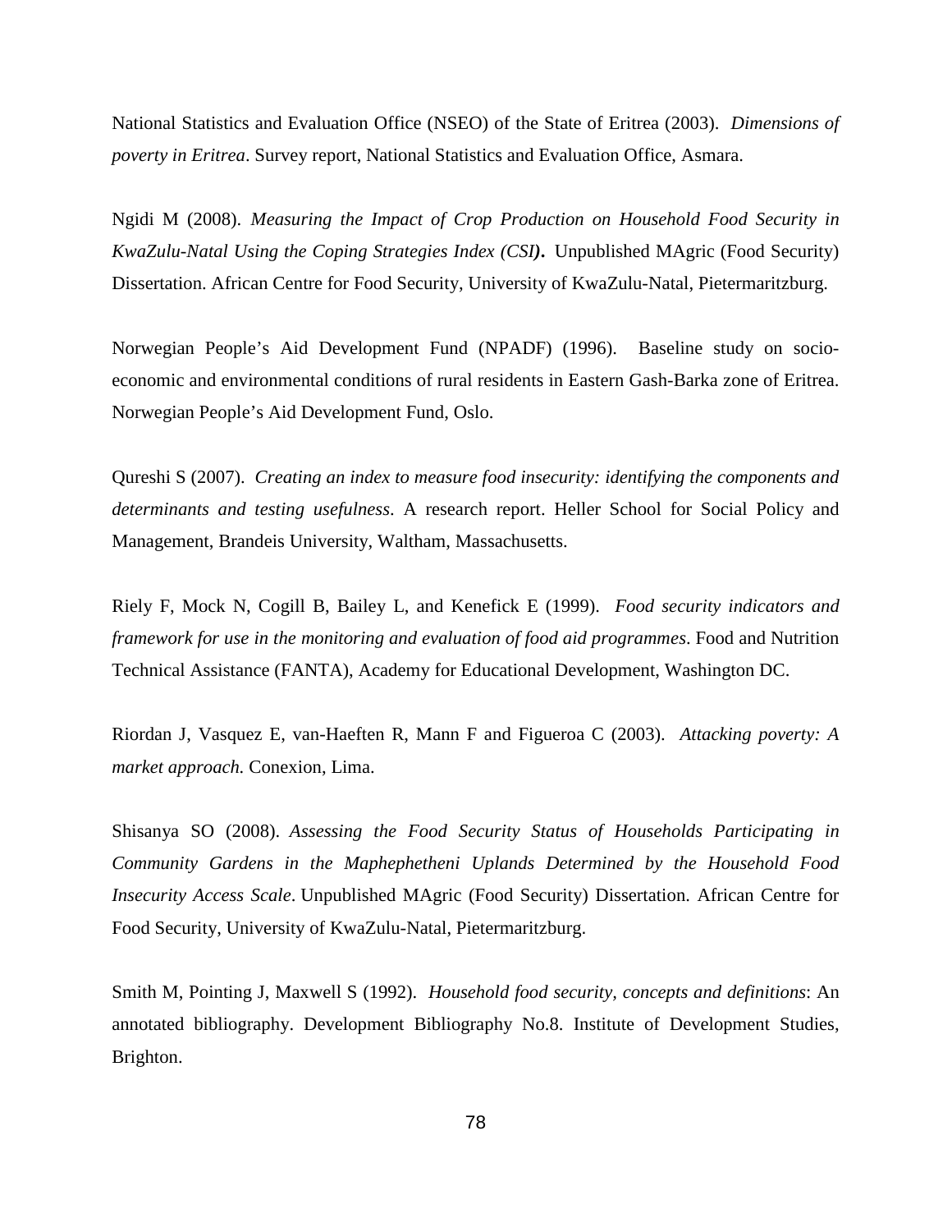National Statistics and Evaluation Office (NSEO) of the State of Eritrea (2003). *Dimensions of poverty in Eritrea*. Survey report, National Statistics and Evaluation Office, Asmara.

Ngidi M (2008). *Measuring the Impact of Crop Production on Household Food Security in KwaZulu-Natal Using the Coping Strategies Index (CSI)***.** Unpublished MAgric (Food Security) Dissertation. African Centre for Food Security, University of KwaZulu-Natal, Pietermaritzburg.

Norwegian People's Aid Development Fund (NPADF) (1996). Baseline study on socio-economic and environmental conditions of rural residents in Eastern Gash-Barka zone of Eritrea. Norwegian People's Aid Development Fund, Oslo.

Qureshi S (2007). *Creating an index to measure food insecurity: identifying the components and determinants and testing usefulness*. A research report. Heller School for Social Policy and Management, Brandeis University, Waltham, Massachusetts.

Riely F, Mock N, Cogill B, Bailey L, and Kenefick E (1999). *Food security indicators and framework for use in the monitoring and evaluation of food aid programmes*. Food and Nutrition Technical Assistance (FANTA), Academy for Educational Development, Washington DC.

Riordan J, Vasquez E, van-Haeften R, Mann F and Figueroa C (2003). *Attacking poverty: A market approach.* Conexion, Lima.

Shisanya SO (2008). *Assessing the Food Security Status of Households Participating in Community Gardens in the Maphephetheni Uplands Determined by the Household Food Insecurity Access Scale*. Unpublished MAgric (Food Security) Dissertation. African Centre for Food Security, University of KwaZulu-Natal, Pietermaritzburg.

Smith M, Pointing J, Maxwell S (1992). *Household food security, concepts and definitions*: An annotated bibliography. Development Bibliography No.8. Institute of Development Studies, Brighton.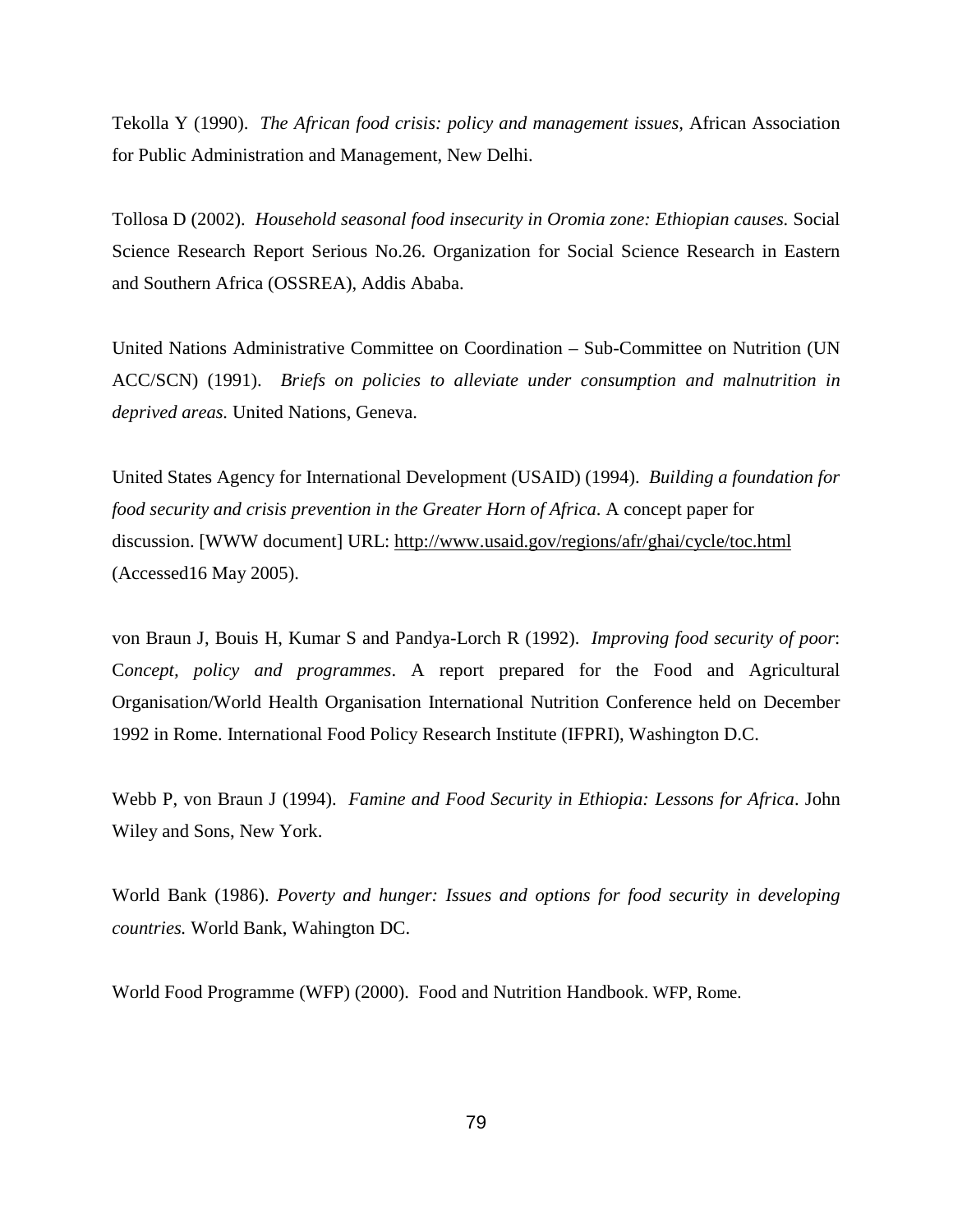Tekolla Y (1990). *The African food crisis: policy and management issues,* African Association for Public Administration and Management, New Delhi.

Tollosa D (2002). *Household seasonal food insecurity in Oromia zone: Ethiopian causes.* Social Science Research Report Serious No.26. Organization for Social Science Research in Eastern and Southern Africa (OSSREA), Addis Ababa.

United Nations Administrative Committee on Coordination – Sub-Committee on Nutrition (UN ACC/SCN) (1991). *Briefs on policies to alleviate under consumption and malnutrition in deprived areas.* United Nations, Geneva.

United States Agency for International Development (USAID) (1994). *Building a foundation for food security and crisis prevention in the Greater Horn of Africa.* A concept paper for discussion. [WWW document] URL: http://www.usaid.gov/regions/afr/ghai/cycle/toc.html (Accessed16 May 2005).

von Braun J, Bouis H, Kumar S and Pandya-Lorch R (1992). *Improving food security of poor*: C*oncept, policy and programmes*. A report prepared for the Food and Agricultural Organisation/World Health Organisation International Nutrition Conference held on December 1992 in Rome. International Food Policy Research Institute (IFPRI), Washington D.C.

Webb P, von Braun J (1994). *Famine and Food Security in Ethiopia: Lessons for Africa*. John Wiley and Sons, New York.

World Bank (1986). *Poverty and hunger: Issues and options for food security in developing countries.* World Bank, Wahington DC.

World Food Programme (WFP) (2000). Food and Nutrition Handbook. WFP, Rome.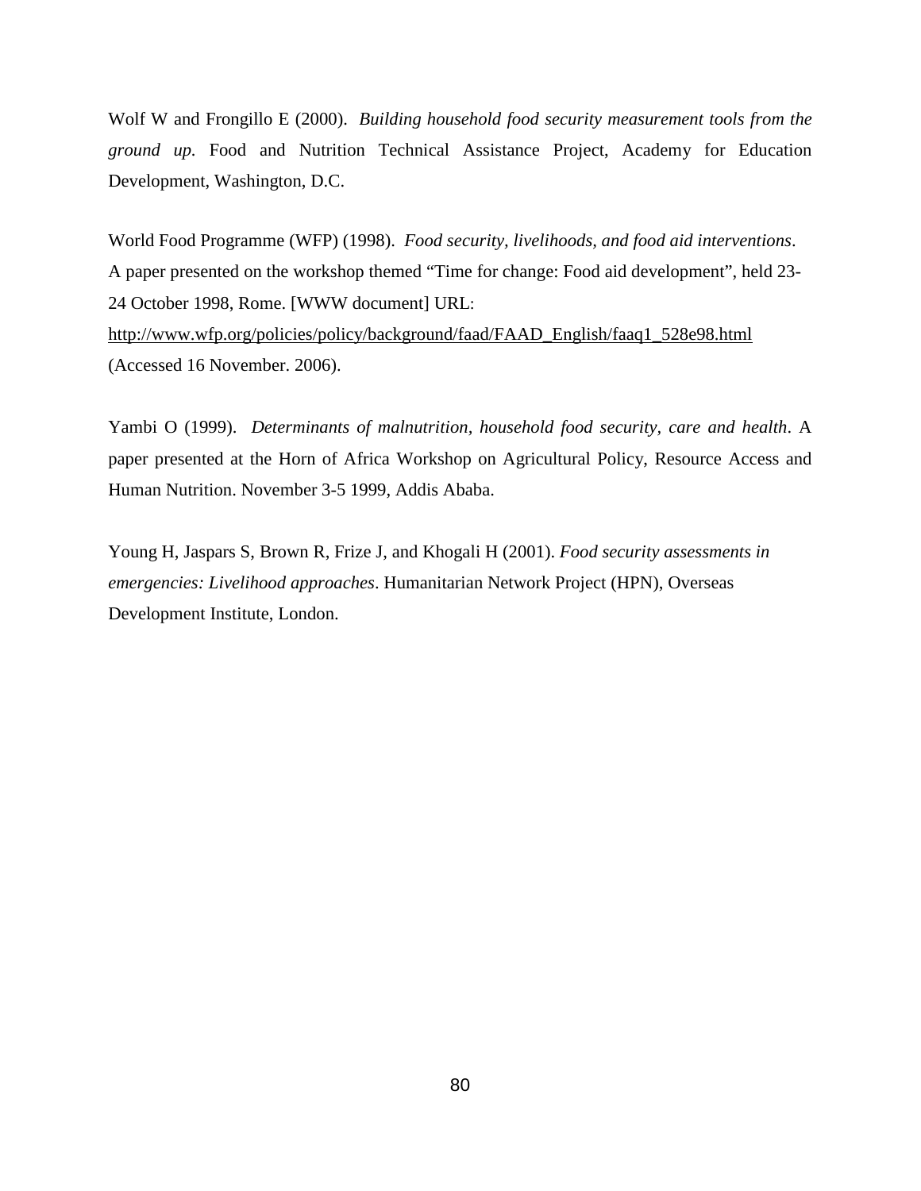Wolf W and Frongillo E (2000). *Building household food security measurement tools from the ground up.* Food and Nutrition Technical Assistance Project, Academy for Education Development, Washington, D.C.

World Food Programme (WFP) (1998). *Food security, livelihoods, and food aid interventions*. A paper presented on the workshop themed "Time for change: Food aid development", held 23-24 October 1998, Rome. [WWW document] URL: http://www.wfp.org/policies/policy/background/faad/FAAD_English/faaq1_528e98.html (Accessed 16 November. 2006).

Yambi O (1999). *Determinants of malnutrition, household food security, care and health*. A paper presented at the Horn of Africa Workshop on Agricultural Policy, Resource Access and Human Nutrition. November 3-5 1999, Addis Ababa.

Young H, Jaspars S, Brown R, Frize J, and Khogali H (2001). *Food security assessments in emergencies: Livelihood approaches*. Humanitarian Network Project (HPN), Overseas Development Institute, London.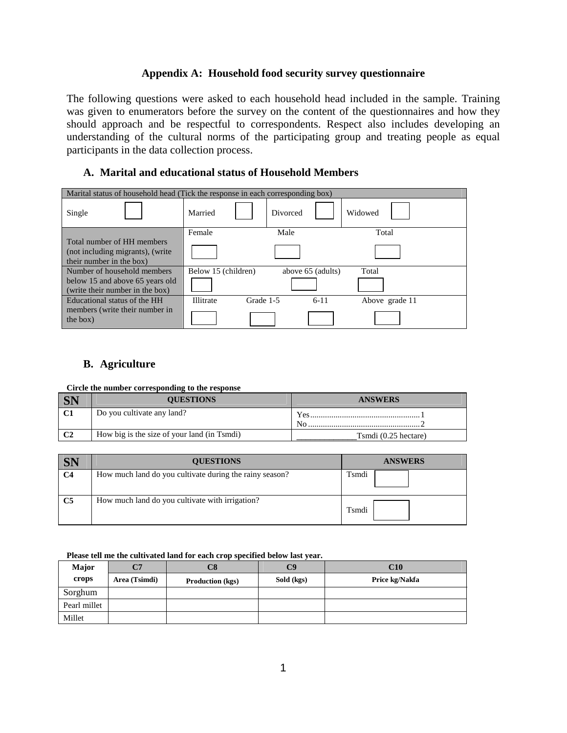## Appendix A: Household food security survey questionnaire

The following questions were asked to each household head included in the sample. Training was given to enumerators before the survey on the content of the questionnaires and how they should approach and be respectful to correspondents. Respect also includes developing an understanding of the cultural norms of the participating group and treating people as equal participants in the data collection process.

### A. Marital and educational status of Household Members

| Marital status of household head (Tick the response in each corresponding box) | | | | |
|---|---|---|---|---|
| Single ☐ | Married ☐ | Divorced ☐ | Widowed ☐ | |
| Total number of HH members (not including migrants), (write their number in the box) | Female ☐ | Male ☐ | Total ☐ | |
| Number of household members below 15 and above 65 years old (write their number in the box) | Below 15 (children) ☐ | above 65 (adults) ☐ | Total ☐ | |
| Educational status of the HH members (write their number in the box) | Illitrate ☐ | Grade 1-5 ☐ | 6-11 ☐ | Above grade 11 ☐ |

### B. Agriculture

**Circle the number corresponding to the response**

| SN | QUESTIONS | ANSWERS |
|---|---|---|
| C1 | Do you cultivate any land? | Yes....................................................1<br>No......................................................2 |
| C2 | How big is the size of your land (in Tsmdi) | _____________Tsmdi (0.25 hectare) |

| SN | QUESTIONS | ANSWERS |
|---|---|---|
| C4 | How much land do you cultivate during the rainy season? | Tsmdi ☐ |
| C5 | How much land do you cultivate with irrigation? | Tsmdi ☐ |

**Please tell me the cultivated land for each crop specified below last year.**

| Major crops | C7 | C8 | C9 | C10 |
|---|---|---|---|---|
| | Area (Tsimdi) | Production (kgs) | Sold (kgs) | Price kg/Nakfa |
| Sorghum | | | | |
| Pearl millet | | | | |
| Millet | | | | |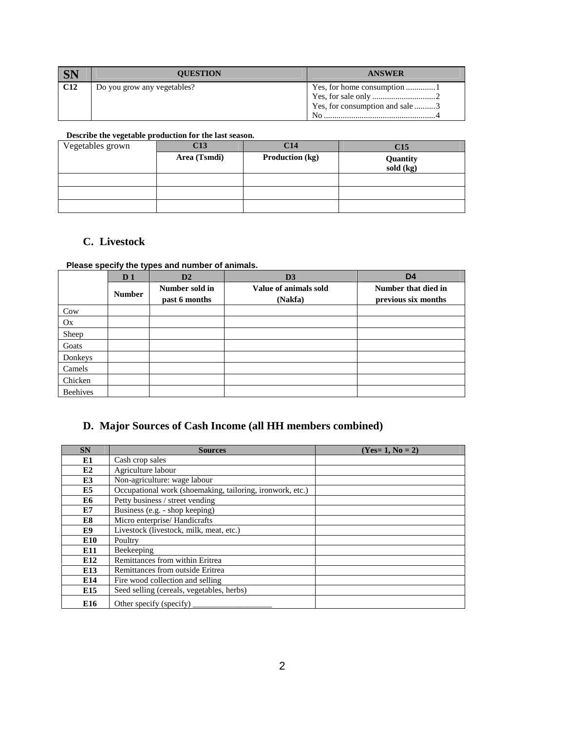| SN | QUESTION | ANSWER |
|---|---|---|
| C12 | Do you grow any vegetables? | Yes, for home consumption .............1<br>Yes, for sale only ..............................2<br>Yes, for consumption and sale ..........3<br>No .....................................................4 |

**Describe the vegetable production for the last season.**

| Vegetables grown | C13<br>Area (Tsmdi) | C14<br>Production (kg) | C15<br>Quantity sold (kg) |
|---|---|---|---|
| | | | |
| | | | |
| | | | |

## C. Livestock

**Please specify the types and number of animals.**

| | D 1<br>Number | D2<br>Number sold in past 6 months | D3<br>Value of animals sold (Nakfa) | D4<br>Number that died in previous six months |
|---|---|---|---|---|
| Cow | | | | |
| Ox | | | | |
| Sheep | | | | |
| Goats | | | | |
| Donkeys | | | | |
| Camels | | | | |
| Chicken | | | | |
| Beehives | | | | |

## D. Major Sources of Cash Income (all HH members combined)

| SN | Sources | (Yes= 1, No = 2) |
|---|---|---|
| E1 | Cash crop sales | |
| E2 | Agriculture labour | |
| E3 | Non-agriculture: wage labour | |
| E5 | Occupational work (shoemaking, tailoring, ironwork, etc.) | |
| E6 | Petty business / street vending | |
| E7 | Business (e.g. - shop keeping) | |
| E8 | Micro enterprise/ Handicrafts | |
| E9 | Livestock (livestock, milk, meat, etc.) | |
| E10 | Poultry | |
| E11 | Beekeeping | |
| E12 | Remittances from within Eritrea | |
| E13 | Remittances from outside Eritrea | |
| E14 | Fire wood collection and selling | |
| E15 | Seed selling (cereals, vegetables, herbs) | |
| E16 | Other specify (specify) ___________________ | |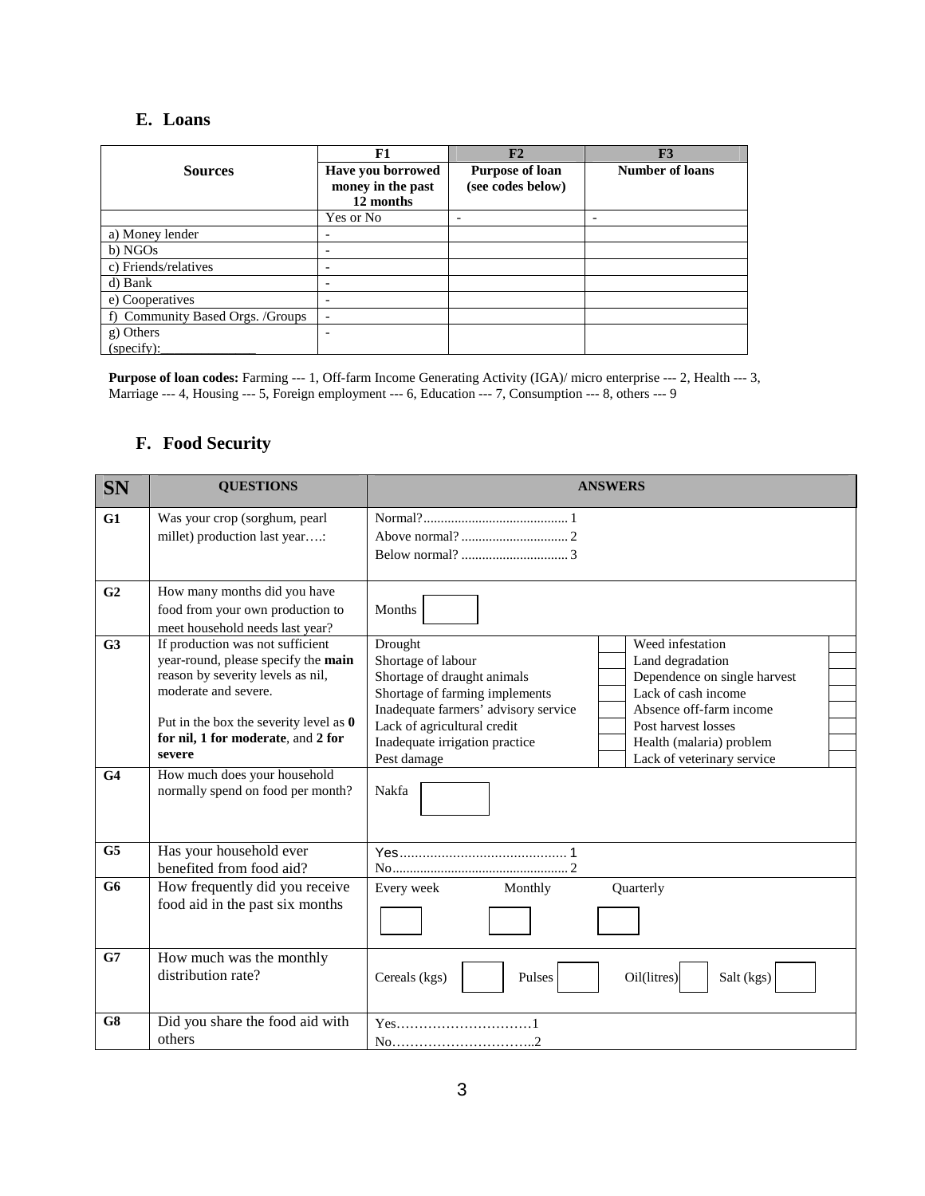## E. Loans

| Sources | F1<br>Have you borrowed money in the past 12 months | F2<br>Purpose of loan (see codes below) | F3<br>Number of loans |
|---|---|---|---|
| | Yes or No | - | - |
| a) Money lender | - | | |
| b) NGOs | - | | |
| c) Friends/relatives | - | | |
| d) Bank | - | | |
| e) Cooperatives | - | | |
| f) Community Based Orgs. /Groups | - | | |
| g) Others (specify):______________ | - | | |

**Purpose of loan codes:** Farming --- 1, Off-farm Income Generating Activity (IGA)/ micro enterprise --- 2, Health --- 3, Marriage --- 4, Housing --- 5, Foreign employment --- 6, Education --- 7, Consumption --- 8, others --- 9

## F. Food Security

| SN | QUESTIONS | ANSWERS | | | |
|---|---|---|---|---|---|
| G1 | Was your crop (sorghum, pearl millet) production last year….: | Normal?.......................................... 1<br>Above normal? ............................... 2<br>Below normal? ............................... 3 | | | |
| G2 | How many months did you have food from your own production to meet household needs last year? | Months | | | |
| G3 | If production was not sufficient year-round, please specify the **main** reason by severity levels as nil, moderate and severe.<br><br>Put in the box the severity level as **0 for nil, 1 for moderate**, and **2 for severe** | Drought<br>Shortage of labour<br>Shortage of draught animals<br>Shortage of farming implements<br>Inadequate farmers' advisory service<br>Lack of agricultural credit<br>Inadequate irrigation practice<br>Pest damage | | Weed infestation<br>Land degradation<br>Dependence on single harvest<br>Lack of cash income<br>Absence off-farm income<br>Post harvest losses<br>Health (malaria) problem<br>Lack of veterinary service | |
| G4 | How much does your household normally spend on food per month? | Nakfa | | | |
| G5 | Has your household ever benefited from food aid? | Yes............................................ 1<br>No................................................... 2 | | | |
| G6 | How frequently did you receive food aid in the past six months | Every week | Monthly | Quarterly | |
| G7 | How much was the monthly distribution rate? | Cereals (kgs) | Pulses | Oil(litres) | Salt (kgs) |
| G8 | Did you share the food aid with others | Yes…………………………1<br>No…………………………..2 | | | |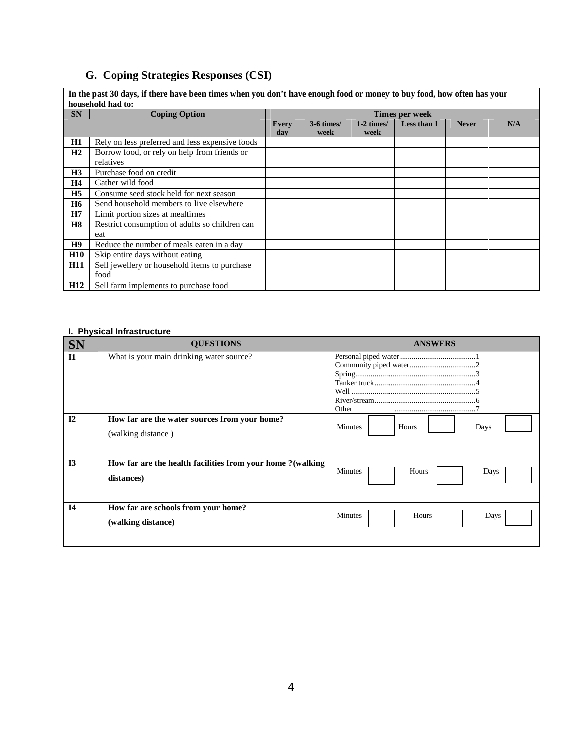## G. Coping Strategies Responses (CSI)

| In the past 30 days, if there have been times when you don't have enough food or money to buy food, how often has your household had to: | | | | | | | |
|---|---|---|---|---|---|---|---|
| **SN** | **Coping Option** | **Times per week** | | | | | |
| | | **Every day** | **3-6 times/ week** | **1-2 times/ week** | **Less than 1** | **Never** | **N/A** |
| **H1** | Rely on less preferred and less expensive foods | | | | | | |
| **H2** | Borrow food, or rely on help from friends or relatives | | | | | | |
| **H3** | Purchase food on credit | | | | | | |
| **H4** | Gather wild food | | | | | | |
| **H5** | Consume seed stock held for next season | | | | | | |
| **H6** | Send household members to live elsewhere | | | | | | |
| **H7** | Limit portion sizes at mealtimes | | | | | | |
| **H8** | Restrict consumption of adults so children can eat | | | | | | |
| **H9** | Reduce the number of meals eaten in a day | | | | | | |
| **H10** | Skip entire days without eating | | | | | | |
| **H11** | Sell jewellery or household items to purchase food | | | | | | |
| **H12** | Sell farm implements to purchase food | | | | | | |

### I. Physical Infrastructure

| SN | QUESTIONS | ANSWERS |
|---|---|---|
| I1 | What is your main drinking water source? | Personal piped water.......................................1<br>Community piped water..................................2<br>Spring.............................................................3<br>Tanker truck....................................................4<br>Well ................................................................5<br>River/stream....................................................6<br>Other __________ ..........................................7 |
| I2 | **How far are the water sources from your home?**<br>(walking distance ) | Minutes [ ] Hours [ ] Days [ ] |
| I3 | **How far are the health facilities from your home ?(walking distances)** | Minutes [ ] Hours [ ] Days [ ] |
| I4 | **How far are schools from your home?**<br>**(walking distance)** | Minutes [ ] Hours [ ] Days [ ] |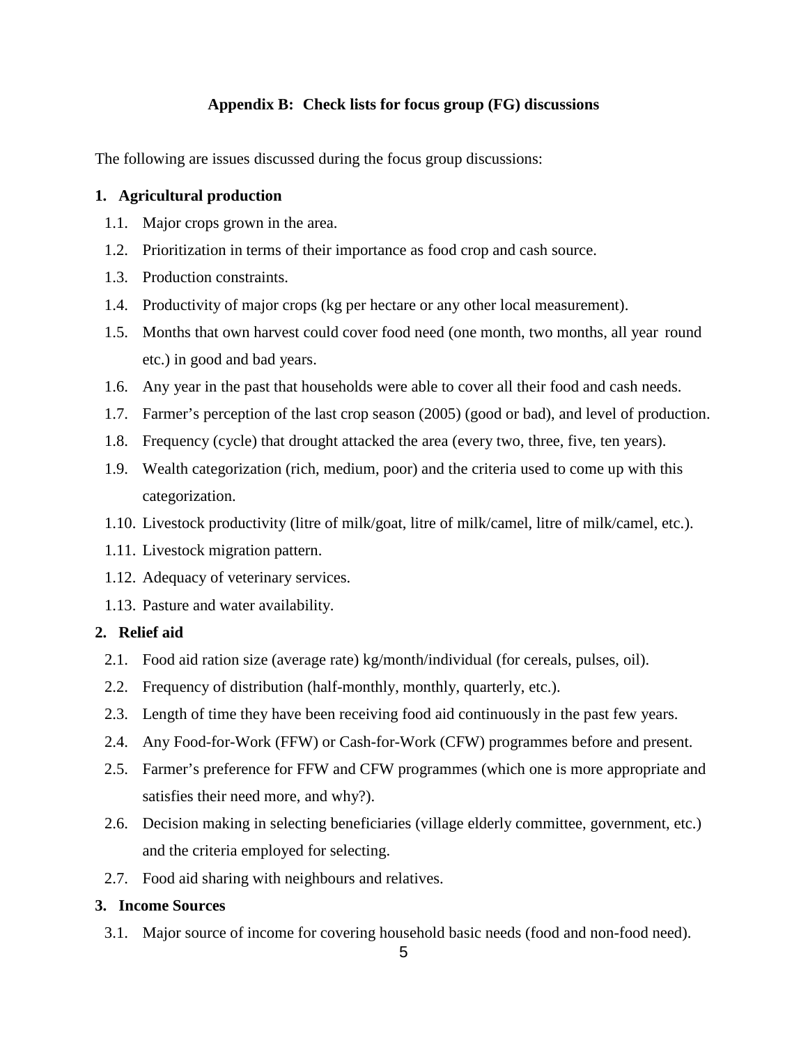## Appendix B: Check lists for focus group (FG) discussions

The following are issues discussed during the focus group discussions:

**1. Agricultural production**

1.1. Major crops grown in the area.

1.2. Prioritization in terms of their importance as food crop and cash source.

1.3. Production constraints.

1.4. Productivity of major crops (kg per hectare or any other local measurement).

1.5. Months that own harvest could cover food need (one month, two months, all year round etc.) in good and bad years.

1.6. Any year in the past that households were able to cover all their food and cash needs.

1.7. Farmer's perception of the last crop season (2005) (good or bad), and level of production.

1.8. Frequency (cycle) that drought attacked the area (every two, three, five, ten years).

1.9. Wealth categorization (rich, medium, poor) and the criteria used to come up with this categorization.

1.10. Livestock productivity (litre of milk/goat, litre of milk/camel, litre of milk/camel, etc.).

1.11. Livestock migration pattern.

1.12. Adequacy of veterinary services.

1.13. Pasture and water availability.

**2. Relief aid**

2.1. Food aid ration size (average rate) kg/month/individual (for cereals, pulses, oil).

2.2. Frequency of distribution (half-monthly, monthly, quarterly, etc.).

2.3. Length of time they have been receiving food aid continuously in the past few years.

2.4. Any Food-for-Work (FFW) or Cash-for-Work (CFW) programmes before and present.

2.5. Farmer's preference for FFW and CFW programmes (which one is more appropriate and satisfies their need more, and why?).

2.6. Decision making in selecting beneficiaries (village elderly committee, government, etc.) and the criteria employed for selecting.

2.7. Food aid sharing with neighbours and relatives.

**3. Income Sources**

3.1. Major source of income for covering household basic needs (food and non-food need).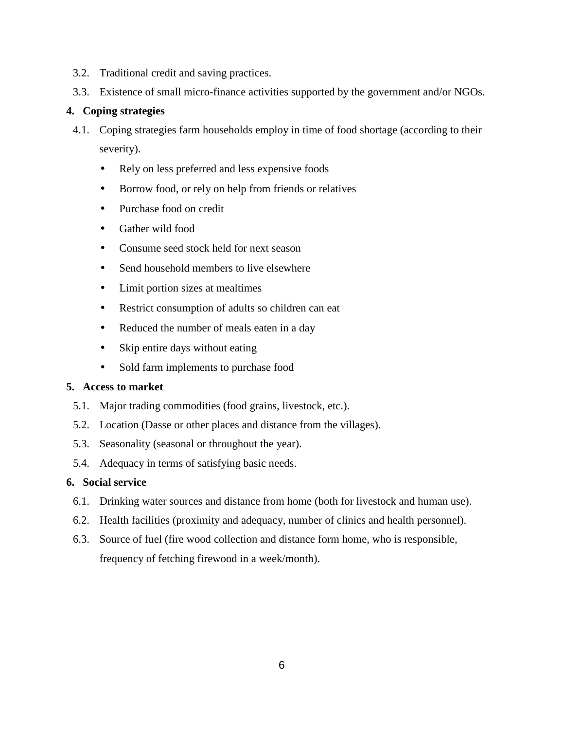3.2. Traditional credit and saving practices.

3.3. Existence of small micro-finance activities supported by the government and/or NGOs.

**4. Coping strategies**

4.1. Coping strategies farm households employ in time of food shortage (according to their severity).

- Rely on less preferred and less expensive foods
- Borrow food, or rely on help from friends or relatives
- Purchase food on credit
- Gather wild food
- Consume seed stock held for next season
- Send household members to live elsewhere
- Limit portion sizes at mealtimes
- Restrict consumption of adults so children can eat
- Reduced the number of meals eaten in a day
- Skip entire days without eating
- Sold farm implements to purchase food

**5. Access to market**

5.1. Major trading commodities (food grains, livestock, etc.).

5.2. Location (Dasse or other places and distance from the villages).

5.3. Seasonality (seasonal or throughout the year).

5.4. Adequacy in terms of satisfying basic needs.

**6. Social service**

6.1. Drinking water sources and distance from home (both for livestock and human use).

6.2. Health facilities (proximity and adequacy, number of clinics and health personnel).

6.3. Source of fuel (fire wood collection and distance form home, who is responsible, frequency of fetching firewood in a week/month).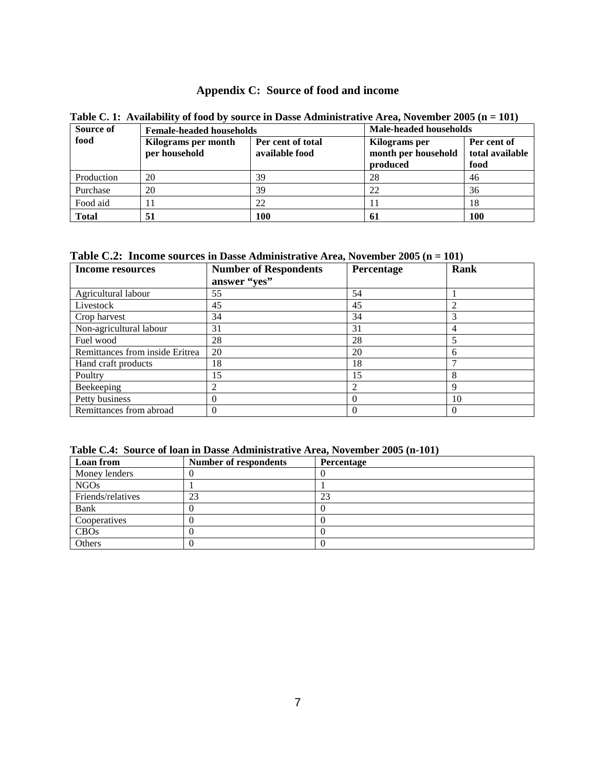## Appendix C: Source of food and income

**Table C. 1: Availability of food by source in Dasse Administrative Area, November 2005 (n = 101)**

| Source of food | Female-headed households | | Male-headed households | |
|---|---|---|---|---|
| | Kilograms per month per household | Per cent of total available food | Kilograms per month per household produced | Per cent of total available food |
| Production | 20 | 39 | 28 | 46 |
| Purchase | 20 | 39 | 22 | 36 |
| Food aid | 11 | 22 | 11 | 18 |
| **Total** | **51** | **100** | **61** | **100** |

**Table C.2: Income sources in Dasse Administrative Area, November 2005 (n = 101)**

| Income resources | Number of Respondents answer "yes" | Percentage | Rank |
|---|---|---|---|
| Agricultural labour | 55 | 54 | 1 |
| Livestock | 45 | 45 | 2 |
| Crop harvest | 34 | 34 | 3 |
| Non-agricultural labour | 31 | 31 | 4 |
| Fuel wood | 28 | 28 | 5 |
| Remittances from inside Eritrea | 20 | 20 | 6 |
| Hand craft products | 18 | 18 | 7 |
| Poultry | 15 | 15 | 8 |
| Beekeeping | 2 | 2 | 9 |
| Petty business | 0 | 0 | 10 |
| Remittances from abroad | 0 | 0 | 0 |

**Table C.4: Source of loan in Dasse Administrative Area, November 2005 (n-101)**

| Loan from | Number of respondents | Percentage |
|---|---|---|
| Money lenders | 0 | 0 |
| NGOs | 1 | 1 |
| Friends/relatives | 23 | 23 |
| Bank | 0 | 0 |
| Cooperatives | 0 | 0 |
| CBOs | 0 | 0 |
| Others | 0 | 0 |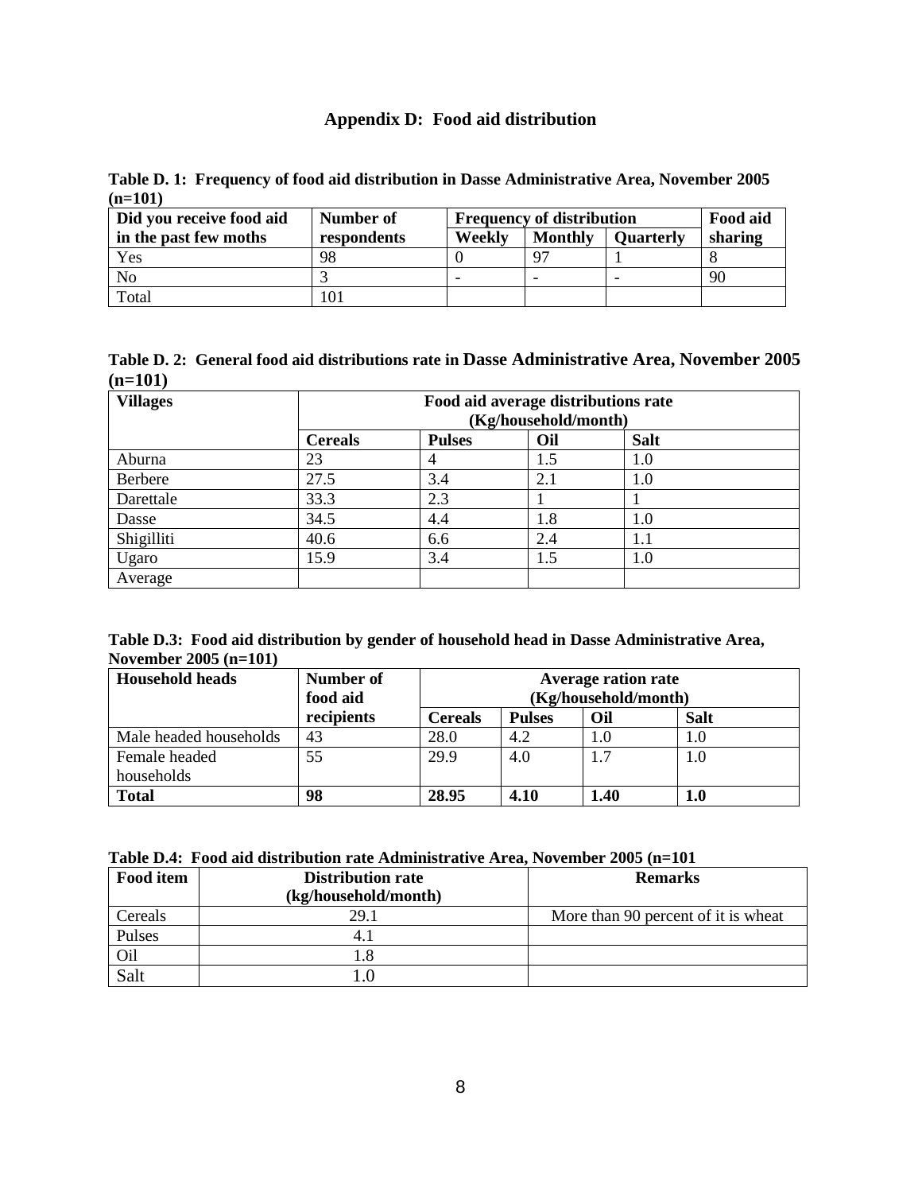## Appendix D: Food aid distribution

**Table D. 1: Frequency of food aid distribution in Dasse Administrative Area, November 2005 (n=101)**

| Did you receive food aid in the past few moths | Number of respondents | Frequency of distribution | | | Food aid sharing |
|---|---|---|---|---|---|
| | | Weekly | Monthly | Quarterly | |
| Yes | 98 | 0 | 97 | 1 | 8 |
| No | 3 | - | - | - | 90 |
| Total | 101 | | | | |

**Table D. 2: General food aid distributions rate in Dasse Administrative Area, November 2005 (n=101)**

| Villages | Food aid average distributions rate (Kg/household/month) | | | |
|---|---|---|---|---|
| | Cereals | Pulses | Oil | Salt |
| Aburna | 23 | 4 | 1.5 | 1.0 |
| Berbere | 27.5 | 3.4 | 2.1 | 1.0 |
| Darettale | 33.3 | 2.3 | 1 | 1 |
| Dasse | 34.5 | 4.4 | 1.8 | 1.0 |
| Shigilliti | 40.6 | 6.6 | 2.4 | 1.1 |
| Ugaro | 15.9 | 3.4 | 1.5 | 1.0 |
| Average | | | | |

**Table D.3: Food aid distribution by gender of household head in Dasse Administrative Area, November 2005 (n=101)**

| Household heads | Number of food aid recipients | Average ration rate (Kg/household/month) | | | |
|---|---|---|---|---|---|
| | | Cereals | Pulses | Oil | Salt |
| Male headed households | 43 | 28.0 | 4.2 | 1.0 | 1.0 |
| Female headed households | 55 | 29.9 | 4.0 | 1.7 | 1.0 |
| **Total** | **98** | **28.95** | **4.10** | **1.40** | **1.0** |

**Table D.4: Food aid distribution rate Administrative Area, November 2005 (n=101**

| Food item | Distribution rate (kg/household/month) | Remarks |
|---|---|---|
| Cereals | 29.1 | More than 90 percent of it is wheat |
| Pulses | 4.1 | |
| Oil | 1.8 | |
| Salt | 1.0 | |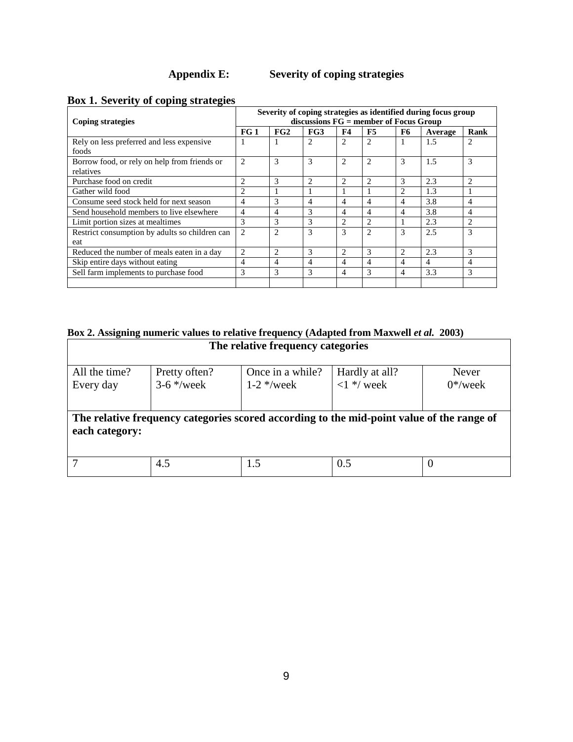# Appendix E: Severity of coping strategies

**Box 1. Severity of coping strategies**

| Coping strategies | Severity of coping strategies as identified during focus group discussions FG = member of Focus Group | | | | | | | |
|---|---|---|---|---|---|---|---|---|
| | **FG 1** | **FG2** | **FG3** | **F4** | **F5** | **F6** | **Average** | **Rank** |
| Rely on less preferred and less expensive foods | 1 | 1 | 2 | 2 | 2 | 1 | 1.5 | 2 |
| Borrow food, or rely on help from friends or relatives | 2 | 3 | 3 | 2 | 2 | 3 | 1.5 | 3 |
| Purchase food on credit | 2 | 3 | 2 | 2 | 2 | 3 | 2.3 | 2 |
| Gather wild food | 2 | 1 | 1 | 1 | 1 | 2 | 1.3 | 1 |
| Consume seed stock held for next season | 4 | 3 | 4 | 4 | 4 | 4 | 3.8 | 4 |
| Send household members to live elsewhere | 4 | 4 | 3 | 4 | 4 | 4 | 3.8 | 4 |
| Limit portion sizes at mealtimes | 3 | 3 | 3 | 2 | 2 | 1 | 2.3 | 2 |
| Restrict consumption by adults so children can eat | 2 | 2 | 3 | 3 | 2 | 3 | 2.5 | 3 |
| Reduced the number of meals eaten in a day | 2 | 2 | 3 | 2 | 3 | 2 | 2.3 | 3 |
| Skip entire days without eating | 4 | 4 | 4 | 4 | 4 | 4 | 4 | 4 |
| Sell farm implements to purchase food | 3 | 3 | 3 | 4 | 3 | 4 | 3.3 | 3 |
| | | | | | | | | |

**Box 2. Assigning numeric values to relative frequency (Adapted from Maxwell *et al.* 2003)**

| **The relative frequency categories** | | | | |
|---|---|---|---|---|
| All the time? Every day | Pretty often? 3-6 */week | Once in a while? 1-2 */week | Hardly at all? <1 */ week | Never 0*/week |
| **The relative frequency categories scored according to the mid-point value of the range of each category:** | | | | |
| 7 | 4.5 | 1.5 | 0.5 | 0 |